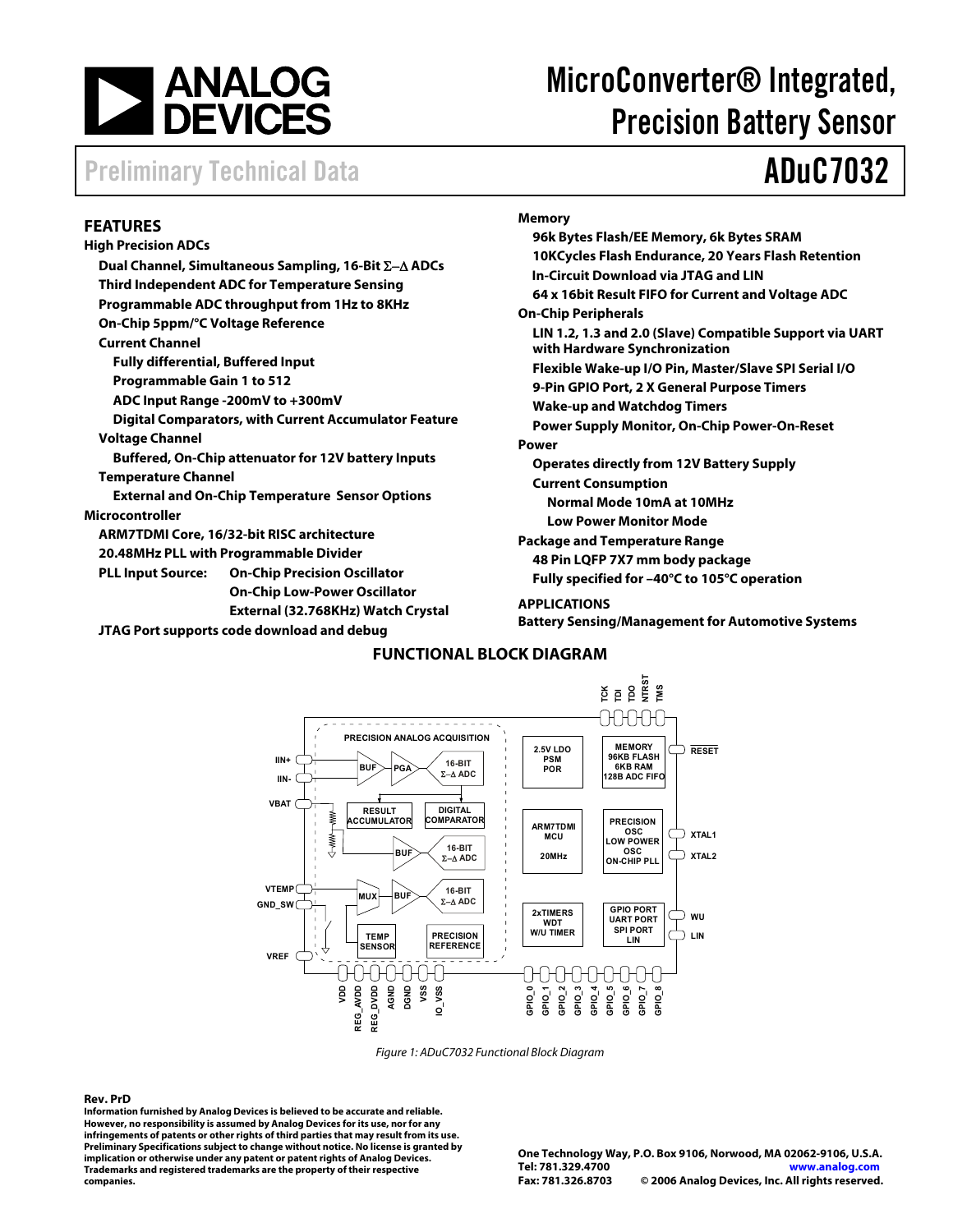# ANALOG DEVICES

# MicroConverter® Integrated, Precision Battery Sensor

## Preliminary Technical Data

# ADuC7032

## FEATURES

**High Precision ADCs**

- **Dual Channel, Simultaneous Sampling, 16-Bit Σ–Δ ADCs**
- **Third Independent ADC for Temperature Sensing**
- **Programmable ADC throughput from 1Hz to 8KHz**
- **On-Chip 5ppm/°C Voltage Reference**
- **Current Channel**
  - **Fully differential, Buffered Input**
  - **Programmable Gain 1 to 512**
  - **ADC Input Range -200mV to +300mV**
  - **Digital Comparators, with Current Accumulator Feature**
- **Voltage Channel**
  - **Buffered, On-Chip attenuator for 12V battery Inputs**
- **Temperature Channel**
  - **External and On-Chip Temperature Sensor Options**

**Microcontroller**

- **ARM7TDMI Core, 16/32-bit RISC architecture**
- **20.48MHz PLL with Programmable Divider**
- **PLL Input Source: On-Chip Precision Oscillator**
  - **On-Chip Low-Power Oscillator**
  - **External (32.768KHz) Watch Crystal**
- **JTAG Port supports code download and debug**

**Memory**

- **96k Bytes Flash/EE Memory, 6k Bytes SRAM**
- **10KCycles Flash Endurance, 20 Years Flash Retention**
- **In-Circuit Download via JTAG and LIN**
- **64 x 16bit Result FIFO for Current and Voltage ADC**

**On-Chip Peripherals**

- **LIN 1.2, 1.3 and 2.0 (Slave) Compatible Support via UART with Hardware Synchronization**
- **Flexible Wake-up I/O Pin, Master/Slave SPI Serial I/O**
- **9-Pin GPIO Port, 2 X General Purpose Timers**
- **Wake-up and Watchdog Timers**
- **Power Supply Monitor, On-Chip Power-On-Reset**

**Power**

- **Operates directly from 12V Battery Supply**
- **Current Consumption**
  - **Normal Mode 10mA at 10MHz**
  - **Low Power Monitor Mode**

**Package and Temperature Range**

- **48 Pin LQFP 7X7 mm body package**
- **Fully specified for –40°C to 105°C operation**

## APPLICATIONS

**Battery Sensing/Management for Automotive Systems**

## FUNCTIONAL BLOCK DIAGRAM

TCK TDI TDO NTRST TMS

PRECISION ANALOG ACQUISITION

IIN+ IIN- VBAT VTEMP GND_SW VREF

BUF PGA 16-BIT Σ–Δ ADC

RESULT ACCUMULATOR

DIGITAL COMPARATOR

BUF 16-BIT Σ–Δ ADC

MUX BUF 16-BIT Σ–Δ ADC

TEMP SENSOR

PRECISION REFERENCE

2.5V LDO PSM POR

MEMORY 96KB FLASH 6KB RAM 128B ADC FIFO

ARM7TDMI MCU 20MHz

PRECISION OSC LOW POWER OSC ON-CHIP PLL

2xTIMERS WDT W/U TIMER

GPIO PORT UART PORT SPI PORT LIN

RESET XTAL1 XTAL2 WU LIN

VDD REG_AVDD REG_DVDD AGND DGND VSS IO_VSS

GPIO_0 GPIO_1 GPIO_2 GPIO_3 GPIO_4 GPIO_5 GPIO_6 GPIO_7 GPIO_8

*Figure 1: ADuC7032 Functional Block Diagram*

**Rev. PrD**

**Information furnished by Analog Devices is believed to be accurate and reliable. However, no responsibility is assumed by Analog Devices for its use, nor for any infringements of patents or other rights of third parties that may result from its use. Preliminary Specifications subject to change without notice. No license is granted by implication or otherwise under any patent or patent rights of Analog Devices. Trademarks and registered trademarks are the property of their respective companies.**

**One Technology Way, P.O. Box 9106, Norwood, MA 02062-9106, U.S.A.**
**Tel: 781.329.4700 www.analog.com**
**Fax: 781.326.8703 © 2006 Analog Devices, Inc. All rights reserved.**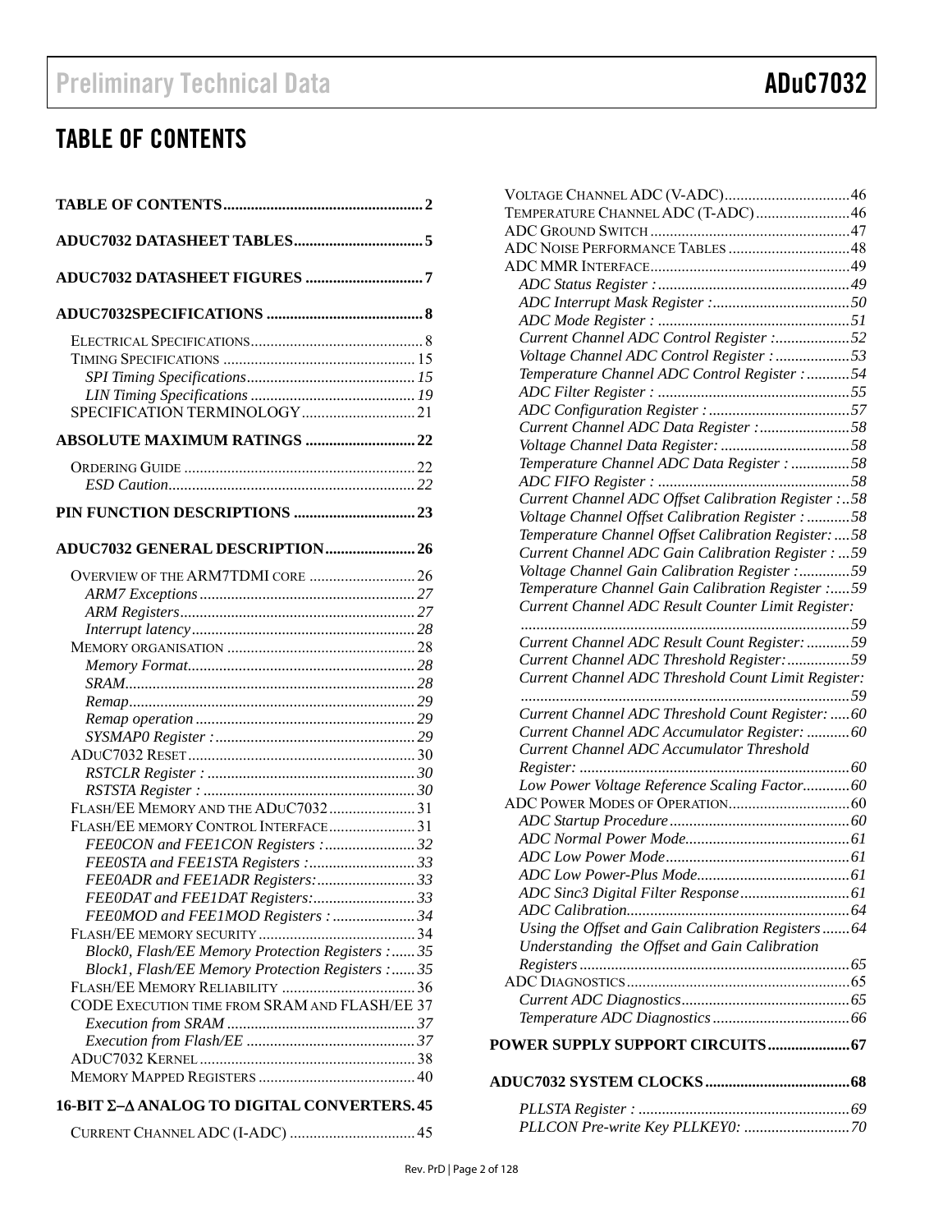# TABLE OF CONTENTS

**TABLE OF CONTENTS** .................................................. 2

**ADUC7032 DATASHEET TABLES** ................................ 5

**ADUC7032 DATASHEET FIGURES** ............................. 7

**ADUC7032SPECIFICATIONS** ....................................... 8

Electrical Specifications .......................................... 8
Timing Specifications ................................................ 15
*SPI Timing Specifications* ........................................... 15
*LIN Timing Specifications* .......................................... 19
SPECIFICATION TERMINOLOGY ............................ 21

**ABSOLUTE MAXIMUM RATINGS** ............................ 22

Ordering Guide ........................................................... 22
*ESD Caution* ............................................................... 22

**PIN FUNCTION DESCRIPTIONS** ............................... 23

**ADUC7032 GENERAL DESCRIPTION** ....................... 26

Overview of the ARM7TDMI core ........................... 26
*ARM7 Exceptions* ....................................................... 27
*ARM Registers* ............................................................ 27
*Interrupt latency* ......................................................... 28
Memory organisation ................................................ 28
*Memory Format* .......................................................... 28
*SRAM* .......................................................................... 28
*Remap* ......................................................................... 29
*Remap operation* ........................................................ 29
*SYSMAP0 Register :* .................................................. 29
ADuC7032 Reset ......................................................... 30
*RSTCLR Register :* ..................................................... 30
*RSTSTA Register :* ...................................................... 30
Flash/EE Memory and the ADuC7032 ..................... 31
Flash/EE memory Control Interface ...................... 31
*FEE0CON and FEE1CON Registers :* ....................... 32
*FEE0STA and FEE1STA Registers :* ........................... 33
*FEE0ADR and FEE1ADR Registers:* ......................... 33
*FEE0DAT and FEE1DAT Registers:* .......................... 33
*FEE0MOD and FEE1MOD Registers :* ..................... 34
Flash/EE memory security ........................................ 34
*Block0, Flash/EE Memory Protection Registers :* ....... 35
*Block1, Flash/EE Memory Protection Registers :* ....... 35
Flash/EE Memory Reliability .................................. 36
CODE Execution time from SRAM and FLASH/EE 37
*Execution from SRAM* ................................................ 37
*Execution from Flash/EE* ........................................... 37
ADuC7032 Kernel ....................................................... 38
Memory Mapped Registers ........................................ 40

**16-BIT Σ–Δ ANALOG TO DIGITAL CONVERTERS** . 45

Current Channel ADC (I-ADC) ................................ 45
Voltage Channel ADC (V-ADC) ................................ 46
Temperature Channel ADC (T-ADC) ........................ 46
ADC Ground Switch ................................................... 47
ADC Noise Performance Tables ............................... 48
ADC MMR Interface .................................................. 49
*ADC Status Register :* ................................................. 49
*ADC Interrupt Mask Register :* ................................... 50
*ADC Mode Register :* ................................................. 51
*Current Channel ADC Control Register :* ................... 52
*Voltage Channel ADC Control Register :* ................... 53
*Temperature Channel ADC Control Register :* ........... 54
*ADC Filter Register :* ................................................. 55
*ADC Configuration Register :* .................................... 57
*Current Channel ADC Data Register :* ....................... 58
*Voltage Channel Data Register:* ................................. 58
*Temperature Channel ADC Data Register :* ............... 58
*ADC FIFO Register :* ................................................. 58
*Current Channel ADC Offset Calibration Register :* .. 58
*Voltage Channel Offset Calibration Register :* ........... 58
*Temperature Channel Offset Calibration Register:* .... 58
*Current Channel ADC Gain Calibration Register :* ... 59
*Voltage Channel Gain Calibration Register :* ............. 59
*Temperature Channel Gain Calibration Register :* ..... 59
*Current Channel ADC Result Counter Limit Register:* ................................................................................... 59
*Current Channel ADC Result Count Register:* ........... 59
*Current Channel ADC Threshold Register:* ................ 59
*Current Channel ADC Threshold Count Limit Register:* ................................................................................... 59
*Current Channel ADC Threshold Count Register:* ..... 60
*Current Channel ADC Accumulator Register:* ........... 60
*Current Channel ADC Accumulator Threshold Register:* ..................................................................... 60
*Low Power Voltage Reference Scaling Factor* ............ 60
ADC Power Modes of Operation ............................... 60
*ADC Startup Procedure* .............................................. 60
*ADC Normal Power Mode* .......................................... 61
*ADC Low Power Mode* ............................................... 61
*ADC Low Power-Plus Mode* ...................................... 61
*ADC Sinc3 Digital Filter Response* ............................ 61
*ADC Calibration* ......................................................... 64
*Using the Offset and Gain Calibration Registers* ....... 64
*Understanding the Offset and Gain Calibration Registers* .................................................................... 65
ADC Diagnostics ......................................................... 65
*Current ADC Diagnostics* ........................................... 65
*Temperature ADC Diagnostics* ................................... 66

**POWER SUPPLY SUPPORT CIRCUITS** ..................... 67

**ADUC7032 SYSTEM CLOCKS** ..................................... 68

*PLLSTA Register :* ...................................................... 69
*PLLCON Pre-write Key PLLKEY0:* ........................... 70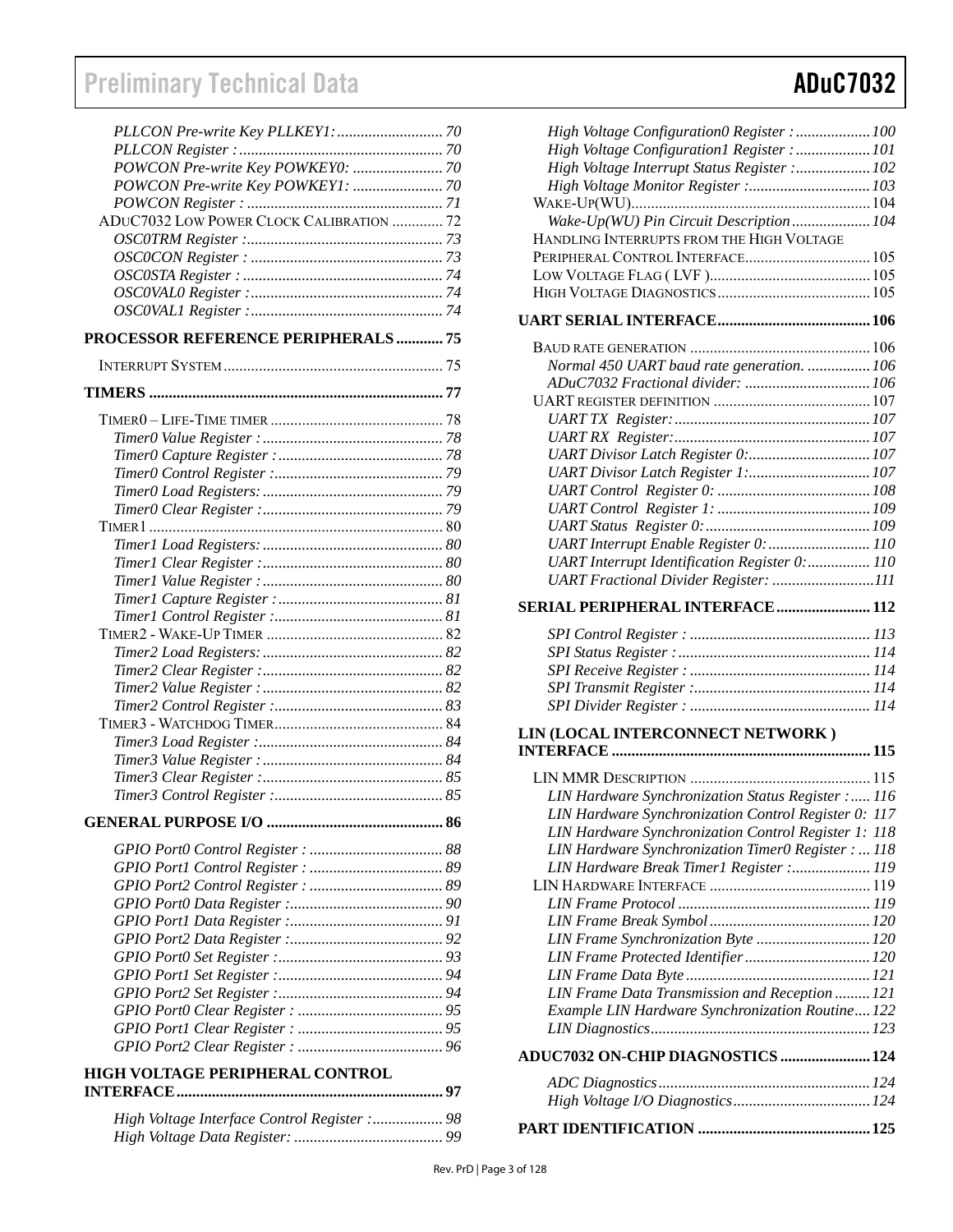*PLLCON Pre-write Key PLLKEY1:* ........................... *70*
*PLLCON Register :* .................................................... *70*
*POWCON Pre-write Key POWKEY0:* ....................... *70*
*POWCON Pre-write Key POWKEY1:* ....................... *70*
*POWCON Register :* .................................................. *71*
ADuC7032 Low Power Clock Calibration ............. 72
*OSC0TRM Register :* .................................................. *73*
*OSC0CON Register :* ................................................. *73*
*OSC0STA Register :* ................................................... *74*
*OSC0VAL0 Register :* ................................................. *74*
*OSC0VAL1 Register :* ................................................. *74*

**PROCESSOR REFERENCE PERIPHERALS ............ 75**

Interrupt System ........................................................ 75

**TIMERS ........................................................................... 77**

Timer0 – Life-Time timer ............................................ 78
*Timer0 Value Register :* ............................................. *78*
*Timer0 Capture Register :* .......................................... *78*
*Timer0 Control Register :* ........................................... *79*
*Timer0 Load Registers:* .............................................. *79*
*Timer0 Clear Register :* .............................................. *79*
Timer1 ........................................................................... 80
*Timer1 Load Registers:* .............................................. *80*
*Timer1 Clear Register :* .............................................. *80*
*Timer1 Value Register :* .............................................. *80*
*Timer1 Capture Register :* .......................................... *81*
*Timer1 Control Register :* ........................................... *81*
Timer2 - Wake-Up Timer ............................................. 82
*Timer2 Load Registers:* .............................................. *82*
*Timer2 Clear Register :* .............................................. *82*
*Timer2 Value Register :* .............................................. *82*
*Timer2 Control Register :* ........................................... *83*
Timer3 - Watchdog Timer ........................................... 84
*Timer3 Load Register :* ............................................... *84*
*Timer3 Value Register :* .............................................. *84*
*Timer3 Clear Register :* .............................................. *85*
*Timer3 Control Register :* ........................................... *85*

**GENERAL PURPOSE I/O ............................................ 86**

*GPIO Port0 Control Register :* .................................. *88*
*GPIO Port1 Control Register :* .................................. *89*
*GPIO Port2 Control Register :* .................................. *89*
*GPIO Port0 Data Register :* ....................................... *90*
*GPIO Port1 Data Register :* ....................................... *91*
*GPIO Port2 Data Register :* ....................................... *92*
*GPIO Port0 Set Register :* .......................................... *93*
*GPIO Port1 Set Register :* .......................................... *94*
*GPIO Port2 Set Register :* .......................................... *94*
*GPIO Port0 Clear Register :* ..................................... *95*
*GPIO Port1 Clear Register :* ..................................... *95*
*GPIO Port2 Clear Register :* ..................................... *96*

**HIGH VOLTAGE PERIPHERAL CONTROL INTERFACE ................................................................... 97**

*High Voltage Interface Control Register :* .................. *98*
*High Voltage Data Register:* ...................................... *99*
*High Voltage Configuration0 Register :* ................... *100*
*High Voltage Configuration1 Register :* ................... *101*
*High Voltage Interrupt Status Register :* ................... *102*
*High Voltage Monitor Register :* ............................... *103*
Wake-Up(WU) ............................................................ 104
*Wake-Up(WU) Pin Circuit Description* .................... *104*
Handling Interrupts from the High Voltage Peripheral Control Interface ................................ 105
Low Voltage Flag ( LVF ) ......................................... 105
High Voltage Diagnostics ....................................... 105

**UART SERIAL INTERFACE ....................................... 106**

Baud rate generation .............................................. 106
*Normal 450 UART baud rate generation.* ................ *106*
*ADuC7032 Fractional divider:* ................................ *106*
UART register definition ........................................ 107
*UART TX Register:* ................................................. *107*
*UART RX Register:* ................................................. *107*
*UART Divisor Latch Register 0:* ............................... *107*
*UART Divisor Latch Register 1:* ............................... *107*
*UART Control Register 0:* ....................................... *108*
*UART Control Register 1:* ....................................... *109*
*UART Status Register 0:* .......................................... *109*
*UART Interrupt Enable Register 0:* .......................... *110*
*UART Interrupt Identification Register 0:* ................ *110*
*UART Fractional Divider Register:* .......................... *111*

**SERIAL PERIPHERAL INTERFACE ........................ 112**

*SPI Control Register :* .............................................. *113*
*SPI Status Register :* ................................................. *114*
*SPI Receive Register :* .............................................. *114*
*SPI Transmit Register :* ............................................. *114*
*SPI Divider Register :* .............................................. *114*

**LIN (LOCAL INTERCONNECT NETWORK ) INTERFACE .................................................................. 115**

LIN MMR Description .............................................. 115
*LIN Hardware Synchronization Status Register :* ..... *116*
*LIN Hardware Synchronization Control Register 0:* *117*
*LIN Hardware Synchronization Control Register 1:* *118*
*LIN Hardware Synchronization Timer0 Register :* ... *118*
*LIN Hardware Break Timer1 Register :* .................... *119*
LIN Hardware Interface ......................................... 119
*LIN Frame Protocol* ................................................. *119*
*LIN Frame Break Symbol* ......................................... *120*
*LIN Frame Synchronization Byte* ............................. *120*
*LIN Frame Protected Identifier* ................................ *120*
*LIN Frame Data Byte* ............................................... *121*
*LIN Frame Data Transmission and Reception* ......... *121*
*Example LIN Hardware Synchronization Routine* .... *122*
*LIN Diagnostics* ........................................................ *123*

**ADUC7032 ON-CHIP DIAGNOSTICS ....................... 124**

*ADC Diagnostics* ...................................................... *124*
*High Voltage I/O Diagnostics* ................................... *124*

**PART IDENTIFICATION ............................................ 125**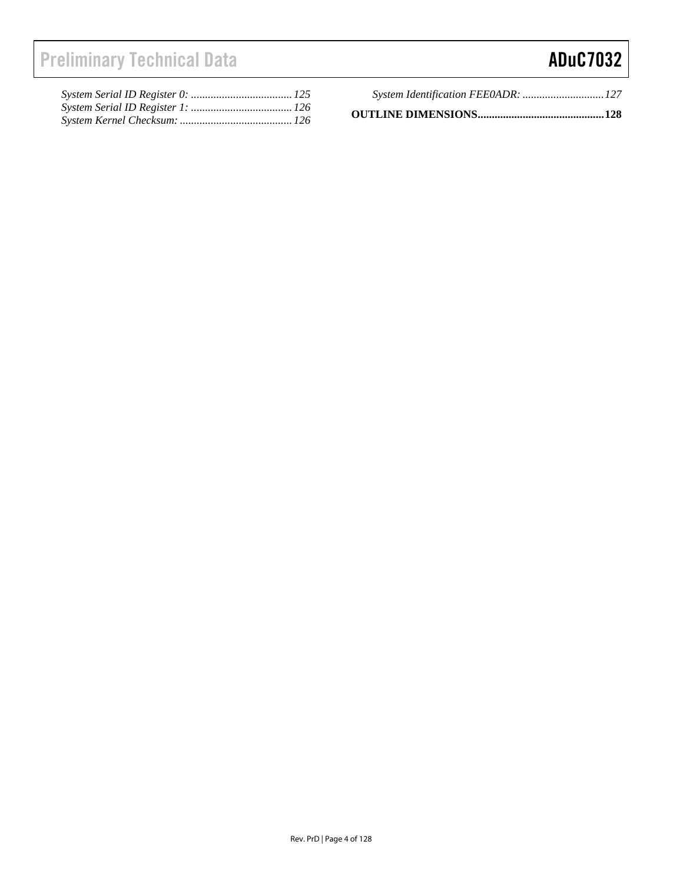*System Serial ID Register 0: .................................... 125*

*System Serial ID Register 1: .................................... 126*

*System Kernel Checksum: ........................................ 126*

*System Identification FEE0ADR: ............................. 127*

**OUTLINE DIMENSIONS............................................. 128**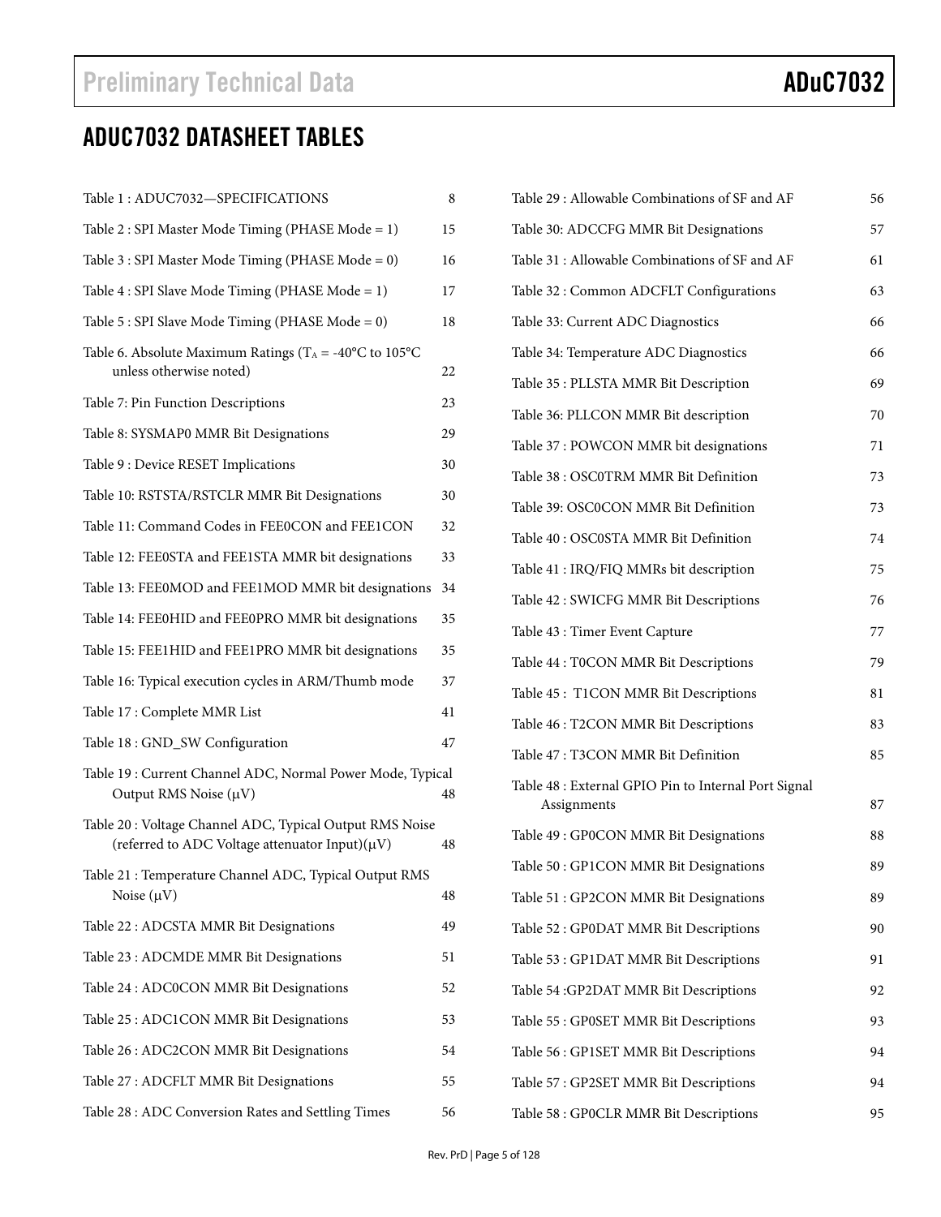## ADUC7032 DATASHEET TABLES

Table 1 : ADUC7032—SPECIFICATIONS 8

Table 2 : SPI Master Mode Timing (PHASE Mode = 1) 15

Table 3 : SPI Master Mode Timing (PHASE Mode = 0) 16

Table 4 : SPI Slave Mode Timing (PHASE Mode = 1) 17

Table 5 : SPI Slave Mode Timing (PHASE Mode = 0) 18

Table 6. Absolute Maximum Ratings ($T_A$ = -40°C to 105°C unless otherwise noted) 22

Table 7: Pin Function Descriptions 23

Table 8: SYSMAP0 MMR Bit Designations 29

Table 9 : Device RESET Implications 30

Table 10: RSTSTA/RSTCLR MMR Bit Designations 30

Table 11: Command Codes in FEE0CON and FEE1CON 32

Table 12: FEE0STA and FEE1STA MMR bit designations 33

Table 13: FEE0MOD and FEE1MOD MMR bit designations 34

Table 14: FEE0HID and FEE0PRO MMR bit designations 35

Table 15: FEE1HID and FEE1PRO MMR bit designations 35

Table 16: Typical execution cycles in ARM/Thumb mode 37

Table 17 : Complete MMR List 41

Table 18 : GND_SW Configuration 47

Table 19 : Current Channel ADC, Normal Power Mode, Typical Output RMS Noise (μV) 48

Table 20 : Voltage Channel ADC, Typical Output RMS Noise (referred to ADC Voltage attenuator Input)(μV) 48

Table 21 : Temperature Channel ADC, Typical Output RMS Noise (μV) 48

Table 22 : ADCSTA MMR Bit Designations 49

Table 23 : ADCMDE MMR Bit Designations 51

Table 24 : ADC0CON MMR Bit Designations 52

Table 25 : ADC1CON MMR Bit Designations 53

Table 26 : ADC2CON MMR Bit Designations 54

Table 27 : ADCFLT MMR Bit Designations 55

Table 28 : ADC Conversion Rates and Settling Times 56

Table 29 : Allowable Combinations of SF and AF 56

Table 30: ADCCFG MMR Bit Designations 57

Table 31 : Allowable Combinations of SF and AF 61

Table 32 : Common ADCFLT Configurations 63

Table 33: Current ADC Diagnostics 66

Table 34: Temperature ADC Diagnostics 66

Table 35 : PLLSTA MMR Bit Description 69

Table 36: PLLCON MMR Bit description 70

Table 37 : POWCON MMR bit designations 71

Table 38 : OSC0TRM MMR Bit Definition 73

Table 39: OSC0CON MMR Bit Definition 73

Table 40 : OSC0STA MMR Bit Definition 74

Table 41 : IRQ/FIQ MMRs bit description 75

Table 42 : SWICFG MMR Bit Descriptions 76

Table 43 : Timer Event Capture 77

Table 44 : T0CON MMR Bit Descriptions 79

Table 45 : T1CON MMR Bit Descriptions 81

Table 46 : T2CON MMR Bit Descriptions 83

Table 47 : T3CON MMR Bit Definition 85

Table 48 : External GPIO Pin to Internal Port Signal Assignments 87

Table 49 : GP0CON MMR Bit Designations 88

Table 50 : GP1CON MMR Bit Designations 89

Table 51 : GP2CON MMR Bit Designations 89

Table 52 : GP0DAT MMR Bit Descriptions 90

Table 53 : GP1DAT MMR Bit Descriptions 91

Table 54 :GP2DAT MMR Bit Descriptions 92

Table 55 : GP0SET MMR Bit Descriptions 93

Table 56 : GP1SET MMR Bit Descriptions 94

Table 57 : GP2SET MMR Bit Descriptions 94

Table 58 : GP0CLR MMR Bit Descriptions 95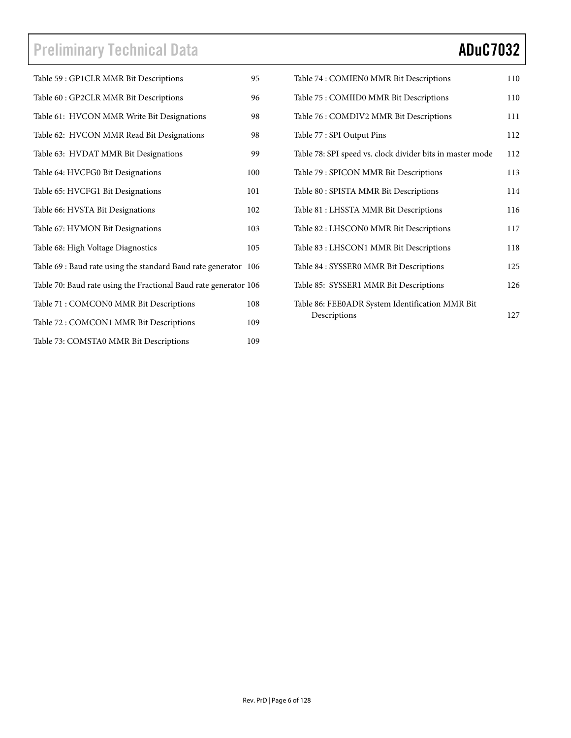Table 59 : GP1CLR MMR Bit Descriptions 95

Table 60 : GP2CLR MMR Bit Descriptions 96

Table 61: HVCON MMR Write Bit Designations 98

Table 62: HVCON MMR Read Bit Designations 98

Table 63: HVDAT MMR Bit Designations 99

Table 64: HVCFG0 Bit Designations 100

Table 65: HVCFG1 Bit Designations 101

Table 66: HVSTA Bit Designations 102

Table 67: HVMON Bit Designations 103

Table 68: High Voltage Diagnostics 105

Table 69 : Baud rate using the standard Baud rate generator 106

Table 70: Baud rate using the Fractional Baud rate generator 106

Table 71 : COMCON0 MMR Bit Descriptions 108

Table 72 : COMCON1 MMR Bit Descriptions 109

Table 73: COMSTA0 MMR Bit Descriptions 109

Table 74 : COMIEN0 MMR Bit Descriptions 110

Table 75 : COMIID0 MMR Bit Descriptions 110

Table 76 : COMDIV2 MMR Bit Descriptions 111

Table 77 : SPI Output Pins 112

Table 78: SPI speed vs. clock divider bits in master mode 112

Table 79 : SPICON MMR Bit Descriptions 113

Table 80 : SPISTA MMR Bit Descriptions 114

Table 81 : LHSSTA MMR Bit Descriptions 116

Table 82 : LHSCON0 MMR Bit Descriptions 117

Table 83 : LHSCON1 MMR Bit Descriptions 118

Table 84 : SYSSER0 MMR Bit Descriptions 125

Table 85: SYSSER1 MMR Bit Descriptions 126

Table 86: FEE0ADR System Identification MMR Bit Descriptions 127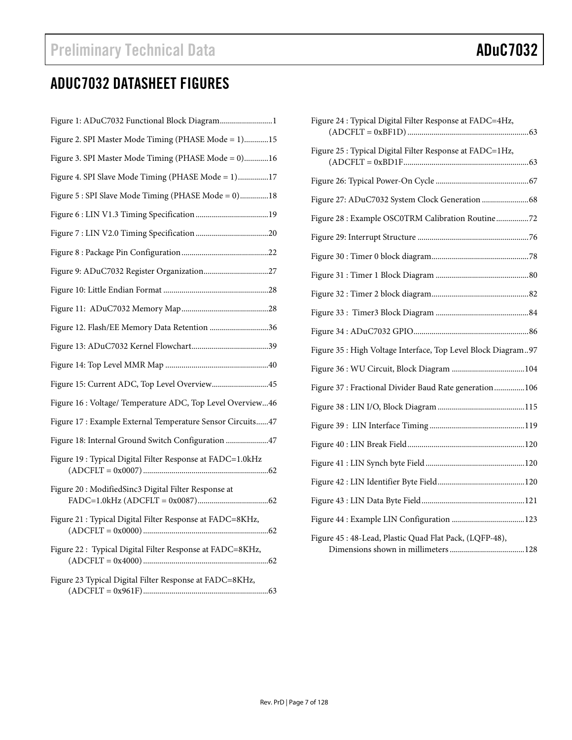## ADUC7032 DATASHEET FIGURES

Figure 1: ADuC7032 Functional Block Diagram..........................1

Figure 2. SPI Master Mode Timing (PHASE Mode = 1)............15

Figure 3. SPI Master Mode Timing (PHASE Mode = 0)............16

Figure 4. SPI Slave Mode Timing (PHASE Mode = 1)...............17

Figure 5 : SPI Slave Mode Timing (PHASE Mode = 0)..............18

Figure 6 : LIN V1.3 Timing Specification....................................19

Figure 7 : LIN V2.0 Timing Specification....................................20

Figure 8 : Package Pin Configuration...........................................22

Figure 9: ADuC7032 Register Organization................................27

Figure 10: Little Endian Format ....................................................28

Figure 11: ADuC7032 Memory Map...........................................28

Figure 12. Flash/EE Memory Data Retention .............................36

Figure 13: ADuC7032 Kernel Flowchart......................................39

Figure 14: Top Level MMR Map ..................................................40

Figure 15: Current ADC, Top Level Overview............................45

Figure 16 : Voltage/ Temperature ADC, Top Level Overview...46

Figure 17 : Example External Temperature Sensor Circuits......47

Figure 18: Internal Ground Switch Configuration .....................47

Figure 19 : Typical Digital Filter Response at FADC=1.0kHz (ADCFLT = 0x0007).............................................................62

Figure 20 : ModifiedSinc3 Digital Filter Response at FADC=1.0kHz (ADCFLT = 0x0087)...................................62

Figure 21 : Typical Digital Filter Response at FADC=8KHz, (ADCFLT = 0x0000).............................................................62

Figure 22 : Typical Digital Filter Response at FADC=8KHz, (ADCFLT = 0x4000).............................................................62

Figure 23 Typical Digital Filter Response at FADC=8KHz, (ADCFLT = 0x961F).............................................................63

Figure 24 : Typical Digital Filter Response at FADC=4Hz, (ADCFLT = 0xBF1D)...........................................................63

Figure 25 : Typical Digital Filter Response at FADC=1Hz, (ADCFLT = 0xBD1F.............................................................63

Figure 26: Typical Power-On Cycle .............................................67

Figure 27: ADuC7032 System Clock Generation .......................68

Figure 28 : Example OSC0TRM Calibration Routine................72

Figure 29: Interrupt Structure .......................................................76

Figure 30 : Timer 0 block diagram................................................78

Figure 31 : Timer 1 Block Diagram ..............................................80

Figure 32 : Timer 2 block diagram................................................82

Figure 33 : Timer3 Block Diagram ..............................................84

Figure 34 : ADuC7032 GPIO.........................................................86

Figure 35 : High Voltage Interface, Top Level Block Diagram..97

Figure 36 : WU Circuit, Block Diagram ....................................104

Figure 37 : Fractional Divider Baud Rate generation...............106

Figure 38 : LIN I/O, Block Diagram...........................................115

Figure 39 : LIN Interface Timing...............................................119

Figure 40 : LIN Break Field..........................................................120

Figure 41 : LIN Synch byte Field.................................................120

Figure 42 : LIN Identifier Byte Field...........................................120

Figure 43 : LIN Data Byte Field...................................................121

Figure 44 : Example LIN Configuration ....................................123

Figure 45 : 48-Lead, Plastic Quad Flat Pack, (LQFP-48), Dimensions shown in millimeters.....................................128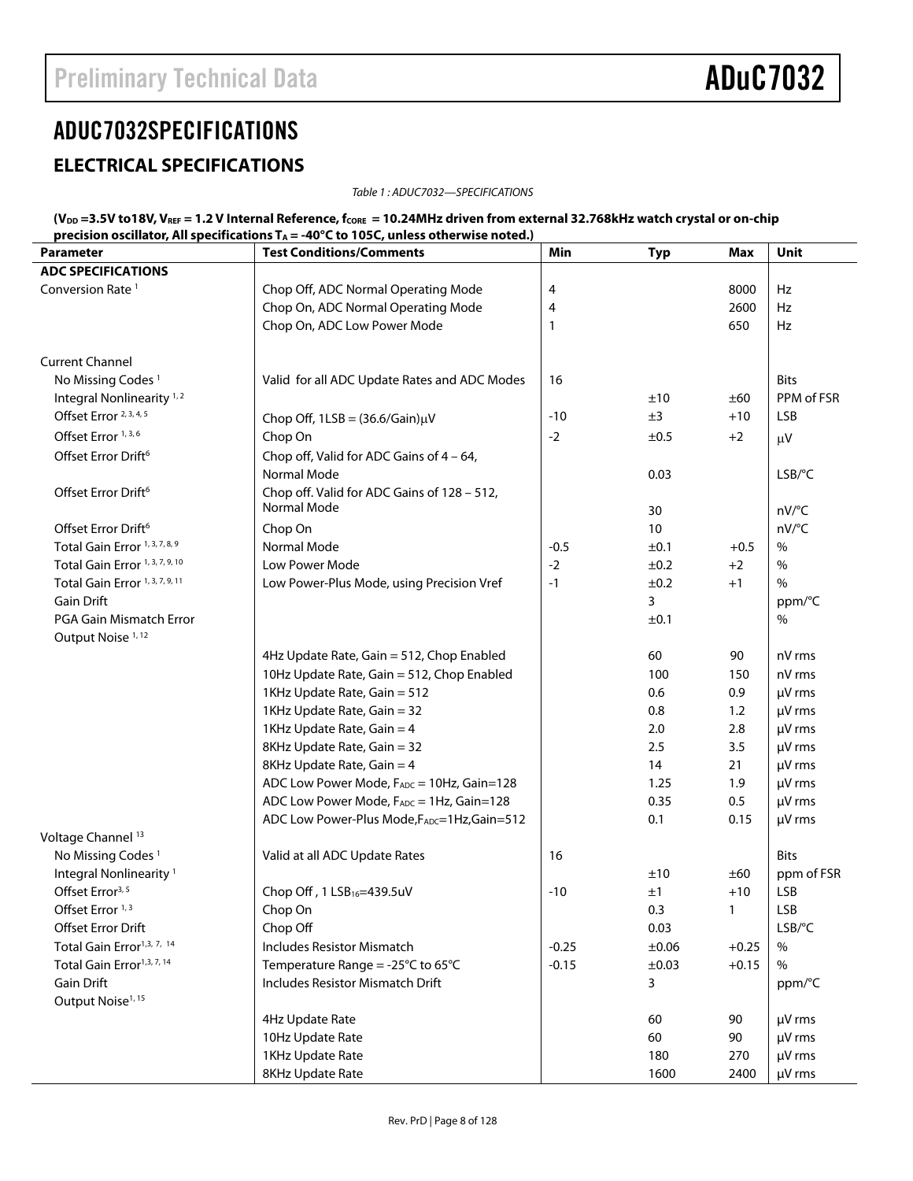# ADUC7032SPECIFICATIONS

## ELECTRICAL SPECIFICATIONS

*Table 1 : ADUC7032—SPECIFICATIONS*

**($V_{DD}$ =3.5V to18V, $V_{REF}$ = 1.2 V Internal Reference, $f_{CORE}$ = 10.24MHz driven from external 32.768kHz watch crystal or on-chip precision oscillator, All specifications $T_A$ = -40°C to 105C, unless otherwise noted.)**

| Parameter | Test Conditions/Comments | Min | Typ | Max | Unit |
|---|---|---|---|---|---|
| **ADC SPECIFICATIONS** | | | | | |
| Conversion Rate [1] | Chop Off, ADC Normal Operating Mode | 4 | | 8000 | Hz |
| | Chop On, ADC Normal Operating Mode | 4 | | 2600 | Hz |
| | Chop On, ADC Low Power Mode | 1 | | 650 | Hz |
| Current Channel | | | | | |
| No Missing Codes [1] | Valid for all ADC Update Rates and ADC Modes | 16 | | | Bits |
| Integral Nonlinearity [1, 2] | | | ±10 | ±60 | PPM of FSR |
| Offset Error [2, 3, 4, 5] | Chop Off, 1LSB = (36.6/Gain)μV | -10 | ±3 | +10 | LSB |
| Offset Error [1, 3, 6] | Chop On | -2 | ±0.5 | +2 | μV |
| Offset Error Drift[6] | Chop off, Valid for ADC Gains of 4 – 64, Normal Mode | | 0.03 | | LSB/°C |
| Offset Error Drift[6] | Chop off. Valid for ADC Gains of 128 – 512, Normal Mode | | 30 | | nV/°C |
| Offset Error Drift[6] | Chop On | | 10 | | nV/°C |
| Total Gain Error [1, 3, 7, 8, 9] | Normal Mode | -0.5 | ±0.1 | +0.5 | % |
| Total Gain Error [1, 3, 7, 9, 10] | Low Power Mode | -2 | ±0.2 | +2 | % |
| Total Gain Error [1, 3, 7, 9, 11] | Low Power-Plus Mode, using Precision Vref | -1 | ±0.2 | +1 | % |
| Gain Drift | | | 3 | | ppm/°C |
| PGA Gain Mismatch Error | | | ±0.1 | | % |
| Output Noise [1, 12] | | | | | |
| | 4Hz Update Rate, Gain = 512, Chop Enabled | | 60 | 90 | nV rms |
| | 10Hz Update Rate, Gain = 512, Chop Enabled | | 100 | 150 | nV rms |
| | 1KHz Update Rate, Gain = 512 | | 0.6 | 0.9 | μV rms |
| | 1KHz Update Rate, Gain = 32 | | 0.8 | 1.2 | μV rms |
| | 1KHz Update Rate, Gain = 4 | | 2.0 | 2.8 | μV rms |
| | 8KHz Update Rate, Gain = 32 | | 2.5 | 3.5 | μV rms |
| | 8KHz Update Rate, Gain = 4 | | 14 | 21 | μV rms |
| | ADC Low Power Mode, $F_{ADC}$ = 10Hz, Gain=128 | | 1.25 | 1.9 | μV rms |
| | ADC Low Power Mode, $F_{ADC}$ = 1Hz, Gain=128 | | 0.35 | 0.5 | μV rms |
| | ADC Low Power-Plus Mode,$F_{ADC}$=1Hz,Gain=512 | | 0.1 | 0.15 | μV rms |
| Voltage Channel [13] | | | | | |
| No Missing Codes [1] | Valid at all ADC Update Rates | 16 | | | Bits |
| Integral Nonlinearity [1] | | | ±10 | ±60 | ppm of FSR |
| Offset Error[3, 5] | Chop Off , 1 $LSB_{16}$=439.5uV | -10 | ±1 | +10 | LSB |
| Offset Error [1, 3] | Chop On | | 0.3 | 1 | LSB |
| Offset Error Drift | Chop Off | | 0.03 | | LSB/°C |
| Total Gain Error[1,3, 7, 14] | Includes Resistor Mismatch | -0.25 | ±0.06 | +0.25 | % |
| Total Gain Error[1,3, 7, 14] | Temperature Range = -25°C to 65°C | -0.15 | ±0.03 | +0.15 | % |
| Gain Drift | Includes Resistor Mismatch Drift | | 3 | | ppm/°C |
| Output Noise[1, 15] | | | | | |
| | 4Hz Update Rate | | 60 | 90 | μV rms |
| | 10Hz Update Rate | | 60 | 90 | μV rms |
| | 1KHz Update Rate | | 180 | 270 | μV rms |
| | 8KHz Update Rate | | 1600 | 2400 | μV rms |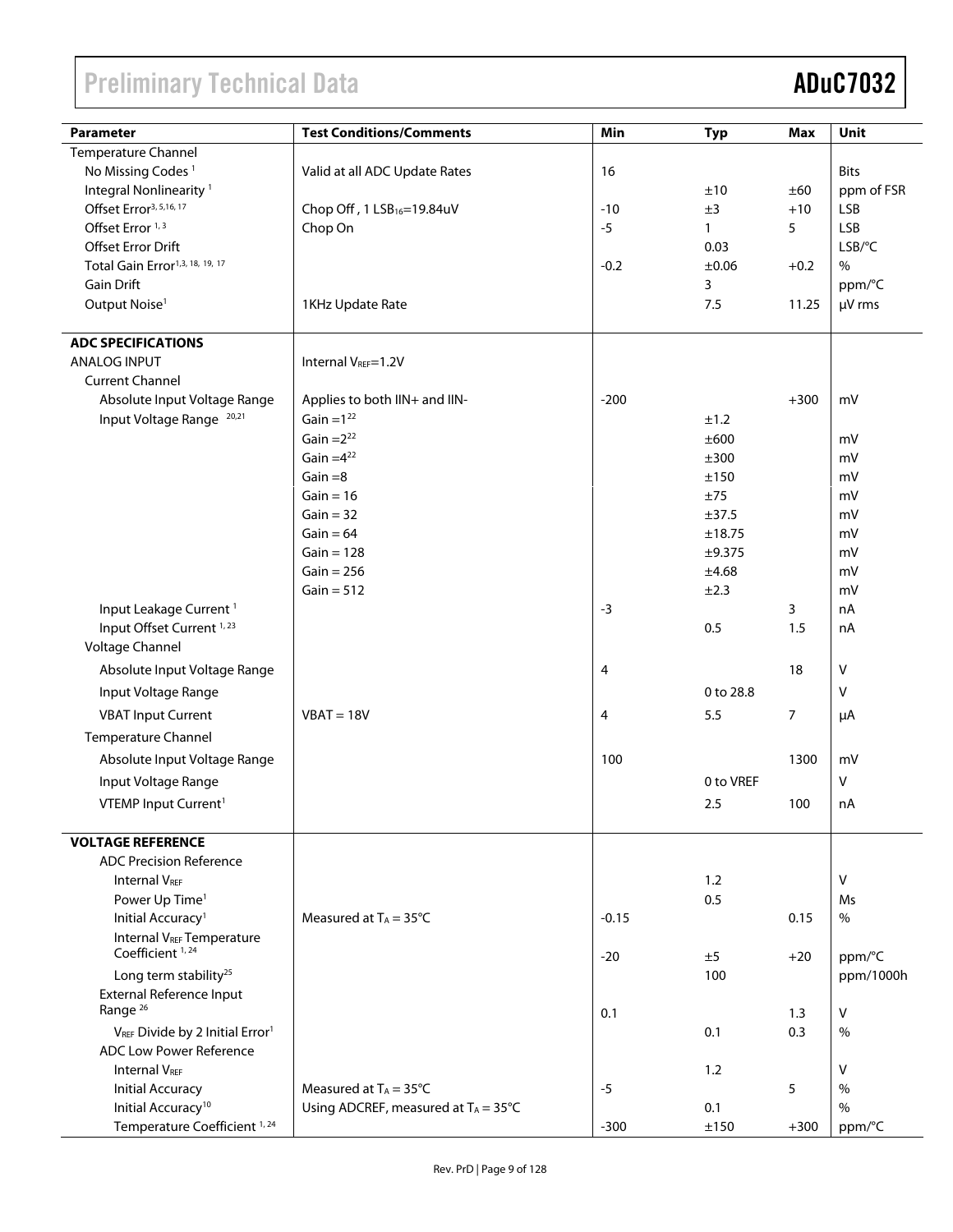| Parameter | Test Conditions/Comments | Min | Typ | Max | Unit |
|---|---|---|---|---|---|
| Temperature Channel | | | | | |
| No Missing Codes [1] | Valid at all ADC Update Rates | 16 | | | Bits |
| Integral Nonlinearity [1] | | | ±10 | ±60 | ppm of FSR |
| Offset Error[3, 5,16, 17] | Chop Off , 1 $LSB_{16}$=19.84uV | -10 | ±3 | +10 | LSB |
| Offset Error [1, 3] | Chop On | -5 | 1 | 5 | LSB |
| Offset Error Drift | | | 0.03 | | LSB/°C |
| Total Gain Error[1,3, 18, 19, 17] | | -0.2 | ±0.06 | +0.2 | % |
| Gain Drift | | | 3 | | ppm/°C |
| Output Noise[1] | 1KHz Update Rate | | 7.5 | 11.25 | µV rms |
| **ADC SPECIFICATIONS** | | | | | |
| ANALOG INPUT | Internal $V_{REF}$=1.2V | | | | |
| Current Channel | | | | | |
| Absolute Input Voltage Range | Applies to both IIN+ and IIN- | -200 | | +300 | mV |
| Input Voltage Range [20,21] | Gain =1[22] | | ±1.2 | | |
| | Gain =2[22] | | ±600 | | mV |
| | Gain =4[22] | | ±300 | | mV |
| | Gain =8 | | ±150 | | mV |
| | Gain = 16 | | ±75 | | mV |
| | Gain = 32 | | ±37.5 | | mV |
| | Gain = 64 | | ±18.75 | | mV |
| | Gain = 128 | | ±9.375 | | mV |
| | Gain = 256 | | ±4.68 | | mV |
| | Gain = 512 | | ±2.3 | | mV |
| Input Leakage Current [1] | | -3 | | 3 | nA |
| Input Offset Current [1, 23] | | | 0.5 | 1.5 | nA |
| Voltage Channel | | | | | |
| Absolute Input Voltage Range | | 4 | | 18 | V |
| Input Voltage Range | | | 0 to 28.8 | | V |
| VBAT Input Current | VBAT = 18V | 4 | 5.5 | 7 | µA |
| Temperature Channel | | | | | |
| Absolute Input Voltage Range | | 100 | | 1300 | mV |
| Input Voltage Range | | | 0 to VREF | | V |
| VTEMP Input Current[1] | | | 2.5 | 100 | nA |
| **VOLTAGE REFERENCE** | | | | | |
| ADC Precision Reference | | | | | |
| Internal $V_{REF}$ | | | 1.2 | | V |
| Power Up Time[1] | | | 0.5 | | Ms |
| Initial Accuracy[1] | Measured at $T_A$ = 35°C | -0.15 | | 0.15 | % |
| Internal $V_{REF}$ Temperature Coefficient [1, 24] | | -20 | ±5 | +20 | ppm/°C |
| Long term stability[25] | | | 100 | | ppm/1000h |
| External Reference Input Range [26] | | 0.1 | | 1.3 | V |
| $V_{REF}$ Divide by 2 Initial Error[1] | | | 0.1 | 0.3 | % |
| ADC Low Power Reference | | | | | |
| Internal $V_{REF}$ | | | 1.2 | | V |
| Initial Accuracy | Measured at $T_A$ = 35°C | -5 | | 5 | % |
| Initial Accuracy[10] | Using ADCREF, measured at $T_A$ = 35°C | | 0.1 | | % |
| Temperature Coefficient [1, 24] | | -300 | ±150 | +300 | ppm/°C |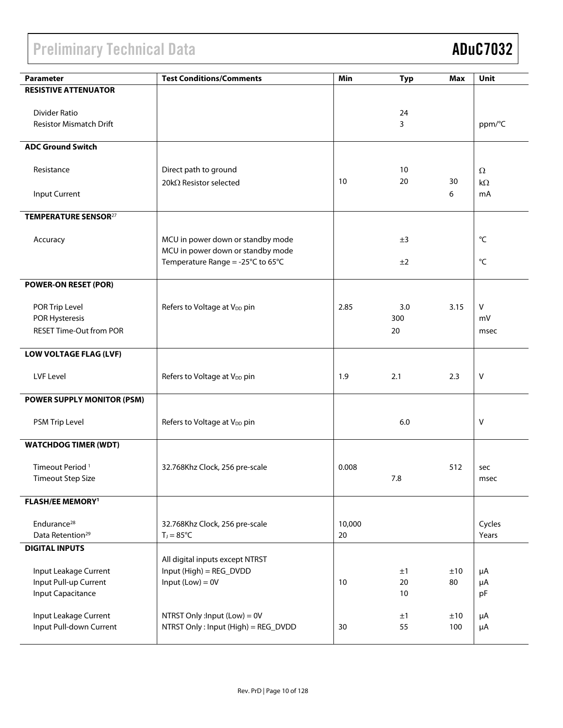| Parameter | Test Conditions/Comments | Min | Typ | Max | Unit |
|---|---|---|---|---|---|
| **RESISTIVE ATTENUATOR** | | | | | |
| Divider Ratio | | | 24 | | |
| Resistor Mismatch Drift | | | 3 | | ppm/°C |
| **ADC Ground Switch** | | | | | |
| Resistance | Direct path to ground | | 10 | | Ω |
| | 20kΩ Resistor selected | 10 | 20 | 30 | kΩ |
| Input Current | | | | 6 | mA |
| **TEMPERATURE SENSOR**[27] | | | | | |
| Accuracy | MCU in power down or standby mode | | ±3 | | °C |
| | MCU in power down or standby mode Temperature Range = -25°C to 65°C | | ±2 | | °C |
| **POWER-ON RESET (POR)** | | | | | |
| POR Trip Level | Refers to Voltage at $V_{DD}$ pin | 2.85 | 3.0 | 3.15 | V |
| POR Hysteresis | | | 300 | | mV |
| RESET Time-Out from POR | | | 20 | | msec |
| **LOW VOLTAGE FLAG (LVF)** | | | | | |
| LVF Level | Refers to Voltage at $V_{DD}$ pin | 1.9 | 2.1 | 2.3 | V |
| **POWER SUPPLY MONITOR (PSM)** | | | | | |
| PSM Trip Level | Refers to Voltage at $V_{DD}$ pin | | 6.0 | | V |
| **WATCHDOG TIMER (WDT)** | | | | | |
| Timeout Period [1] | 32.768Khz Clock, 256 pre-scale | 0.008 | | 512 | sec |
| Timeout Step Size | | | 7.8 | | msec |
| **FLASH/EE MEMORY**[1] | | | | | |
| Endurance[28] | 32.768Khz Clock, 256 pre-scale | 10,000 | | | Cycles |
| Data Retention[29] | $T_J$ = 85°C | 20 | | | Years |
| **DIGITAL INPUTS** | All digital inputs except NTRST | | | | |
| Input Leakage Current | Input (High) = REG_DVDD | | ±1 | ±10 | µA |
| Input Pull-up Current | Input (Low) = 0V | 10 | 20 | 80 | µA |
| Input Capacitance | | | 10 | | pF |
| Input Leakage Current | NTRST Only :Input (Low) = 0V | | ±1 | ±10 | µA |
| Input Pull-down Current | NTRST Only : Input (High) = REG_DVDD | 30 | 55 | 100 | µA |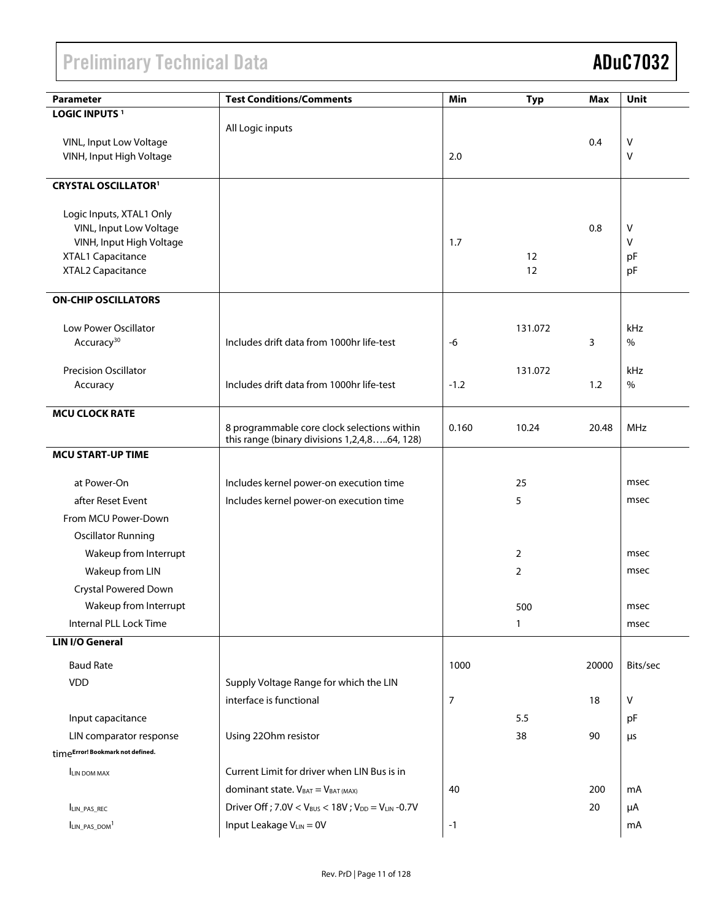| Parameter | Test Conditions/Comments | Min | Typ | Max | Unit |
|---|---|---|---|---|---|
| **LOGIC INPUTS** [1] | | | | | |
| | All Logic inputs | | | | |
| VINL, Input Low Voltage | | | | 0.4 | V |
| VINH, Input High Voltage | | 2.0 | | | V |
| **CRYSTAL OSCILLATOR**[1] | | | | | |
| Logic Inputs, XTAL1 Only | | | | | |
| VINL, Input Low Voltage | | | | 0.8 | V |
| VINH, Input High Voltage | | 1.7 | | | V |
| XTAL1 Capacitance | | | 12 | | pF |
| XTAL2 Capacitance | | | 12 | | pF |
| **ON-CHIP OSCILLATORS** | | | | | |
| Low Power Oscillator | | | 131.072 | | kHz |
| Accuracy[30] | Includes drift data from 1000hr life-test | -6 | | 3 | % |
| Precision Oscillator | | | 131.072 | | kHz |
| Accuracy | Includes drift data from 1000hr life-test | -1.2 | | 1.2 | % |
| **MCU CLOCK RATE** | | | | | |
| | 8 programmable core clock selections within this range (binary divisions 1,2,4,8…..64, 128) | 0.160 | 10.24 | 20.48 | MHz |
| **MCU START-UP TIME** | | | | | |
| at Power-On | Includes kernel power-on execution time | | 25 | | msec |
| after Reset Event | Includes kernel power-on execution time | | 5 | | msec |
| From MCU Power-Down | | | | | |
| Oscillator Running | | | | | |
| Wakeup from Interrupt | | | 2 | | msec |
| Wakeup from LIN | | | 2 | | msec |
| Crystal Powered Down | | | | | |
| Wakeup from Interrupt | | | 500 | | msec |
| Internal PLL Lock Time | | | 1 | | msec |
| **LIN I/O General** | | | | | |
| Baud Rate | | 1000 | | 20000 | Bits/sec |
| VDD | Supply Voltage Range for which the LIN interface is functional | 7 | | 18 | V |
| Input capacitance | | | 5.5 | | pF |
| LIN comparator response time[Error! Bookmark not defined.] | Using 22Ohm resistor | | 38 | 90 | µs |
| $I_{LIN\ DOM\ MAX}$ | Current Limit for driver when LIN Bus is in dominant state. $V_{BAT} = V_{BAT\ (MAX)}$ | 40 | | 200 | mA |
| $I_{LIN\_PAS\_REC}$ | Driver Off ; $7.0V < V_{BUS} < 18V$ ; $V_{DD} = V_{LIN}$ -0.7V | | | 20 | µA |
| $I_{LIN\_PAS\_DOM}$[1] | Input Leakage $V_{LIN} = 0V$ | -1 | | | mA |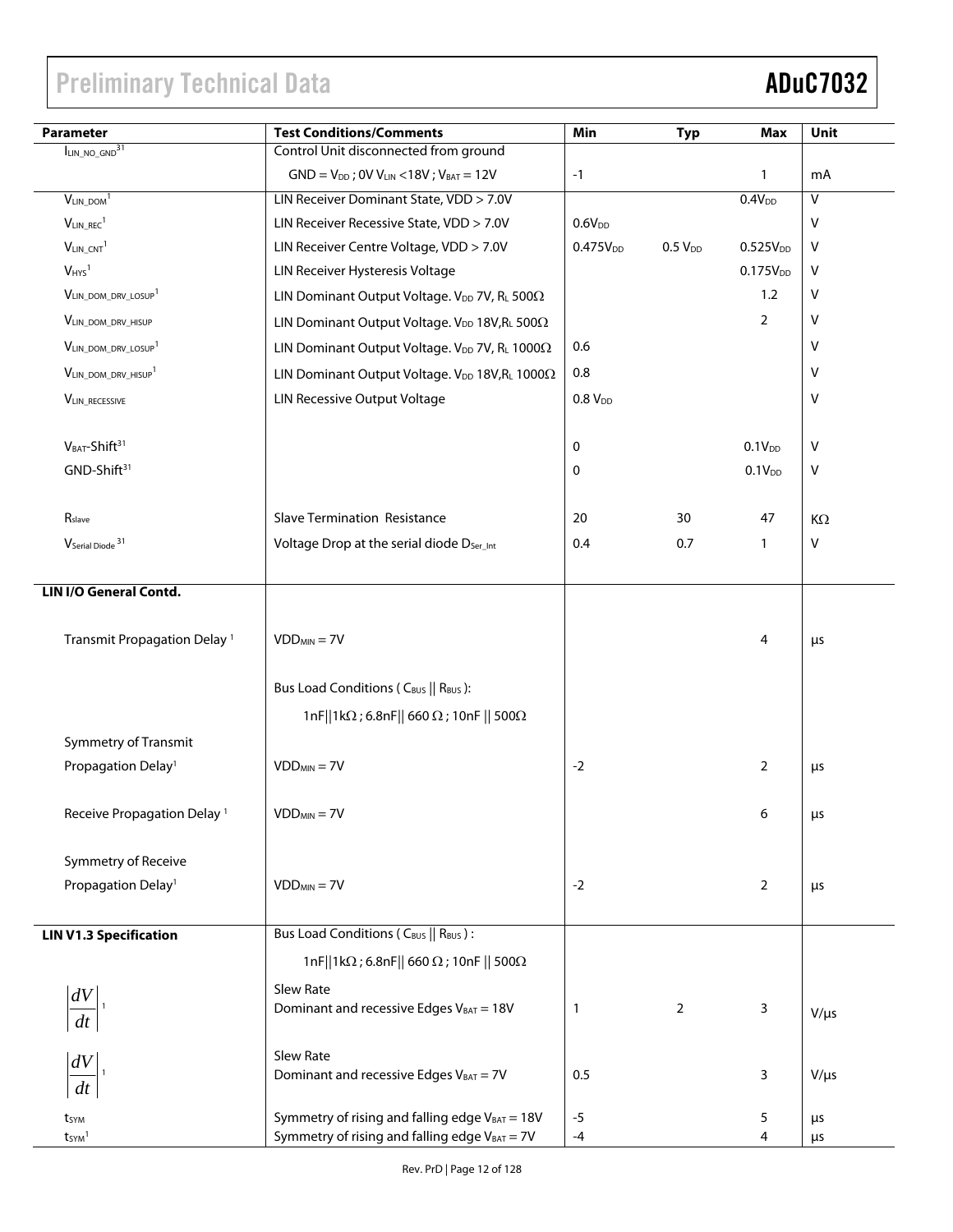| Parameter | Test Conditions/Comments | Min | Typ | Max | Unit |
|---|---|---|---|---|---|
| $I_{LIN\_NO\_GND}$[31] | Control Unit disconnected from ground | | | | |
| | $GND = V_{DD}$ ; 0V $V_{LIN}$ <18V ; $V_{BAT}$ = 12V | -1 | | 1 | mA |
| $V_{LIN\_DOM}$[1] | LIN Receiver Dominant State, VDD > 7.0V | | | $0.4V_{DD}$ | V |
| $V_{LIN\_REC}$[1] | LIN Receiver Recessive State, VDD > 7.0V | $0.6V_{DD}$ | | | V |
| $V_{LIN\_CNT}$[1] | LIN Receiver Centre Voltage, VDD > 7.0V | $0.475V_{DD}$ | $0.5\ V_{DD}$ | $0.525V_{DD}$ | V |
| $V_{HYS}$[1] | LIN Receiver Hysteresis Voltage | | | $0.175V_{DD}$ | V |
| $V_{LIN\_DOM\_DRV\_LOSUP}$[1] | LIN Dominant Output Voltage. $V_{DD}$ 7V, $R_L$ 500Ω | | | 1.2 | V |
| $V_{LIN\_DOM\_DRV\_HISUP}$ | LIN Dominant Output Voltage. $V_{DD}$ 18V,$R_L$ 500Ω | | | 2 | V |
| $V_{LIN\_DOM\_DRV\_LOSUP}$[1] | LIN Dominant Output Voltage. $V_{DD}$ 7V, $R_L$ 1000Ω | 0.6 | | | V |
| $V_{LIN\_DOM\_DRV\_HISUP}$[1] | LIN Dominant Output Voltage. $V_{DD}$ 18V,$R_L$ 1000Ω | 0.8 | | | V |
| $V_{LIN\_RECESSIVE}$ | LIN Recessive Output Voltage | $0.8\ V_{DD}$ | | | V |
| $V_{BAT}$-Shift[31] | | 0 | | $0.1V_{DD}$ | V |
| GND-Shift[31] | | 0 | | $0.1V_{DD}$ | V |
| $R_{slave}$ | Slave Termination Resistance | 20 | 30 | 47 | KΩ |
| $V_{Serial\ Diode}$[31] | Voltage Drop at the serial diode $D_{Ser\_Int}$ | 0.4 | 0.7 | 1 | V |
| **LIN I/O General Contd.** | | | | | |
| Transmit Propagation Delay[1] | $VDD_{MIN}$ = 7V | | | 4 | µs |
| | Bus Load Conditions ( $C_{BUS}$ \|\| $R_{BUS}$ ): | | | | |
| | 1nF\|\|1kΩ ; 6.8nF\|\| 660 Ω ; 10nF \|\| 500Ω | | | | |
| Symmetry of Transmit Propagation Delay[1] | $VDD_{MIN}$ = 7V | -2 | | 2 | µs |
| Receive Propagation Delay[1] | $VDD_{MIN}$ = 7V | | | 6 | µs |
| Symmetry of Receive Propagation Delay[1] | $VDD_{MIN}$ = 7V | -2 | | 2 | µs |
| **LIN V1.3 Specification** | Bus Load Conditions ( $C_{BUS}$ \|\| $R_{BUS}$ ) : | | | | |
| | 1nF\|\|1kΩ ; 6.8nF\|\| 660 Ω ; 10nF \|\| 500Ω | | | | |
| $\left\|\frac{dV}{dt}\right\|$[1] | Slew Rate Dominant and recessive Edges $V_{BAT}$ = 18V | 1 | 2 | 3 | V/µs |
| $\left\|\frac{dV}{dt}\right\|$[1] | Slew Rate Dominant and recessive Edges $V_{BAT}$ = 7V | 0.5 | | 3 | V/µs |
| $t_{SYM}$ | Symmetry of rising and falling edge $V_{BAT}$ = 18V | -5 | | 5 | µs |
| $t_{SYM}$[1] | Symmetry of rising and falling edge $V_{BAT}$ = 7V | -4 | | 4 | µs |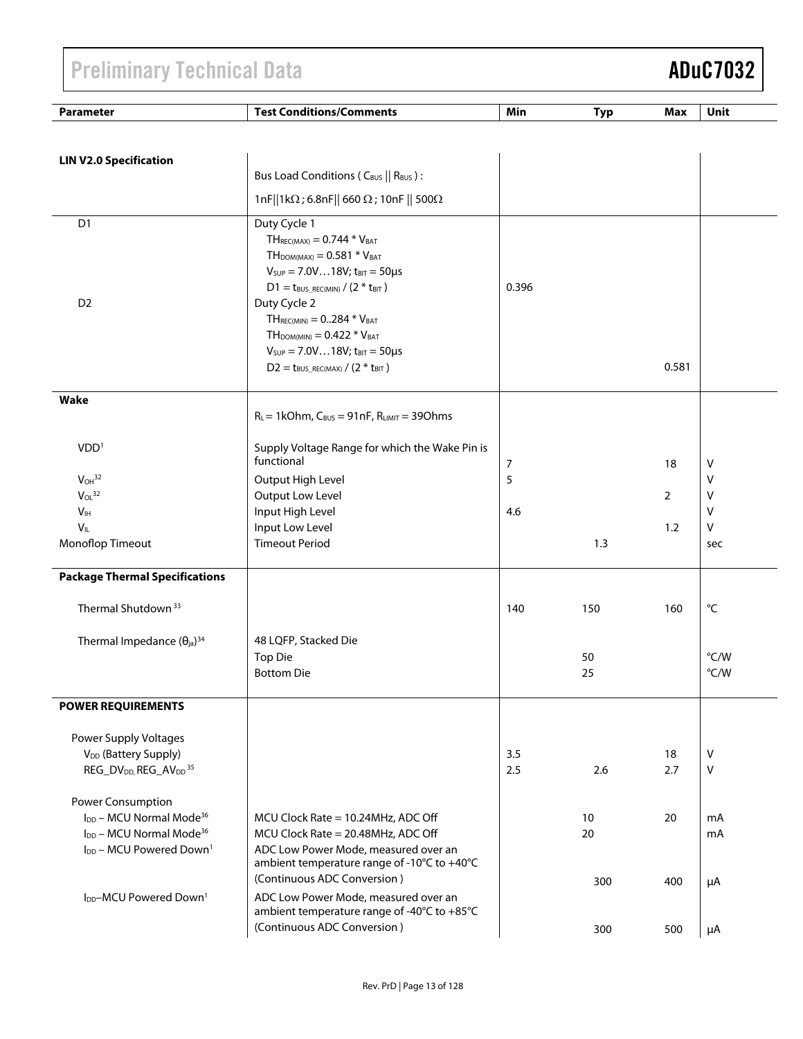| Parameter | Test Conditions/Comments | Min | Typ | Max | Unit |
|---|---|---|---|---|---|
| **LIN V2.0 Specification** | Bus Load Conditions ( $C_{BUS}$ \|\| $R_{BUS}$ ) : | | | | |
| | 1nF\|\|1kΩ ; 6.8nF\|\| 660 Ω ; 10nF \|\| 500Ω | | | | |
| D1 | Duty Cycle 1 | | | | |
| | $TH_{REC(MAX)} = 0.744 * V_{BAT}$ | | | | |
| | $TH_{DOM(MAX)} = 0.581 * V_{BAT}$ | | | | |
| | $V_{SUP}$ = 7.0V…18V; $t_{BIT}$ = 50µs | | | | |
| | $D1 = t_{BUS\_REC(MIN)} / (2 * t_{BIT})$ | 0.396 | | | |
| D2 | Duty Cycle 2 | | | | |
| | $TH_{REC(MIN)}$ = 0..284 * $V_{BAT}$ | | | | |
| | $TH_{DOM(MIN)} = 0.422 * V_{BAT}$ | | | | |
| | $V_{SUP}$ = 7.0V…18V; $t_{BIT}$ = 50µs | | | | |
| | $D2 = t_{BUS\_REC(MAX)} / (2 * t_{BIT})$ | | | 0.581 | |
| **Wake** | $R_L$ = 1kOhm, $C_{BUS}$ = 91nF, $R_{LIMIT}$ = 39Ohms | | | | |
| VDD[1] | Supply Voltage Range for which the Wake Pin is functional | 7 | | 18 | V |
| $V_{OH}$[32] | Output High Level | 5 | | | V |
| $V_{OL}$[32] | Output Low Level | | | 2 | V |
| $V_{IH}$ | Input High Level | 4.6 | | | V |
| $V_{IL}$ | Input Low Level | | | 1.2 | V |
| Monoflop Timeout | Timeout Period | | 1.3 | | sec |
| **Package Thermal Specifications** | | | | | |
| Thermal Shutdown[33] | | 140 | 150 | 160 | °C |
| Thermal Impedance ($\theta_{ja}$)[34] | 48 LQFP, Stacked Die | | | | |
| | Top Die | | 50 | | °C/W |
| | Bottom Die | | 25 | | °C/W |
| **POWER REQUIREMENTS** | | | | | |
| Power Supply Voltages | | | | | |
| $V_{DD}$ (Battery Supply) | | 3.5 | | 18 | V |
| REG_DV$_{DD}$, REG_AV$_{DD}$[35] | | 2.5 | 2.6 | 2.7 | V |
| Power Consumption | | | | | |
| $I_{DD}$ – MCU Normal Mode[36] | MCU Clock Rate = 10.24MHz, ADC Off | | 10 | 20 | mA |
| $I_{DD}$ – MCU Normal Mode[36] | MCU Clock Rate = 20.48MHz, ADC Off | | 20 | | mA |
| $I_{DD}$ – MCU Powered Down[1] | ADC Low Power Mode, measured over an ambient temperature range of -10°C to +40°C (Continuous ADC Conversion ) | | 300 | 400 | µA |
| $I_{DD}$–MCU Powered Down[1] | ADC Low Power Mode, measured over an ambient temperature range of -40°C to +85°C (Continuous ADC Conversion ) | | 300 | 500 | µA |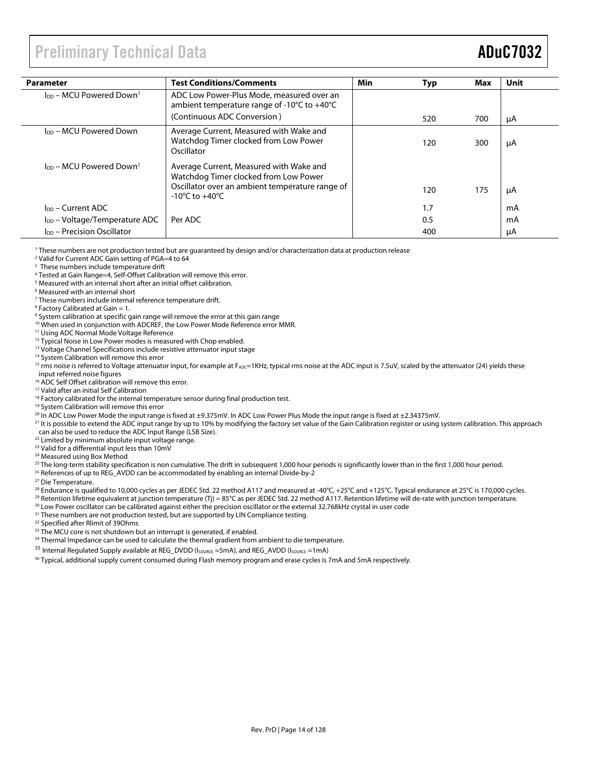| Parameter | Test Conditions/Comments | Min | Typ | Max | Unit |
|---|---|---|---|---|---|
| $I_{DD}$ – MCU Powered Down[1] | ADC Low Power-Plus Mode, measured over an ambient temperature range of -10°C to +40°C (Continuous ADC Conversion ) | | 520 | 700 | µA |
| $I_{DD}$ – MCU Powered Down | Average Current, Measured with Wake and Watchdog Timer clocked from Low Power Oscillator | | 120 | 300 | µA |
| $I_{DD}$ – MCU Powered Down[1] | Average Current, Measured with Wake and Watchdog Timer clocked from Low Power Oscillator over an ambient temperature range of -10°C to +40°C | | 120 | 175 | µA |
| $I_{DD}$ – Current ADC | | | 1.7 | | mA |
| $I_{DD}$ – Voltage/Temperature ADC | Per ADC | | 0.5 | | mA |
| $I_{DD}$ – Precision Oscillator | | | 400 | | µA |

[1] These numbers are not production tested but are guaranteed by design and/or characterization data at production release
[2] Valid for Current ADC Gain setting of PGA=4 to 64
[3] These numbers include temperature drift
[4] Tested at Gain Range=4, Self-Offset Calibration will remove this error.
[5] Measured with an internal short after an initial offset calibration.
[6] Measured with an internal short
[7] These numbers include internal reference temperature drift.
[8] Factory Calibrated at Gain = 1.
[9] System calibration at specific gain range will remove the error at this gain range
[10] When used in conjunction with ADCREF, the Low Power Mode Reference error MMR.
[11] Using ADC Normal Mode Voltage Reference
[12] Typical Noise in Low Power modes is measured with Chop enabled.
[13] Voltage Channel Specifications include resistive attenuator input stage
[14] System Calibration will remove this error
[15] rms noise is referred to Voltage attenuator input, for example at $F_{ADC}$=1KHz, typical rms noise at the ADC input is 7.5uV, scaled by the attenuator (24) yields these input referred noise figures
[16] ADC Self Offset calibration will remove this error.
[17] Valid after an initial Self Calibration
[18] Factory calibrated for the internal temperature sensor during final production test.
[19] System Calibration will remove this error
[20] In ADC Low Power Mode the input range is fixed at ±9.375mV. In ADC Low Power Plus Mode the input range is fixed at ±2.34375mV.
[21] It is possible to extend the ADC input range by up to 10% by modifying the factory set value of the Gain Calibration register or using system calibration. This approach can also be used to reduce the ADC Input Range (LSB Size).
[22] Limited by minimum absolute input voltage range.
[23] Valid for a differential input less than 10mV
[24] Measured using Box Method
[25] The long-term stability specification is non cumulative. The drift in subsequent 1,000 hour periods is significantly lower than in the first 1,000 hour period.
[26] References of up to REG_AVDD can be accommodated by enabling an internal Divide-by-2
[27] Die Temperature.
[28] Endurance is qualified to 10,000 cycles as per JEDEC Std. 22 method A117 and measured at -40°C, +25°C and +125°C. Typical endurance at 25°C is 170,000 cycles.
[29] Retention lifetime equivalent at junction temperature (Tj) = 85°C as per JEDEC Std. 22 method A117. Retention lifetime will de-rate with junction temperature.
[30] Low Power oscillator can be calibrated against either the precision oscillator or the external 32.768kHz crystal in user code
[31] These numbers are not production tested, but are supported by LIN Compliance testing.
[32] Specified after Rlimit of 39Ohms
[33] The MCU core is not shutdown but an interrupt is generated, if enabled.
[34] Thermal Impedance can be used to calculate the thermal gradient from ambient to die temperature.
[35] Internal Regulated Supply available at REG_DVDD ($I_{SOURCE}$ =5mA), and REG_AVDD ($I_{SOURCE}$ =1mA)
[36] Typical, additional supply current consumed during Flash memory program and erase cycles is 7mA and 5mA respectively.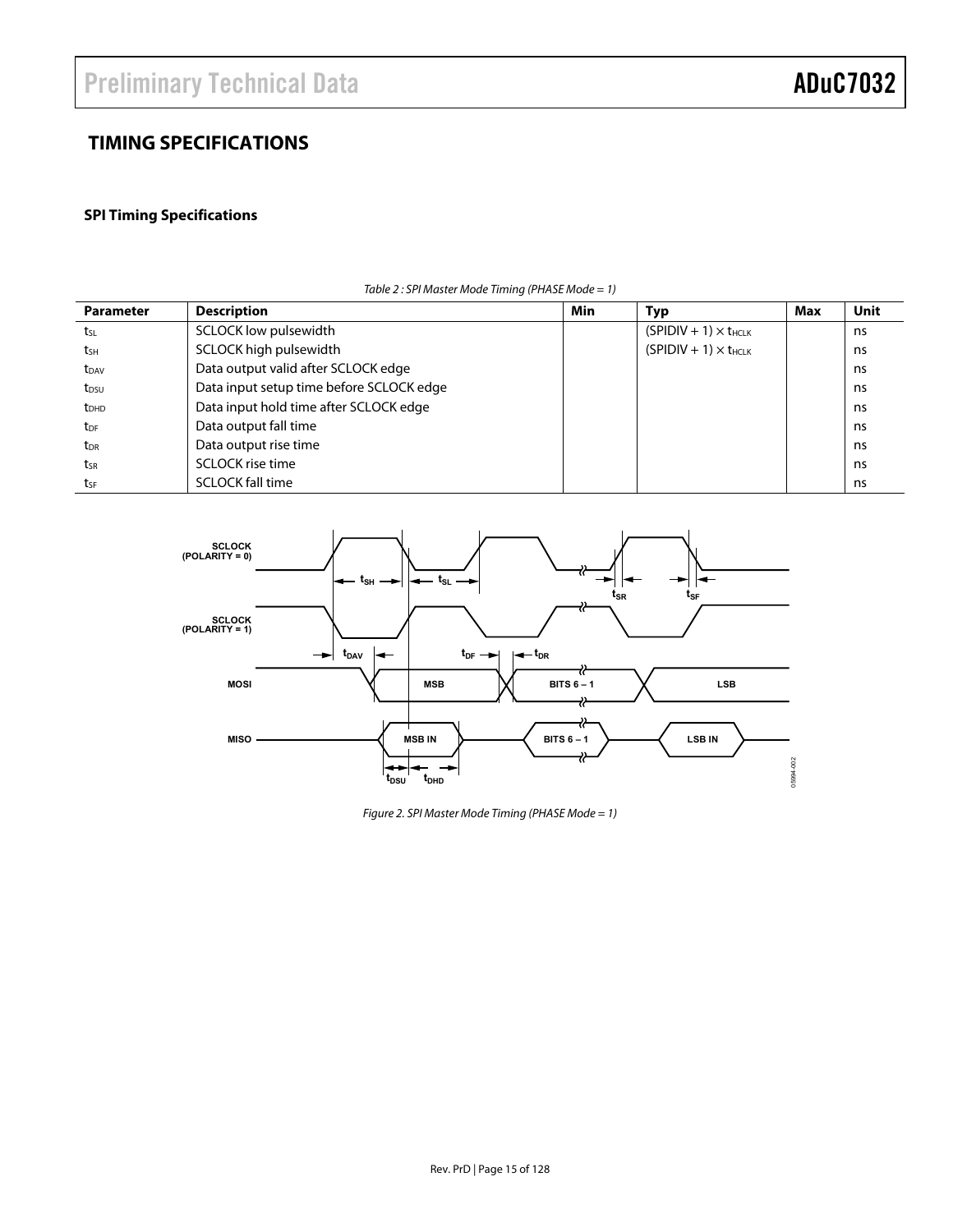## TIMING SPECIFICATIONS

### SPI Timing Specifications

*Table 2 : SPI Master Mode Timing (PHASE Mode = 1)*

| Parameter | Description | Min | Typ | Max | Unit |
|---|---|---|---|---|---|
| $t_{SL}$ | SCLOCK low pulsewidth | | (SPIDIV + 1) × $t_{HCLK}$ | | ns |
| $t_{SH}$ | SCLOCK high pulsewidth | | (SPIDIV + 1) × $t_{HCLK}$ | | ns |
| $t_{DAV}$ | Data output valid after SCLOCK edge | | | | ns |
| $t_{DSU}$ | Data input setup time before SCLOCK edge | | | | ns |
| $t_{DHD}$ | Data input hold time after SCLOCK edge | | | | ns |
| $t_{DF}$ | Data output fall time | | | | ns |
| $t_{DR}$ | Data output rise time | | | | ns |
| $t_{SR}$ | SCLOCK rise time | | | | ns |
| $t_{SF}$ | SCLOCK fall time | | | | ns |

SCLOCK (POLARITY = 0)
$t_{SH}$
$t_{SL}$
$t_{SR}$
$t_{SF}$
SCLOCK (POLARITY = 1)
$t_{DAV}$
$t_{DF}$
$t_{DR}$
MOSI
MSB
BITS 6 – 1
LSB
MISO
MSB IN
BITS 6 – 1
LSB IN
$t_{DSU}$
$t_{DHD}$
05994-002

*Figure 2. SPI Master Mode Timing (PHASE Mode = 1)*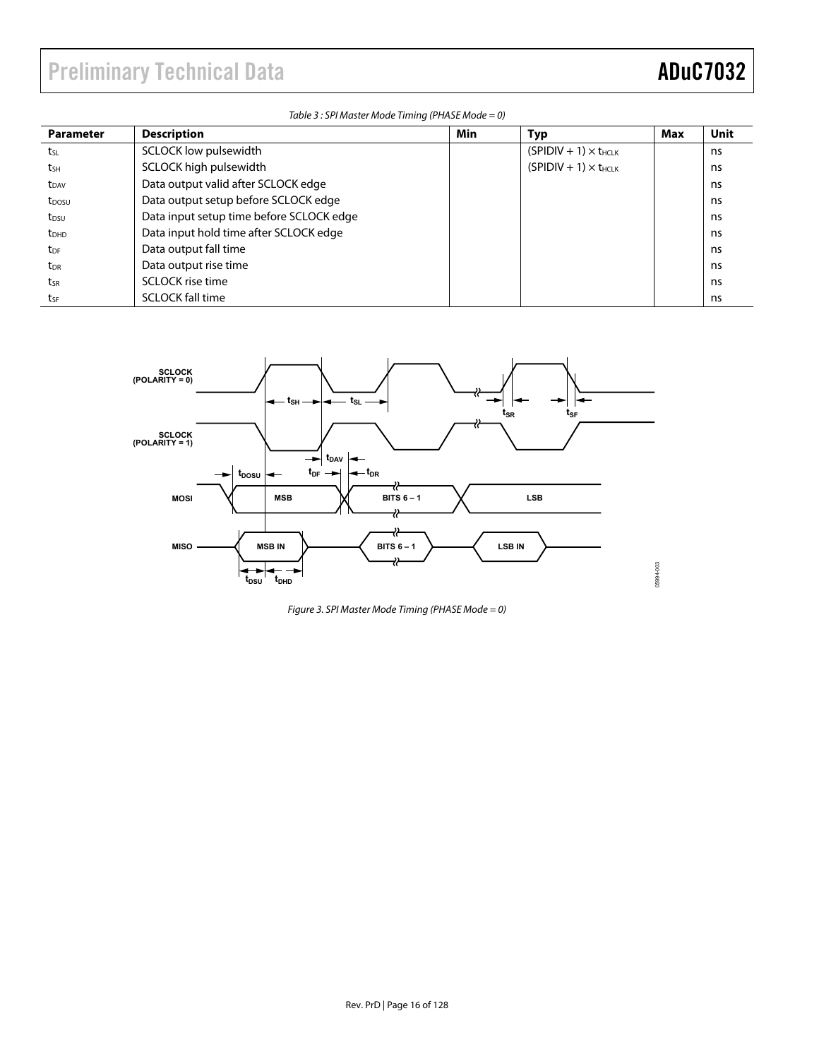Table 3 : SPI Master Mode Timing (PHASE Mode = 0)

| Parameter | Description | Min | Typ | Max | Unit |
|---|---|---|---|---|---|
| $t_{SL}$ | SCLOCK low pulsewidth | | $(SPIDIV + 1) \times t_{HCLK}$ | | ns |
| $t_{SH}$ | SCLOCK high pulsewidth | | $(SPIDIV + 1) \times t_{HCLK}$ | | ns |
| $t_{DAV}$ | Data output valid after SCLOCK edge | | | | ns |
| $t_{DOSU}$ | Data output setup before SCLOCK edge | | | | ns |
| $t_{DSU}$ | Data input setup time before SCLOCK edge | | | | ns |
| $t_{DHD}$ | Data input hold time after SCLOCK edge | | | | ns |
| $t_{DF}$ | Data output fall time | | | | ns |
| $t_{DR}$ | Data output rise time | | | | ns |
| $t_{SR}$ | SCLOCK rise time | | | | ns |
| $t_{SF}$ | SCLOCK fall time | | | | ns |

SCLOCK (POLARITY = 0)

SCLOCK (POLARITY = 1)

MOSI

MISO

$t_{SH}$ $t_{SL}$ $t_{SR}$ $t_{SF}$ $t_{DAV}$ $t_{DOSU}$ $t_{DF}$ $t_{DR}$ $t_{DSU}$ $t_{DHD}$

MSB BITS 6 – 1 LSB

MSB IN BITS 6 – 1 LSB IN

05994-003

Figure 3. SPI Master Mode Timing (PHASE Mode = 0)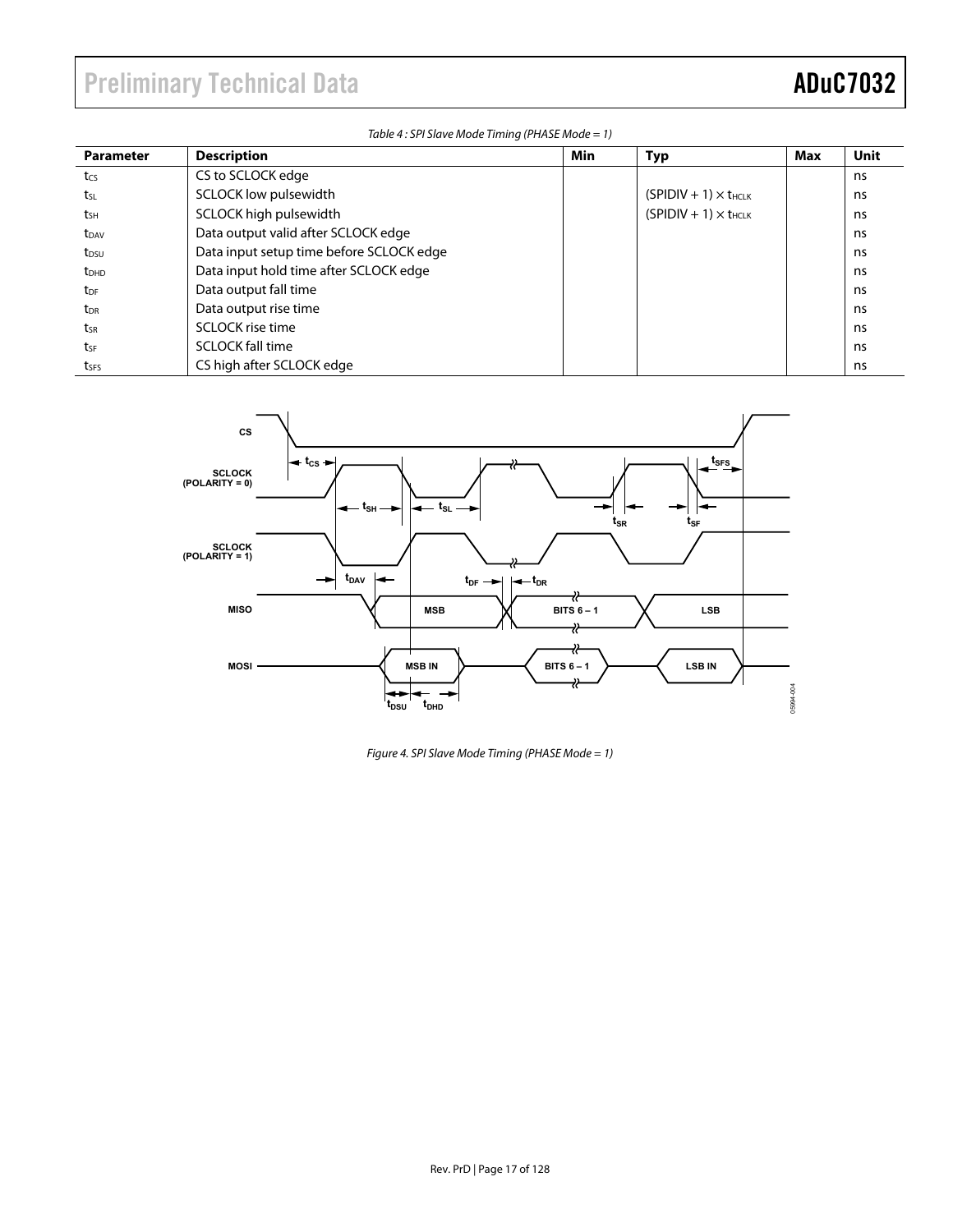Table 4 : SPI Slave Mode Timing (PHASE Mode = 1)

| Parameter | Description | Min | Typ | Max | Unit |
|---|---|---|---|---|---|
| $t_{CS}$ | CS to SCLOCK edge | | | | ns |
| $t_{SL}$ | SCLOCK low pulsewidth | | $(SPIDIV + 1) \times t_{HCLK}$ | | ns |
| $t_{SH}$ | SCLOCK high pulsewidth | | $(SPIDIV + 1) \times t_{HCLK}$ | | ns |
| $t_{DAV}$ | Data output valid after SCLOCK edge | | | | ns |
| $t_{DSU}$ | Data input setup time before SCLOCK edge | | | | ns |
| $t_{DHD}$ | Data input hold time after SCLOCK edge | | | | ns |
| $t_{DF}$ | Data output fall time | | | | ns |
| $t_{DR}$ | Data output rise time | | | | ns |
| $t_{SR}$ | SCLOCK rise time | | | | ns |
| $t_{SF}$ | SCLOCK fall time | | | | ns |
| $t_{SFS}$ | CS high after SCLOCK edge | | | | ns |

CS

SCLOCK (POLARITY = 0)

SCLOCK (POLARITY = 1)

MISO

MOSI

$t_{CS}$ $t_{SH}$ $t_{SL}$ $t_{SR}$ $t_{SF}$ $t_{SFS}$ $t_{DAV}$ $t_{DF}$ $t_{DR}$ $t_{DSU}$ $t_{DHD}$

MSB BITS 6 – 1 LSB

MSB IN BITS 6 – 1 LSB IN

05994-004

Figure 4. SPI Slave Mode Timing (PHASE Mode = 1)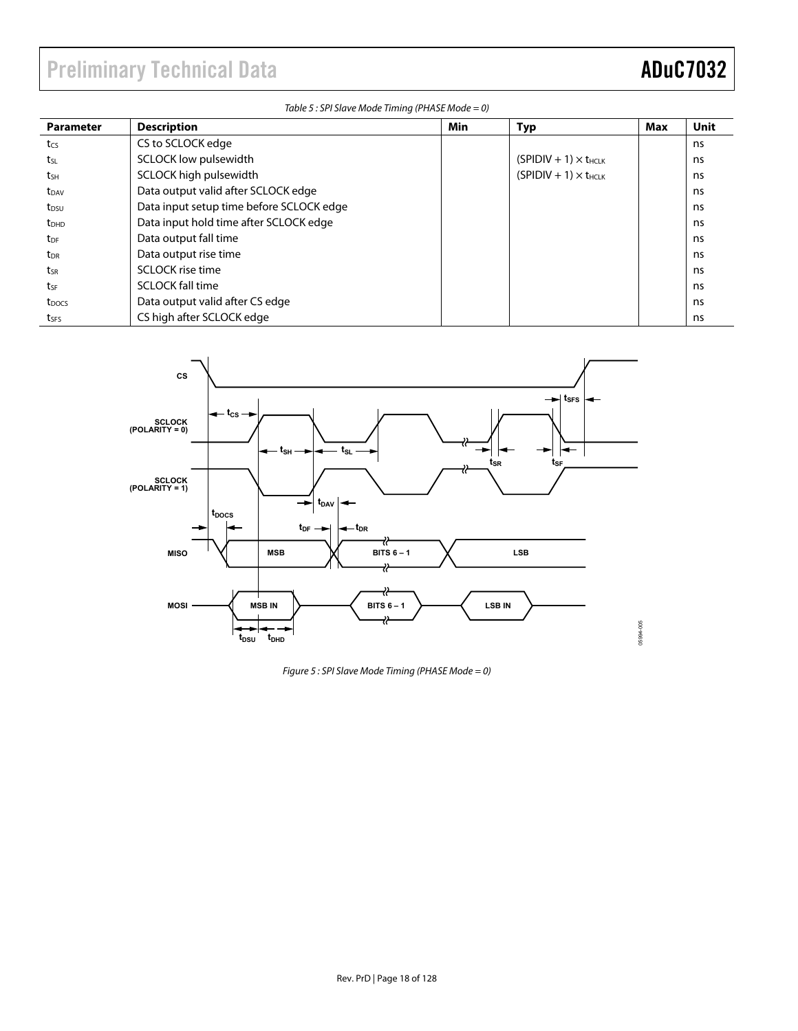Table 5 : SPI Slave Mode Timing (PHASE Mode = 0)

| Parameter | Description | Min | Typ | Max | Unit |
|---|---|---|---|---|---|
| $t_{CS}$ | CS to SCLOCK edge | | | | ns |
| $t_{SL}$ | SCLOCK low pulsewidth | | $(SPIDIV + 1) \times t_{HCLK}$ | | ns |
| $t_{SH}$ | SCLOCK high pulsewidth | | $(SPIDIV + 1) \times t_{HCLK}$ | | ns |
| $t_{DAV}$ | Data output valid after SCLOCK edge | | | | ns |
| $t_{DSU}$ | Data input setup time before SCLOCK edge | | | | ns |
| $t_{DHD}$ | Data input hold time after SCLOCK edge | | | | ns |
| $t_{DF}$ | Data output fall time | | | | ns |
| $t_{DR}$ | Data output rise time | | | | ns |
| $t_{SR}$ | SCLOCK rise time | | | | ns |
| $t_{SF}$ | SCLOCK fall time | | | | ns |
| $t_{DOCS}$ | Data output valid after CS edge | | | | ns |
| $t_{SFS}$ | CS high after SCLOCK edge | | | | ns |

Figure 5 : SPI Slave Mode Timing (PHASE Mode = 0)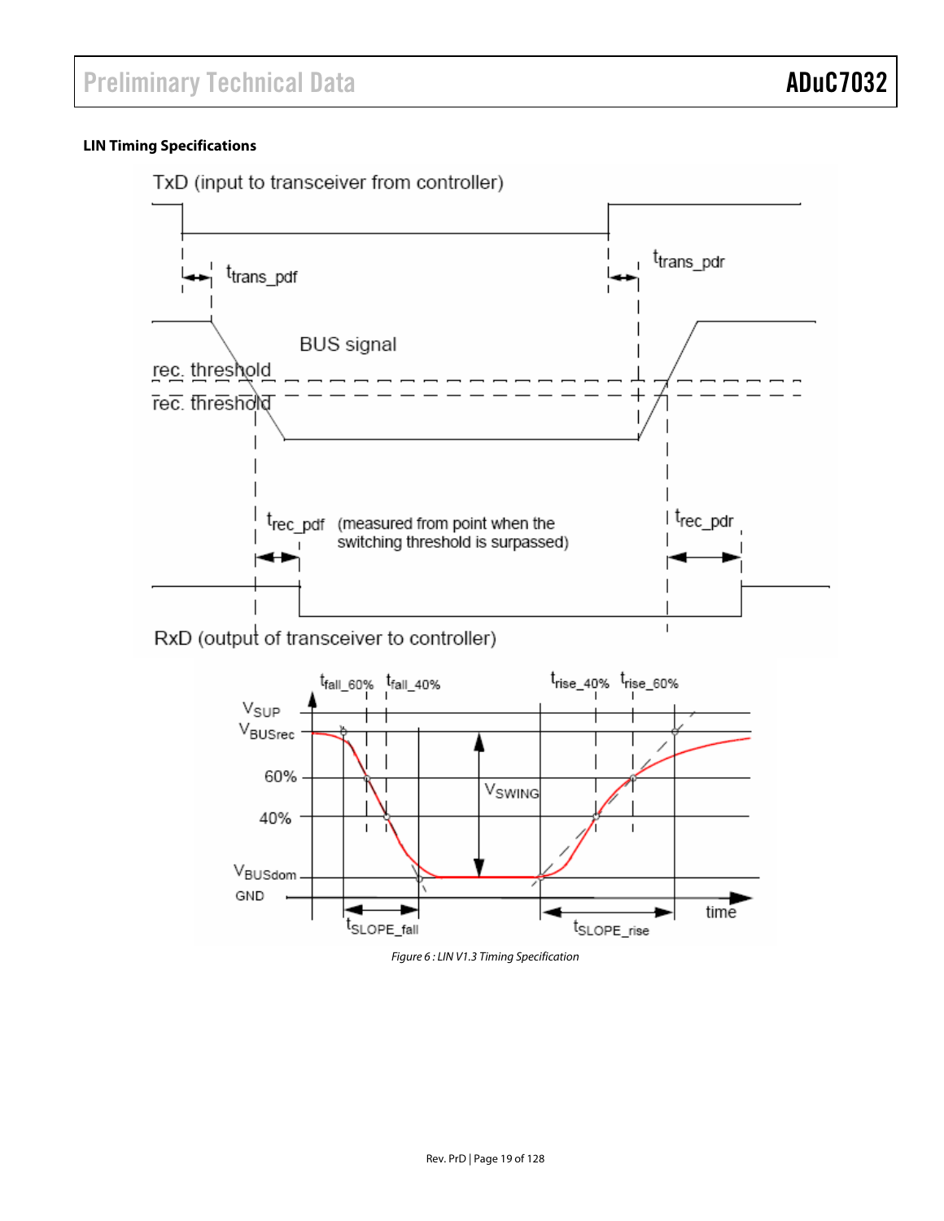### LIN Timing Specifications

TxD (input to transceiver from controller)

$t_{trans\_pdf}$

$t_{trans\_pdr}$

BUS signal

rec. threshold

rec. threshold

$t_{rec\_pdf}$ (measured from point when the switching threshold is surpassed)

$t_{rec\_pdr}$

RxD (output of transceiver to controller)

$t_{fall\_60\%}$ $t_{fall\_40\%}$ $t_{rise\_40\%}$ $t_{rise\_60\%}$

$V_{SUP}$

$V_{BUSrec}$

60%

40%

$V_{BUSdom}$

GND

$V_{SWING}$

time

$t_{SLOPE\_fall}$

$t_{SLOPE\_rise}$

*Figure 6 : LIN V1.3 Timing Specification*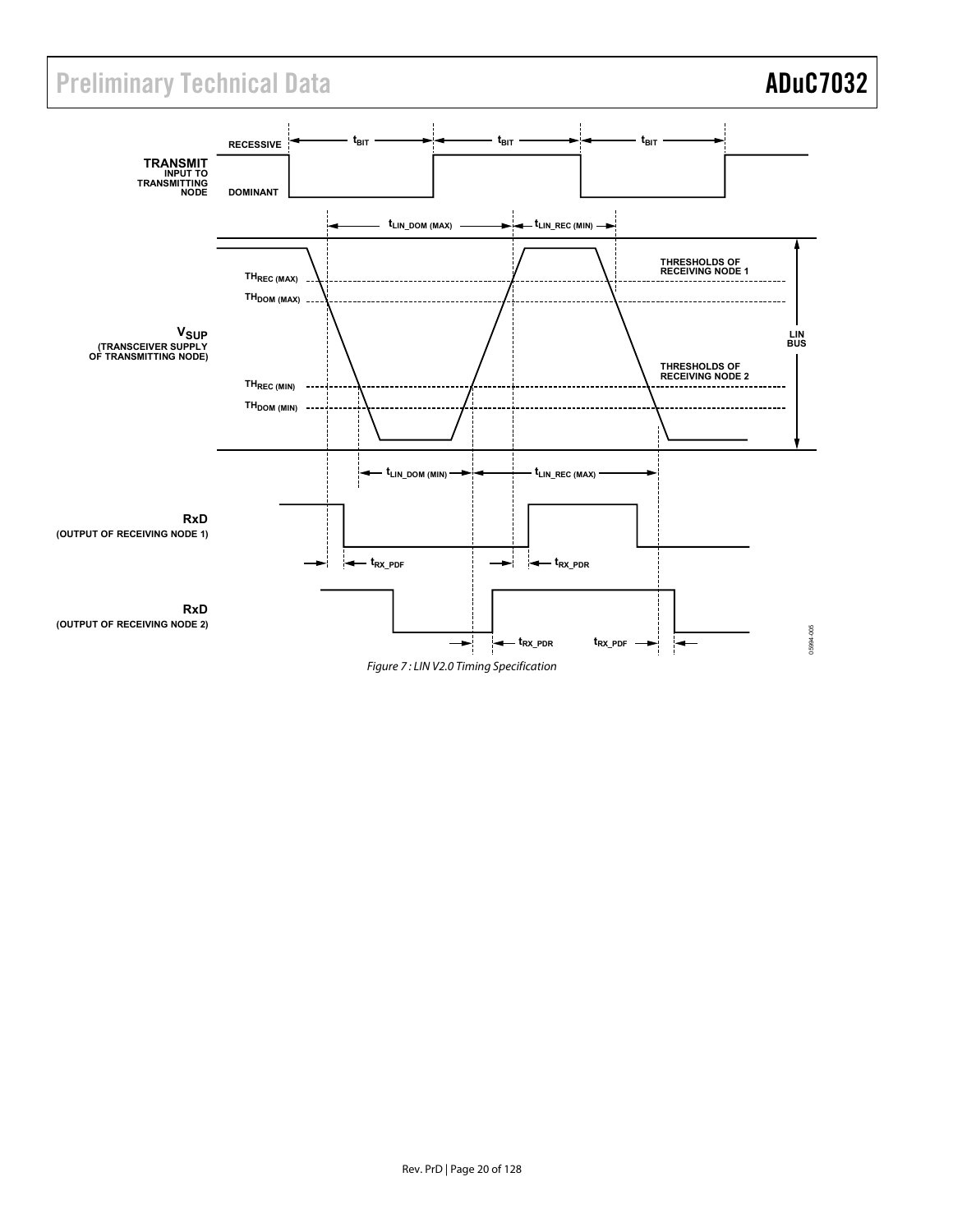RECESSIVE

DOMINANT

TRANSMIT
INPUT TO
TRANSMITTING
NODE

$t_{BIT}$

$t_{BIT}$

$t_{BIT}$

$t_{LIN\_DOM\ (MAX)}$

$t_{LIN\_REC\ (MIN)}$

$TH_{REC\ (MAX)}$

$TH_{DOM\ (MAX)}$

THRESHOLDS OF
RECEIVING NODE 1

$V_{SUP}$
(TRANSCEIVER SUPPLY
OF TRANSMITTING NODE)

LIN
BUS

THRESHOLDS OF
RECEIVING NODE 2

$TH_{REC\ (MIN)}$

$TH_{DOM\ (MIN)}$

$t_{LIN\_DOM\ (MIN)}$

$t_{LIN\_REC\ (MAX)}$

RxD
(OUTPUT OF RECEIVING NODE 1)

$t_{RX\_PDF}$

$t_{RX\_PDR}$

RxD
(OUTPUT OF RECEIVING NODE 2)

$t_{RX\_PDR}$

$t_{RX\_PDF}$

05994-005

*Figure 7 : LIN V2.0 Timing Specification*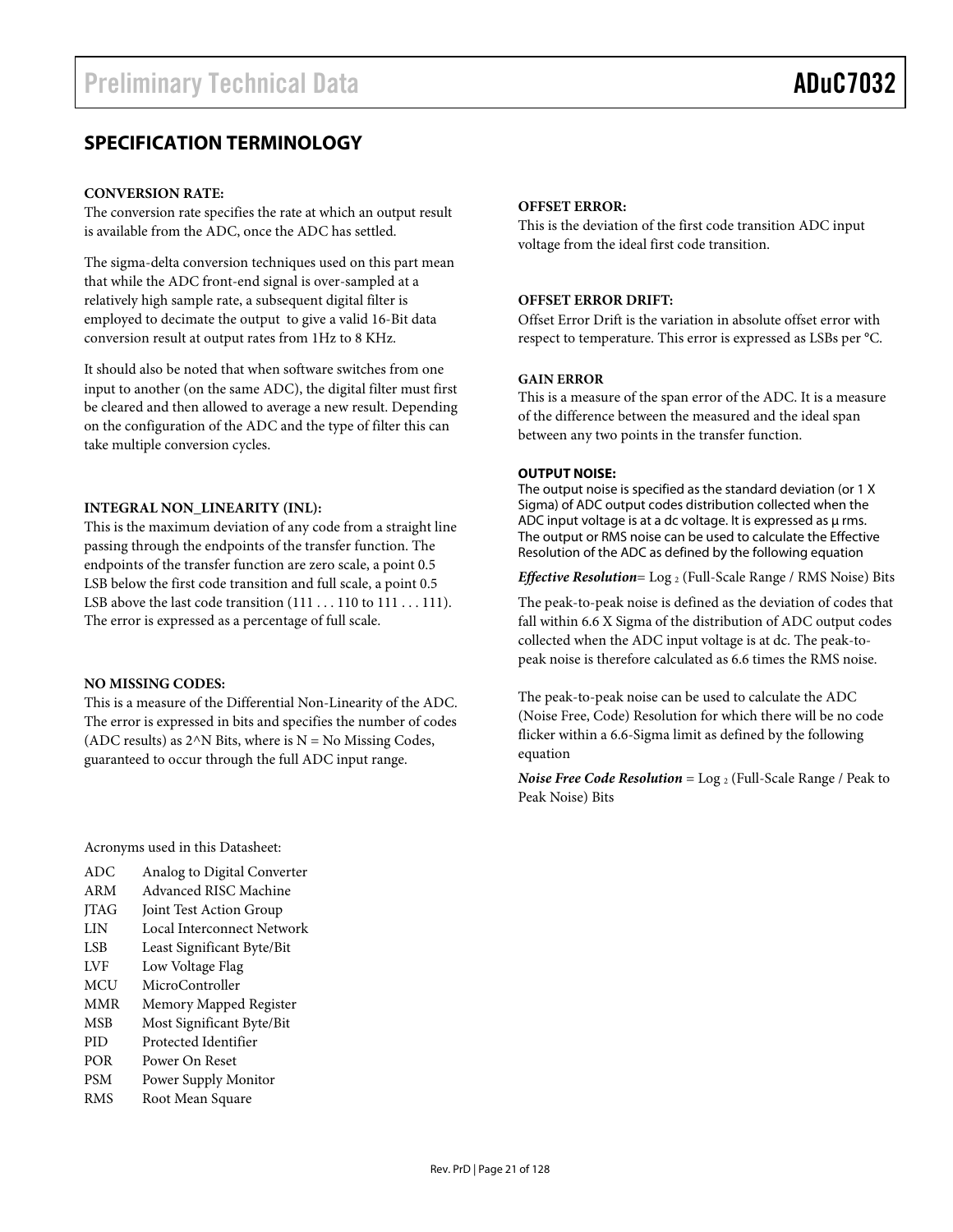## SPECIFICATION TERMINOLOGY

**CONVERSION RATE:**

The conversion rate specifies the rate at which an output result is available from the ADC, once the ADC has settled.

The sigma-delta conversion techniques used on this part mean that while the ADC front-end signal is over-sampled at a relatively high sample rate, a subsequent digital filter is employed to decimate the output to give a valid 16-Bit data conversion result at output rates from 1Hz to 8 KHz.

It should also be noted that when software switches from one input to another (on the same ADC), the digital filter must first be cleared and then allowed to average a new result. Depending on the configuration of the ADC and the type of filter this can take multiple conversion cycles.

**INTEGRAL NON_LINEARITY (INL):**

This is the maximum deviation of any code from a straight line passing through the endpoints of the transfer function. The endpoints of the transfer function are zero scale, a point 0.5 LSB below the first code transition and full scale, a point 0.5 LSB above the last code transition (111 . . . 110 to 111 . . . 111). The error is expressed as a percentage of full scale.

**NO MISSING CODES:**

This is a measure of the Differential Non-Linearity of the ADC. The error is expressed in bits and specifies the number of codes (ADC results) as 2^N Bits, where is N = No Missing Codes, guaranteed to occur through the full ADC input range.

**OFFSET ERROR:**

This is the deviation of the first code transition ADC input voltage from the ideal first code transition.

**OFFSET ERROR DRIFT:**

Offset Error Drift is the variation in absolute offset error with respect to temperature. This error is expressed as LSBs per °C.

**GAIN ERROR**

This is a measure of the span error of the ADC. It is a measure of the difference between the measured and the ideal span between any two points in the transfer function.

**OUTPUT NOISE:**

The output noise is specified as the standard deviation (or 1 X Sigma) of ADC output codes distribution collected when the ADC input voltage is at a dc voltage. It is expressed as μ rms. The output or RMS noise can be used to calculate the Effective Resolution of the ADC as defined by the following equation

***Effective Resolution***= $\log_2$ (Full-Scale Range / RMS Noise) Bits

The peak-to-peak noise is defined as the deviation of codes that fall within 6.6 X Sigma of the distribution of ADC output codes collected when the ADC input voltage is at dc. The peak-to-peak noise is therefore calculated as 6.6 times the RMS noise.

The peak-to-peak noise can be used to calculate the ADC (Noise Free, Code) Resolution for which there will be no code flicker within a 6.6-Sigma limit as defined by the following equation

***Noise Free Code Resolution*** = $\log_2$ (Full-Scale Range / Peak to Peak Noise) Bits

Acronyms used in this Datasheet:

| | |
|---|---|
| ADC | Analog to Digital Converter |
| ARM | Advanced RISC Machine |
| JTAG | Joint Test Action Group |
| LIN | Local Interconnect Network |
| LSB | Least Significant Byte/Bit |
| LVF | Low Voltage Flag |
| MCU | MicroController |
| MMR | Memory Mapped Register |
| MSB | Most Significant Byte/Bit |
| PID | Protected Identifier |
| POR | Power On Reset |
| PSM | Power Supply Monitor |
| RMS | Root Mean Square |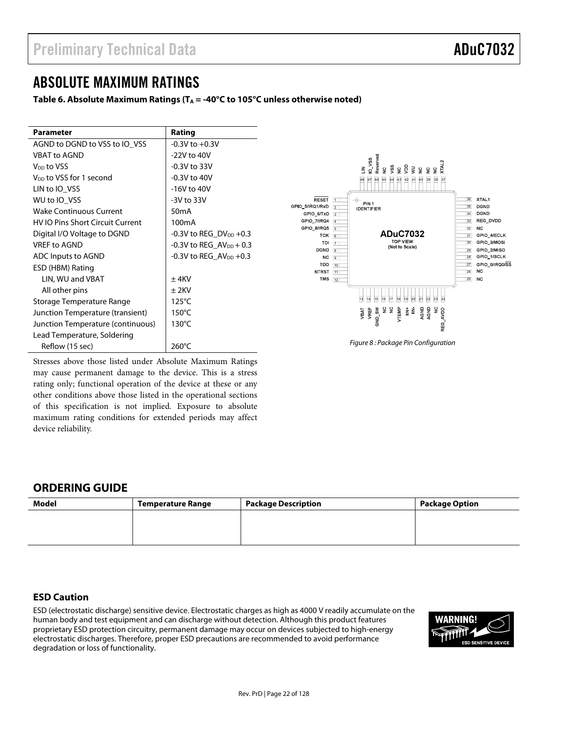# ABSOLUTE MAXIMUM RATINGS

**Table 6. Absolute Maximum Ratings ($T_A$ = -40°C to 105°C unless otherwise noted)**

| Parameter | Rating |
|---|---|
| AGND to DGND to VSS to IO_VSS | -0.3V to +0.3V |
| VBAT to AGND | -22V to 40V |
| $V_{DD}$ to VSS | -0.3V to 33V |
| $V_{DD}$ to VSS for 1 second | -0.3V to 40V |
| LIN to IO_VSS | -16V to 40V |
| WU to IO_VSS | -3V to 33V |
| Wake Continuous Current | 50mA |
| HV IO Pins Short Circuit Current | 100mA |
| Digital I/O Voltage to DGND | -0.3V to REG_$DV_{DD}$ +0.3 |
| VREF to AGND | -0.3V to REG_$AV_{DD}$ + 0.3 |
| ADC Inputs to AGND | -0.3V to REG_$AV_{DD}$ +0.3 |
| ESD (HBM) Rating | |
| LIN, WU and VBAT | ± 4KV |
| All other pins | ± 2KV |
| Storage Temperature Range | 125°C |
| Junction Temperature (transient) | 150°C |
| Junction Temperature (continuous) | 130°C |
| Lead Temperature, Soldering Reflow (15 sec) | 260°C |

Stresses above those listed under Absolute Maximum Ratings may cause permanent damage to the device. This is a stress rating only; functional operation of the device at these or any other conditions above those listed in the operational sections of this specification is not implied. Exposure to absolute maximum rating conditions for extended periods may affect device reliability.

LIN
IO_VSS
Reserved
NC
VSS
NC
VDD
WU
NC
NC
NC
XTAL2
48 47 46 45 44 43 42 41 40 39 38 37

RESET 1
GPIO_5/IRQ1/RxD 2
GPIO_6/TxD 3
GPIO_7/IRQ4 4
GPIO_8/IRQ5 5
TCK 6
TDI 7
DGND 8
NC 9
TDO 10
NTRST 11
TMS 12

PIN 1 IDENTIFIER

ADuC7032
TOP VIEW
(Not to Scale)

36 XTAL1
35 DGND
34 DGND
33 REG_DVDD
32 NC
31 GPIO_4/ECLK
30 GPIO_3/MOSI
29 GPIO_2/MISO
28 GPIO_1/SCLK
27 GPIO_0/IRQ0/SS
26 NC
25 NC

13 14 15 16 17 18 19 20 21 22 23 24
VBAT
VREF
GND_SW
NC
NC
VTEMP
IIN+
IIN-
AGND
AGND
NC
REG_AVDD

*Figure 8 : Package Pin Configuration*

## ORDERING GUIDE

| Model | Temperature Range | Package Description | Package Option |
|---|---|---|---|
| | | | |

### ESD Caution

ESD (electrostatic discharge) sensitive device. Electrostatic charges as high as 4000 V readily accumulate on the human body and test equipment and can discharge without detection. Although this product features proprietary ESD protection circuitry, permanent damage may occur on devices subjected to high-energy electrostatic discharges. Therefore, proper ESD precautions are recommended to avoid performance degradation or loss of functionality.

WARNING!
ESD SENSITIVE DEVICE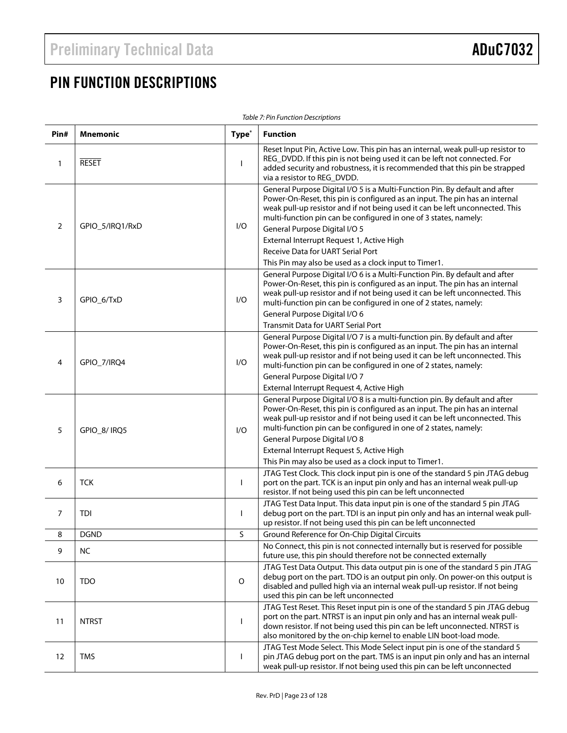# PIN FUNCTION DESCRIPTIONS

*Table 7: Pin Function Descriptions*

| Pin# | Mnemonic | Type* | Function |
|---|---|---|---|
| 1 | RESET | I | Reset Input Pin, Active Low. This pin has an internal, weak pull-up resistor to REG_DVDD. If this pin is not being used it can be left not connected. For added security and robustness, it is recommended that this pin be strapped via a resistor to REG_DVDD. |
| 2 | GPIO_5/IRQ1/RxD | I/O | General Purpose Digital I/O 5 is a Multi-Function Pin. By default and after Power-On-Reset, this pin is configured as an input. The pin has an internal weak pull-up resistor and if not being used it can be left unconnected. This multi-function pin can be configured in one of 3 states, namely: General Purpose Digital I/O 5 External Interrupt Request 1, Active High Receive Data for UART Serial Port This Pin may also be used as a clock input to Timer1. |
| 3 | GPIO_6/TxD | I/O | General Purpose Digital I/O 6 is a Multi-Function Pin. By default and after Power-On-Reset, this pin is configured as an input. The pin has an internal weak pull-up resistor and if not being used it can be left unconnected. This multi-function pin can be configured in one of 2 states, namely: General Purpose Digital I/O 6 Transmit Data for UART Serial Port |
| 4 | GPIO_7/IRQ4 | I/O | General Purpose Digital I/O 7 is a multi-function pin. By default and after Power-On-Reset, this pin is configured as an input. The pin has an internal weak pull-up resistor and if not being used it can be left unconnected. This multi-function pin can be configured in one of 2 states, namely: General Purpose Digital I/O 7 External Interrupt Request 4, Active High |
| 5 | GPIO_8/ IRQ5 | I/O | General Purpose Digital I/O 8 is a multi-function pin. By default and after Power-On-Reset, this pin is configured as an input. The pin has an internal weak pull-up resistor and if not being used it can be left unconnected. This multi-function pin can be configured in one of 2 states, namely: General Purpose Digital I/O 8 External Interrupt Request 5, Active High This Pin may also be used as a clock input to Timer1. |
| 6 | TCK | I | JTAG Test Clock. This clock input pin is one of the standard 5 pin JTAG debug port on the part. TCK is an input pin only and has an internal weak pull-up resistor. If not being used this pin can be left unconnected |
| 7 | TDI | I | JTAG Test Data Input. This data input pin is one of the standard 5 pin JTAG debug port on the part. TDI is an input pin only and has an internal weak pull-up resistor. If not being used this pin can be left unconnected |
| 8 | DGND | S | Ground Reference for On-Chip Digital Circuits |
| 9 | NC | | No Connect, this pin is not connected internally but is reserved for possible future use, this pin should therefore not be connected externally |
| 10 | TDO | O | JTAG Test Data Output. This data output pin is one of the standard 5 pin JTAG debug port on the part. TDO is an output pin only. On power-on this output is disabled and pulled high via an internal weak pull-up resistor. If not being used this pin can be left unconnected |
| 11 | NTRST | I | JTAG Test Reset. This Reset input pin is one of the standard 5 pin JTAG debug port on the part. NTRST is an input pin only and has an internal weak pull-down resistor. If not being used this pin can be left unconnected. NTRST is also monitored by the on-chip kernel to enable LIN boot-load mode. |
| 12 | TMS | I | JTAG Test Mode Select. This Mode Select input pin is one of the standard 5 pin JTAG debug port on the part. TMS is an input pin only and has an internal weak pull-up resistor. If not being used this pin can be left unconnected |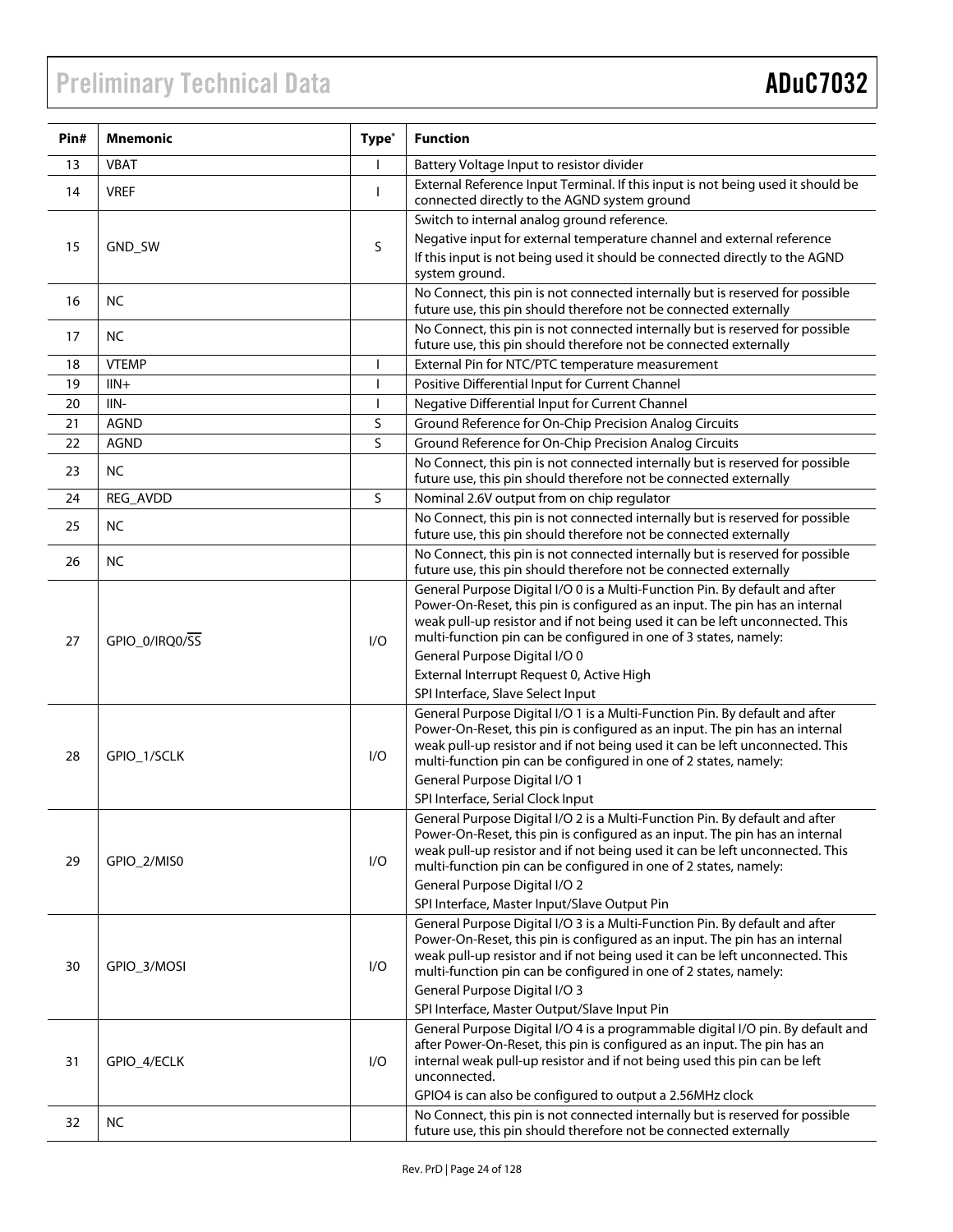| Pin# | Mnemonic | Type* | Function |
| --- | --- | --- | --- |
| 13 | VBAT | I | Battery Voltage Input to resistor divider |
| 14 | VREF | I | External Reference Input Terminal. If this input is not being used it should be connected directly to the AGND system ground |
| 15 | GND_SW | S | Switch to internal analog ground reference.<br>Negative input for external temperature channel and external reference<br>If this input is not being used it should be connected directly to the AGND system ground. |
| 16 | NC | | No Connect, this pin is not connected internally but is reserved for possible future use, this pin should therefore not be connected externally |
| 17 | NC | | No Connect, this pin is not connected internally but is reserved for possible future use, this pin should therefore not be connected externally |
| 18 | VTEMP | I | External Pin for NTC/PTC temperature measurement |
| 19 | IIN+ | I | Positive Differential Input for Current Channel |
| 20 | IIN- | I | Negative Differential Input for Current Channel |
| 21 | AGND | S | Ground Reference for On-Chip Precision Analog Circuits |
| 22 | AGND | S | Ground Reference for On-Chip Precision Analog Circuits |
| 23 | NC | | No Connect, this pin is not connected internally but is reserved for possible future use, this pin should therefore not be connected externally |
| 24 | REG_AVDD | S | Nominal 2.6V output from on chip regulator |
| 25 | NC | | No Connect, this pin is not connected internally but is reserved for possible future use, this pin should therefore not be connected externally |
| 26 | NC | | No Connect, this pin is not connected internally but is reserved for possible future use, this pin should therefore not be connected externally |
| 27 | GPIO_0/IRQ0/$\overline{SS}$ | I/O | General Purpose Digital I/O 0 is a Multi-Function Pin. By default and after Power-On-Reset, this pin is configured as an input. The pin has an internal weak pull-up resistor and if not being used it can be left unconnected. This multi-function pin can be configured in one of 3 states, namely:<br>General Purpose Digital I/O 0<br>External Interrupt Request 0, Active High<br>SPI Interface, Slave Select Input |
| 28 | GPIO_1/SCLK | I/O | General Purpose Digital I/O 1 is a Multi-Function Pin. By default and after Power-On-Reset, this pin is configured as an input. The pin has an internal weak pull-up resistor and if not being used it can be left unconnected. This multi-function pin can be configured in one of 2 states, namely:<br>General Purpose Digital I/O 1<br>SPI Interface, Serial Clock Input |
| 29 | GPIO_2/MIS0 | I/O | General Purpose Digital I/O 2 is a Multi-Function Pin. By default and after Power-On-Reset, this pin is configured as an input. The pin has an internal weak pull-up resistor and if not being used it can be left unconnected. This multi-function pin can be configured in one of 2 states, namely:<br>General Purpose Digital I/O 2<br>SPI Interface, Master Input/Slave Output Pin |
| 30 | GPIO_3/MOSI | I/O | General Purpose Digital I/O 3 is a Multi-Function Pin. By default and after Power-On-Reset, this pin is configured as an input. The pin has an internal weak pull-up resistor and if not being used it can be left unconnected. This multi-function pin can be configured in one of 2 states, namely:<br>General Purpose Digital I/O 3<br>SPI Interface, Master Output/Slave Input Pin |
| 31 | GPIO_4/ECLK | I/O | General Purpose Digital I/O 4 is a programmable digital I/O pin. By default and after Power-On-Reset, this pin is configured as an input. The pin has an internal weak pull-up resistor and if not being used this pin can be left unconnected.<br>GPIO4 is can also be configured to output a 2.56MHz clock |
| 32 | NC | | No Connect, this pin is not connected internally but is reserved for possible future use, this pin should therefore not be connected externally |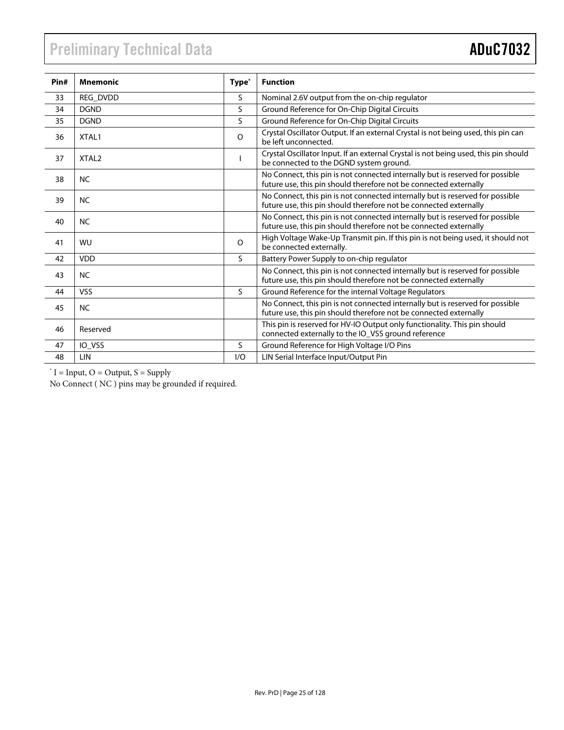| Pin# | Mnemonic | Type* | Function |
|---|---|---|---|
| 33 | REG_DVDD | S | Nominal 2.6V output from the on-chip regulator |
| 34 | DGND | S | Ground Reference for On-Chip Digital Circuits |
| 35 | DGND | S | Ground Reference for On-Chip Digital Circuits |
| 36 | XTAL1 | O | Crystal Oscillator Output. If an external Crystal is not being used, this pin can be left unconnected. |
| 37 | XTAL2 | I | Crystal Oscillator Input. If an external Crystal is not being used, this pin should be connected to the DGND system ground. |
| 38 | NC | | No Connect, this pin is not connected internally but is reserved for possible future use, this pin should therefore not be connected externally |
| 39 | NC | | No Connect, this pin is not connected internally but is reserved for possible future use, this pin should therefore not be connected externally |
| 40 | NC | | No Connect, this pin is not connected internally but is reserved for possible future use, this pin should therefore not be connected externally |
| 41 | WU | O | High Voltage Wake-Up Transmit pin. If this pin is not being used, it should not be connected externally. |
| 42 | VDD | S | Battery Power Supply to on-chip regulator |
| 43 | NC | | No Connect, this pin is not connected internally but is reserved for possible future use, this pin should therefore not be connected externally |
| 44 | VSS | S | Ground Reference for the internal Voltage Regulators |
| 45 | NC | | No Connect, this pin is not connected internally but is reserved for possible future use, this pin should therefore not be connected externally |
| 46 | Reserved | | This pin is reserved for HV-IO Output only functionality. This pin should connected externally to the IO_VSS ground reference |
| 47 | IO_VSS | S | Ground Reference for High Voltage I/O Pins |
| 48 | LIN | I/O | LIN Serial Interface Input/Output Pin |

* I = Input, O = Output, S = Supply

No Connect ( NC ) pins may be grounded if required.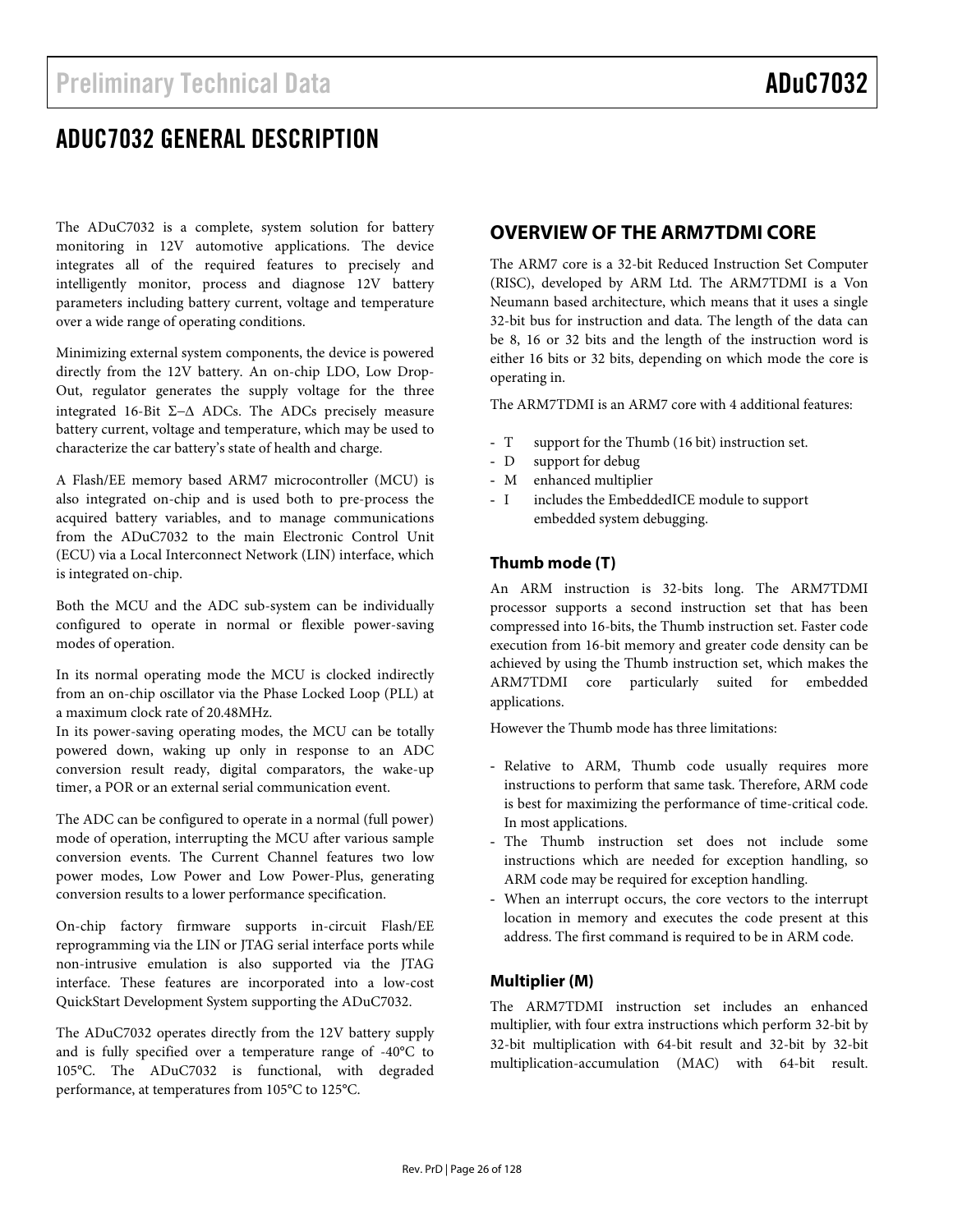# ADUC7032 GENERAL DESCRIPTION

The ADuC7032 is a complete, system solution for battery monitoring in 12V automotive applications. The device integrates all of the required features to precisely and intelligently monitor, process and diagnose 12V battery parameters including battery current, voltage and temperature over a wide range of operating conditions.

Minimizing external system components, the device is powered directly from the 12V battery. An on-chip LDO, Low Drop-Out, regulator generates the supply voltage for the three integrated 16-Bit Σ–Δ ADCs. The ADCs precisely measure battery current, voltage and temperature, which may be used to characterize the car battery's state of health and charge.

A Flash/EE memory based ARM7 microcontroller (MCU) is also integrated on-chip and is used both to pre-process the acquired battery variables, and to manage communications from the ADuC7032 to the main Electronic Control Unit (ECU) via a Local Interconnect Network (LIN) interface, which is integrated on-chip.

Both the MCU and the ADC sub-system can be individually configured to operate in normal or flexible power-saving modes of operation.

In its normal operating mode the MCU is clocked indirectly from an on-chip oscillator via the Phase Locked Loop (PLL) at a maximum clock rate of 20.48MHz.
In its power-saving operating modes, the MCU can be totally powered down, waking up only in response to an ADC conversion result ready, digital comparators, the wake-up timer, a POR or an external serial communication event.

The ADC can be configured to operate in a normal (full power) mode of operation, interrupting the MCU after various sample conversion events. The Current Channel features two low power modes, Low Power and Low Power-Plus, generating conversion results to a lower performance specification.

On-chip factory firmware supports in-circuit Flash/EE reprogramming via the LIN or JTAG serial interface ports while non-intrusive emulation is also supported via the JTAG interface. These features are incorporated into a low-cost QuickStart Development System supporting the ADuC7032.

The ADuC7032 operates directly from the 12V battery supply and is fully specified over a temperature range of -40°C to 105°C. The ADuC7032 is functional, with degraded performance, at temperatures from 105°C to 125°C.

## OVERVIEW OF THE ARM7TDMI CORE

The ARM7 core is a 32-bit Reduced Instruction Set Computer (RISC), developed by ARM Ltd. The ARM7TDMI is a Von Neumann based architecture, which means that it uses a single 32-bit bus for instruction and data. The length of the data can be 8, 16 or 32 bits and the length of the instruction word is either 16 bits or 32 bits, depending on which mode the core is operating in.

The ARM7TDMI is an ARM7 core with 4 additional features:

- T support for the Thumb (16 bit) instruction set.
- D support for debug
- M enhanced multiplier
- I includes the EmbeddedICE module to support embedded system debugging.

### Thumb mode (T)

An ARM instruction is 32-bits long. The ARM7TDMI processor supports a second instruction set that has been compressed into 16-bits, the Thumb instruction set. Faster code execution from 16-bit memory and greater code density can be achieved by using the Thumb instruction set, which makes the ARM7TDMI core particularly suited for embedded applications.

However the Thumb mode has three limitations:

- Relative to ARM, Thumb code usually requires more instructions to perform that same task. Therefore, ARM code is best for maximizing the performance of time-critical code. In most applications.
- The Thumb instruction set does not include some instructions which are needed for exception handling, so ARM code may be required for exception handling.
- When an interrupt occurs, the core vectors to the interrupt location in memory and executes the code present at this address. The first command is required to be in ARM code.

### Multiplier (M)

The ARM7TDMI instruction set includes an enhanced multiplier, with four extra instructions which perform 32-bit by 32-bit multiplication with 64-bit result and 32-bit by 32-bit multiplication-accumulation (MAC) with 64-bit result.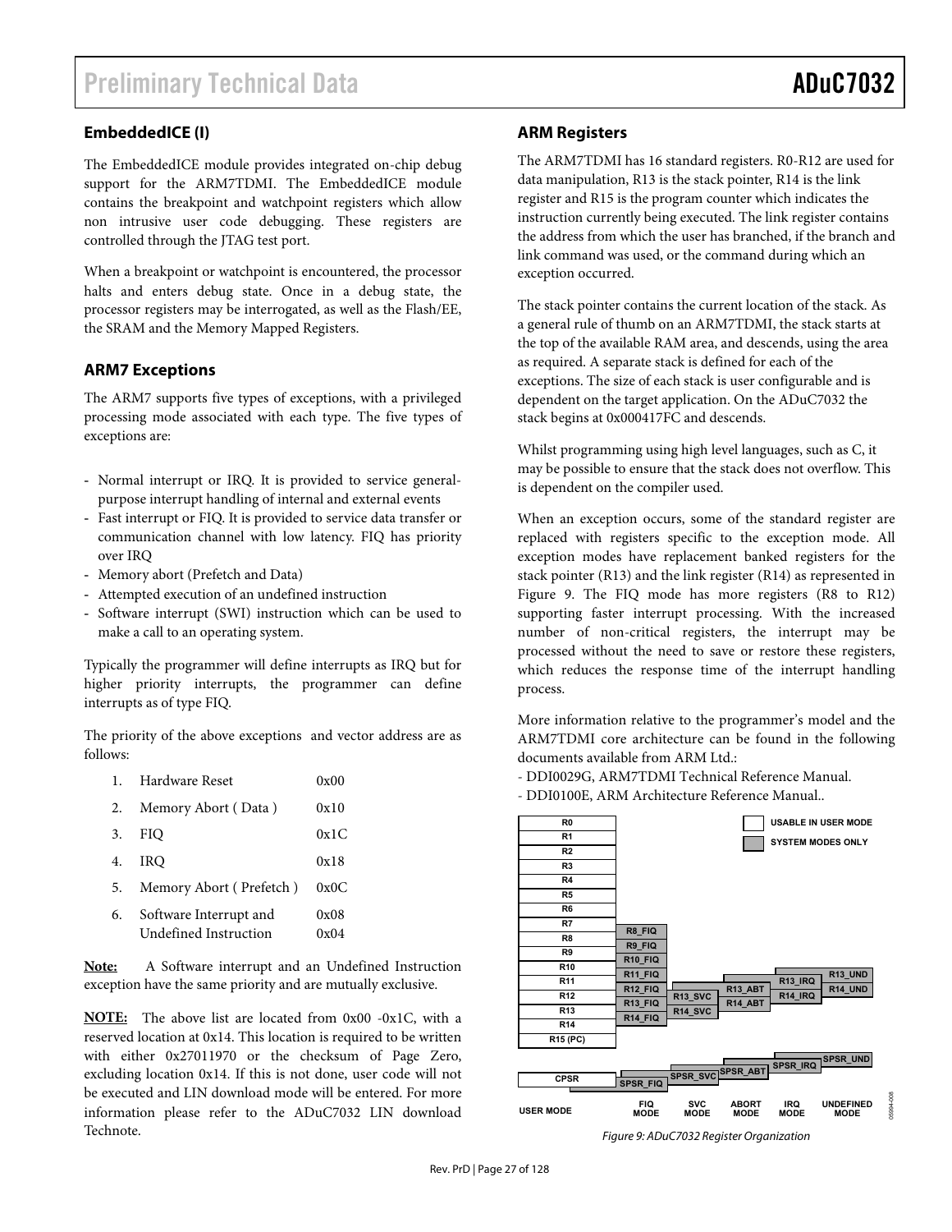## EmbeddedICE (I)

The EmbeddedICE module provides integrated on-chip debug support for the ARM7TDMI. The EmbeddedICE module contains the breakpoint and watchpoint registers which allow non intrusive user code debugging. These registers are controlled through the JTAG test port.

When a breakpoint or watchpoint is encountered, the processor halts and enters debug state. Once in a debug state, the processor registers may be interrogated, as well as the Flash/EE, the SRAM and the Memory Mapped Registers.

## ARM7 Exceptions

The ARM7 supports five types of exceptions, with a privileged processing mode associated with each type. The five types of exceptions are:

- Normal interrupt or IRQ. It is provided to service general-purpose interrupt handling of internal and external events
- Fast interrupt or FIQ. It is provided to service data transfer or communication channel with low latency. FIQ has priority over IRQ
- Memory abort (Prefetch and Data)
- Attempted execution of an undefined instruction
- Software interrupt (SWI) instruction which can be used to make a call to an operating system.

Typically the programmer will define interrupts as IRQ but for higher priority interrupts, the programmer can define interrupts as of type FIQ.

The priority of the above exceptions and vector address are as follows:

| | | |
|---|---|---|
| 1. | Hardware Reset | 0x00 |
| 2. | Memory Abort ( Data ) | 0x10 |
| 3. | FIQ | 0x1C |
| 4. | IRQ | 0x18 |
| 5. | Memory Abort ( Prefetch ) | 0x0C |
| 6. | Software Interrupt and Undefined Instruction | 0x08 0x04 |

**Note:** A Software interrupt and an Undefined Instruction exception have the same priority and are mutually exclusive.

**NOTE:** The above list are located from 0x00 -0x1C, with a reserved location at 0x14. This location is required to be written with either 0x27011970 or the checksum of Page Zero, excluding location 0x14. If this is not done, user code will not be executed and LIN download mode will be entered. For more information please refer to the ADuC7032 LIN download Technote.

## ARM Registers

The ARM7TDMI has 16 standard registers. R0-R12 are used for data manipulation, R13 is the stack pointer, R14 is the link register and R15 is the program counter which indicates the instruction currently being executed. The link register contains the address from which the user has branched, if the branch and link command was used, or the command during which an exception occurred.

The stack pointer contains the current location of the stack. As a general rule of thumb on an ARM7TDMI, the stack starts at the top of the available RAM area, and descends, using the area as required. A separate stack is defined for each of the exceptions. The size of each stack is user configurable and is dependent on the target application. On the ADuC7032 the stack begins at 0x000417FC and descends.

Whilst programming using high level languages, such as C, it may be possible to ensure that the stack does not overflow. This is dependent on the compiler used.

When an exception occurs, some of the standard register are replaced with registers specific to the exception mode. All exception modes have replacement banked registers for the stack pointer (R13) and the link register (R14) as represented in Figure 9. The FIQ mode has more registers (R8 to R12) supporting faster interrupt processing. With the increased number of non-critical registers, the interrupt may be processed without the need to save or restore these registers, which reduces the response time of the interrupt handling process.

More information relative to the programmer's model and the ARM7TDMI core architecture can be found in the following documents available from ARM Ltd.:

- DDI0029G, ARM7TDMI Technical Reference Manual.
- DDI0100E, ARM Architecture Reference Manual..

USABLE IN USER MODE
SYSTEM MODES ONLY

R0
R1
R2
R3
R4
R5
R6
R7
R8
R9
R10
R11
R12
R13
R14
R15 (PC)

R8_FIQ
R9_FIQ
R10_FIQ
R11_FIQ
R12_FIQ
R13_FIQ
R14_FIQ

R13_SVC
R14_SVC

R13_ABT
R14_ABT

R13_IRQ
R14_IRQ

R13_UND
R14_UND

CPSR
SPSR_FIQ
SPSR_SVC
SPSR_ABT
SPSR_IRQ
SPSR_UND

USER MODE
FIQ MODE
SVC MODE
ABORT MODE
IRQ MODE
UNDEFINED MODE

05994-008

*Figure 9: ADuC7032 Register Organization*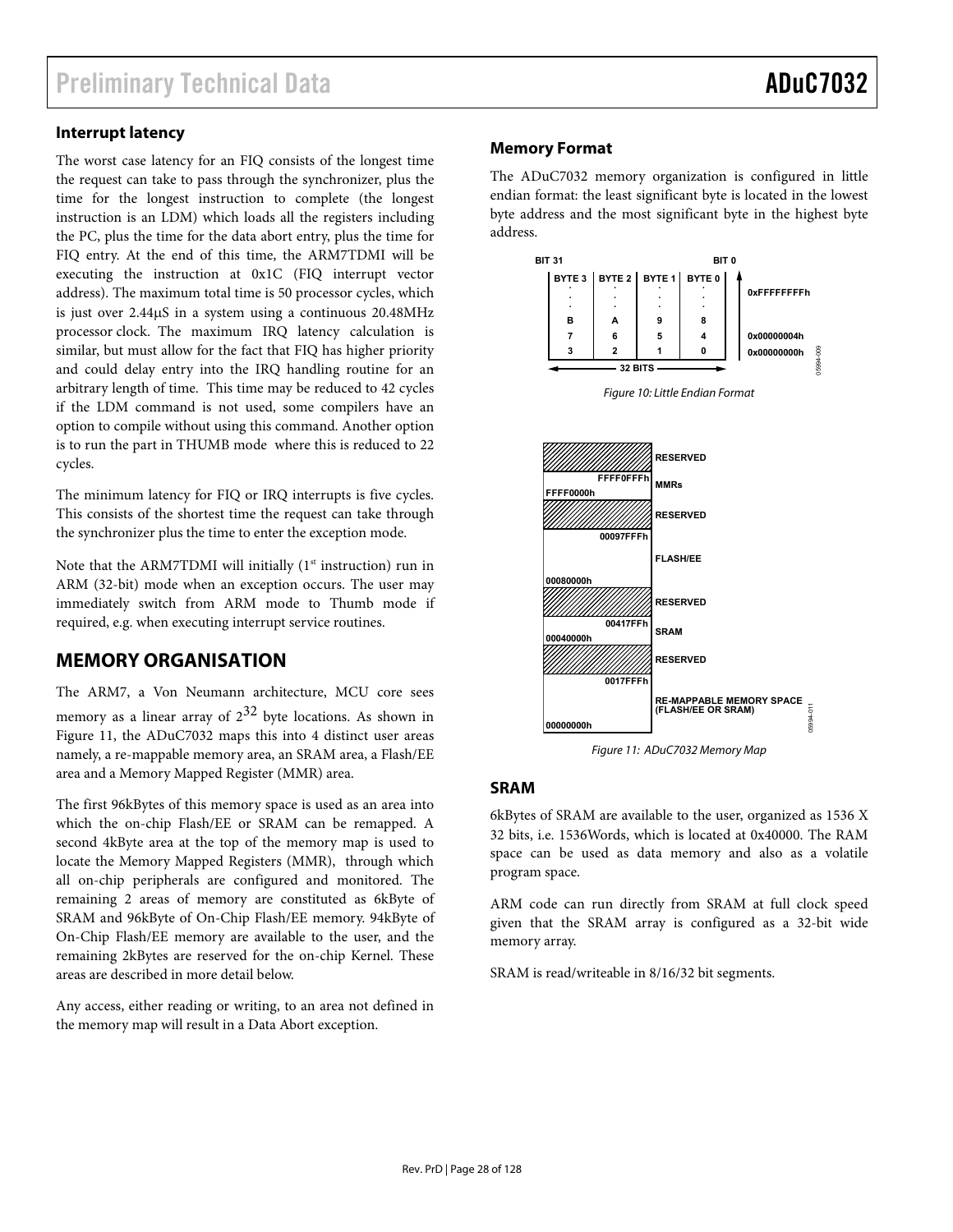### Interrupt latency

The worst case latency for an FIQ consists of the longest time the request can take to pass through the synchronizer, plus the time for the longest instruction to complete (the longest instruction is an LDM) which loads all the registers including the PC, plus the time for the data abort entry, plus the time for FIQ entry. At the end of this time, the ARM7TDMI will be executing the instruction at 0x1C (FIQ interrupt vector address). The maximum total time is 50 processor cycles, which is just over 2.44μS in a system using a continuous 20.48MHz processor clock. The maximum IRQ latency calculation is similar, but must allow for the fact that FIQ has higher priority and could delay entry into the IRQ handling routine for an arbitrary length of time. This time may be reduced to 42 cycles if the LDM command is not used, some compilers have an option to compile without using this command. Another option is to run the part in THUMB mode where this is reduced to 22 cycles.

The minimum latency for FIQ or IRQ interrupts is five cycles. This consists of the shortest time the request can take through the synchronizer plus the time to enter the exception mode.

Note that the ARM7TDMI will initially (1st instruction) run in ARM (32-bit) mode when an exception occurs. The user may immediately switch from ARM mode to Thumb mode if required, e.g. when executing interrupt service routines.

## MEMORY ORGANISATION

The ARM7, a Von Neumann architecture, MCU core sees memory as a linear array of $2^{32}$ byte locations. As shown in Figure 11, the ADuC7032 maps this into 4 distinct user areas namely, a re-mappable memory area, an SRAM area, a Flash/EE area and a Memory Mapped Register (MMR) area.

The first 96kBytes of this memory space is used as an area into which the on-chip Flash/EE or SRAM can be remapped. A second 4kByte area at the top of the memory map is used to locate the Memory Mapped Registers (MMR), through which all on-chip peripherals are configured and monitored. The remaining 2 areas of memory are constituted as 6kByte of SRAM and 96kByte of On-Chip Flash/EE memory. 94kByte of On-Chip Flash/EE memory are available to the user, and the remaining 2kBytes are reserved for the on-chip Kernel. These areas are described in more detail below.

Any access, either reading or writing, to an area not defined in the memory map will result in a Data Abort exception.

### Memory Format

The ADuC7032 memory organization is configured in little endian format: the least significant byte is located in the lowest byte address and the most significant byte in the highest byte address.

BIT 31
BIT 0
BYTE 3
BYTE 2
BYTE 1
BYTE 0
B A 9 8
7 6 5 4
3 2 1 0
0xFFFFFFFFh
0x00000004h
0x00000000h
32 BITS
05994-009

*Figure 10: Little Endian Format*

RESERVED
FFFF0FFFh
MMRs
FFFF0000h
RESERVED
00097FFFh
FLASH/EE
00080000h
RESERVED
00417FFh
SRAM
00040000h
RESERVED
0017FFFh
RE-MAPPABLE MEMORY SPACE (FLASH/EE OR SRAM)
00000000h
05994-011

*Figure 11: ADuC7032 Memory Map*

### SRAM

6kBytes of SRAM are available to the user, organized as 1536 X 32 bits, i.e. 1536Words, which is located at 0x40000. The RAM space can be used as data memory and also as a volatile program space.

ARM code can run directly from SRAM at full clock speed given that the SRAM array is configured as a 32-bit wide memory array.

SRAM is read/writeable in 8/16/32 bit segments.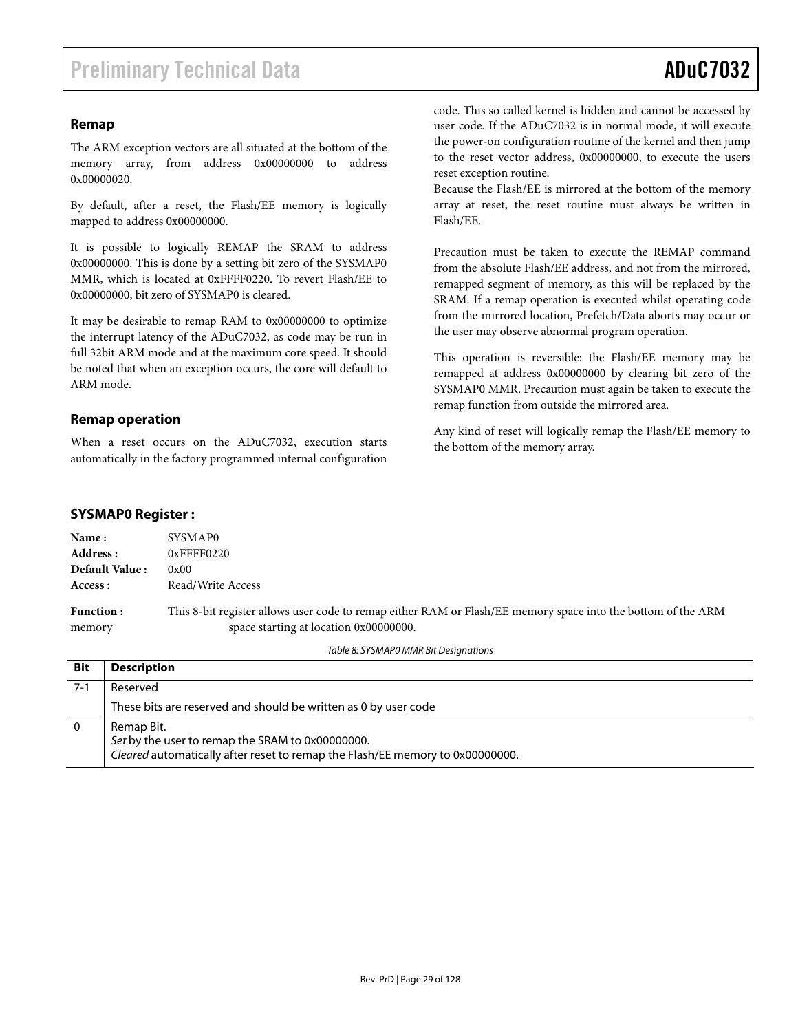### Remap

The ARM exception vectors are all situated at the bottom of the memory array, from address 0x00000000 to address 0x00000020.

By default, after a reset, the Flash/EE memory is logically mapped to address 0x00000000.

It is possible to logically REMAP the SRAM to address 0x00000000. This is done by a setting bit zero of the SYSMAP0 MMR, which is located at 0xFFFF0220. To revert Flash/EE to 0x00000000, bit zero of SYSMAP0 is cleared.

It may be desirable to remap RAM to 0x00000000 to optimize the interrupt latency of the ADuC7032, as code may be run in full 32bit ARM mode and at the maximum core speed. It should be noted that when an exception occurs, the core will default to ARM mode.

### Remap operation

When a reset occurs on the ADuC7032, execution starts automatically in the factory programmed internal configuration code. This so called kernel is hidden and cannot be accessed by user code. If the ADuC7032 is in normal mode, it will execute the power-on configuration routine of the kernel and then jump to the reset vector address, 0x00000000, to execute the users reset exception routine.
Because the Flash/EE is mirrored at the bottom of the memory array at reset, the reset routine must always be written in Flash/EE.

Precaution must be taken to execute the REMAP command from the absolute Flash/EE address, and not from the mirrored, remapped segment of memory, as this will be replaced by the SRAM. If a remap operation is executed whilst operating code from the mirrored location, Prefetch/Data aborts may occur or the user may observe abnormal program operation.

This operation is reversible: the Flash/EE memory may be remapped at address 0x00000000 by clearing bit zero of the SYSMAP0 MMR. Precaution must again be taken to execute the remap function from outside the mirrored area.

Any kind of reset will logically remap the Flash/EE memory to the bottom of the memory array.

### SYSMAP0 Register :

**Name :** SYSMAP0
**Address :** 0xFFFF0220
**Default Value :** 0x00
**Access :** Read/Write Access

**Function :** This 8-bit register allows user code to remap either RAM or Flash/EE memory space into the bottom of the ARM memory space starting at location 0x00000000.

Table 8: SYSMAP0 MMR Bit Designations

| Bit | Description |
|---|---|
| 7-1 | Reserved<br>These bits are reserved and should be written as 0 by user code |
| 0 | Remap Bit.<br>*Set* by the user to remap the SRAM to 0x00000000.<br>*Cleared* automatically after reset to remap the Flash/EE memory to 0x00000000. |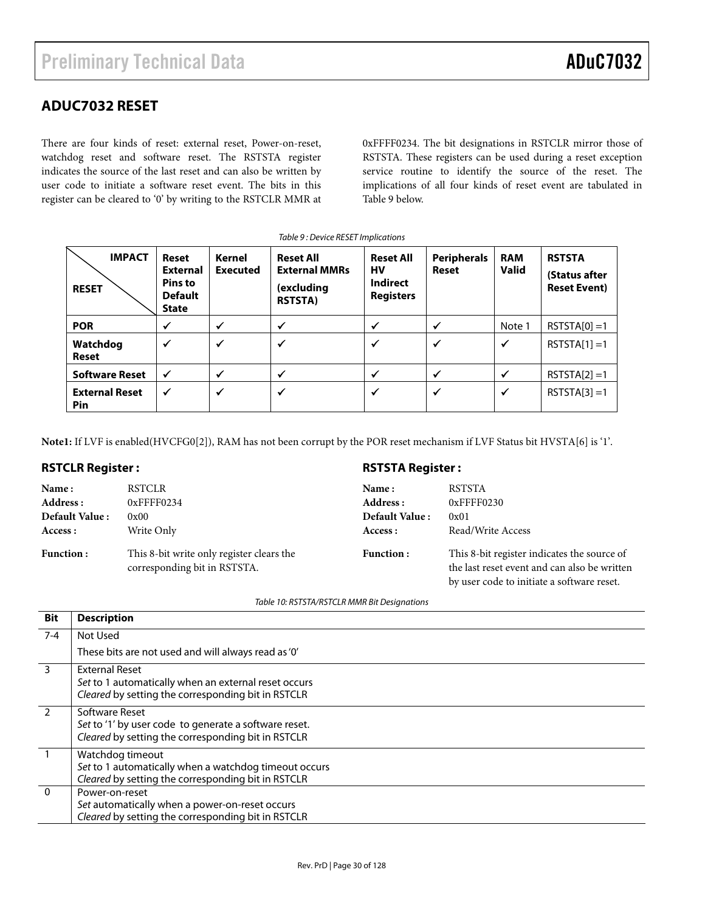## ADUC7032 RESET

There are four kinds of reset: external reset, Power-on-reset, watchdog reset and software reset. The RSTSTA register indicates the source of the last reset and can also be written by user code to initiate a software reset event. The bits in this register can be cleared to '0' by writing to the RSTCLR MMR at 0xFFFF0234. The bit designations in RSTCLR mirror those of RSTSTA. These registers can be used during a reset exception service routine to identify the source of the reset. The implications of all four kinds of reset event are tabulated in Table 9 below.

*Table 9 : Device RESET Implications*

| IMPACT / RESET | Reset External Pins to Default State | Kernel Executed | Reset All External MMRs (excluding RSTSTA) | Reset All HV Indirect Registers | Peripherals Reset | RAM Valid | RSTSTA (Status after Reset Event) |
|---|---|---|---|---|---|---|---|
| **POR** | ✓ | ✓ | ✓ | ✓ | ✓ | Note 1 | RSTSTA[0] =1 |
| **Watchdog Reset** | ✓ | ✓ | ✓ | ✓ | ✓ | ✓ | RSTSTA[1] =1 |
| **Software Reset** | ✓ | ✓ | ✓ | ✓ | ✓ | ✓ | RSTSTA[2] =1 |
| **External Reset Pin** | ✓ | ✓ | ✓ | ✓ | ✓ | ✓ | RSTSTA[3] =1 |

**Note1:** If LVF is enabled(HVCFG0[2]), RAM has not been corrupt by the POR reset mechanism if LVF Status bit HVSTA[6] is '1'.

### RSTCLR Register :

**Name :** RSTCLR
**Address :** 0xFFFF0234
**Default Value :** 0x00
**Access :** Write Only
**Function :** This 8-bit write only register clears the corresponding bit in RSTSTA.

### RSTSTA Register :

**Name :** RSTSTA
**Address :** 0xFFFF0230
**Default Value :** 0x01
**Access :** Read/Write Access
**Function :** This 8-bit register indicates the source of the last reset event and can also be written by user code to initiate a software reset.

*Table 10: RSTSTA/RSTCLR MMR Bit Designations*

| Bit | Description |
|---|---|
| 7-4 | Not Used<br>These bits are not used and will always read as '0' |
| 3 | External Reset<br>*Set* to 1 automatically when an external reset occurs<br>*Cleared* by setting the corresponding bit in RSTCLR |
| 2 | Software Reset<br>*Set* to '1' by user code to generate a software reset.<br>*Cleared* by setting the corresponding bit in RSTCLR |
| 1 | Watchdog timeout<br>*Set* to 1 automatically when a watchdog timeout occurs<br>*Cleared* by setting the corresponding bit in RSTCLR |
| 0 | Power-on-reset<br>*Set* automatically when a power-on-reset occurs<br>*Cleared* by setting the corresponding bit in RSTCLR |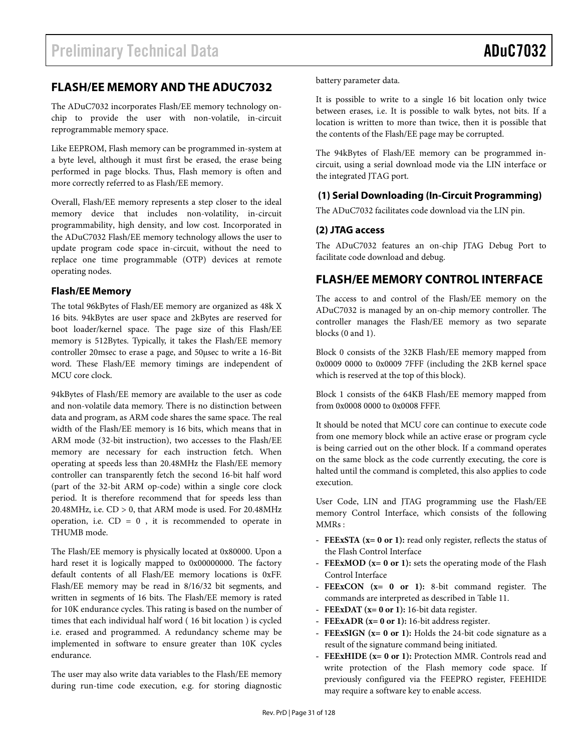## FLASH/EE MEMORY AND THE ADUC7032

The ADuC7032 incorporates Flash/EE memory technology on-chip to provide the user with non-volatile, in-circuit reprogrammable memory space.

Like EEPROM, Flash memory can be programmed in-system at a byte level, although it must first be erased, the erase being performed in page blocks. Thus, Flash memory is often and more correctly referred to as Flash/EE memory.

Overall, Flash/EE memory represents a step closer to the ideal memory device that includes non-volatility, in-circuit programmability, high density, and low cost. Incorporated in the ADuC7032 Flash/EE memory technology allows the user to update program code space in-circuit, without the need to replace one time programmable (OTP) devices at remote operating nodes.

### Flash/EE Memory

The total 96kBytes of Flash/EE memory are organized as 48k X 16 bits. 94kBytes are user space and 2kBytes are reserved for boot loader/kernel space. The page size of this Flash/EE memory is 512Bytes. Typically, it takes the Flash/EE memory controller 20msec to erase a page, and 50µsec to write a 16-Bit word. These Flash/EE memory timings are independent of MCU core clock.

94kBytes of Flash/EE memory are available to the user as code and non-volatile data memory. There is no distinction between data and program, as ARM code shares the same space. The real width of the Flash/EE memory is 16 bits, which means that in ARM mode (32-bit instruction), two accesses to the Flash/EE memory are necessary for each instruction fetch. When operating at speeds less than 20.48MHz the Flash/EE memory controller can transparently fetch the second 16-bit half word (part of the 32-bit ARM op-code) within a single core clock period. It is therefore recommend that for speeds less than 20.48MHz, i.e. CD > 0, that ARM mode is used. For 20.48MHz operation, i.e. CD = 0 , it is recommended to operate in THUMB mode.

The Flash/EE memory is physically located at 0x80000. Upon a hard reset it is logically mapped to 0x00000000. The factory default contents of all Flash/EE memory locations is 0xFF. Flash/EE memory may be read in 8/16/32 bit segments, and written in segments of 16 bits. The Flash/EE memory is rated for 10K endurance cycles. This rating is based on the number of times that each individual half word ( 16 bit location ) is cycled i.e. erased and programmed. A redundancy scheme may be implemented in software to ensure greater than 10K cycles endurance.

The user may also write data variables to the Flash/EE memory during run-time code execution, e.g. for storing diagnostic battery parameter data.

It is possible to write to a single 16 bit location only twice between erases, i.e. It is possible to walk bytes, not bits. If a location is written to more than twice, then it is possible that the contents of the Flash/EE page may be corrupted.

The 94kBytes of Flash/EE memory can be programmed in-circuit, using a serial download mode via the LIN interface or the integrated JTAG port.

### (1) Serial Downloading (In-Circuit Programming)

The ADuC7032 facilitates code download via the LIN pin.

### (2) JTAG access

The ADuC7032 features an on-chip JTAG Debug Port to facilitate code download and debug.

## FLASH/EE MEMORY CONTROL INTERFACE

The access to and control of the Flash/EE memory on the ADuC7032 is managed by an on-chip memory controller. The controller manages the Flash/EE memory as two separate blocks (0 and 1).

Block 0 consists of the 32KB Flash/EE memory mapped from 0x0009 0000 to 0x0009 7FFF (including the 2KB kernel space which is reserved at the top of this block).

Block 1 consists of the 64KB Flash/EE memory mapped from from 0x0008 0000 to 0x0008 FFFF.

It should be noted that MCU core can continue to execute code from one memory block while an active erase or program cycle is being carried out on the other block. If a command operates on the same block as the code currently executing, the core is halted until the command is completed, this also applies to code execution.

User Code, LIN and JTAG programming use the Flash/EE memory Control Interface, which consists of the following MMRs :

- **FEExSTA (x= 0 or 1):** read only register, reflects the status of the Flash Control Interface
- **FEExMOD (x= 0 or 1):** sets the operating mode of the Flash Control Interface
- **FEExCON (x= 0 or 1):** 8-bit command register. The commands are interpreted as described in Table 11.
- **FEExDAT (x= 0 or 1):** 16-bit data register.
- **FEExADR (x= 0 or 1):** 16-bit address register.
- **FEExSIGN (x= 0 or 1):** Holds the 24-bit code signature as a result of the signature command being initiated.
- **FEExHIDE (x= 0 or 1):** Protection MMR. Controls read and write protection of the Flash memory code space. If previously configured via the FEEPRO register, FEEHIDE may require a software key to enable access.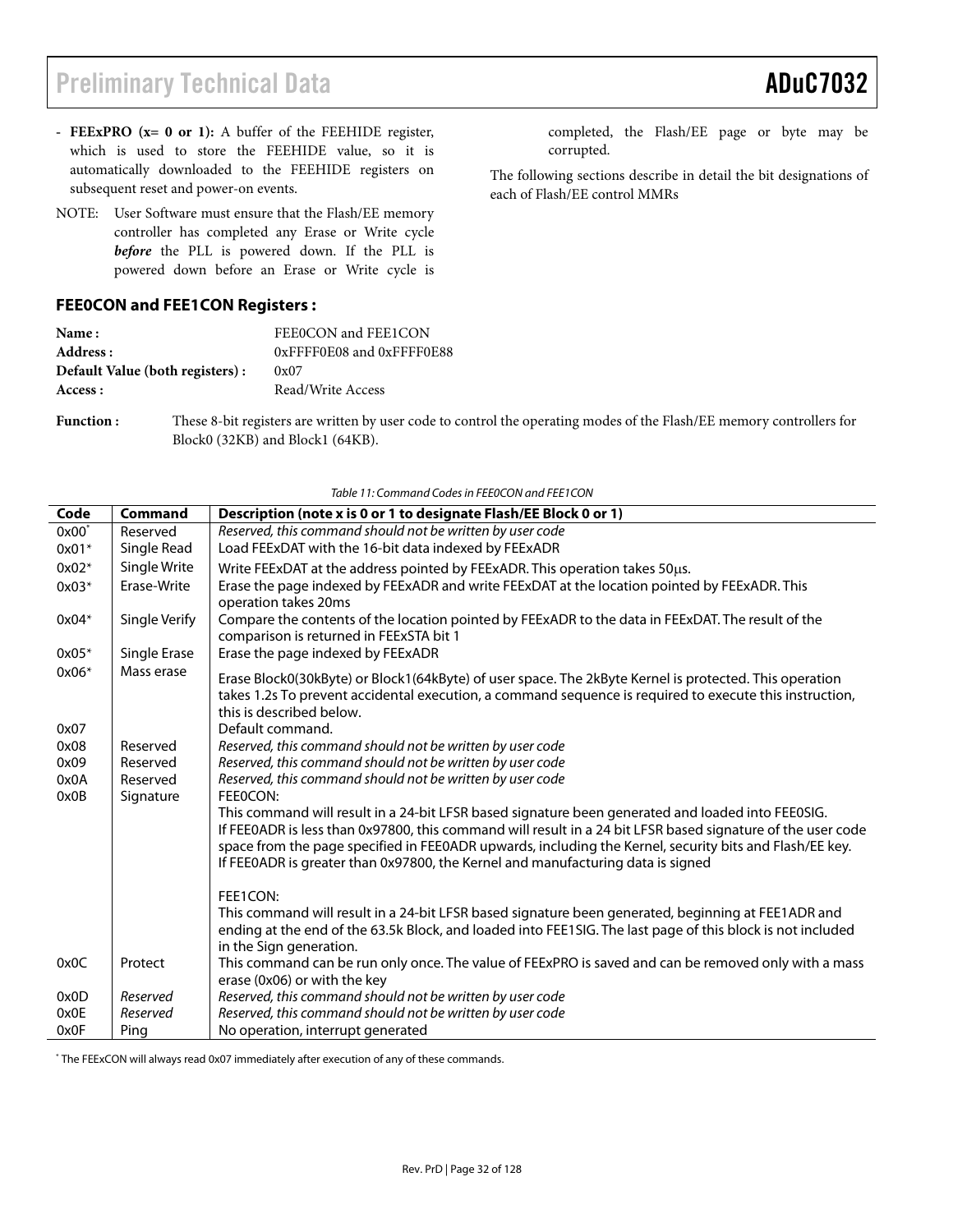- **FEExPRO (x= 0 or 1):** A buffer of the FEEHIDE register, which is used to store the FEEHIDE value, so it is automatically downloaded to the FEEHIDE registers on subsequent reset and power-on events.

NOTE: User Software must ensure that the Flash/EE memory controller has completed any Erase or Write cycle ***before*** the PLL is powered down. If the PLL is powered down before an Erase or Write cycle is completed, the Flash/EE page or byte may be corrupted.

The following sections describe in detail the bit designations of each of Flash/EE control MMRs

### FEE0CON and FEE1CON Registers :

**Name :** FEE0CON and FEE1CON

**Address :** 0xFFFF0E08 and 0xFFFF0E88

**Default Value (both registers) :** 0x07

**Access :** Read/Write Access

**Function :** These 8-bit registers are written by user code to control the operating modes of the Flash/EE memory controllers for Block0 (32KB) and Block1 (64KB).

*Table 11: Command Codes in FEE0CON and FEE1CON*

| Code | Command | Description (note x is 0 or 1 to designate Flash/EE Block 0 or 1) |
|---|---|---|
| 0x00* | Reserved | *Reserved, this command should not be written by user code* |
| 0x01* | Single Read | Load FEExDAT with the 16-bit data indexed by FEExADR |
| 0x02* | Single Write | Write FEExDAT at the address pointed by FEExADR. This operation takes 50µs. |
| 0x03* | Erase-Write | Erase the page indexed by FEExADR and write FEExDAT at the location pointed by FEExADR. This operation takes 20ms |
| 0x04* | Single Verify | Compare the contents of the location pointed by FEExADR to the data in FEExDAT. The result of the comparison is returned in FEExSTA bit 1 |
| 0x05* | Single Erase | Erase the page indexed by FEExADR |
| 0x06* | Mass erase | Erase Block0(30kByte) or Block1(64kByte) of user space. The 2kByte Kernel is protected. This operation takes 1.2s To prevent accidental execution, a command sequence is required to execute this instruction, this is described below. |
| 0x07 | | Default command. |
| 0x08 | Reserved | *Reserved, this command should not be written by user code* |
| 0x09 | Reserved | *Reserved, this command should not be written by user code* |
| 0x0A | Reserved | *Reserved, this command should not be written by user code* |
| 0x0B | Signature | FEE0CON: This command will result in a 24-bit LFSR based signature been generated and loaded into FEE0SIG. If FEE0ADR is less than 0x97800, this command will result in a 24 bit LFSR based signature of the user code space from the page specified in FEE0ADR upwards, including the Kernel, security bits and Flash/EE key. If FEE0ADR is greater than 0x97800, the Kernel and manufacturing data is signed<br><br>FEE1CON: This command will result in a 24-bit LFSR based signature been generated, beginning at FEE1ADR and ending at the end of the 63.5k Block, and loaded into FEE1SIG. The last page of this block is not included in the Sign generation. |
| 0x0C | Protect | This command can be run only once. The value of FEExPRO is saved and can be removed only with a mass erase (0x06) or with the key |
| 0x0D | *Reserved* | *Reserved, this command should not be written by user code* |
| 0x0E | *Reserved* | *Reserved, this command should not be written by user code* |
| 0x0F | Ping | No operation, interrupt generated |

* The FEExCON will always read 0x07 immediately after execution of any of these commands.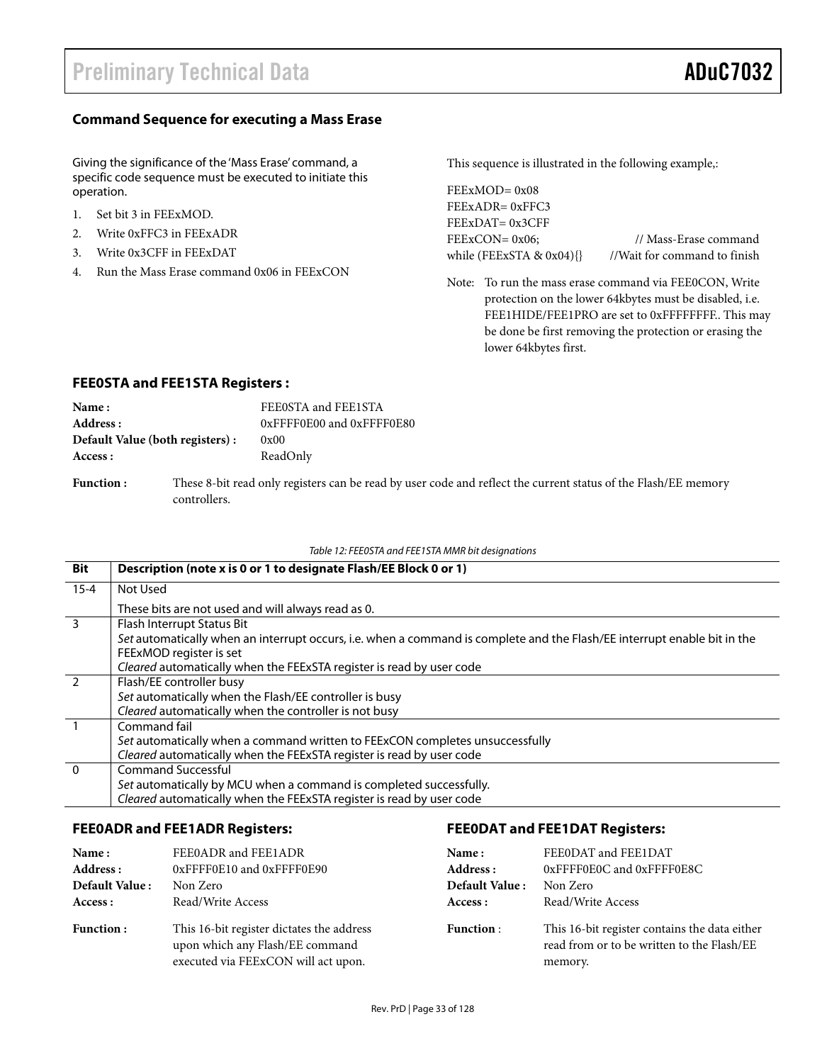### Command Sequence for executing a Mass Erase

Giving the significance of the 'Mass Erase' command, a specific code sequence must be executed to initiate this operation.

1. Set bit 3 in FEExMOD.
2. Write 0xFFC3 in FEExADR
3. Write 0x3CFF in FEExDAT
4. Run the Mass Erase command 0x06 in FEExCON

This sequence is illustrated in the following example,:

```
FEExMOD= 0x08
FEExADR= 0xFFC3
FEExDAT= 0x3CFF
FEExCON= 0x06;                  // Mass-Erase command
while (FEExSTA & 0x04){}        //Wait for command to finish
```

Note: To run the mass erase command via FEE0CON, Write protection on the lower 64kbytes must be disabled, i.e. FEE1HIDE/FEE1PRO are set to 0xFFFFFFFF.. This may be done first removing the protection or erasing the lower 64kbytes first.

### FEE0STA and FEE1STA Registers :

**Name :** FEE0STA and FEE1STA
**Address :** 0xFFFF0E00 and 0xFFFF0E80
**Default Value (both registers) :** 0x00
**Access :** ReadOnly

**Function :** These 8-bit read only registers can be read by user code and reflect the current status of the Flash/EE memory controllers.

*Table 12: FEE0STA and FEE1STA MMR bit designations*

| Bit | Description (note x is 0 or 1 to designate Flash/EE Block 0 or 1) |
|---|---|
| 15-4 | Not Used<br>These bits are not used and will always read as 0. |
| 3 | Flash Interrupt Status Bit<br>*Set* automatically when an interrupt occurs, i.e. when a command is complete and the Flash/EE interrupt enable bit in the FEExMOD register is set<br>*Cleared* automatically when the FEExSTA register is read by user code |
| 2 | Flash/EE controller busy<br>*Set* automatically when the Flash/EE controller is busy<br>*Cleared* automatically when the controller is not busy |
| 1 | Command fail<br>*Set* automatically when a command written to FEExCON completes unsuccessfully<br>*Cleared* automatically when the FEExSTA register is read by user code |
| 0 | Command Successful<br>*Set* automatically by MCU when a command is completed successfully.<br>*Cleared* automatically when the FEExSTA register is read by user code |

### FEE0ADR and FEE1ADR Registers:

**Name :** FEE0ADR and FEE1ADR
**Address :** 0xFFFF0E10 and 0xFFFF0E90
**Default Value :** Non Zero
**Access :** Read/Write Access

**Function :** This 16-bit register dictates the address upon which any Flash/EE command executed via FEExCON will act upon.

### FEE0DAT and FEE1DAT Registers:

**Name :** FEE0DAT and FEE1DAT
**Address :** 0xFFFF0E0C and 0xFFFF0E8C
**Default Value :** Non Zero
**Access :** Read/Write Access

**Function** : This 16-bit register contains the data either read from or to be written to the Flash/EE memory.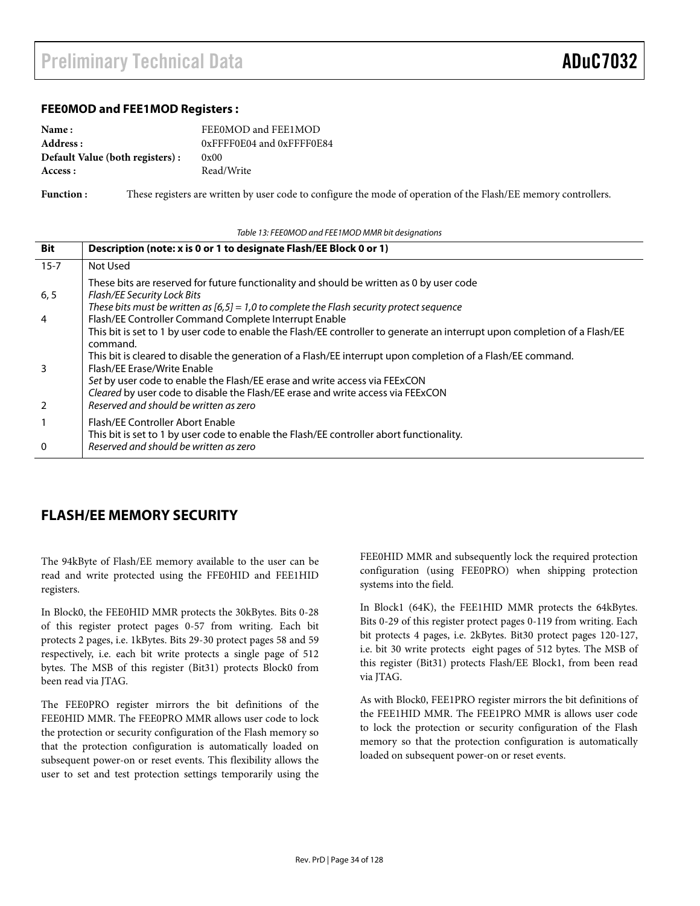### FEE0MOD and FEE1MOD Registers :

**Name :** FEE0MOD and FEE1MOD
**Address :** 0xFFFF0E04 and 0xFFFF0E84
**Default Value (both registers) :** 0x00
**Access :** Read/Write

**Function :** These registers are written by user code to configure the mode of operation of the Flash/EE memory controllers.

*Table 13: FEE0MOD and FEE1MOD MMR bit designations*

| Bit | Description (note: x is 0 or 1 to designate Flash/EE Block 0 or 1) |
|---|---|
| 15-7 | Not Used<br>These bits are reserved for future functionality and should be written as 0 by user code |
| 6, 5 | *Flash/EE Security Lock Bits*<br>*These bits must be written as [6,5] = 1,0 to complete the Flash security protect sequence* |
| 4 | Flash/EE Controller Command Complete Interrupt Enable<br>This bit is set to 1 by user code to enable the Flash/EE controller to generate an interrupt upon completion of a Flash/EE command.<br>This bit is cleared to disable the generation of a Flash/EE interrupt upon completion of a Flash/EE command. |
| 3 | Flash/EE Erase/Write Enable<br>*Set* by user code to enable the Flash/EE erase and write access via FEExCON<br>*Cleared* by user code to disable the Flash/EE erase and write access via FEExCON |
| 2 | *Reserved and should be written as zero* |
| 1 | Flash/EE Controller Abort Enable<br>This bit is set to 1 by user code to enable the Flash/EE controller abort functionality. |
| 0 | *Reserved and should be written as zero* |

## FLASH/EE MEMORY SECURITY

The 94kByte of Flash/EE memory available to the user can be read and write protected using the FFE0HID and FEE1HID registers.

In Block0, the FEE0HID MMR protects the 30kBytes. Bits 0-28 of this register protect pages 0-57 from writing. Each bit protects 2 pages, i.e. 1kBytes. Bits 29-30 protect pages 58 and 59 respectively, i.e. each bit write protects a single page of 512 bytes. The MSB of this register (Bit31) protects Block0 from been read via JTAG.

The FEE0PRO register mirrors the bit definitions of the FEE0HID MMR. The FEE0PRO MMR allows user code to lock the protection or security configuration of the Flash memory so that the protection configuration is automatically loaded on subsequent power-on or reset events. This flexibility allows the user to set and test protection settings temporarily using the FEE0HID MMR and subsequently lock the required protection configuration (using FEE0PRO) when shipping protection systems into the field.

In Block1 (64K), the FEE1HID MMR protects the 64kBytes. Bits 0-29 of this register protect pages 0-119 from writing. Each bit protects 4 pages, i.e. 2kBytes. Bit30 protect pages 120-127, i.e. bit 30 write protects eight pages of 512 bytes. The MSB of this register (Bit31) protects Flash/EE Block1, from been read via JTAG.

As with Block0, FEE1PRO register mirrors the bit definitions of the FEE1HID MMR. The FEE1PRO MMR is allows user code to lock the protection or security configuration of the Flash memory so that the protection configuration is automatically loaded on subsequent power-on or reset events.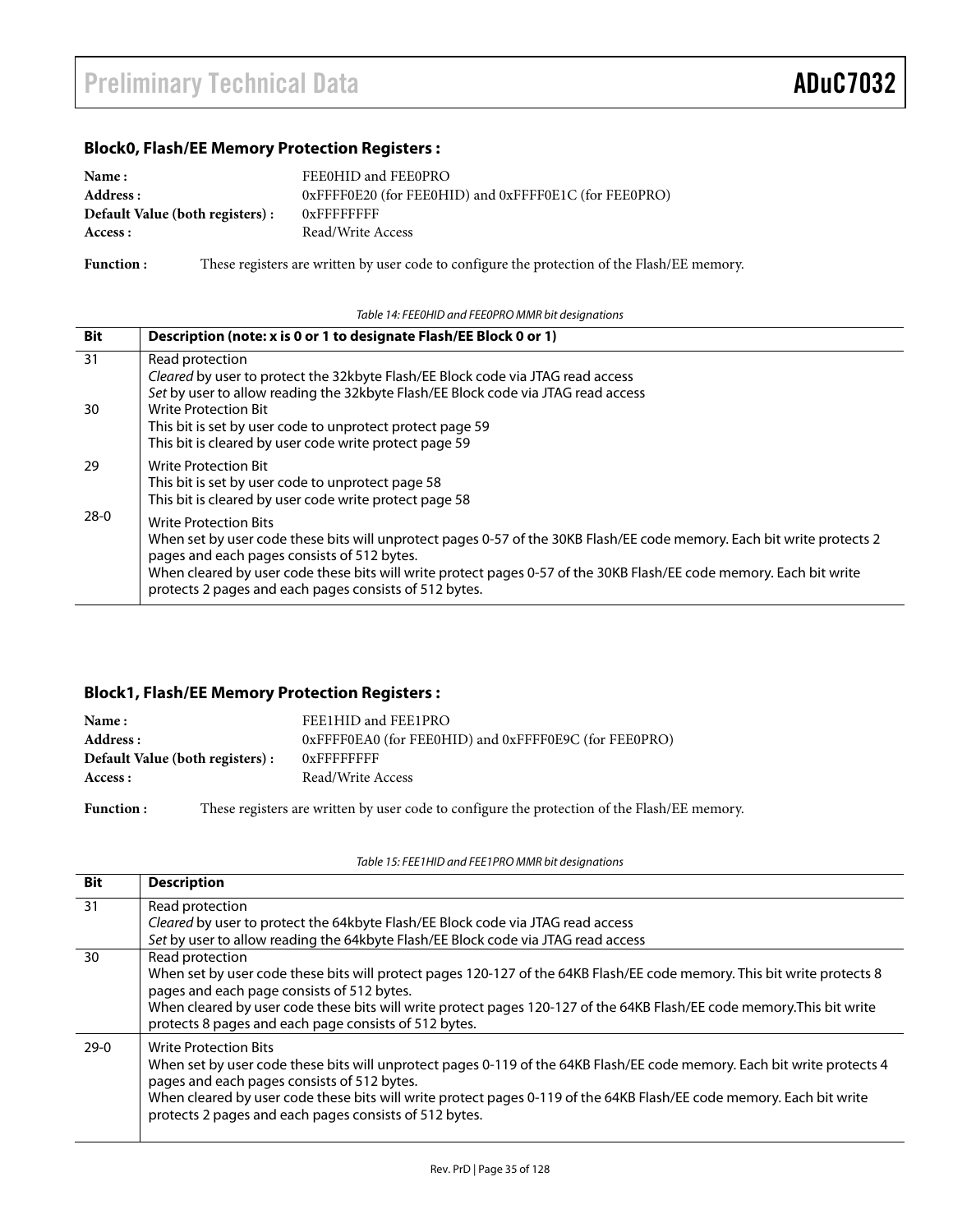### Block0, Flash/EE Memory Protection Registers :

**Name :** FEE0HID and FEE0PRO
**Address :** 0xFFFF0E20 (for FEE0HID) and 0xFFFF0E1C (for FEE0PRO)
**Default Value (both registers) :** 0xFFFFFFFF
**Access :** Read/Write Access

**Function :** These registers are written by user code to configure the protection of the Flash/EE memory.

Table 14: FEE0HID and FEE0PRO MMR bit designations

| Bit | Description (note: x is 0 or 1 to designate Flash/EE Block 0 or 1) |
| --- | --- |
| 31 | Read protection<br>*Cleared* by user to protect the 32kbyte Flash/EE Block code via JTAG read access<br>*Set* by user to allow reading the 32kbyte Flash/EE Block code via JTAG read access |
| 30 | Write Protection Bit<br>This bit is set by user code to unprotect protect page 59<br>This bit is cleared by user code write protect page 59 |
| 29 | Write Protection Bit<br>This bit is set by user code to unprotect page 58<br>This bit is cleared by user code write protect page 58 |
| 28-0 | Write Protection Bits<br>When set by user code these bits will unprotect pages 0-57 of the 30KB Flash/EE code memory. Each bit write protects 2 pages and each pages consists of 512 bytes.<br>When cleared by user code these bits will write protect pages 0-57 of the 30KB Flash/EE code memory. Each bit write protects 2 pages and each pages consists of 512 bytes. |

### Block1, Flash/EE Memory Protection Registers :

**Name :** FEE1HID and FEE1PRO
**Address :** 0xFFFF0EA0 (for FEE0HID) and 0xFFFF0E9C (for FEE0PRO)
**Default Value (both registers) :** 0xFFFFFFFF
**Access :** Read/Write Access

**Function :** These registers are written by user code to configure the protection of the Flash/EE memory.

Table 15: FEE1HID and FEE1PRO MMR bit designations

| Bit | Description |
| --- | --- |
| 31 | Read protection<br>*Cleared* by user to protect the 64kbyte Flash/EE Block code via JTAG read access<br>*Set* by user to allow reading the 64kbyte Flash/EE Block code via JTAG read access |
| 30 | Read protection<br>When set by user code these bits will protect pages 120-127 of the 64KB Flash/EE code memory. This bit write protects 8 pages and each page consists of 512 bytes.<br>When cleared by user code these bits will write protect pages 120-127 of the 64KB Flash/EE code memory.This bit write protects 8 pages and each page consists of 512 bytes. |
| 29-0 | Write Protection Bits<br>When set by user code these bits will unprotect pages 0-119 of the 64KB Flash/EE code memory. Each bit write protects 4 pages and each pages consists of 512 bytes.<br>When cleared by user code these bits will write protect pages 0-119 of the 64KB Flash/EE code memory. Each bit write protects 2 pages and each pages consists of 512 bytes. |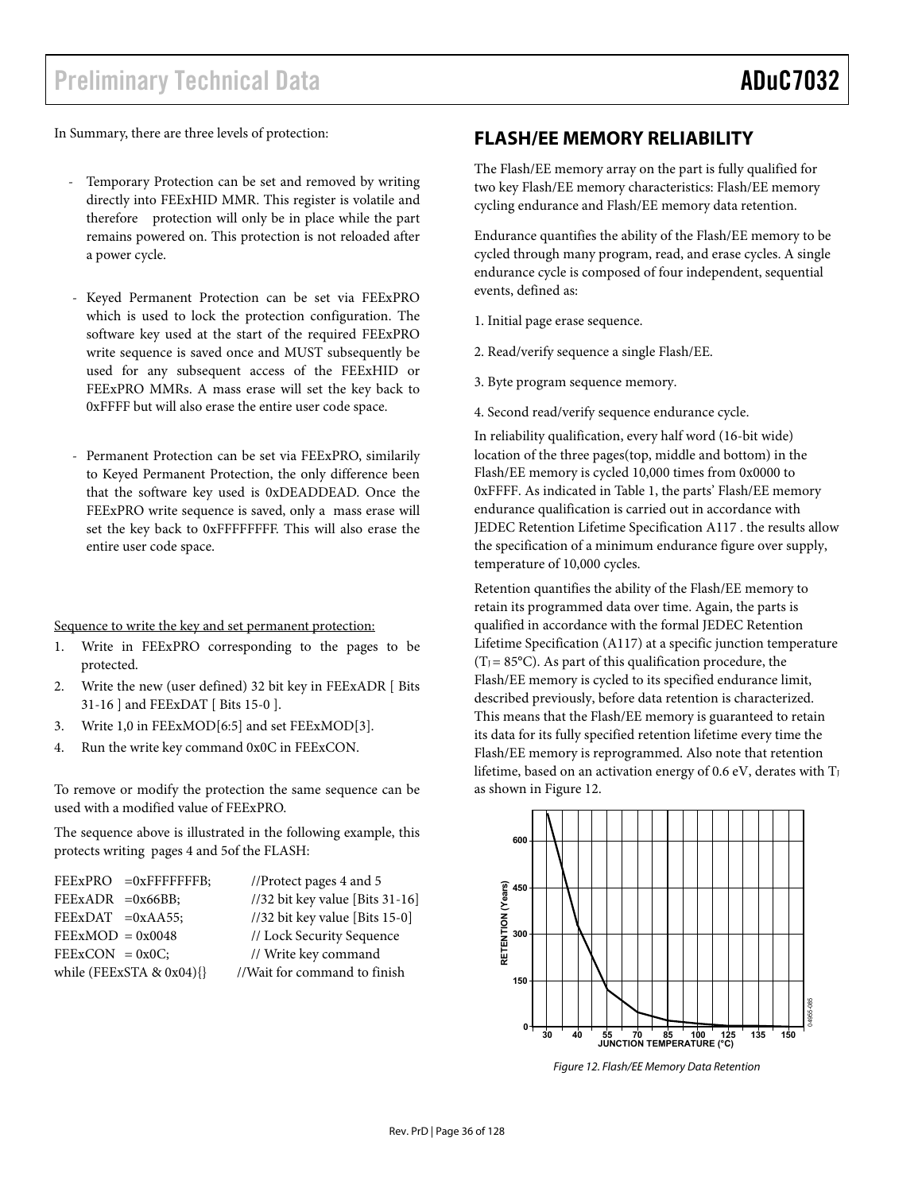In Summary, there are three levels of protection:

- Temporary Protection can be set and removed by writing directly into FEExHID MMR. This register is volatile and therefore protection will only be in place while the part remains powered on. This protection is not reloaded after a power cycle.

- Keyed Permanent Protection can be set via FEExPRO which is used to lock the protection configuration. The software key used at the start of the required FEExPRO write sequence is saved once and MUST subsequently be used for any subsequent access of the FEExHID or FEExPRO MMRs. A mass erase will set the key back to 0xFFFF but will also erase the entire user code space.

- Permanent Protection can be set via FEExPRO, similarily to Keyed Permanent Protection, the only difference been that the software key used is 0xDEADDEAD. Once the FEExPRO write sequence is saved, only a mass erase will set the key back to 0xFFFFFFFF. This will also erase the entire user code space.

Sequence to write the key and set permanent protection:

1. Write in FEExPRO corresponding to the pages to be protected.
2. Write the new (user defined) 32 bit key in FEExADR [ Bits 31-16 ] and FEExDAT [ Bits 15-0 ].
3. Write 1,0 in FEExMOD[6:5] and set FEExMOD[3].
4. Run the write key command 0x0C in FEExCON.

To remove or modify the protection the same sequence can be used with a modified value of FEExPRO.

The sequence above is illustrated in the following example, this protects writing pages 4 and 5of the FLASH:

```
FEExPRO   =0xFFFFFFFB;          //Protect pages 4 and 5
FEExADR   =0x66BB;              //32 bit key value [Bits 31-16]
FEExDAT   =0xAA55;              //32 bit key value [Bits 15-0]
FEExMOD = 0x0048                // Lock Security Sequence
FEExCON  = 0x0C;                // Write key command
while (FEExSTA & 0x04){}        //Wait for command to finish
```

## FLASH/EE MEMORY RELIABILITY

The Flash/EE memory array on the part is fully qualified for two key Flash/EE memory characteristics: Flash/EE memory cycling endurance and Flash/EE memory data retention.

Endurance quantifies the ability of the Flash/EE memory to be cycled through many program, read, and erase cycles. A single endurance cycle is composed of four independent, sequential events, defined as:

1. Initial page erase sequence.

2. Read/verify sequence a single Flash/EE.

3. Byte program sequence memory.

4. Second read/verify sequence endurance cycle.

In reliability qualification, every half word (16-bit wide) location of the three pages(top, middle and bottom) in the Flash/EE memory is cycled 10,000 times from 0x0000 to 0xFFFF. As indicated in Table 1, the parts' Flash/EE memory endurance qualification is carried out in accordance with JEDEC Retention Lifetime Specification A117 . the results allow the specification of a minimum endurance figure over supply, temperature of 10,000 cycles.

Retention quantifies the ability of the Flash/EE memory to retain its programmed data over time. Again, the parts is qualified in accordance with the formal JEDEC Retention Lifetime Specification (A117) at a specific junction temperature ($T_J = 85°C$). As part of this qualification procedure, the Flash/EE memory is cycled to its specified endurance limit, described previously, before data retention is characterized. This means that the Flash/EE memory is guaranteed to retain its data for its fully specified retention lifetime every time the Flash/EE memory is reprogrammed. Also note that retention lifetime, based on an activation energy of 0.6 eV, derates with $T_J$ as shown in Figure 12.

RETENTION (Years)
600
450
300
150
0
30 40 55 70 85 100 125 135 150
JUNCTION TEMPERATURE (°C)
04955-085

*Figure 12. Flash/EE Memory Data Retention*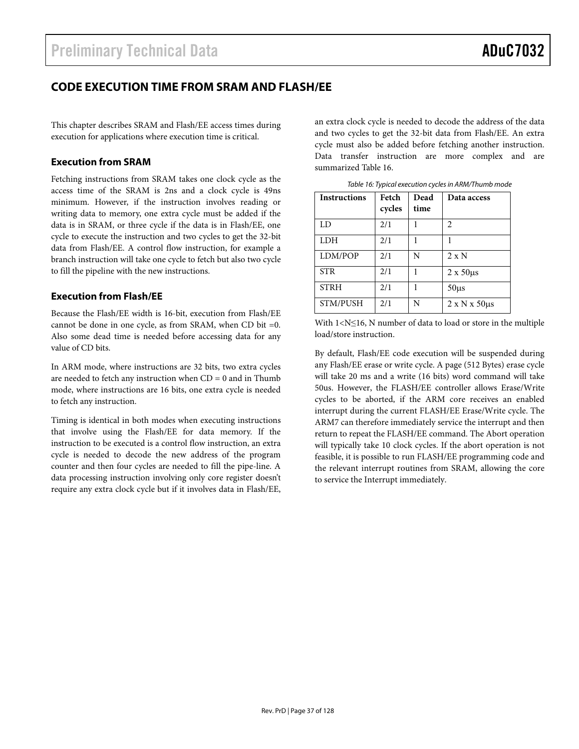## CODE EXECUTION TIME FROM SRAM AND FLASH/EE

This chapter describes SRAM and Flash/EE access times during execution for applications where execution time is critical.

### Execution from SRAM

Fetching instructions from SRAM takes one clock cycle as the access time of the SRAM is 2ns and a clock cycle is 49ns minimum. However, if the instruction involves reading or writing data to memory, one extra cycle must be added if the data is in SRAM, or three cycle if the data is in Flash/EE, one cycle to execute the instruction and two cycles to get the 32-bit data from Flash/EE. A control flow instruction, for example a branch instruction will take one cycle to fetch but also two cycle to fill the pipeline with the new instructions.

### Execution from Flash/EE

Because the Flash/EE width is 16-bit, execution from Flash/EE cannot be done in one cycle, as from SRAM, when CD bit =0. Also some dead time is needed before accessing data for any value of CD bits.

In ARM mode, where instructions are 32 bits, two extra cycles are needed to fetch any instruction when CD = 0 and in Thumb mode, where instructions are 16 bits, one extra cycle is needed to fetch any instruction.

Timing is identical in both modes when executing instructions that involve using the Flash/EE for data memory. If the instruction to be executed is a control flow instruction, an extra cycle is needed to decode the new address of the program counter and then four cycles are needed to fill the pipe-line. A data processing instruction involving only core register doesn't require any extra clock cycle but if it involves data in Flash/EE, an extra clock cycle is needed to decode the address of the data and two cycles to get the 32-bit data from Flash/EE. An extra cycle must also be added before fetching another instruction. Data transfer instruction are more complex and are summarized Table 16.

*Table 16: Typical execution cycles in ARM/Thumb mode*

| Instructions | Fetch cycles | Dead time | Data access |
|---|---|---|---|
| LD | 2/1 | 1 | 2 |
| LDH | 2/1 | 1 | 1 |
| LDM/POP | 2/1 | N | 2 x N |
| STR | 2/1 | 1 | 2 x 50µs |
| STRH | 2/1 | 1 | 50µs |
| STM/PUSH | 2/1 | N | 2 x N x 50µs |

With $1<N\leq16$, N number of data to load or store in the multiple load/store instruction.

By default, Flash/EE code execution will be suspended during any Flash/EE erase or write cycle. A page (512 Bytes) erase cycle will take 20 ms and a write (16 bits) word command will take 50us. However, the FLASH/EE controller allows Erase/Write cycles to be aborted, if the ARM core receives an enabled interrupt during the current FLASH/EE Erase/Write cycle. The ARM7 can therefore immediately service the interrupt and then return to repeat the FLASH/EE command. The Abort operation will typically take 10 clock cycles. If the abort operation is not feasible, it is possible to run FLASH/EE programming code and the relevant interrupt routines from SRAM, allowing the core to service the Interrupt immediately.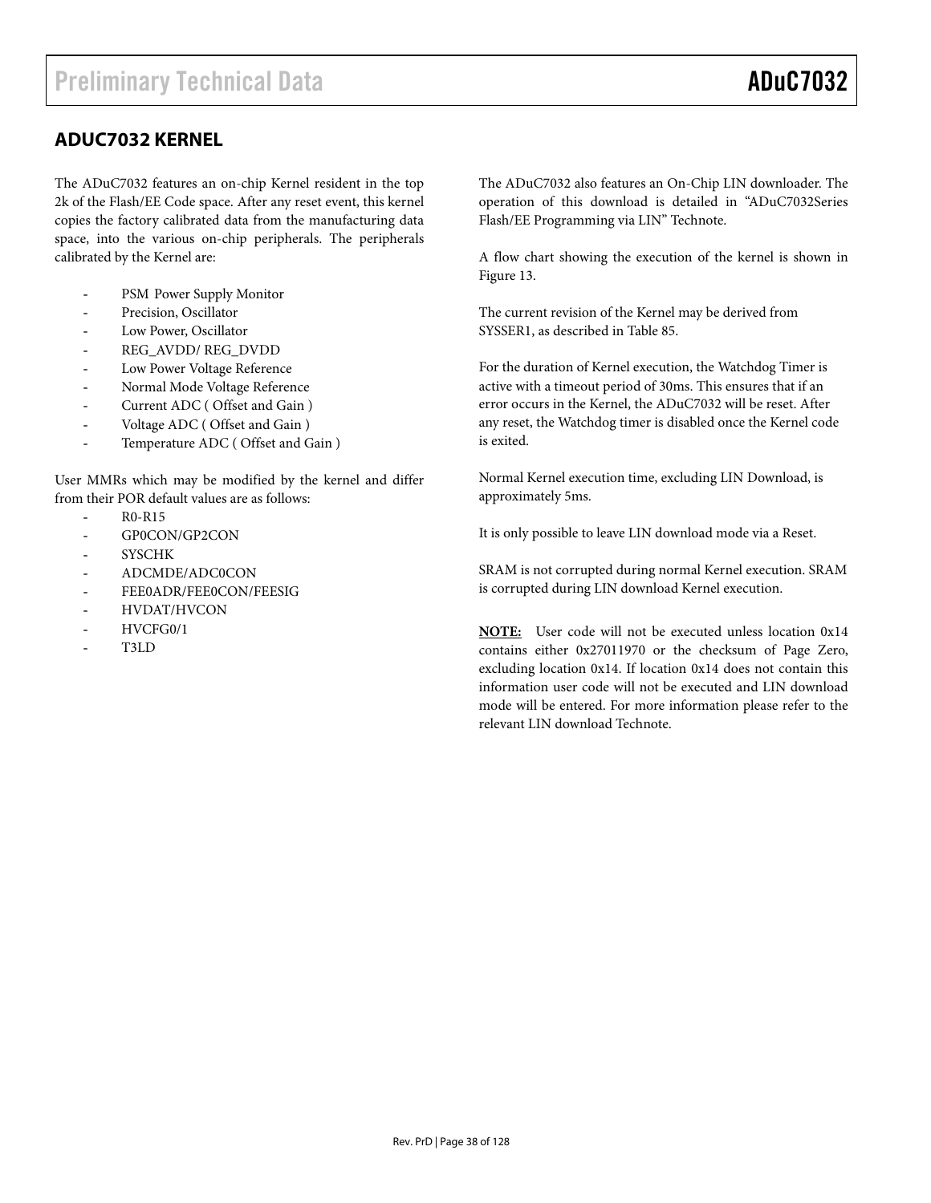## ADUC7032 KERNEL

The ADuC7032 features an on-chip Kernel resident in the top 2k of the Flash/EE Code space. After any reset event, this kernel copies the factory calibrated data from the manufacturing data space, into the various on-chip peripherals. The peripherals calibrated by the Kernel are:

- PSM Power Supply Monitor
- Precision, Oscillator
- Low Power, Oscillator
- REG_AVDD/ REG_DVDD
- Low Power Voltage Reference
- Normal Mode Voltage Reference
- Current ADC ( Offset and Gain )
- Voltage ADC ( Offset and Gain )
- Temperature ADC ( Offset and Gain )

User MMRs which may be modified by the kernel and differ from their POR default values are as follows:

- R0-R15
- GP0CON/GP2CON
- SYSCHK
- ADCMDE/ADC0CON
- FEE0ADR/FEE0CON/FEESIG
- HVDAT/HVCON
- HVCFG0/1
- T3LD

The ADuC7032 also features an On-Chip LIN downloader. The operation of this download is detailed in "ADuC7032Series Flash/EE Programming via LIN" Technote.

A flow chart showing the execution of the kernel is shown in Figure 13.

The current revision of the Kernel may be derived from SYSSER1, as described in Table 85.

For the duration of Kernel execution, the Watchdog Timer is active with a timeout period of 30ms. This ensures that if an error occurs in the Kernel, the ADuC7032 will be reset. After any reset, the Watchdog timer is disabled once the Kernel code is exited.

Normal Kernel execution time, excluding LIN Download, is approximately 5ms.

It is only possible to leave LIN download mode via a Reset.

SRAM is not corrupted during normal Kernel execution. SRAM is corrupted during LIN download Kernel execution.

**NOTE:** User code will not be executed unless location 0x14 contains either 0x27011970 or the checksum of Page Zero, excluding location 0x14. If location 0x14 does not contain this information user code will not be executed and LIN download mode will be entered. For more information please refer to the relevant LIN download Technote.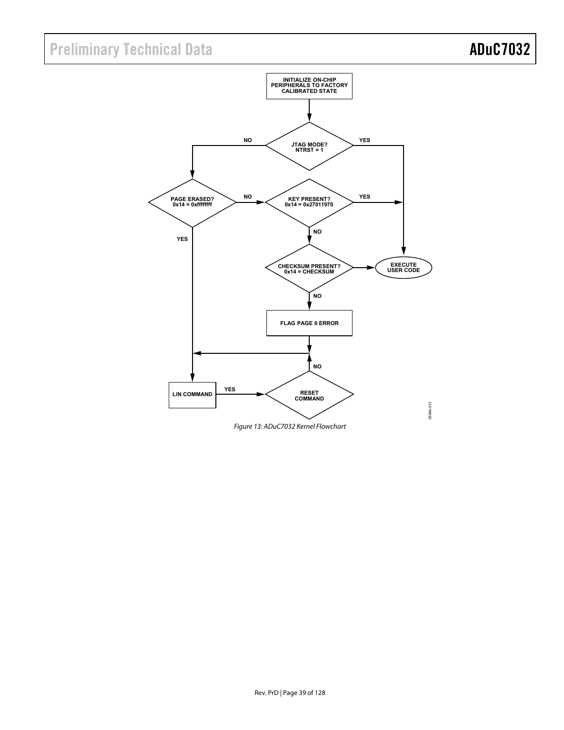INITIALIZE ON-CHIP PERIPHERALS TO FACTORY CALIBRATED STATE

JTAG MODE? NTRST = 1

NO

YES

PAGE ERASED? 0x14 = 0xffffffff

NO

KEY PRESENT? 0x14 = 0x27011970

YES

YES

NO

CHECKSUM PRESENT? 0x14 = CHECKSUM

EXECUTE USER CODE

NO

FLAG PAGE 0 ERROR

NO

LIN COMMAND

YES

RESET COMMAND

05994-013

*Figure 13: ADuC7032 Kernel Flowchart*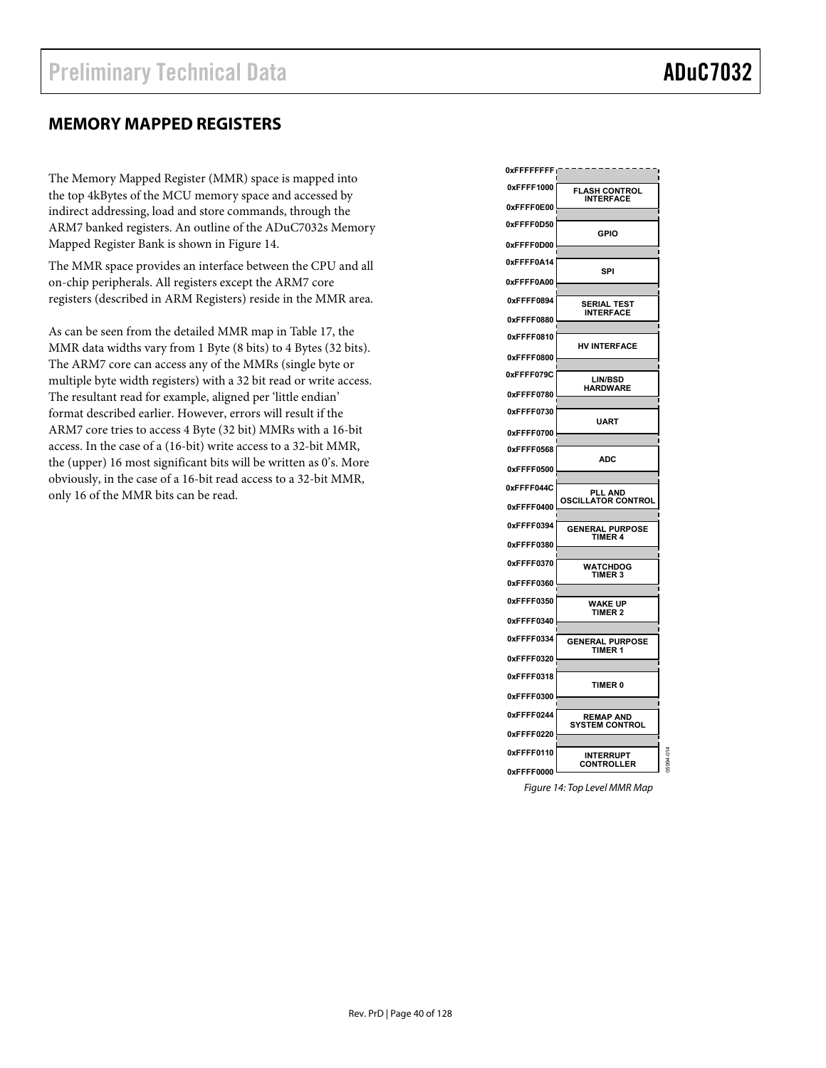## MEMORY MAPPED REGISTERS

The Memory Mapped Register (MMR) space is mapped into the top 4kBytes of the MCU memory space and accessed by indirect addressing, load and store commands, through the ARM7 banked registers. An outline of the ADuC7032s Memory Mapped Register Bank is shown in Figure 14.

The MMR space provides an interface between the CPU and all on-chip peripherals. All registers except the ARM7 core registers (described in ARM Registers) reside in the MMR area.

As can be seen from the detailed MMR map in Table 17, the MMR data widths vary from 1 Byte (8 bits) to 4 Bytes (32 bits). The ARM7 core can access any of the MMRs (single byte or multiple byte width registers) with a 32 bit read or write access. The resultant read for example, aligned per 'little endian' format described earlier. However, errors will result if the ARM7 core tries to access 4 Byte (32 bit) MMRs with a 16-bit access. In the case of a (16-bit) write access to a 32-bit MMR, the (upper) 16 most significant bits will be written as 0's. More obviously, in the case of a 16-bit read access to a 32-bit MMR, only 16 of the MMR bits can be read.

0xFFFFFFFF
0xFFFF1000
FLASH CONTROL INTERFACE
0xFFFF0E00
0xFFFF0D50
GPIO
0xFFFF0D00
0xFFFF0A14
SPI
0xFFFF0A00
0xFFFF0894
SERIAL TEST INTERFACE
0xFFFF0880
0xFFFF0810
HV INTERFACE
0xFFFF0800
0xFFFF079C
LIN/BSD HARDWARE
0xFFFF0780
0xFFFF0730
UART
0xFFFF0700
0xFFFF0568
ADC
0xFFFF0500
0xFFFF044C
PLL AND OSCILLATOR CONTROL
0xFFFF0400
0xFFFF0394
GENERAL PURPOSE TIMER 4
0xFFFF0380
0xFFFF0370
WATCHDOG TIMER 3
0xFFFF0360
0xFFFF0350
WAKE UP TIMER 2
0xFFFF0340
0xFFFF0334
GENERAL PURPOSE TIMER 1
0xFFFF0320
0xFFFF0318
TIMER 0
0xFFFF0300
0xFFFF0244
REMAP AND SYSTEM CONTROL
0xFFFF0220
0xFFFF0110
INTERRUPT CONTROLLER
0xFFFF0000

*Figure 14: Top Level MMR Map*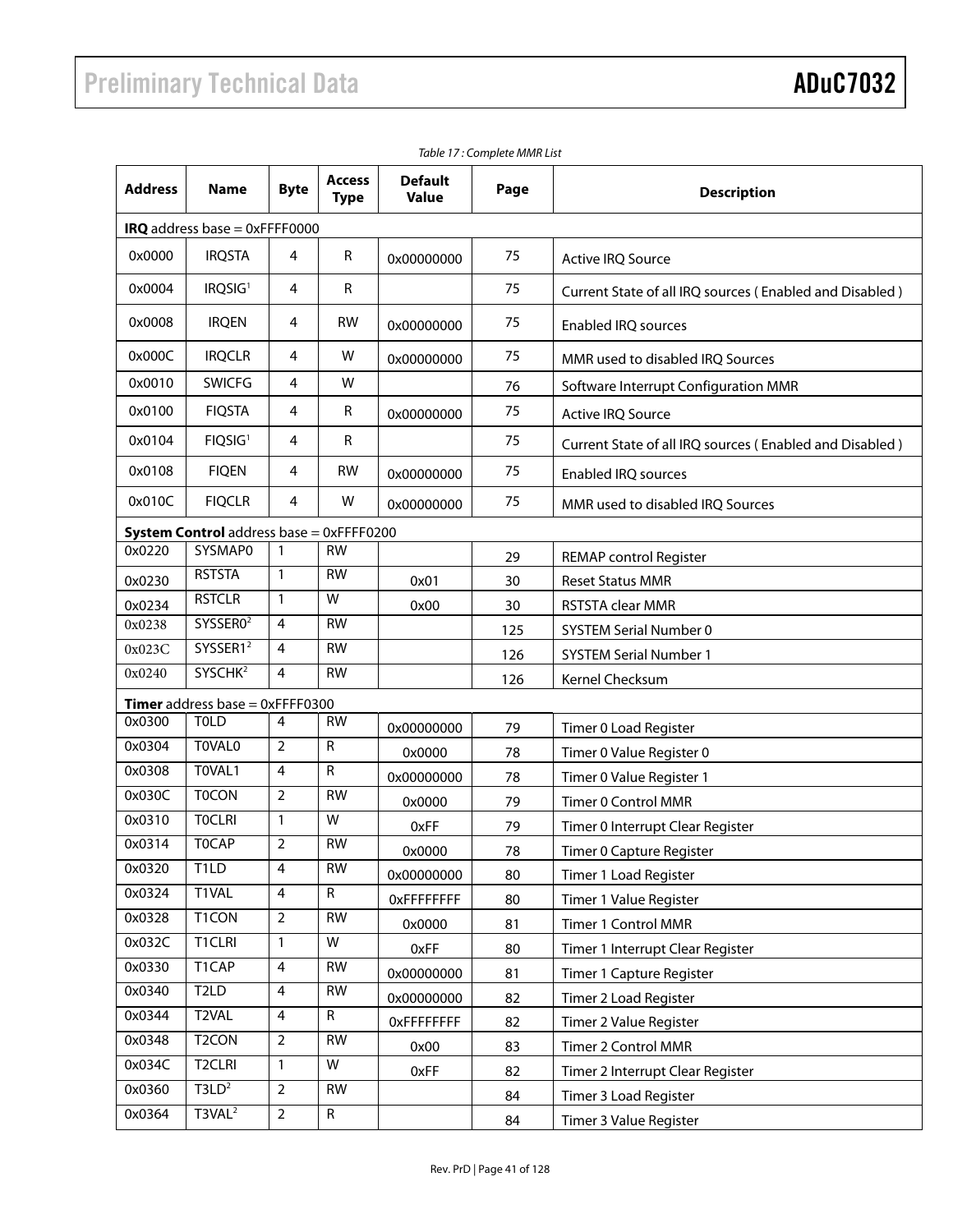Table 17 : Complete MMR List

| Address | Name | Byte | Access Type | Default Value | Page | Description |
|---|---|---|---|---|---|---|
| **IRQ** address base = 0xFFFF0000 | | | | | | |
| 0x0000 | IRQSTA | 4 | R | 0x00000000 | 75 | Active IRQ Source |
| 0x0004 | IRQSIG[1] | 4 | R | | 75 | Current State of all IRQ sources ( Enabled and Disabled ) |
| 0x0008 | IRQEN | 4 | RW | 0x00000000 | 75 | Enabled IRQ sources |
| 0x000C | IRQCLR | 4 | W | 0x00000000 | 75 | MMR used to disabled IRQ Sources |
| 0x0010 | SWICFG | 4 | W | | 76 | Software Interrupt Configuration MMR |
| 0x0100 | FIQSTA | 4 | R | 0x00000000 | 75 | Active IRQ Source |
| 0x0104 | FIQSIG[1] | 4 | R | | 75 | Current State of all IRQ sources ( Enabled and Disabled ) |
| 0x0108 | FIQEN | 4 | RW | 0x00000000 | 75 | Enabled IRQ sources |
| 0x010C | FIQCLR | 4 | W | 0x00000000 | 75 | MMR used to disabled IRQ Sources |
| **System Control** address base = 0xFFFF0200 | | | | | | |
| 0x0220 | SYSMAP0 | 1 | RW | | 29 | REMAP control Register |
| 0x0230 | RSTSTA | 1 | RW | 0x01 | 30 | Reset Status MMR |
| 0x0234 | RSTCLR | 1 | W | 0x00 | 30 | RSTSTA clear MMR |
| 0x0238 | SYSSER0[2] | 4 | RW | | 125 | SYSTEM Serial Number 0 |
| 0x023C | SYSSER1[2] | 4 | RW | | 126 | SYSTEM Serial Number 1 |
| 0x0240 | SYSCHK[2] | 4 | RW | | 126 | Kernel Checksum |
| **Timer** address base = 0xFFFF0300 | | | | | | |
| 0x0300 | T0LD | 4 | RW | 0x00000000 | 79 | Timer 0 Load Register |
| 0x0304 | T0VAL0 | 2 | R | 0x0000 | 78 | Timer 0 Value Register 0 |
| 0x0308 | T0VAL1 | 4 | R | 0x00000000 | 78 | Timer 0 Value Register 1 |
| 0x030C | T0CON | 2 | RW | 0x0000 | 79 | Timer 0 Control MMR |
| 0x0310 | T0CLRI | 1 | W | 0xFF | 79 | Timer 0 Interrupt Clear Register |
| 0x0314 | T0CAP | 2 | RW | 0x0000 | 78 | Timer 0 Capture Register |
| 0x0320 | T1LD | 4 | RW | 0x00000000 | 80 | Timer 1 Load Register |
| 0x0324 | T1VAL | 4 | R | 0xFFFFFFFF | 80 | Timer 1 Value Register |
| 0x0328 | T1CON | 2 | RW | 0x0000 | 81 | Timer 1 Control MMR |
| 0x032C | T1CLRI | 1 | W | 0xFF | 80 | Timer 1 Interrupt Clear Register |
| 0x0330 | T1CAP | 4 | RW | 0x00000000 | 81 | Timer 1 Capture Register |
| 0x0340 | T2LD | 4 | RW | 0x00000000 | 82 | Timer 2 Load Register |
| 0x0344 | T2VAL | 4 | R | 0xFFFFFFFF | 82 | Timer 2 Value Register |
| 0x0348 | T2CON | 2 | RW | 0x00 | 83 | Timer 2 Control MMR |
| 0x034C | T2CLRI | 1 | W | 0xFF | 82 | Timer 2 Interrupt Clear Register |
| 0x0360 | T3LD[2] | 2 | RW | | 84 | Timer 3 Load Register |
| 0x0364 | T3VAL[2] | 2 | R | | 84 | Timer 3 Value Register |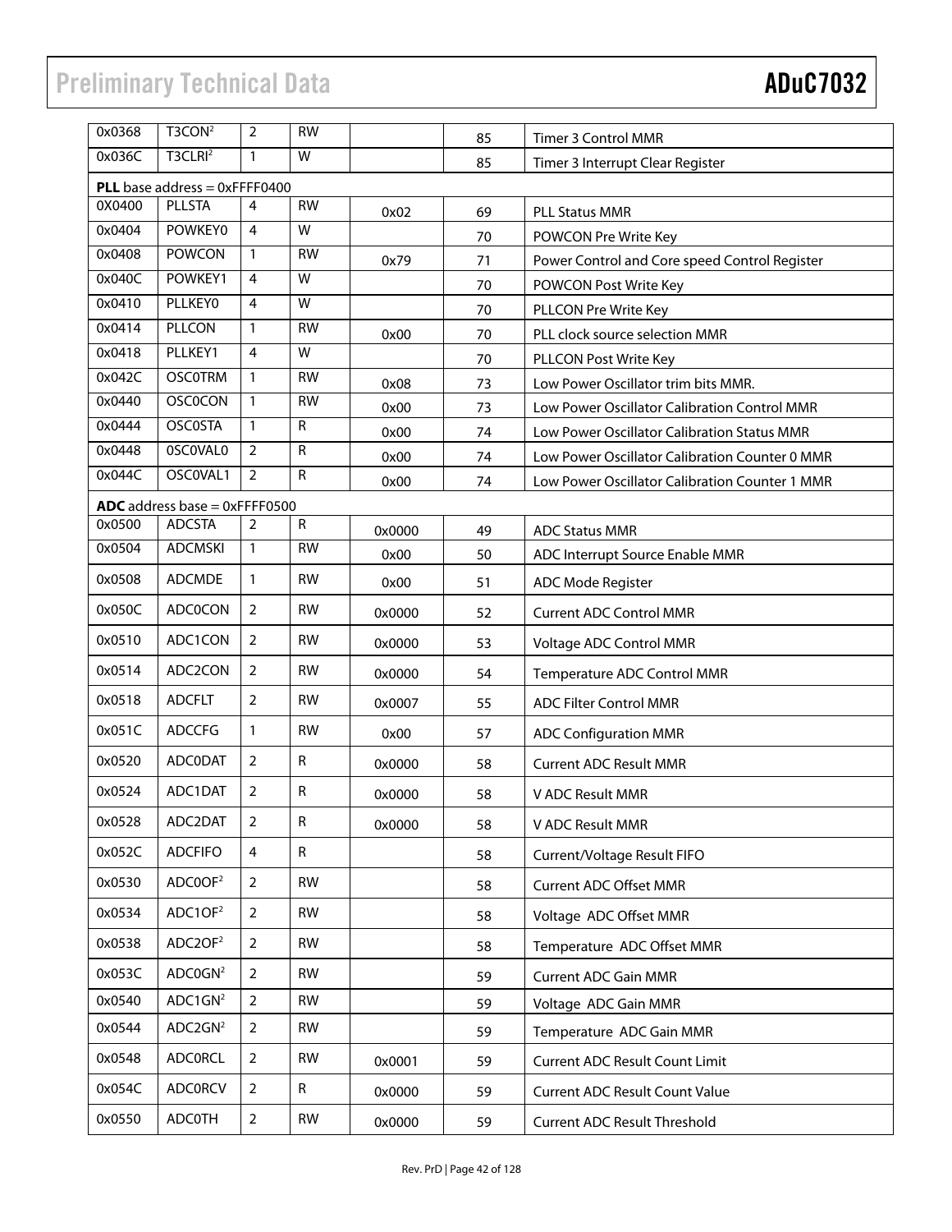| | | | | | | |
|---|---|---|---|---|---|---|
| 0x0368 | T3CON[2] | 2 | RW | | 85 | Timer 3 Control MMR |
| 0x036C | T3CLRI[2] | 1 | W | | 85 | Timer 3 Interrupt Clear Register |
| **PLL** base address = 0xFFFF0400 | | | | | | |
| 0X0400 | PLLSTA | 4 | RW | 0x02 | 69 | PLL Status MMR |
| 0x0404 | POWKEY0 | 4 | W | | 70 | POWCON Pre Write Key |
| 0x0408 | POWCON | 1 | RW | 0x79 | 71 | Power Control and Core speed Control Register |
| 0x040C | POWKEY1 | 4 | W | | 70 | POWCON Post Write Key |
| 0x0410 | PLLKEY0 | 4 | W | | 70 | PLLCON Pre Write Key |
| 0x0414 | PLLCON | 1 | RW | 0x00 | 70 | PLL clock source selection MMR |
| 0x0418 | PLLKEY1 | 4 | W | | 70 | PLLCON Post Write Key |
| 0x042C | OSC0TRM | 1 | RW | 0x08 | 73 | Low Power Oscillator trim bits MMR. |
| 0x0440 | OSC0CON | 1 | RW | 0x00 | 73 | Low Power Oscillator Calibration Control MMR |
| 0x0444 | OSC0STA | 1 | R | 0x00 | 74 | Low Power Oscillator Calibration Status MMR |
| 0x0448 | 0SC0VAL0 | 2 | R | 0x00 | 74 | Low Power Oscillator Calibration Counter 0 MMR |
| 0x044C | OSC0VAL1 | 2 | R | 0x00 | 74 | Low Power Oscillator Calibration Counter 1 MMR |
| **ADC** address base = 0xFFFF0500 | | | | | | |
| 0x0500 | ADCSTA | 2 | R | 0x0000 | 49 | ADC Status MMR |
| 0x0504 | ADCMSKI | 1 | RW | 0x00 | 50 | ADC Interrupt Source Enable MMR |
| 0x0508 | ADCMDE | 1 | RW | 0x00 | 51 | ADC Mode Register |
| 0x050C | ADC0CON | 2 | RW | 0x0000 | 52 | Current ADC Control MMR |
| 0x0510 | ADC1CON | 2 | RW | 0x0000 | 53 | Voltage ADC Control MMR |
| 0x0514 | ADC2CON | 2 | RW | 0x0000 | 54 | Temperature ADC Control MMR |
| 0x0518 | ADCFLT | 2 | RW | 0x0007 | 55 | ADC Filter Control MMR |
| 0x051C | ADCCFG | 1 | RW | 0x00 | 57 | ADC Configuration MMR |
| 0x0520 | ADC0DAT | 2 | R | 0x0000 | 58 | Current ADC Result MMR |
| 0x0524 | ADC1DAT | 2 | R | 0x0000 | 58 | V ADC Result MMR |
| 0x0528 | ADC2DAT | 2 | R | 0x0000 | 58 | V ADC Result MMR |
| 0x052C | ADCFIFO | 4 | R | | 58 | Current/Voltage Result FIFO |
| 0x0530 | ADC0OF[2] | 2 | RW | | 58 | Current ADC Offset MMR |
| 0x0534 | ADC1OF[2] | 2 | RW | | 58 | Voltage ADC Offset MMR |
| 0x0538 | ADC2OF[2] | 2 | RW | | 58 | Temperature ADC Offset MMR |
| 0x053C | ADC0GN[2] | 2 | RW | | 59 | Current ADC Gain MMR |
| 0x0540 | ADC1GN[2] | 2 | RW | | 59 | Voltage ADC Gain MMR |
| 0x0544 | ADC2GN[2] | 2 | RW | | 59 | Temperature ADC Gain MMR |
| 0x0548 | ADC0RCL | 2 | RW | 0x0001 | 59 | Current ADC Result Count Limit |
| 0x054C | ADC0RCV | 2 | R | 0x0000 | 59 | Current ADC Result Count Value |
| 0x0550 | ADC0TH | 2 | RW | 0x0000 | 59 | Current ADC Result Threshold |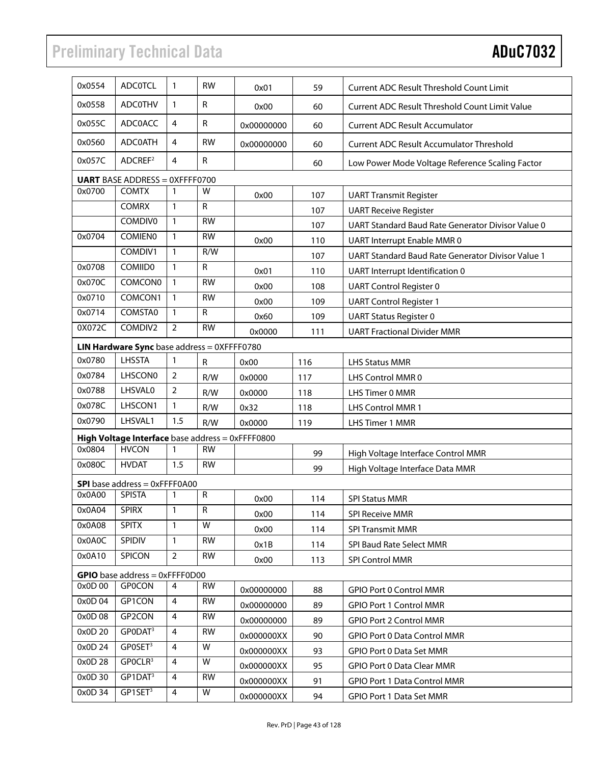| | | | | | | |
|---|---|---|---|---|---|---|
| 0x0554 | ADC0TCL | 1 | RW | 0x01 | 59 | Current ADC Result Threshold Count Limit |
| 0x0558 | ADC0THV | 1 | R | 0x00 | 60 | Current ADC Result Threshold Count Limit Value |
| 0x055C | ADC0ACC | 4 | R | 0x00000000 | 60 | Current ADC Result Accumulator |
| 0x0560 | ADC0ATH | 4 | RW | 0x00000000 | 60 | Current ADC Result Accumulator Threshold |
| 0x057C | ADCREF[2] | 4 | R | | 60 | Low Power Mode Voltage Reference Scaling Factor |
| **UART** BASE ADDRESS = 0XFFFF0700 | | | | | | |
| 0x0700 | COMTX | 1 | W | 0x00 | 107 | UART Transmit Register |
| | COMRX | 1 | R | | 107 | UART Receive Register |
| | COMDIV0 | 1 | RW | | 107 | UART Standard Baud Rate Generator Divisor Value 0 |
| 0x0704 | COMIEN0 | 1 | RW | 0x00 | 110 | UART Interrupt Enable MMR 0 |
| | COMDIV1 | 1 | R/W | | 107 | UART Standard Baud Rate Generator Divisor Value 1 |
| 0x0708 | COMIID0 | 1 | R | 0x01 | 110 | UART Interrupt Identification 0 |
| 0x070C | COMCON0 | 1 | RW | 0x00 | 108 | UART Control Register 0 |
| 0x0710 | COMCON1 | 1 | RW | 0x00 | 109 | UART Control Register 1 |
| 0x0714 | COMSTA0 | 1 | R | 0x60 | 109 | UART Status Register 0 |
| 0X072C | COMDIV2 | 2 | RW | 0x0000 | 111 | UART Fractional Divider MMR |
| **LIN Hardware Sync** base address = 0XFFFF0780 | | | | | | |
| 0x0780 | LHSSTA | 1 | R | 0x00 | 116 | LHS Status MMR |
| 0x0784 | LHSCON0 | 2 | R/W | 0x0000 | 117 | LHS Control MMR 0 |
| 0x0788 | LHSVAL0 | 2 | R/W | 0x0000 | 118 | LHS Timer 0 MMR |
| 0x078C | LHSCON1 | 1 | R/W | 0x32 | 118 | LHS Control MMR 1 |
| 0x0790 | LHSVAL1 | 1.5 | R/W | 0x0000 | 119 | LHS Timer 1 MMR |
| **High Voltage Interface** base address = 0xFFFF0800 | | | | | | |
| 0x0804 | HVCON | 1 | RW | | 99 | High Voltage Interface Control MMR |
| 0x080C | HVDAT | 1.5 | RW | | 99 | High Voltage Interface Data MMR |
| **SPI** base address = 0xFFFF0A00 | | | | | | |
| 0x0A00 | SPISTA | 1 | R | 0x00 | 114 | SPI Status MMR |
| 0x0A04 | SPIRX | 1 | R | 0x00 | 114 | SPI Receive MMR |
| 0x0A08 | SPITX | 1 | W | 0x00 | 114 | SPI Transmit MMR |
| 0x0A0C | SPIDIV | 1 | RW | 0x1B | 114 | SPI Baud Rate Select MMR |
| 0x0A10 | SPICON | 2 | RW | 0x00 | 113 | SPI Control MMR |
| **GPIO** base address = 0xFFFF0D00 | | | | | | |
| 0x0D 00 | GP0CON | 4 | RW | 0x00000000 | 88 | GPIO Port 0 Control MMR |
| 0x0D 04 | GP1CON | 4 | RW | 0x00000000 | 89 | GPIO Port 1 Control MMR |
| 0x0D 08 | GP2CON | 4 | RW | 0x00000000 | 89 | GPIO Port 2 Control MMR |
| 0x0D 20 | GP0DAT[3] | 4 | RW | 0x000000XX | 90 | GPIO Port 0 Data Control MMR |
| 0x0D 24 | GP0SET[3] | 4 | W | 0x000000XX | 93 | GPIO Port 0 Data Set MMR |
| 0x0D 28 | GP0CLR[3] | 4 | W | 0x000000XX | 95 | GPIO Port 0 Data Clear MMR |
| 0x0D 30 | GP1DAT[3] | 4 | RW | 0x000000XX | 91 | GPIO Port 1 Data Control MMR |
| 0x0D 34 | GP1SET[3] | 4 | W | 0x000000XX | 94 | GPIO Port 1 Data Set MMR |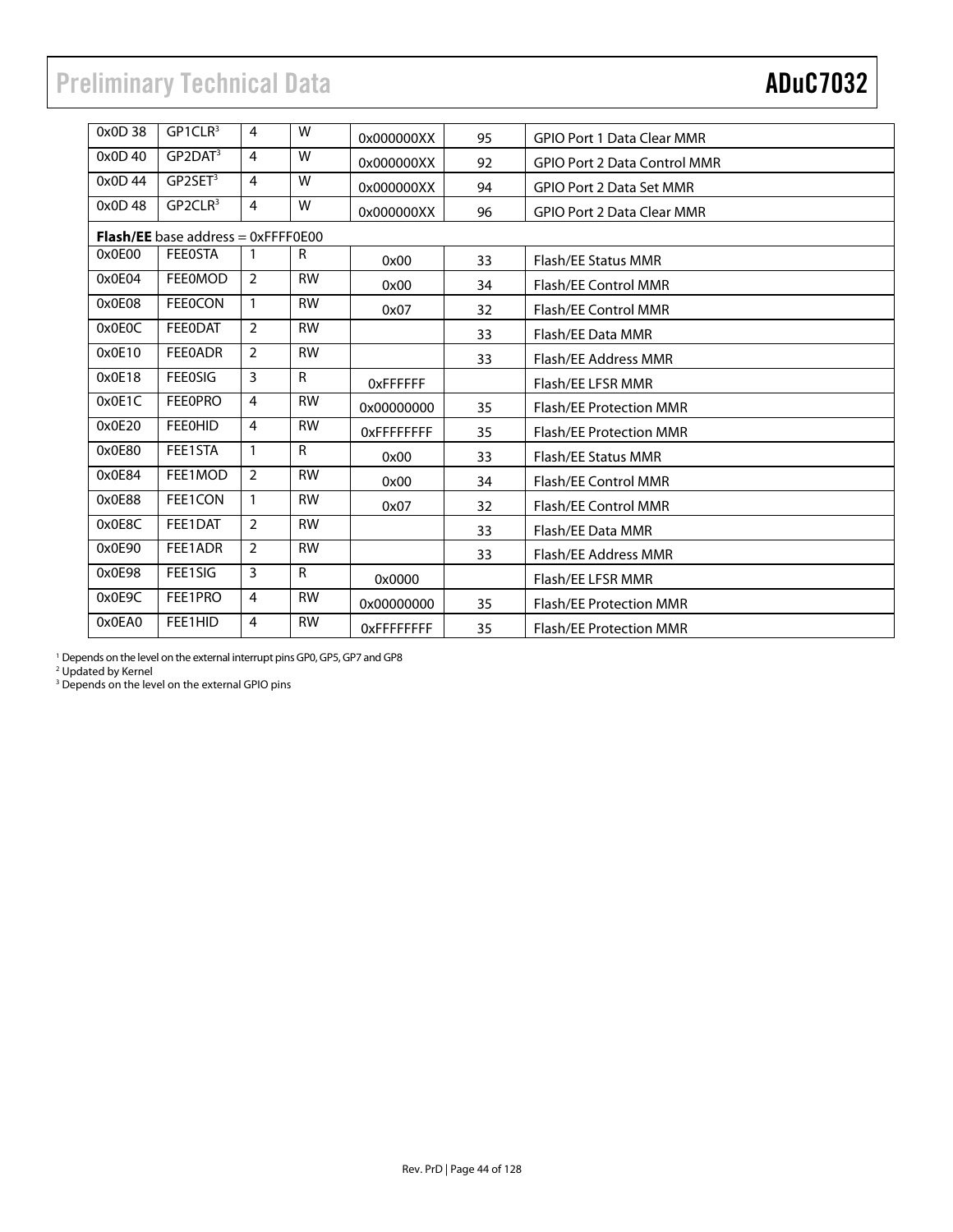| | | | | | | |
|---|---|---|---|---|---|---|
| 0x0D 38 | GP1CLR[3] | 4 | W | 0x000000XX | 95 | GPIO Port 1 Data Clear MMR |
| 0x0D 40 | GP2DAT[3] | 4 | W | 0x000000XX | 92 | GPIO Port 2 Data Control MMR |
| 0x0D 44 | GP2SET[3] | 4 | W | 0x000000XX | 94 | GPIO Port 2 Data Set MMR |
| 0x0D 48 | GP2CLR[3] | 4 | W | 0x000000XX | 96 | GPIO Port 2 Data Clear MMR |
| **Flash/EE** base address = 0xFFFF0E00 | | | | | | |
| 0x0E00 | FEE0STA | 1 | R | 0x00 | 33 | Flash/EE Status MMR |
| 0x0E04 | FEE0MOD | 2 | RW | 0x00 | 34 | Flash/EE Control MMR |
| 0x0E08 | FEE0CON | 1 | RW | 0x07 | 32 | Flash/EE Control MMR |
| 0x0E0C | FEE0DAT | 2 | RW | | 33 | Flash/EE Data MMR |
| 0x0E10 | FEE0ADR | 2 | RW | | 33 | Flash/EE Address MMR |
| 0x0E18 | FEE0SIG | 3 | R | 0xFFFFFF | | Flash/EE LFSR MMR |
| 0x0E1C | FEE0PRO | 4 | RW | 0x00000000 | 35 | Flash/EE Protection MMR |
| 0x0E20 | FEE0HID | 4 | RW | 0xFFFFFFFF | 35 | Flash/EE Protection MMR |
| 0x0E80 | FEE1STA | 1 | R | 0x00 | 33 | Flash/EE Status MMR |
| 0x0E84 | FEE1MOD | 2 | RW | 0x00 | 34 | Flash/EE Control MMR |
| 0x0E88 | FEE1CON | 1 | RW | 0x07 | 32 | Flash/EE Control MMR |
| 0x0E8C | FEE1DAT | 2 | RW | | 33 | Flash/EE Data MMR |
| 0x0E90 | FEE1ADR | 2 | RW | | 33 | Flash/EE Address MMR |
| 0x0E98 | FEE1SIG | 3 | R | 0x0000 | | Flash/EE LFSR MMR |
| 0x0E9C | FEE1PRO | 4 | RW | 0x00000000 | 35 | Flash/EE Protection MMR |
| 0x0EA0 | FEE1HID | 4 | RW | 0xFFFFFFFF | 35 | Flash/EE Protection MMR |

[1] Depends on the level on the external interrupt pins GP0, GP5, GP7 and GP8

[2] Updated by Kernel

[3] Depends on the level on the external GPIO pins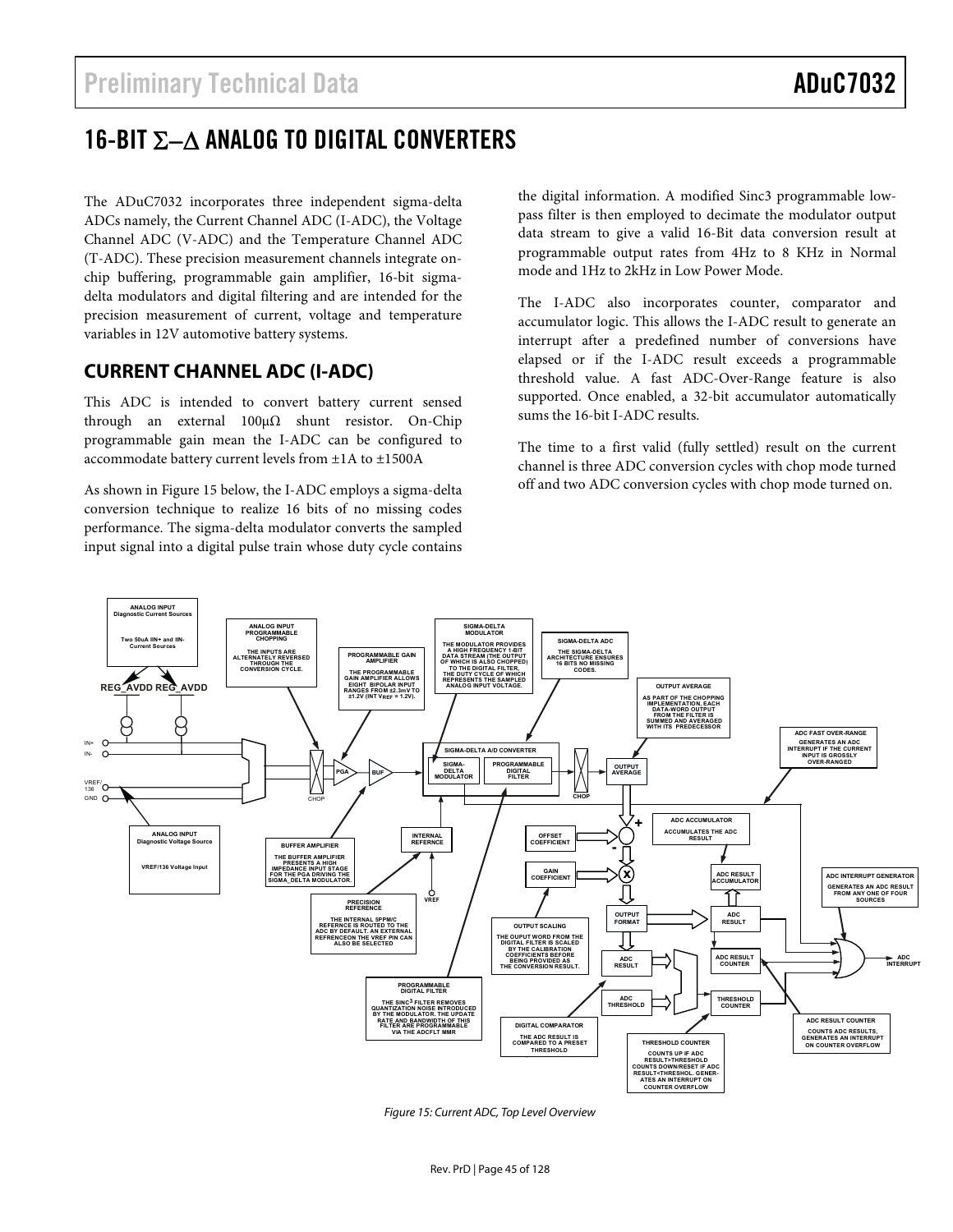# 16-BIT Σ–Δ ANALOG TO DIGITAL CONVERTERS

The ADuC7032 incorporates three independent sigma-delta ADCs namely, the Current Channel ADC (I-ADC), the Voltage Channel ADC (V-ADC) and the Temperature Channel ADC (T-ADC). These precision measurement channels integrate on-chip buffering, programmable gain amplifier, 16-bit sigma-delta modulators and digital filtering and are intended for the precision measurement of current, voltage and temperature variables in 12V automotive battery systems.

## CURRENT CHANNEL ADC (I-ADC)

This ADC is intended to convert battery current sensed through an external 100μΩ shunt resistor. On-Chip programmable gain mean the I-ADC can be configured to accommodate battery current levels from ±1A to ±1500A

As shown in Figure 15 below, the I-ADC employs a sigma-delta conversion technique to realize 16 bits of no missing codes performance. The sigma-delta modulator converts the sampled input signal into a digital pulse train whose duty cycle contains the digital information. A modified Sinc3 programmable low-pass filter is then employed to decimate the modulator output data stream to give a valid 16-Bit data conversion result at programmable output rates from 4Hz to 8 KHz in Normal mode and 1Hz to 2kHz in Low Power Mode.

The I-ADC also incorporates counter, comparator and accumulator logic. This allows the I-ADC result to generate an interrupt after a predefined number of conversions have elapsed or if the I-ADC result exceeds a programmable threshold value. A fast ADC-Over-Range feature is also supported. Once enabled, a 32-bit accumulator automatically sums the 16-bit I-ADC results.

The time to a first valid (fully settled) result on the current channel is three ADC conversion cycles with chop mode turned off and two ADC conversion cycles with chop mode turned on.

ANALOG INPUT
Diagnostic Current Sources
Two 50uA IIN+ and IIN- Current Sources

REG_AVDD REG_AVDD

IN+
IN-
VREF/136
GND

ANALOG INPUT
PROGRAMMABLE
CHOPPING
THE INPUTS ARE ALTERNATELY REVERSED THROUGH THE CONVERSION CYCLE.

PROGRAMMABLE GAIN AMPLIFIER
THE PROGRAMMABLE GAIN AMPLIFIER ALLOWS EIGHT BIPOLAR INPUT RANGES FROM ±2.3mV TO ±1.2V (INT VREF = 1.2V).

SIGMA-DELTA MODULATOR
THE MODULATOR PROVIDES A HIGH FREQUENCY 1-BIT DATA STREAM (THE OUTPUT OF WHICH IS ALSO CHOPPED) TO THE DIGITAL FILTER, THE DUTY CYCLE OF WHICH REPRESENTS THE SAMPLED ANALOG INPUT VOLTAGE.

SIGMA-DELTA ADC
THE SIGMA-DELTA ARCHITECTURE ENSURES 16 BITS NO MISSING CODES.

OUTPUT AVERAGE
AS PART OF THE CHOPPING IMPLEMENTATION, EACH DATA-WORD OUTPUT FROM THE FILTER IS SUMMED AND AVERAGED WITH ITS PREDECESSOR

ADC FAST OVER-RANGE
GENERATES AN ADC INTERRUPT IF THE CURRENT INPUT IS GROSSLY OVER-RANGED

CHOP PGA BUF
SIGMA-DELTA A/D CONVERTER
SIGMA-DELTA MODULATOR
PROGRAMMABLE DIGITAL FILTER
CHOP
OUTPUT AVERAGE

ANALOG INPUT
Diagnostic Voltage Source
VREF/136 Voltage Input

BUFFER AMPLIFIER
THE BUFFER AMPLIFIER PRESENTS A HIGH IMPEDANCE INPUT STAGE FOR THE PGA DRIVING THE SIGMA_DELTA MODULATOR.

INTERNAL REFERNCE
VREF

PRECISION REFERENCE
THE INTERNAL 5PPM/C REFERNCE IS ROUTED TO THE ADC BY DEFAULT. AN EXTERNAL REFRENCEON THE VREF PIN CAN ALSO BE SELECTED

OFFSET COEFFICIENT
GAIN COEFFICIENT

ADC ACCUMULATOR
ACCUMULATES THE ADC RESULT

ADC RESULT ACCUMULATOR

ADC INTERRUPT GENERATOR
GENERATES AN ADC RESULT FROM ANY ONE OF FOUR SOURCES

OUTPUT FORMAT
ADC RESULT
ADC RESULT COUNTER
ADC INTERRUPT
ADC RESULT
ADC THRESHOLD
THRESHOLD COUNTER

OUTPUT SCALING
THE OUPUT WORD FROM THE DIGITAL FILTER IS SCALED BY THE CALIBRATION COEFFICIENTS BEFORE BEING PROVIDED AS THE CONVERSION RESULT.

PROGRAMMABLE DIGITAL FILTER
THE SINC3 FILTER REMOVES QUANTIZATION NOISE INTRODUCED BY THE MODULATOR. THE UPDATE RATE AND BANDWIDTH OF THIS FILTER ARE PROGRAMMABLE VIA THE ADCFLT MMR

DIGITAL COMPARATOR
THE ADC RESULT IS COMPARED TO A PRESET THRESHOLD

THRESHOLD COUNTER
COUNTS UP IF ADC RESULT>THRESHOLD COUNTS DOWN/RESET IF ADC RESULT<THRESHOL. GENERATES AN INTERRUPT ON COUNTER OVERFLOW

ADC RESULT COUNTER
COUNTS ADC RESULTS, GENERATES AN INTERRUPT ON COUNTER OVERFLOW

*Figure 15: Current ADC, Top Level Overview*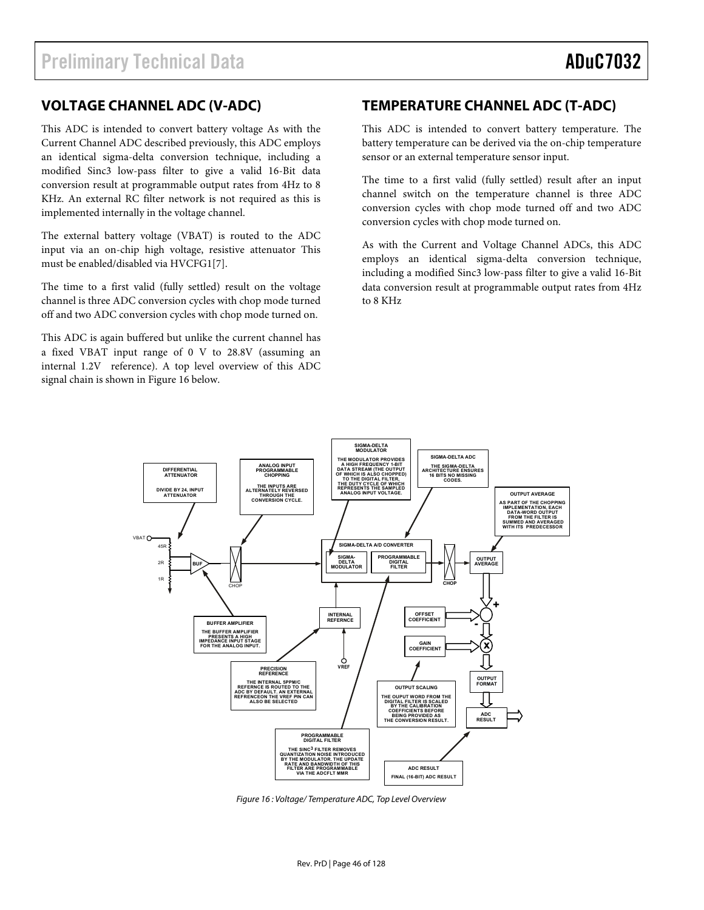## VOLTAGE CHANNEL ADC (V-ADC)

This ADC is intended to convert battery voltage As with the Current Channel ADC described previously, this ADC employs an identical sigma-delta conversion technique, including a modified Sinc3 low-pass filter to give a valid 16-Bit data conversion result at programmable output rates from 4Hz to 8 KHz. An external RC filter network is not required as this is implemented internally in the voltage channel.

The external battery voltage (VBAT) is routed to the ADC input via an on-chip high voltage, resistive attenuator This must be enabled/disabled via HVCFG1[7].

The time to a first valid (fully settled) result on the voltage channel is three ADC conversion cycles with chop mode turned off and two ADC conversion cycles with chop mode turned on.

This ADC is again buffered but unlike the current channel has a fixed VBAT input range of 0 V to 28.8V (assuming an internal 1.2V reference). A top level overview of this ADC signal chain is shown in Figure 16 below.

## TEMPERATURE CHANNEL ADC (T-ADC)

This ADC is intended to convert battery temperature. The battery temperature can be derived via the on-chip temperature sensor or an external temperature sensor input.

The time to a first valid (fully settled) result after an input channel switch on the temperature channel is three ADC conversion cycles with chop mode turned off and two ADC conversion cycles with chop mode turned on.

As with the Current and Voltage Channel ADCs, this ADC employs an identical sigma-delta conversion technique, including a modified Sinc3 low-pass filter to give a valid 16-Bit data conversion result at programmable output rates from 4Hz to 8 KHz

DIFFERENTIAL ATTENUATOR
DIVIDE BY 24, INPUT ATTENUATOR

ANALOG INPUT PROGRAMMABLE CHOPPING
THE INPUTS ARE ALTERNATELY REVERSED THROUGH THE CONVERSION CYCLE.

SIGMA-DELTA MODULATOR
THE MODULATOR PROVIDES A HIGH FREQUENCY 1-BIT DATA STREAM (THE OUTPUT OF WHICH IS ALSO CHOPPED) TO THE DIGITAL FILTER, THE DUTY CYCLE OF WHICH REPRESENTS THE SAMPLED ANALOG INPUT VOLTAGE.

SIGMA-DELTA ADC
THE SIGMA-DELTA ARCHITECTURE ENSURES 16 BITS NO MISSING CODES.

OUTPUT AVERAGE
AS PART OF THE CHOPPING IMPLEMENTATION, EACH DATA-WORD OUTPUT FROM THE FILTER IS SUMMED AND AVERAGED WITH ITS PREDECESSOR

VBAT
45R
2R
1R
BUF
CHOP
SIGMA-DELTA A/D CONVERTER
SIGMA-DELTA MODULATOR
PROGRAMMABLE DIGITAL FILTER
CHOP
OUTPUT AVERAGE
INTERNAL REFERNCE
VREF
OFFSET COEFFICIENT
GAIN COEFFICIENT
OUTPUT FORMAT
ADC RESULT

BUFFER AMPLIFIER
THE BUFFER AMPLIFIER PRESENTS A HIGH IMPEDANCE INPUT STAGE FOR THE ANALOG INPUT.

PRECISION REFERENCE
THE INTERNAL 5PPM/C REFERNCE IS ROUTED TO THE ADC BY DEFAULT. AN EXTERNAL REFRENCEON THE VREF PIN CAN ALSO BE SELECTED

OUTPUT SCALING
THE OUPUT WORD FROM THE DIGITAL FILTER IS SCALED BY THE CALIBRATION COEFFICIENTS BEFORE BEING PROVIDED AS THE CONVERSION RESULT.

PROGRAMMABLE DIGITAL FILTER
THE SINC3 FILTER REMOVES QUANTIZATION NOISE INTRODUCED BY THE MODULATOR. THE UPDATE RATE AND BANDWIDTH OF THIS FILTER ARE PROGRAMMABLE VIA THE ADCFLT MMR

ADC RESULT
FINAL (16-BIT) ADC RESULT

*Figure 16 : Voltage/ Temperature ADC, Top Level Overview*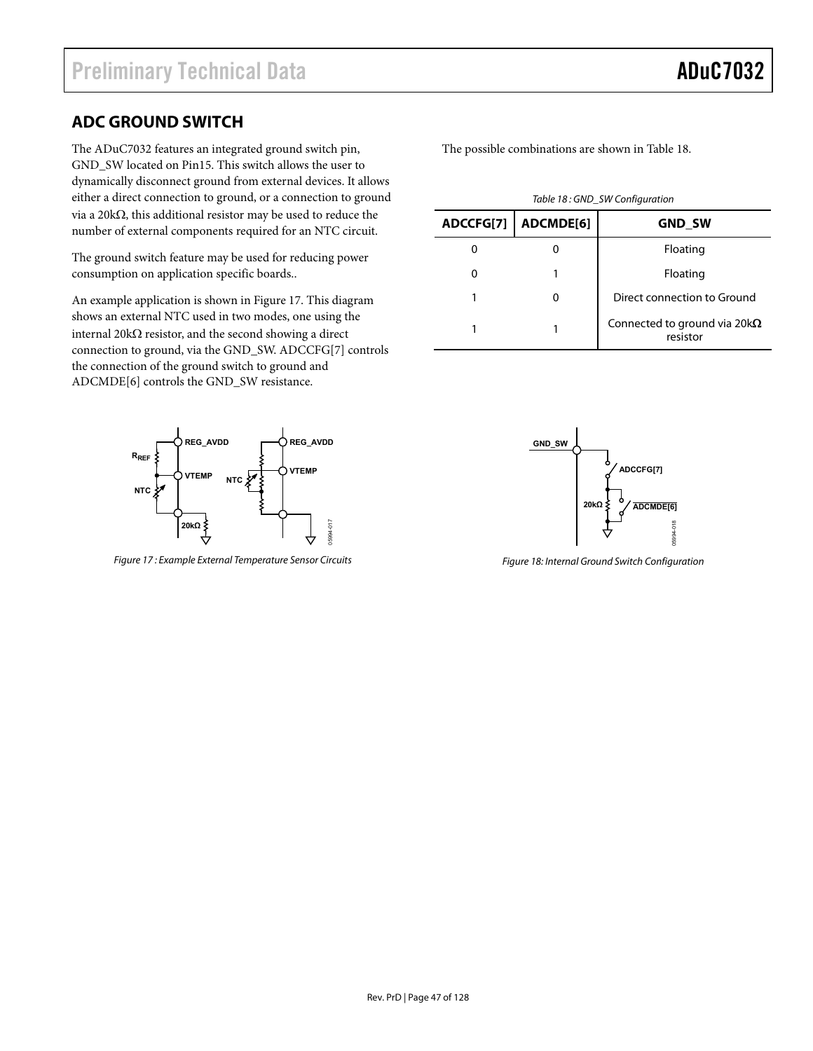## ADC GROUND SWITCH

The ADuC7032 features an integrated ground switch pin, GND_SW located on Pin15. This switch allows the user to dynamically disconnect ground from external devices. It allows either a direct connection to ground, or a connection to ground via a 20kΩ, this additional resistor may be used to reduce the number of external components required for an NTC circuit.

The ground switch feature may be used for reducing power consumption on application specific boards..

An example application is shown in Figure 17. This diagram shows an external NTC used in two modes, one using the internal 20kΩ resistor, and the second showing a direct connection to ground, via the GND_SW. ADCCFG[7] controls the connection of the ground switch to ground and ADCMDE[6] controls the GND_SW resistance.

The possible combinations are shown in Table 18.

*Table 18 : GND_SW Configuration*

| ADCCFG[7] | ADCMDE[6] | GND_SW |
|---|---|---|
| 0 | 0 | Floating |
| 0 | 1 | Floating |
| 1 | 0 | Direct connection to Ground |
| 1 | 1 | Connected to ground via 20kΩ resistor |

REG_AVDD
$R_{REF}$
VTEMP
NTC
20kΩ
REG_AVDD
VTEMP
NTC
05994-017

*Figure 17 : Example External Temperature Sensor Circuits*

GND_SW
ADCCFG[7]
20kΩ
ADCMDE[6]
05994-018

*Figure 18: Internal Ground Switch Configuration*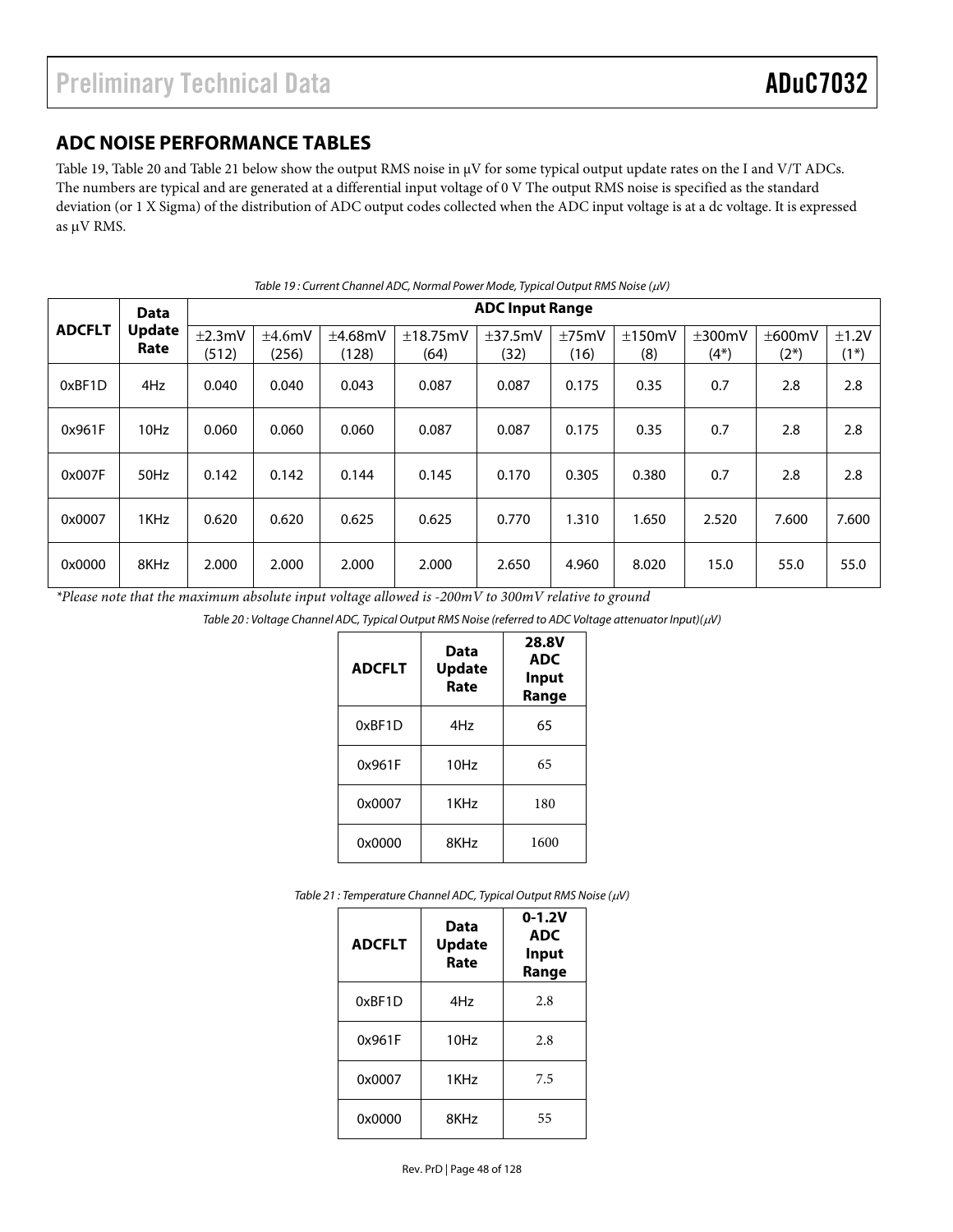## ADC NOISE PERFORMANCE TABLES

Table 19, Table 20 and Table 21 below show the output RMS noise in μV for some typical output update rates on the I and V/T ADCs. The numbers are typical and are generated at a differential input voltage of 0 V The output RMS noise is specified as the standard deviation (or 1 X Sigma) of the distribution of ADC output codes collected when the ADC input voltage is at a dc voltage. It is expressed as μV RMS.

*Table 19 : Current Channel ADC, Normal Power Mode, Typical Output RMS Noise (μV)*

| ADCFLT | Data Update Rate | ADC Input Range | | | | | | | | | |
|---|---|---|---|---|---|---|---|---|---|---|---|
| | | ±2.3mV (512) | ±4.6mV (256) | ±4.68mV (128) | ±18.75mV (64) | ±37.5mV (32) | ±75mV (16) | ±150mV (8) | ±300mV (4*) | ±600mV (2*) | ±1.2V (1*) |
| 0xBF1D | 4Hz | 0.040 | 0.040 | 0.043 | 0.087 | 0.087 | 0.175 | 0.35 | 0.7 | 2.8 | 2.8 |
| 0x961F | 10Hz | 0.060 | 0.060 | 0.060 | 0.087 | 0.087 | 0.175 | 0.35 | 0.7 | 2.8 | 2.8 |
| 0x007F | 50Hz | 0.142 | 0.142 | 0.144 | 0.145 | 0.170 | 0.305 | 0.380 | 0.7 | 2.8 | 2.8 |
| 0x0007 | 1KHz | 0.620 | 0.620 | 0.625 | 0.625 | 0.770 | 1.310 | 1.650 | 2.520 | 7.600 | 7.600 |
| 0x0000 | 8KHz | 2.000 | 2.000 | 2.000 | 2.000 | 2.650 | 4.960 | 8.020 | 15.0 | 55.0 | 55.0 |

*\*Please note that the maximum absolute input voltage allowed is -200mV to 300mV relative to ground*

*Table 20 : Voltage Channel ADC, Typical Output RMS Noise (referred to ADC Voltage attenuator Input)(μV)*

| ADCFLT | Data Update Rate | 28.8V ADC Input Range |
|---|---|---|
| 0xBF1D | 4Hz | 65 |
| 0x961F | 10Hz | 65 |
| 0x0007 | 1KHz | 180 |
| 0x0000 | 8KHz | 1600 |

*Table 21 : Temperature Channel ADC, Typical Output RMS Noise (μV)*

| ADCFLT | Data Update Rate | 0-1.2V ADC Input Range |
|---|---|---|
| 0xBF1D | 4Hz | 2.8 |
| 0x961F | 10Hz | 2.8 |
| 0x0007 | 1KHz | 7.5 |
| 0x0000 | 8KHz | 55 |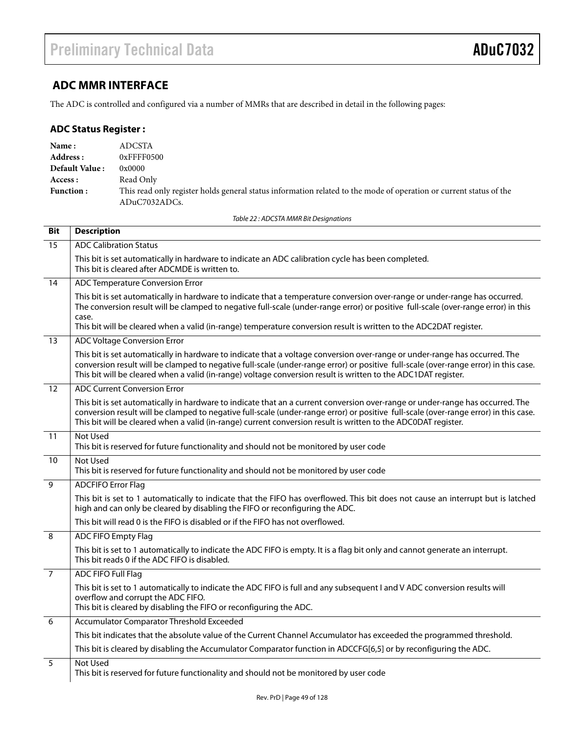## ADC MMR INTERFACE

The ADC is controlled and configured via a number of MMRs that are described in detail in the following pages:

### ADC Status Register :

**Name :** ADCSTA
**Address :** 0xFFFF0500
**Default Value :** 0x0000
**Access :** Read Only
**Function :** This read only register holds general status information related to the mode of operation or current status of the ADuC7032ADCs.

*Table 22 : ADCSTA MMR Bit Designations*

| Bit | Description |
|---|---|
| 15 | ADC Calibration Status<br>This bit is set automatically in hardware to indicate an ADC calibration cycle has been completed.<br>This bit is cleared after ADCMDE is written to. |
| 14 | ADC Temperature Conversion Error<br>This bit is set automatically in hardware to indicate that a temperature conversion over-range or under-range has occurred. The conversion result will be clamped to negative full-scale (under-range error) or positive full-scale (over-range error) in this case.<br>This bit will be cleared when a valid (in-range) temperature conversion result is written to the ADC2DAT register. |
| 13 | ADC Voltage Conversion Error<br>This bit is set automatically in hardware to indicate that a voltage conversion over-range or under-range has occurred. The conversion result will be clamped to negative full-scale (under-range error) or positive full-scale (over-range error) in this case.<br>This bit will be cleared when a valid (in-range) voltage conversion result is written to the ADC1DAT register. |
| 12 | ADC Current Conversion Error<br>This bit is set automatically in hardware to indicate that an a current conversion over-range or under-range has occurred. The conversion result will be clamped to negative full-scale (under-range error) or positive full-scale (over-range error) in this case.<br>This bit will be cleared when a valid (in-range) current conversion result is written to the ADC0DAT register. |
| 11 | Not Used<br>This bit is reserved for future functionality and should not be monitored by user code |
| 10 | Not Used<br>This bit is reserved for future functionality and should not be monitored by user code |
| 9 | ADCFIFO Error Flag<br>This bit is set to 1 automatically to indicate that the FIFO has overflowed. This bit does not cause an interrupt but is latched high and can only be cleared by disabling the FIFO or reconfiguring the ADC.<br>This bit will read 0 is the FIFO is disabled or if the FIFO has not overflowed. |
| 8 | ADC FIFO Empty Flag<br>This bit is set to 1 automatically to indicate the ADC FIFO is empty. It is a flag bit only and cannot generate an interrupt.<br>This bit reads 0 if the ADC FIFO is disabled. |
| 7 | ADC FIFO Full Flag<br>This bit is set to 1 automatically to indicate the ADC FIFO is full and any subsequent I and V ADC conversion results will overflow and corrupt the ADC FIFO.<br>This bit is cleared by disabling the FIFO or reconfiguring the ADC. |
| 6 | Accumulator Comparator Threshold Exceeded<br>This bit indicates that the absolute value of the Current Channel Accumulator has exceeded the programmed threshold.<br>This bit is cleared by disabling the Accumulator Comparator function in ADCCFG[6,5] or by reconfiguring the ADC. |
| 5 | Not Used<br>This bit is reserved for future functionality and should not be monitored by user code |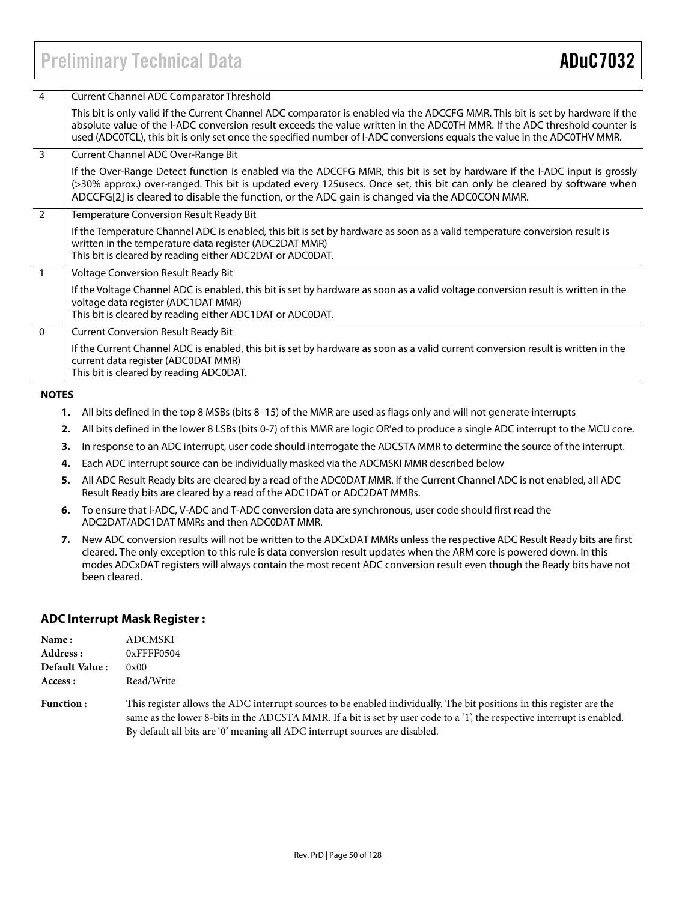| | |
|---|---|
| 4 | Current Channel ADC Comparator Threshold<br><br>This bit is only valid if the Current Channel ADC comparator is enabled via the ADCCFG MMR. This bit is set by hardware if the absolute value of the I-ADC conversion result exceeds the value written in the ADC0TH MMR. If the ADC threshold counter is used (ADC0TCL), this bit is only set once the specified number of I-ADC conversions equals the value in the ADC0THV MMR. |
| 3 | Current Channel ADC Over-Range Bit<br><br>If the Over-Range Detect function is enabled via the ADCCFG MMR, this bit is set by hardware if the I-ADC input is grossly (>30% approx.) over-ranged. This bit is updated every 125usecs. Once set, this bit can only be cleared by software when ADCCFG[2] is cleared to disable the function, or the ADC gain is changed via the ADC0CON MMR. |
| 2 | Temperature Conversion Result Ready Bit<br><br>If the Temperature Channel ADC is enabled, this bit is set by hardware as soon as a valid temperature conversion result is written in the temperature data register (ADC2DAT MMR)<br>This bit is cleared by reading either ADC2DAT or ADC0DAT. |
| 1 | Voltage Conversion Result Ready Bit<br><br>If the Voltage Channel ADC is enabled, this bit is set by hardware as soon as a valid voltage conversion result is written in the voltage data register (ADC1DAT MMR)<br>This bit is cleared by reading either ADC1DAT or ADC0DAT. |
| 0 | Current Conversion Result Ready Bit<br><br>If the Current Channel ADC is enabled, this bit is set by hardware as soon as a valid current conversion result is written in the current data register (ADC0DAT MMR)<br>This bit is cleared by reading ADC0DAT. |

**NOTES**

1. All bits defined in the top 8 MSBs (bits 8–15) of the MMR are used as flags only and will not generate interrupts
2. All bits defined in the lower 8 LSBs (bits 0-7) of this MMR are logic OR'ed to produce a single ADC interrupt to the MCU core.
3. In response to an ADC interrupt, user code should interrogate the ADCSTA MMR to determine the source of the interrupt.
4. Each ADC interrupt source can be individually masked via the ADCMSKI MMR described below
5. All ADC Result Ready bits are cleared by a read of the ADC0DAT MMR. If the Current Channel ADC is not enabled, all ADC Result Ready bits are cleared by a read of the ADC1DAT or ADC2DAT MMRs.
6. To ensure that I-ADC, V-ADC and T-ADC conversion data are synchronous, user code should first read the ADC2DAT/ADC1DAT MMRs and then ADC0DAT MMR.
7. New ADC conversion results will not be written to the ADCxDAT MMRs unless the respective ADC Result Ready bits are first cleared. The only exception to this rule is data conversion result updates when the ARM core is powered down. In this modes ADCxDAT registers will always contain the most recent ADC conversion result even though the Ready bits have not been cleared.

### ADC Interrupt Mask Register :

**Name :** ADCMSKI
**Address :** 0xFFFF0504
**Default Value :** 0x00
**Access :** Read/Write

**Function :** This register allows the ADC interrupt sources to be enabled individually. The bit positions in this register are the same as the lower 8-bits in the ADCSTA MMR. If a bit is set by user code to a '1', the respective interrupt is enabled. By default all bits are '0' meaning all ADC interrupt sources are disabled.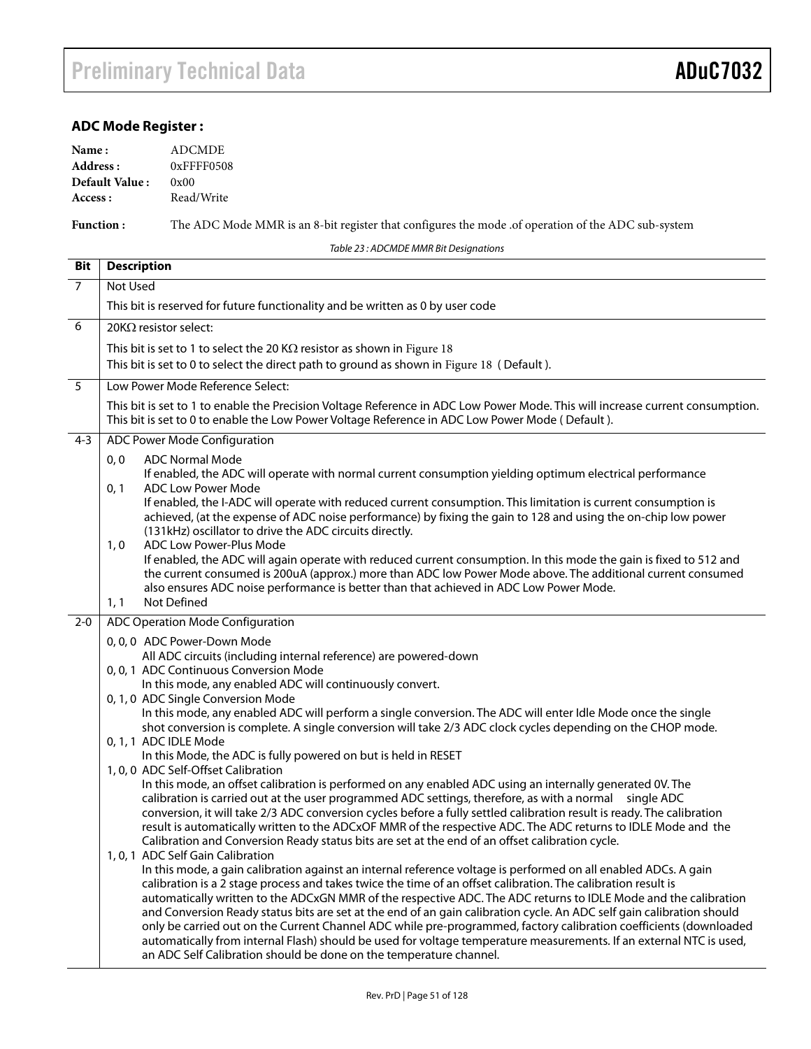### ADC Mode Register :

**Name :** ADCMDE
**Address :** 0xFFFF0508
**Default Value :** 0x00
**Access :** Read/Write

**Function :** The ADC Mode MMR is an 8-bit register that configures the mode .of operation of the ADC sub-system

*Table 23 : ADCMDE MMR Bit Designations*

| Bit | Description |
|---|---|
| 7 | Not Used<br>This bit is reserved for future functionality and be written as 0 by user code |
| 6 | 20KΩ resistor select:<br>This bit is set to 1 to select the 20 KΩ resistor as shown in Figure 18<br>This bit is set to 0 to select the direct path to ground as shown in Figure 18 ( Default ). |
| 5 | Low Power Mode Reference Select:<br>This bit is set to 1 to enable the Precision Voltage Reference in ADC Low Power Mode. This will increase current consumption. This bit is set to 0 to enable the Low Power Voltage Reference in ADC Low Power Mode ( Default ). |
| 4-3 | ADC Power Mode Configuration<br>0, 0 ADC Normal Mode<br>If enabled, the ADC will operate with normal current consumption yielding optimum electrical performance<br>0, 1 ADC Low Power Mode<br>If enabled, the I-ADC will operate with reduced current consumption. This limitation is current consumption is achieved, (at the expense of ADC noise performance) by fixing the gain to 128 and using the on-chip low power (131kHz) oscillator to drive the ADC circuits directly.<br>1, 0 ADC Low Power-Plus Mode<br>If enabled, the ADC will again operate with reduced current consumption. In this mode the gain is fixed to 512 and the current consumed is 200uA (approx.) more than ADC low Power Mode above. The additional current consumed also ensures ADC noise performance is better than that achieved in ADC Low Power Mode.<br>1, 1 Not Defined |
| 2-0 | ADC Operation Mode Configuration<br>0, 0, 0 ADC Power-Down Mode<br>All ADC circuits (including internal reference) are powered-down<br>0, 0, 1 ADC Continuous Conversion Mode<br>In this mode, any enabled ADC will continuously convert.<br>0, 1, 0 ADC Single Conversion Mode<br>In this mode, any enabled ADC will perform a single conversion. The ADC will enter Idle Mode once the single shot conversion is complete. A single conversion will take 2/3 ADC clock cycles depending on the CHOP mode.<br>0, 1, 1 ADC IDLE Mode<br>In this Mode, the ADC is fully powered on but is held in RESET<br>1, 0, 0 ADC Self-Offset Calibration<br>In this mode, an offset calibration is performed on any enabled ADC using an internally generated 0V. The calibration is carried out at the user programmed ADC settings, therefore, as with a normal single ADC conversion, it will take 2/3 ADC conversion cycles before a fully settled calibration result is ready. The calibration result is automatically written to the ADCxOF MMR of the respective ADC. The ADC returns to IDLE Mode and the Calibration and Conversion Ready status bits are set at the end of an offset calibration cycle.<br>1, 0, 1 ADC Self Gain Calibration<br>In this mode, a gain calibration against an internal reference voltage is performed on all enabled ADCs. A gain calibration is a 2 stage process and takes twice the time of an offset calibration. The calibration result is automatically written to the ADCxGN MMR of the respective ADC. The ADC returns to IDLE Mode and the calibration and Conversion Ready status bits are set at the end of an gain calibration cycle. An ADC self gain calibration should only be carried out on the Current Channel ADC while pre-programmed, factory calibration coefficients (downloaded automatically from internal Flash) should be used for voltage temperature measurements. If an external NTC is used, an ADC Self Calibration should be done on the temperature channel. |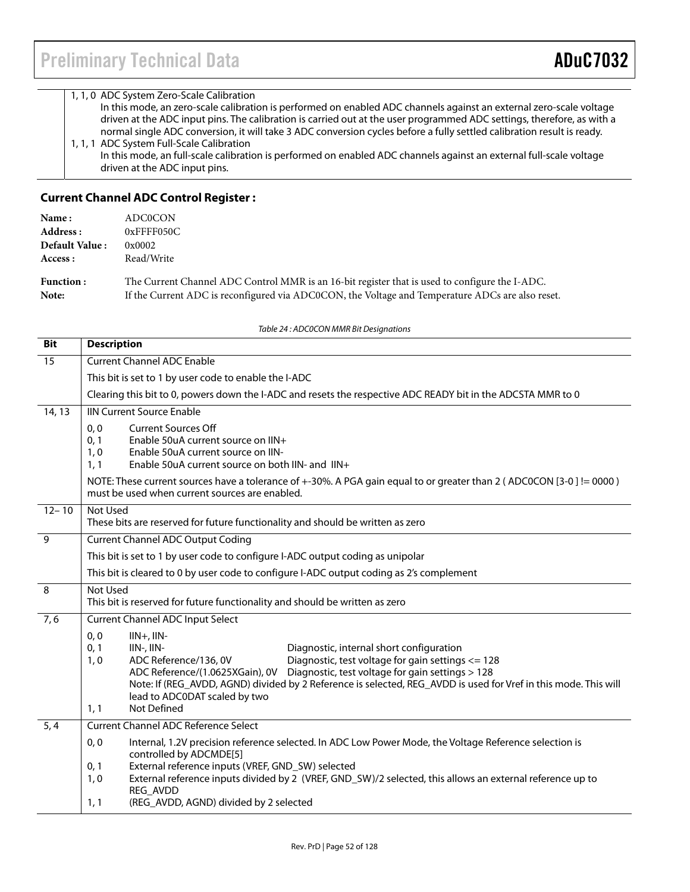| | |
|---|---|
| | 1, 1, 0 ADC System Zero-Scale Calibration<br>In this mode, an zero-scale calibration is performed on enabled ADC channels against an external zero-scale voltage driven at the ADC input pins. The calibration is carried out at the user programmed ADC settings, therefore, as with a normal single ADC conversion, it will take 3 ADC conversion cycles before a fully settled calibration result is ready.<br>1, 1, 1 ADC System Full-Scale Calibration<br>In this mode, an full-scale calibration is performed on enabled ADC channels against an external full-scale voltage driven at the ADC input pins. |

### Current Channel ADC Control Register :

**Name :** ADC0CON
**Address :** 0xFFFF050C
**Default Value :** 0x0002
**Access :** Read/Write

**Function :** The Current Channel ADC Control MMR is an 16-bit register that is used to configure the I-ADC.
**Note:** If the Current ADC is reconfigured via ADC0CON, the Voltage and Temperature ADCs are also reset.

*Table 24 : ADC0CON MMR Bit Designations*

| Bit | Description |
|---|---|
| 15 | Current Channel ADC Enable<br>This bit is set to 1 by user code to enable the I-ADC<br>Clearing this bit to 0, powers down the I-ADC and resets the respective ADC READY bit in the ADCSTA MMR to 0 |
| 14, 13 | IIN Current Source Enable<br>0, 0 Current Sources Off<br>0, 1 Enable 50uA current source on IIN+<br>1, 0 Enable 50uA current source on IIN-<br>1, 1 Enable 50uA current source on both IIN- and IIN+<br>NOTE: These current sources have a tolerance of +-30%. A PGA gain equal to or greater than 2 ( ADC0CON [3-0 ] != 0000 ) must be used when current sources are enabled. |
| 12– 10 | Not Used<br>These bits are reserved for future functionality and should be written as zero |
| 9 | Current Channel ADC Output Coding<br>This bit is set to 1 by user code to configure I-ADC output coding as unipolar<br>This bit is cleared to 0 by user code to configure I-ADC output coding as 2's complement |
| 8 | Not Used<br>This bit is reserved for future functionality and should be written as zero |
| 7, 6 | Current Channel ADC Input Select<br>0, 0 IIN+, IIN-<br>0, 1 IIN-, IIN- Diagnostic, internal short configuration<br>1, 0 ADC Reference/136, 0V Diagnostic, test voltage for gain settings <= 128<br>ADC Reference/(1.0625XGain), 0V Diagnostic, test voltage for gain settings > 128<br>Note: If (REG_AVDD, AGND) divided by 2 Reference is selected, REG_AVDD is used for Vref in this mode. This will lead to ADC0DAT scaled by two<br>1, 1 Not Defined |
| 5, 4 | Current Channel ADC Reference Select<br>0, 0 Internal, 1.2V precision reference selected. In ADC Low Power Mode, the Voltage Reference selection is controlled by ADCMDE[5]<br>0, 1 External reference inputs (VREF, GND_SW) selected<br>1, 0 External reference inputs divided by 2 (VREF, GND_SW)/2 selected, this allows an external reference up to REG_AVDD<br>1, 1 (REG_AVDD, AGND) divided by 2 selected |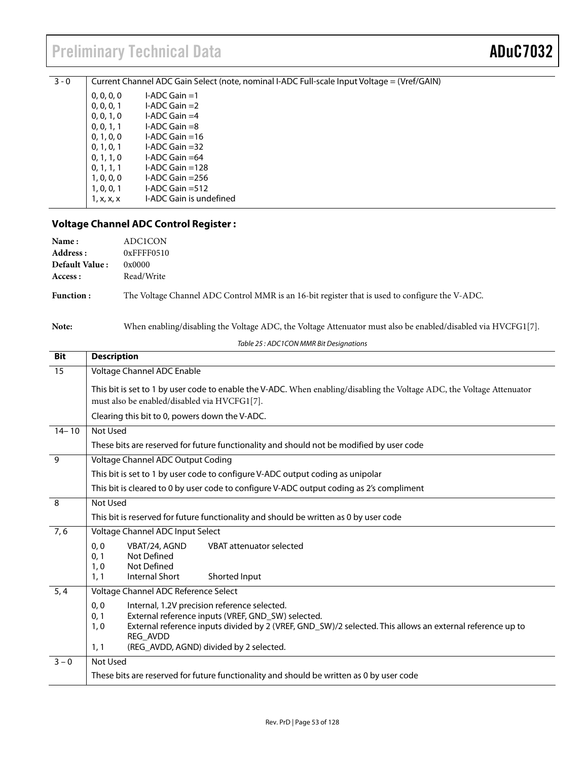| | |
|---|---|
| 3 - 0 | Current Channel ADC Gain Select (note, nominal I-ADC Full-scale Input Voltage = (Vref/GAIN)<br>0, 0, 0, 0    I-ADC Gain =1<br>0, 0, 0, 1    I-ADC Gain =2<br>0, 0, 1, 0    I-ADC Gain =4<br>0, 0, 1, 1    I-ADC Gain =8<br>0, 1, 0, 0    I-ADC Gain =16<br>0, 1, 0, 1    I-ADC Gain =32<br>0, 1, 1, 0    I-ADC Gain =64<br>0, 1, 1, 1    I-ADC Gain =128<br>1, 0, 0, 0    I-ADC Gain =256<br>1, 0, 0, 1    I-ADC Gain =512<br>1, x, x, x    I-ADC Gain is undefined |

### Voltage Channel ADC Control Register :

**Name :** ADC1CON

**Address :** 0xFFFF0510

**Default Value :** 0x0000

**Access :** Read/Write

**Function :** The Voltage Channel ADC Control MMR is an 16-bit register that is used to configure the V-ADC.

**Note:** When enabling/disabling the Voltage ADC, the Voltage Attenuator must also be enabled/disabled via HVCFG1[7].

Table 25 : ADC1CON MMR Bit Designations

| Bit | Description |
|---|---|
| 15 | Voltage Channel ADC Enable<br>This bit is set to 1 by user code to enable the V-ADC. When enabling/disabling the Voltage ADC, the Voltage Attenuator must also be enabled/disabled via HVCFG1[7].<br>Clearing this bit to 0, powers down the V-ADC. |
| 14– 10 | Not Used<br>These bits are reserved for future functionality and should not be modified by user code |
| 9 | Voltage Channel ADC Output Coding<br>This bit is set to 1 by user code to configure V-ADC output coding as unipolar<br>This bit is cleared to 0 by user code to configure V-ADC output coding as 2's compliment |
| 8 | Not Used<br>This bit is reserved for future functionality and should be written as 0 by user code |
| 7, 6 | Voltage Channel ADC Input Select<br>0, 0    VBAT/24, AGND    VBAT attenuator selected<br>0, 1    Not Defined<br>1, 0    Not Defined<br>1, 1    Internal Short    Shorted Input |
| 5, 4 | Voltage Channel ADC Reference Select<br>0, 0    Internal, 1.2V precision reference selected.<br>0, 1    External reference inputs (VREF, GND_SW) selected.<br>1, 0    External reference inputs divided by 2 (VREF, GND_SW)/2 selected. This allows an external reference up to REG_AVDD<br>1, 1    (REG_AVDD, AGND) divided by 2 selected. |
| 3 – 0 | Not Used<br>These bits are reserved for future functionality and should be written as 0 by user code |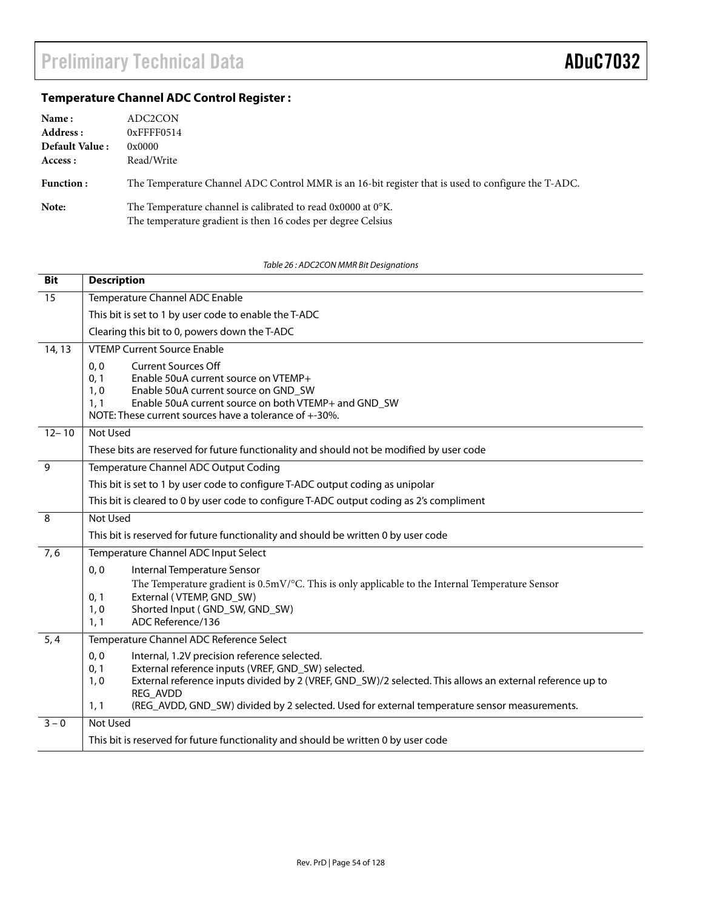### Temperature Channel ADC Control Register :

**Name :** ADC2CON
**Address :** 0xFFFF0514
**Default Value :** 0x0000
**Access :** Read/Write

**Function :** The Temperature Channel ADC Control MMR is an 16-bit register that is used to configure the T-ADC.

**Note:** The Temperature channel is calibrated to read 0x0000 at 0°K.
The temperature gradient is then 16 codes per degree Celsius

Table 26 : ADC2CON MMR Bit Designations

| Bit | Description |
|---|---|
| 15 | Temperature Channel ADC Enable<br>This bit is set to 1 by user code to enable the T-ADC<br>Clearing this bit to 0, powers down the T-ADC |
| 14, 13 | VTEMP Current Source Enable<br>0, 0 Current Sources Off<br>0, 1 Enable 50uA current source on VTEMP+<br>1, 0 Enable 50uA current source on GND_SW<br>1, 1 Enable 50uA current source on both VTEMP+ and GND_SW<br>NOTE: These current sources have a tolerance of +-30%. |
| 12– 10 | Not Used<br>These bits are reserved for future functionality and should not be modified by user code |
| 9 | Temperature Channel ADC Output Coding<br>This bit is set to 1 by user code to configure T-ADC output coding as unipolar<br>This bit is cleared to 0 by user code to configure T-ADC output coding as 2's compliment |
| 8 | Not Used<br>This bit is reserved for future functionality and should be written 0 by user code |
| 7, 6 | Temperature Channel ADC Input Select<br>0, 0 Internal Temperature Sensor<br>The Temperature gradient is 0.5mV/°C. This is only applicable to the Internal Temperature Sensor<br>0, 1 External ( VTEMP, GND_SW)<br>1, 0 Shorted Input ( GND_SW, GND_SW)<br>1, 1 ADC Reference/136 |
| 5, 4 | Temperature Channel ADC Reference Select<br>0, 0 Internal, 1.2V precision reference selected.<br>0, 1 External reference inputs (VREF, GND_SW) selected.<br>1, 0 External reference inputs divided by 2 (VREF, GND_SW)/2 selected. This allows an external reference up to REG_AVDD<br>1, 1 (REG_AVDD, GND_SW) divided by 2 selected. Used for external temperature sensor measurements. |
| 3 – 0 | Not Used<br>This bit is reserved for future functionality and should be written 0 by user code |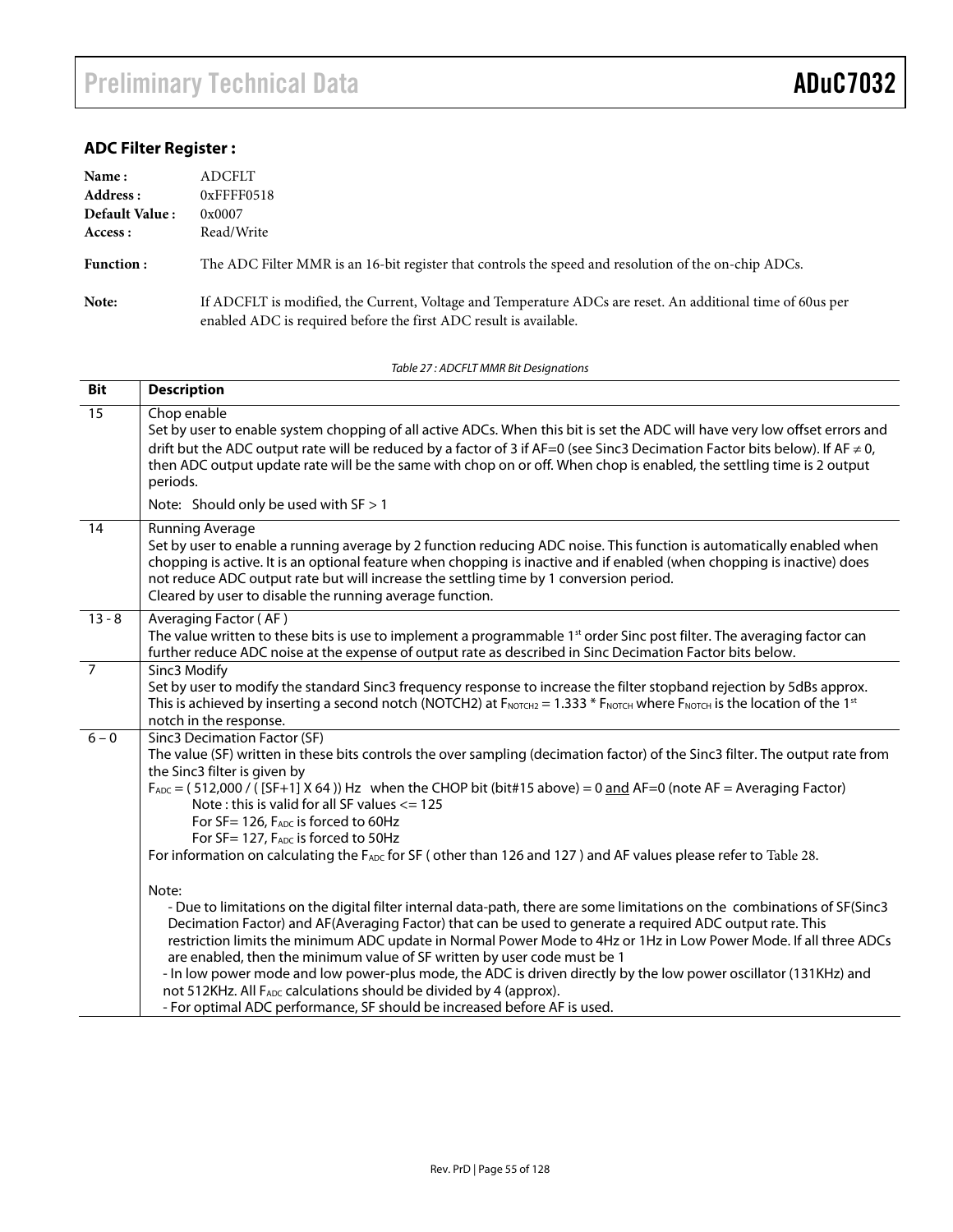### ADC Filter Register :

**Name :** ADCFLT
**Address :** 0xFFFF0518
**Default Value :** 0x0007
**Access :** Read/Write

**Function :** The ADC Filter MMR is an 16-bit register that controls the speed and resolution of the on-chip ADCs.

**Note:** If ADCFLT is modified, the Current, Voltage and Temperature ADCs are reset. An additional time of 60us per enabled ADC is required before the first ADC result is available.

*Table 27 : ADCFLT MMR Bit Designations*

| Bit | Description |
|---|---|
| 15 | Chop enable<br>Set by user to enable system chopping of all active ADCs. When this bit is set the ADC will have very low offset errors and drift but the ADC output rate will be reduced by a factor of 3 if AF=0 (see Sinc3 Decimation Factor bits below). If AF $\neq$ 0, then ADC output update rate will be the same with chop on or off. When chop is enabled, the settling time is 2 output periods.<br>Note: Should only be used with SF > 1 |
| 14 | Running Average<br>Set by user to enable a running average by 2 function reducing ADC noise. This function is automatically enabled when chopping is active. It is an optional feature when chopping is inactive and if enabled (when chopping is inactive) does not reduce ADC output rate but will increase the settling time by 1 conversion period.<br>Cleared by user to disable the running average function. |
| 13 - 8 | Averaging Factor ( AF )<br>The value written to these bits is use to implement a programmable 1st order Sinc post filter. The averaging factor can further reduce ADC noise at the expense of output rate as described in Sinc Decimation Factor bits below. |
| 7 | Sinc3 Modify<br>Set by user to modify the standard Sinc3 frequency response to increase the filter stopband rejection by 5dBs approx. This is achieved by inserting a second notch (NOTCH2) at $F_{NOTCH2} = 1.333 * F_{NOTCH}$ where $F_{NOTCH}$ is the location of the 1st notch in the response. |
| 6 – 0 | Sinc3 Decimation Factor (SF)<br>The value (SF) written in these bits controls the over sampling (decimation factor) of the Sinc3 filter. The output rate from the Sinc3 filter is given by<br>$F_{ADC}$ = ( 512,000 / ( [SF+1] X 64 )) Hz when the CHOP bit (bit#15 above) = 0 <u>and</u> AF=0 (note AF = Averaging Factor)<br>Note : this is valid for all SF values <= 125<br>For SF= 126, $F_{ADC}$ is forced to 60Hz<br>For SF= 127, $F_{ADC}$ is forced to 50Hz<br>For information on calculating the $F_{ADC}$ for SF ( other than 126 and 127 ) and AF values please refer to Table 28.<br><br>Note:<br>- Due to limitations on the digital filter internal data-path, there are some limitations on the combinations of SF(Sinc3 Decimation Factor) and AF(Averaging Factor) that can be used to generate a required ADC output rate. This restriction limits the minimum ADC update in Normal Power Mode to 4Hz or 1Hz in Low Power Mode. If all three ADCs are enabled, then the minimum value of SF written by user code must be 1<br>- In low power mode and low power-plus mode, the ADC is driven directly by the low power oscillator (131KHz) and not 512KHz. All $F_{ADC}$ calculations should be divided by 4 (approx).<br>- For optimal ADC performance, SF should be increased before AF is used. |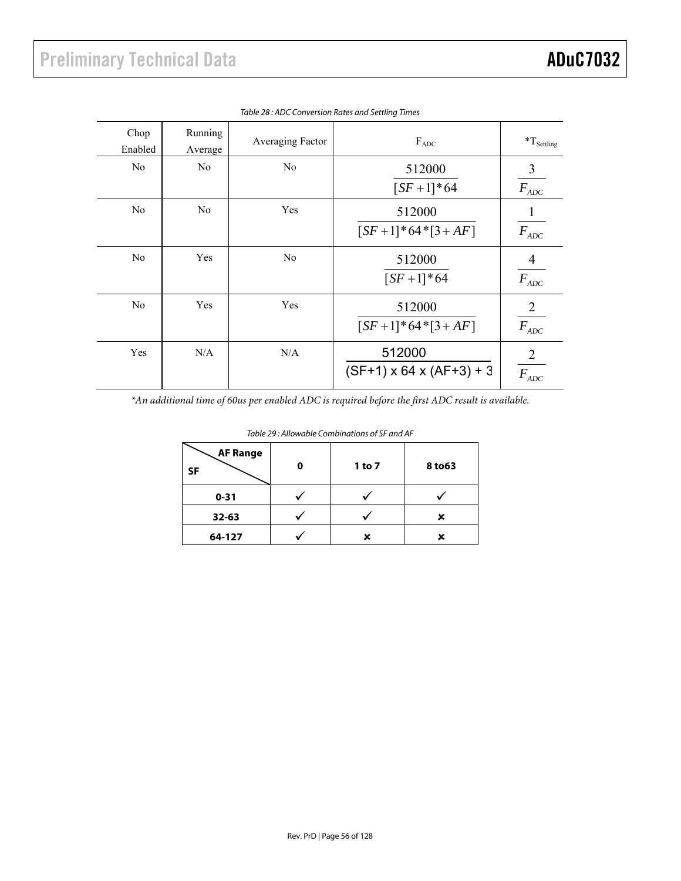Table 28 : ADC Conversion Rates and Settling Times

| Chop Enabled | Running Average | Averaging Factor | $F_{ADC}$ | *$T_{Settling}$ |
|---|---|---|---|---|
| No | No | No | $\frac{512000}{[SF+1]*64}$ | $\frac{3}{F_{ADC}}$ |
| No | No | Yes | $\frac{512000}{[SF+1]*64*[3+AF]}$ | $\frac{1}{F_{ADC}}$ |
| No | Yes | No | $\frac{512000}{[SF+1]*64}$ | $\frac{4}{F_{ADC}}$ |
| No | Yes | Yes | $\frac{512000}{[SF+1]*64*[3+AF]}$ | $\frac{2}{F_{ADC}}$ |
| Yes | N/A | N/A | $\frac{512000}{(SF+1) \times 64 \times (AF+3) + 3}$ | $\frac{2}{F_{ADC}}$ |

*An additional time of 60us per enabled ADC is required before the first ADC result is available.*

Table 29 : Allowable Combinations of SF and AF

| SF \ AF Range | 0 | 1 to 7 | 8 to63 |
|---|---|---|---|
| 0-31 | ✓ | ✓ | ✓ |
| 32-63 | ✓ | ✓ | ✗ |
| 64-127 | ✓ | ✗ | ✗ |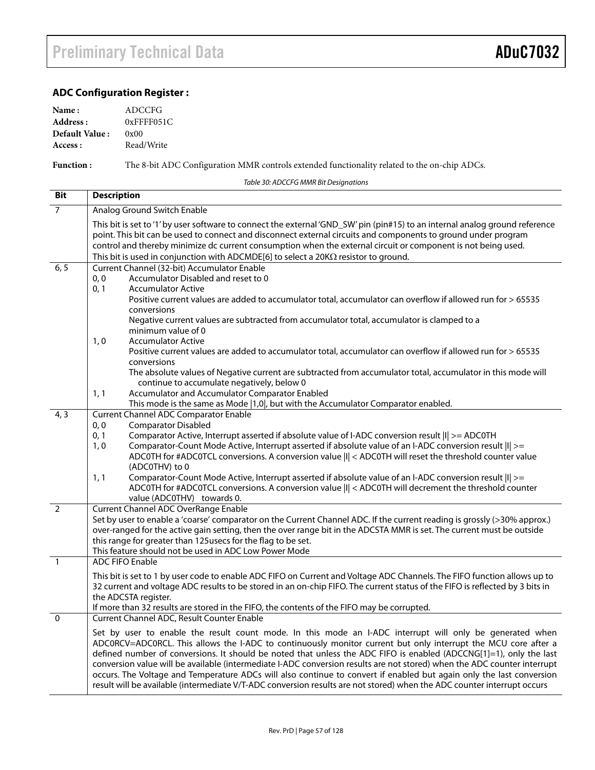### ADC Configuration Register :

**Name :** ADCCFG
**Address :** 0xFFFF051C
**Default Value :** 0x00
**Access :** Read/Write

**Function :** The 8-bit ADC Configuration MMR controls extended functionality related to the on-chip ADCs.

*Table 30: ADCCFG MMR Bit Designations*

| Bit | Description |
|---|---|
| 7 | Analog Ground Switch Enable<br><br>This bit is set to '1' by user software to connect the external 'GND_SW' pin (pin#15) to an internal analog ground reference point. This bit can be used to connect and disconnect external circuits and components to ground under program control and thereby minimize dc current consumption when the external circuit or component is not being used.<br>This bit is used in conjunction with ADCMDE[6] to select a 20KΩ resistor to ground. |
| 6, 5 | Current Channel (32-bit) Accumulator Enable<br>0, 0 Accumulator Disabled and reset to 0<br>0, 1 Accumulator Active<br>Positive current values are added to accumulator total, accumulator can overflow if allowed run for > 65535 conversions<br>Negative current values are subtracted from accumulator total, accumulator is clamped to a minimum value of 0<br>1, 0 Accumulator Active<br>Positive current values are added to accumulator total, accumulator can overflow if allowed run for > 65535 conversions<br>The absolute values of Negative current are subtracted from accumulator total, accumulator in this mode will continue to accumulate negatively, below 0<br>1, 1 Accumulator and Accumulator Comparator Enabled<br>This mode is the same as Mode \|1,0\|, but with the Accumulator Comparator enabled. |
| 4, 3 | Current Channel ADC Comparator Enable<br>0, 0 Comparator Disabled<br>0, 1 Comparator Active, Interrupt asserted if absolute value of I-ADC conversion result \|I\| >= ADC0TH<br>1, 0 Comparator-Count Mode Active, Interrupt asserted if absolute value of an I-ADC conversion result \|I\| >= ADC0TH for #ADC0TCL conversions. A conversion value \|I\| < ADC0TH will reset the threshold counter value (ADC0THV) to 0<br>1, 1 Comparator-Count Mode Active, Interrupt asserted if absolute value of an I-ADC conversion result \|I\| >= ADC0TH for #ADC0TCL conversions. A conversion value \|I\| < ADC0TH will decrement the threshold counter value (ADC0THV) towards 0. |
| 2 | Current Channel ADC OverRange Enable<br>Set by user to enable a 'coarse' comparator on the Current Channel ADC. If the current reading is grossly (>30% approx.) over-ranged for the active gain setting, then the over range bit in the ADCSTA MMR is set. The current must be outside this range for greater than 125usecs for the flag to be set.<br>This feature should not be used in ADC Low Power Mode |
| 1 | ADC FIFO Enable<br><br>This bit is set to 1 by user code to enable ADC FIFO on Current and Voltage ADC Channels. The FIFO function allows up to 32 current and voltage ADC results to be stored in an on-chip FIFO. The current status of the FIFO is reflected by 3 bits in the ADCSTA register.<br>If more than 32 results are stored in the FIFO, the contents of the FIFO may be corrupted. |
| 0 | Current Channel ADC, Result Counter Enable<br><br>Set by user to enable the result count mode. In this mode an I-ADC interrupt will only be generated when ADC0RCV=ADC0RCL. This allows the I-ADC to continuously monitor current but only interrupt the MCU core after a defined number of conversions. It should be noted that unless the ADC FIFO is enabled (ADCCNG[1]=1), only the last conversion value will be available (intermediate I-ADC conversion results are not stored) when the ADC counter interrupt occurs. The Voltage and Temperature ADCs will also continue to convert if enabled but again only the last conversion result will be available (intermediate V/T-ADC conversion results are not stored) when the ADC counter interrupt occurs |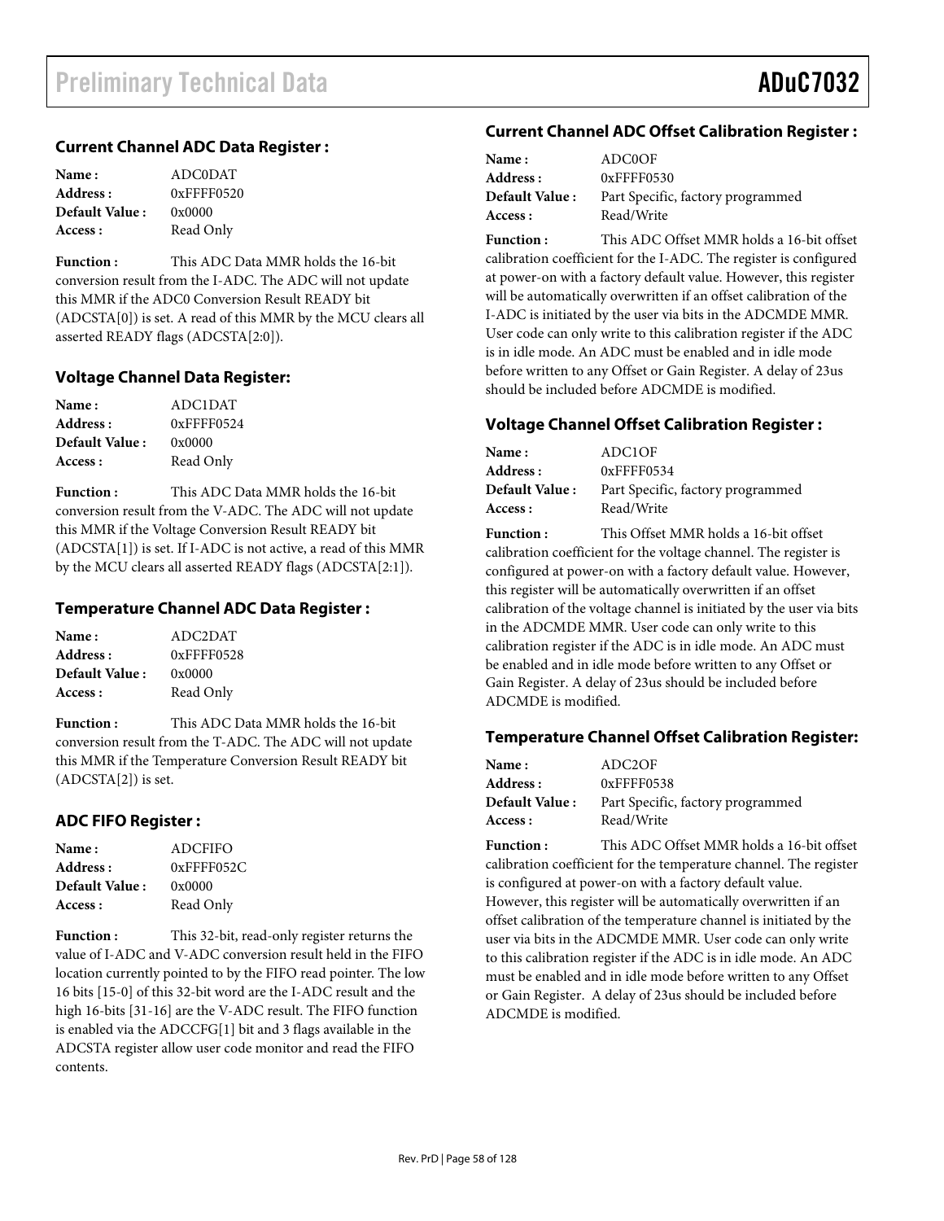### Current Channel ADC Data Register :

**Name :** ADC0DAT
**Address :** 0xFFFF0520
**Default Value :** 0x0000
**Access :** Read Only

**Function :** This ADC Data MMR holds the 16-bit conversion result from the I-ADC. The ADC will not update this MMR if the ADC0 Conversion Result READY bit (ADCSTA[0]) is set. A read of this MMR by the MCU clears all asserted READY flags (ADCSTA[2:0]).

### Voltage Channel Data Register:

**Name :** ADC1DAT
**Address :** 0xFFFF0524
**Default Value :** 0x0000
**Access :** Read Only

**Function :** This ADC Data MMR holds the 16-bit conversion result from the V-ADC. The ADC will not update this MMR if the Voltage Conversion Result READY bit (ADCSTA[1]) is set. If I-ADC is not active, a read of this MMR by the MCU clears all asserted READY flags (ADCSTA[2:1]).

### Temperature Channel ADC Data Register :

**Name :** ADC2DAT
**Address :** 0xFFFF0528
**Default Value :** 0x0000
**Access :** Read Only

**Function :** This ADC Data MMR holds the 16-bit conversion result from the T-ADC. The ADC will not update this MMR if the Temperature Conversion Result READY bit (ADCSTA[2]) is set.

### ADC FIFO Register :

**Name :** ADCFIFO
**Address :** 0xFFFF052C
**Default Value :** 0x0000
**Access :** Read Only

**Function :** This 32-bit, read-only register returns the value of I-ADC and V-ADC conversion result held in the FIFO location currently pointed to by the FIFO read pointer. The low 16 bits [15-0] of this 32-bit word are the I-ADC result and the high 16-bits [31-16] are the V-ADC result. The FIFO function is enabled via the ADCCFG[1] bit and 3 flags available in the ADCSTA register allow user code monitor and read the FIFO contents.

### Current Channel ADC Offset Calibration Register :

**Name :** ADC0OF
**Address :** 0xFFFF0530
**Default Value :** Part Specific, factory programmed
**Access :** Read/Write

**Function :** This ADC Offset MMR holds a 16-bit offset calibration coefficient for the I-ADC. The register is configured at power-on with a factory default value. However, this register will be automatically overwritten if an offset calibration of the I-ADC is initiated by the user via bits in the ADCMDE MMR. User code can only write to this calibration register if the ADC is in idle mode. An ADC must be enabled and in idle mode before written to any Offset or Gain Register. A delay of 23us should be included before ADCMDE is modified.

### Voltage Channel Offset Calibration Register :

**Name :** ADC1OF
**Address :** 0xFFFF0534
**Default Value :** Part Specific, factory programmed
**Access :** Read/Write

**Function :** This Offset MMR holds a 16-bit offset calibration coefficient for the voltage channel. The register is configured at power-on with a factory default value. However, this register will be automatically overwritten if an offset calibration of the voltage channel is initiated by the user via bits in the ADCMDE MMR. User code can only write to this calibration register if the ADC is in idle mode. An ADC must be enabled and in idle mode before written to any Offset or Gain Register. A delay of 23us should be included before ADCMDE is modified.

### Temperature Channel Offset Calibration Register:

**Name :** ADC2OF
**Address :** 0xFFFF0538
**Default Value :** Part Specific, factory programmed
**Access :** Read/Write

**Function :** This ADC Offset MMR holds a 16-bit offset calibration coefficient for the temperature channel. The register is configured at power-on with a factory default value. However, this register will be automatically overwritten if an offset calibration of the temperature channel is initiated by the user via bits in the ADCMDE MMR. User code can only write to this calibration register if the ADC is in idle mode. An ADC must be enabled and in idle mode before written to any Offset or Gain Register. A delay of 23us should be included before ADCMDE is modified.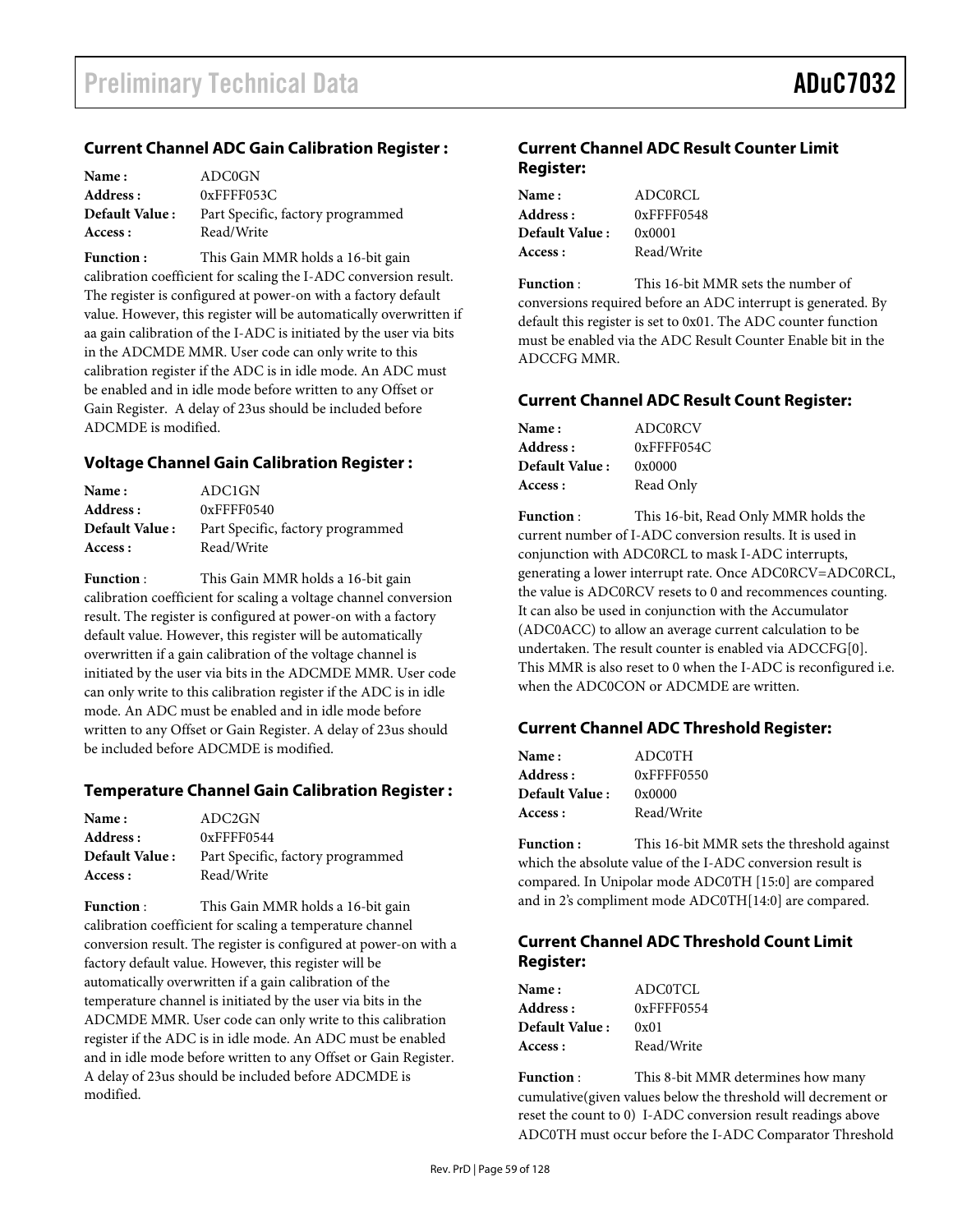### Current Channel ADC Gain Calibration Register :

**Name :** ADC0GN
**Address :** 0xFFFF053C
**Default Value :** Part Specific, factory programmed
**Access :** Read/Write

**Function :** This Gain MMR holds a 16-bit gain calibration coefficient for scaling the I-ADC conversion result. The register is configured at power-on with a factory default value. However, this register will be automatically overwritten if aa gain calibration of the I-ADC is initiated by the user via bits in the ADCMDE MMR. User code can only write to this calibration register if the ADC is in idle mode. An ADC must be enabled and in idle mode before written to any Offset or Gain Register. A delay of 23us should be included before ADCMDE is modified.

### Voltage Channel Gain Calibration Register :

**Name :** ADC1GN
**Address :** 0xFFFF0540
**Default Value :** Part Specific, factory programmed
**Access :** Read/Write

**Function** : This Gain MMR holds a 16-bit gain calibration coefficient for scaling a voltage channel conversion result. The register is configured at power-on with a factory default value. However, this register will be automatically overwritten if a gain calibration of the voltage channel is initiated by the user via bits in the ADCMDE MMR. User code can only write to this calibration register if the ADC is in idle mode. An ADC must be enabled and in idle mode before written to any Offset or Gain Register. A delay of 23us should be included before ADCMDE is modified.

### Temperature Channel Gain Calibration Register :

**Name :** ADC2GN
**Address :** 0xFFFF0544
**Default Value :** Part Specific, factory programmed
**Access :** Read/Write

**Function** : This Gain MMR holds a 16-bit gain calibration coefficient for scaling a temperature channel conversion result. The register is configured at power-on with a factory default value. However, this register will be automatically overwritten if a gain calibration of the temperature channel is initiated by the user via bits in the ADCMDE MMR. User code can only write to this calibration register if the ADC is in idle mode. An ADC must be enabled and in idle mode before written to any Offset or Gain Register. A delay of 23us should be included before ADCMDE is modified.

### Current Channel ADC Result Counter Limit Register:

**Name :** ADC0RCL
**Address :** 0xFFFF0548
**Default Value :** 0x0001
**Access :** Read/Write

**Function** : This 16-bit MMR sets the number of conversions required before an ADC interrupt is generated. By default this register is set to 0x01. The ADC counter function must be enabled via the ADC Result Counter Enable bit in the ADCCFG MMR.

### Current Channel ADC Result Count Register:

**Name :** ADC0RCV
**Address :** 0xFFFF054C
**Default Value :** 0x0000
**Access :** Read Only

**Function** : This 16-bit, Read Only MMR holds the current number of I-ADC conversion results. It is used in conjunction with ADC0RCL to mask I-ADC interrupts, generating a lower interrupt rate. Once ADC0RCV=ADC0RCL, the value is ADC0RCV resets to 0 and recommences counting. It can also be used in conjunction with the Accumulator (ADC0ACC) to allow an average current calculation to be undertaken. The result counter is enabled via ADCCFG[0]. This MMR is also reset to 0 when the I-ADC is reconfigured i.e. when the ADC0CON or ADCMDE are written.

### Current Channel ADC Threshold Register:

**Name :** ADC0TH
**Address :** 0xFFFF0550
**Default Value :** 0x0000
**Access :** Read/Write

**Function :** This 16-bit MMR sets the threshold against which the absolute value of the I-ADC conversion result is compared. In Unipolar mode ADC0TH [15:0] are compared and in 2's compliment mode ADC0TH[14:0] are compared.

### Current Channel ADC Threshold Count Limit Register:

**Name :** ADC0TCL
**Address :** 0xFFFF0554
**Default Value :** 0x01
**Access :** Read/Write

**Function** : This 8-bit MMR determines how many cumulative(given values below the threshold will decrement or reset the count to 0) I-ADC conversion result readings above ADC0TH must occur before the I-ADC Comparator Threshold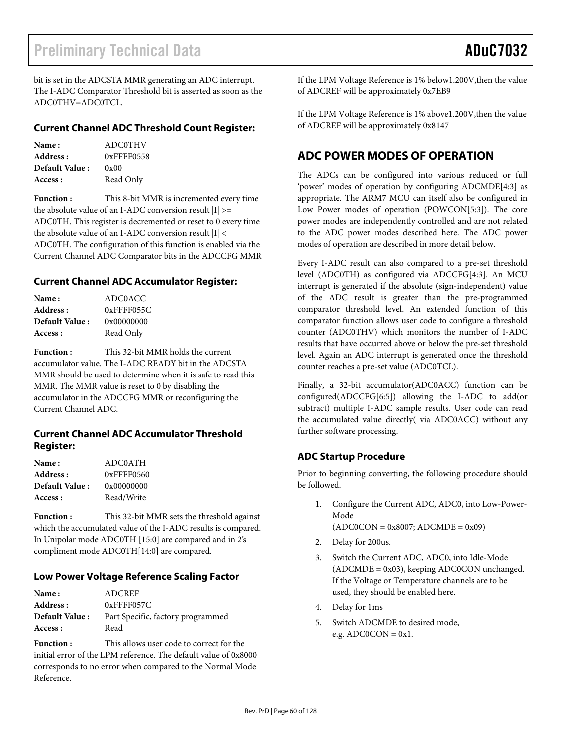bit is set in the ADCSTA MMR generating an ADC interrupt. The I-ADC Comparator Threshold bit is asserted as soon as the ADC0THV=ADC0TCL.

### Current Channel ADC Threshold Count Register:

| | |
|---|---|
| **Name :** | ADC0THV |
| **Address :** | 0xFFFF0558 |
| **Default Value :** | 0x00 |
| **Access :** | Read Only |

**Function :** This 8-bit MMR is incremented every time the absolute value of an I-ADC conversion result |I| >= ADC0TH. This register is decremented or reset to 0 every time the absolute value of an I-ADC conversion result |I| < ADC0TH. The configuration of this function is enabled via the Current Channel ADC Comparator bits in the ADCCFG MMR

### Current Channel ADC Accumulator Register:

| | |
|---|---|
| **Name :** | ADC0ACC |
| **Address :** | 0xFFFF055C |
| **Default Value :** | 0x00000000 |
| **Access :** | Read Only |

**Function :** This 32-bit MMR holds the current accumulator value. The I-ADC READY bit in the ADCSTA MMR should be used to determine when it is safe to read this MMR. The MMR value is reset to 0 by disabling the accumulator in the ADCCFG MMR or reconfiguring the Current Channel ADC.

### Current Channel ADC Accumulator Threshold Register:

| | |
|---|---|
| **Name :** | ADC0ATH |
| **Address :** | 0xFFFF0560 |
| **Default Value :** | 0x00000000 |
| **Access :** | Read/Write |

**Function :** This 32-bit MMR sets the threshold against which the accumulated value of the I-ADC results is compared. In Unipolar mode ADC0TH [15:0] are compared and in 2's compliment mode ADC0TH[14:0] are compared.

### Low Power Voltage Reference Scaling Factor

| | |
|---|---|
| **Name :** | ADCREF |
| **Address :** | 0xFFFF057C |
| **Default Value :** | Part Specific, factory programmed |
| **Access :** | Read |

**Function :** This allows user code to correct for the initial error of the LPM reference. The default value of 0x8000 corresponds to no error when compared to the Normal Mode Reference.

If the LPM Voltage Reference is 1% below1.200V,then the value of ADCREF will be approximately 0x7EB9

If the LPM Voltage Reference is 1% above1.200V,then the value of ADCREF will be approximately 0x8147

## ADC POWER MODES OF OPERATION

The ADCs can be configured into various reduced or full 'power' modes of operation by configuring ADCMDE[4:3] as appropriate. The ARM7 MCU can itself also be configured in Low Power modes of operation (POWCON[5:3]). The core power modes are independently controlled and are not related to the ADC power modes described here. The ADC power modes of operation are described in more detail below.

Every I-ADC result can also compared to a pre-set threshold level (ADC0TH) as configured via ADCCFG[4:3]. An MCU interrupt is generated if the absolute (sign-independent) value of the ADC result is greater than the pre-programmed comparator threshold level. An extended function of this comparator function allows user code to configure a threshold counter (ADC0THV) which monitors the number of I-ADC results that have occurred above or below the pre-set threshold level. Again an ADC interrupt is generated once the threshold counter reaches a pre-set value (ADC0TCL).

Finally, a 32-bit accumulator(ADC0ACC) function can be configured(ADCCFG[6:5]) allowing the I-ADC to add(or subtract) multiple I-ADC sample results. User code can read the accumulated value directly( via ADC0ACC) without any further software processing.

### ADC Startup Procedure

Prior to beginning converting, the following procedure should be followed.

1. Configure the Current ADC, ADC0, into Low-Power-Mode (ADC0CON = 0x8007; ADCMDE = 0x09)
2. Delay for 200us.
3. Switch the Current ADC, ADC0, into Idle-Mode (ADCMDE = 0x03), keeping ADC0CON unchanged. If the Voltage or Temperature channels are to be used, they should be enabled here.
4. Delay for 1ms
5. Switch ADCMDE to desired mode, e.g. ADC0CON = 0x1.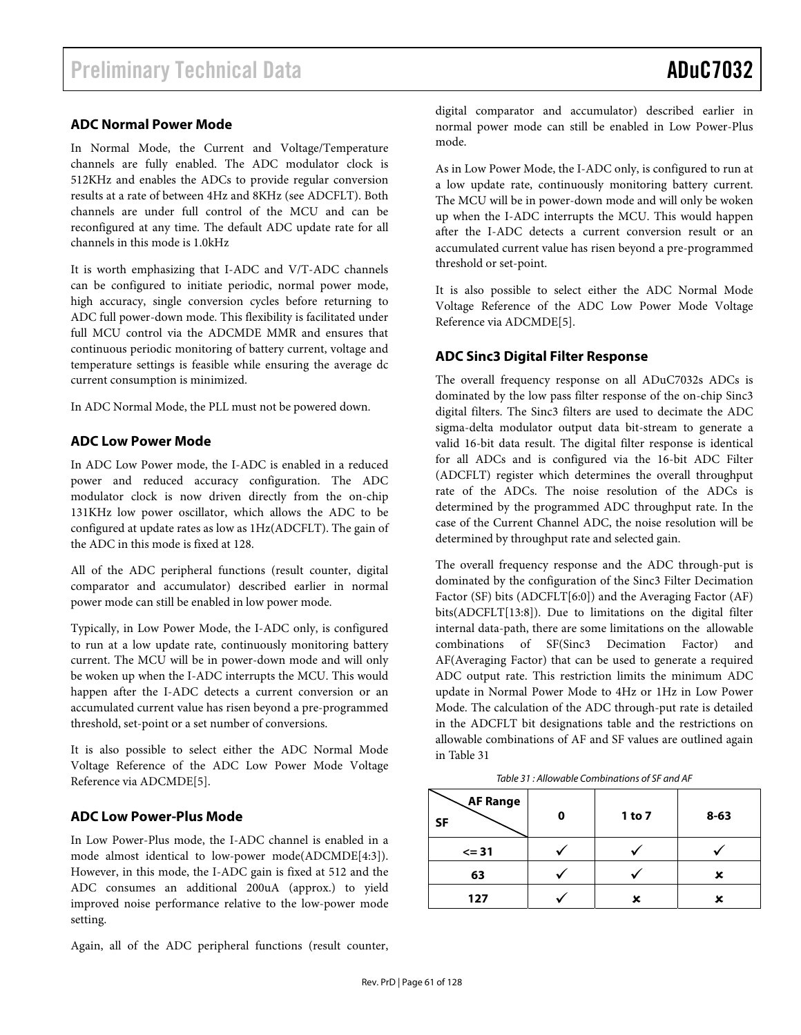### ADC Normal Power Mode

In Normal Mode, the Current and Voltage/Temperature channels are fully enabled. The ADC modulator clock is 512KHz and enables the ADCs to provide regular conversion results at a rate of between 4Hz and 8KHz (see ADCFLT). Both channels are under full control of the MCU and can be reconfigured at any time. The default ADC update rate for all channels in this mode is 1.0kHz

It is worth emphasizing that I-ADC and V/T-ADC channels can be configured to initiate periodic, normal power mode, high accuracy, single conversion cycles before returning to ADC full power-down mode. This flexibility is facilitated under full MCU control via the ADCMDE MMR and ensures that continuous periodic monitoring of battery current, voltage and temperature settings is feasible while ensuring the average dc current consumption is minimized.

In ADC Normal Mode, the PLL must not be powered down.

### ADC Low Power Mode

In ADC Low Power mode, the I-ADC is enabled in a reduced power and reduced accuracy configuration. The ADC modulator clock is now driven directly from the on-chip 131KHz low power oscillator, which allows the ADC to be configured at update rates as low as 1Hz(ADCFLT). The gain of the ADC in this mode is fixed at 128.

All of the ADC peripheral functions (result counter, digital comparator and accumulator) described earlier in normal power mode can still be enabled in low power mode.

Typically, in Low Power Mode, the I-ADC only, is configured to run at a low update rate, continuously monitoring battery current. The MCU will be in power-down mode and will only be woken up when the I-ADC interrupts the MCU. This would happen after the I-ADC detects a current conversion or an accumulated current value has risen beyond a pre-programmed threshold, set-point or a set number of conversions.

It is also possible to select either the ADC Normal Mode Voltage Reference of the ADC Low Power Mode Voltage Reference via ADCMDE[5].

### ADC Low Power-Plus Mode

In Low Power-Plus mode, the I-ADC channel is enabled in a mode almost identical to low-power mode(ADCMDE[4:3]). However, in this mode, the I-ADC gain is fixed at 512 and the ADC consumes an additional 200uA (approx.) to yield improved noise performance relative to the low-power mode setting.

Again, all of the ADC peripheral functions (result counter, digital comparator and accumulator) described earlier in normal power mode can still be enabled in Low Power-Plus mode.

As in Low Power Mode, the I-ADC only, is configured to run at a low update rate, continuously monitoring battery current. The MCU will be in power-down mode and will only be woken up when the I-ADC interrupts the MCU. This would happen after the I-ADC detects a current conversion result or an accumulated current value has risen beyond a pre-programmed threshold or set-point.

It is also possible to select either the ADC Normal Mode Voltage Reference of the ADC Low Power Mode Voltage Reference via ADCMDE[5].

### ADC Sinc3 Digital Filter Response

The overall frequency response on all ADuC7032s ADCs is dominated by the low pass filter response of the on-chip Sinc3 digital filters. The Sinc3 filters are used to decimate the ADC sigma-delta modulator output data bit-stream to generate a valid 16-bit data result. The digital filter response is identical for all ADCs and is configured via the 16-bit ADC Filter (ADCFLT) register which determines the overall throughput rate of the ADCs. The noise resolution of the ADCs is determined by the programmed ADC throughput rate. In the case of the Current Channel ADC, the noise resolution will be determined by throughput rate and selected gain.

The overall frequency response and the ADC through-put is dominated by the configuration of the Sinc3 Filter Decimation Factor (SF) bits (ADCFLT[6:0]) and the Averaging Factor (AF) bits(ADCFLT[13:8]). Due to limitations on the digital filter internal data-path, there are some limitations on the allowable combinations of SF(Sinc3 Decimation Factor) and AF(Averaging Factor) that can be used to generate a required ADC output rate. This restriction limits the minimum ADC update in Normal Power Mode to 4Hz or 1Hz in Low Power Mode. The calculation of the ADC through-put rate is detailed in the ADCFLT bit designations table and the restrictions on allowable combinations of AF and SF values are outlined again in Table 31

*Table 31 : Allowable Combinations of SF and AF*

| SF \ AF Range | 0 | 1 to 7 | 8-63 |
|---|---|---|---|
| <= 31 | ✓ | ✓ | ✓ |
| 63 | ✓ | ✓ | ✗ |
| 127 | ✓ | ✗ | ✗ |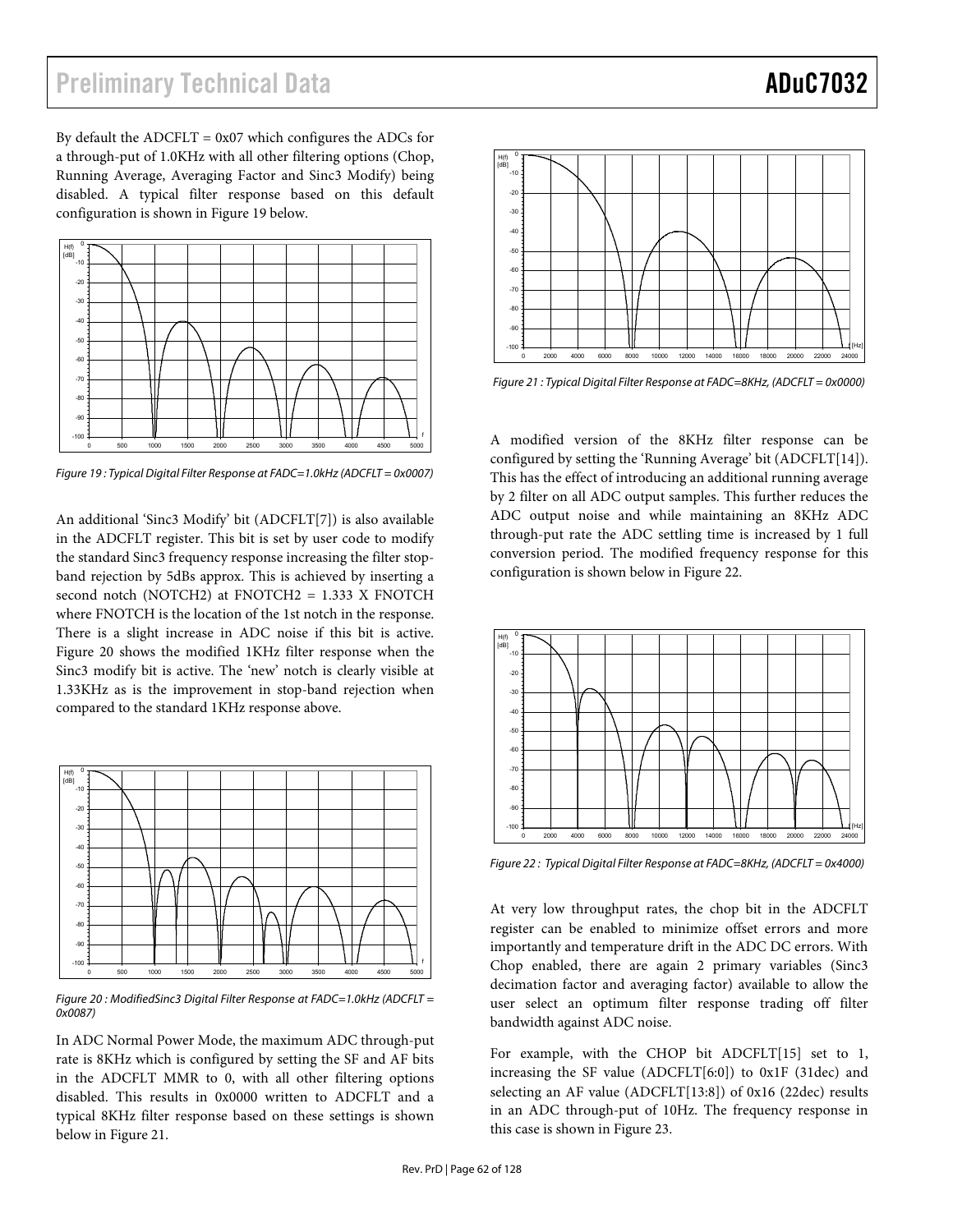By default the ADCFLT = 0x07 which configures the ADCs for a through-put of 1.0KHz with all other filtering options (Chop, Running Average, Averaging Factor and Sinc3 Modify) being disabled. A typical filter response based on this default configuration is shown in Figure 19 below.

H(f)
[dB]
0
-10
-20
-30
-40
-50
-60
-70
-80
-90
-100
0 500 1000 1500 2000 2500 3000 3500 4000 4500 5000
f

*Figure 19 : Typical Digital Filter Response at FADC=1.0kHz (ADCFLT = 0x0007)*

An additional 'Sinc3 Modify' bit (ADCFLT[7]) is also available in the ADCFLT register. This bit is set by user code to modify the standard Sinc3 frequency response increasing the filter stop-band rejection by 5dBs approx. This is achieved by inserting a second notch (NOTCH2) at FNOTCH2 = 1.333 X FNOTCH where FNOTCH is the location of the 1st notch in the response. There is a slight increase in ADC noise if this bit is active. Figure 20 shows the modified 1KHz filter response when the Sinc3 modify bit is active. The 'new' notch is clearly visible at 1.33KHz as is the improvement in stop-band rejection when compared to the standard 1KHz response above.

H(f)
[dB]
0
-10
-20
-30
-40
-50
-60
-70
-80
-90
-100
0 500 1000 1500 2000 2500 3000 3500 4000 4500 5000
f

*Figure 20 : ModifiedSinc3 Digital Filter Response at FADC=1.0kHz (ADCFLT = 0x0087)*

In ADC Normal Power Mode, the maximum ADC through-put rate is 8KHz which is configured by setting the SF and AF bits in the ADCFLT MMR to 0, with all other filtering options disabled. This results in 0x0000 written to ADCFLT and a typical 8KHz filter response based on these settings is shown below in Figure 21.

H(f)
[dB]
0
-10
-20
-30
-40
-50
-60
-70
-80
-90
-100
0 2000 4000 6000 8000 10000 12000 14000 16000 18000 20000 22000 24000
f[Hz]

*Figure 21 : Typical Digital Filter Response at FADC=8KHz, (ADCFLT = 0x0000)*

A modified version of the 8KHz filter response can be configured by setting the 'Running Average' bit (ADCFLT[14]). This has the effect of introducing an additional running average by 2 filter on all ADC output samples. This further reduces the ADC output noise and while maintaining an 8KHz ADC through-put rate the ADC settling time is increased by 1 full conversion period. The modified frequency response for this configuration is shown below in Figure 22.

H(f)
[dB]
0
-10
-20
-30
-40
-50
-60
-70
-80
-90
-100
0 2000 4000 6000 8000 10000 12000 14000 16000 18000 20000 22000 24000
f[Hz]

*Figure 22 : Typical Digital Filter Response at FADC=8KHz, (ADCFLT = 0x4000)*

At very low throughput rates, the chop bit in the ADCFLT register can be enabled to minimize offset errors and more importantly and temperature drift in the ADC DC errors. With Chop enabled, there are again 2 primary variables (Sinc3 decimation factor and averaging factor) available to allow the user select an optimum filter response trading off filter bandwidth against ADC noise.

For example, with the CHOP bit ADCFLT[15] set to 1, increasing the SF value (ADCFLT[6:0]) to 0x1F (31dec) and selecting an AF value (ADCFLT[13:8]) of 0x16 (22dec) results in an ADC through-put of 10Hz. The frequency response in this case is shown in Figure 23.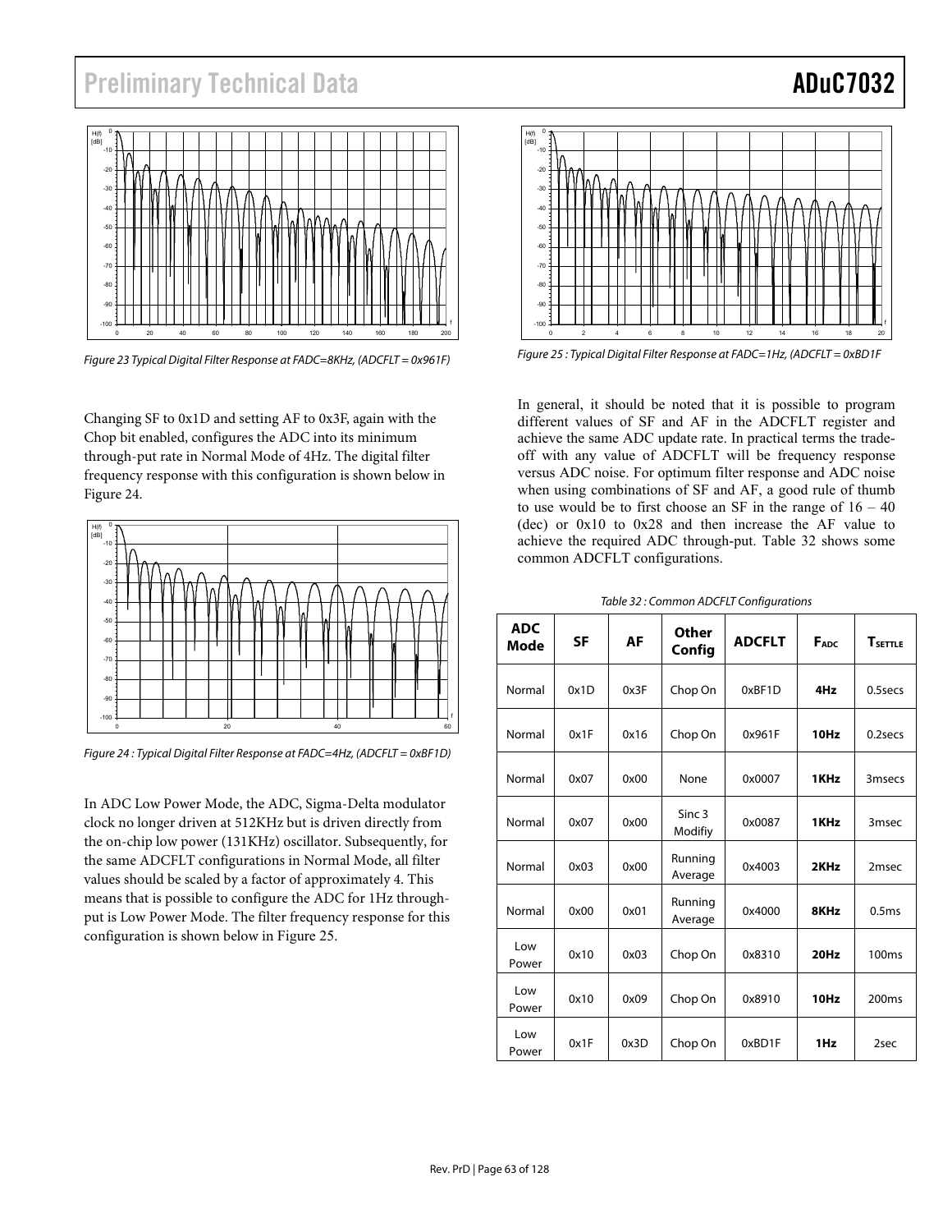H(f)
[dB]
0
-10
-20
-30
-40
-50
-60
-70
-80
-90
-100
0 20 40 60 80 100 120 140 160 180 200
f

*Figure 23 Typical Digital Filter Response at FADC=8KHz, (ADCFLT = 0x961F)*

Changing SF to 0x1D and setting AF to 0x3F, again with the Chop bit enabled, configures the ADC into its minimum through-put rate in Normal Mode of 4Hz. The digital filter frequency response with this configuration is shown below in Figure 24.

H(f)
[dB]
0
-10
-20
-30
-40
-50
-60
-70
-80
-90
-100
0 20 40 60
f

*Figure 24 : Typical Digital Filter Response at FADC=4Hz, (ADCFLT = 0xBF1D)*

In ADC Low Power Mode, the ADC, Sigma-Delta modulator clock no longer driven at 512KHz but is driven directly from the on-chip low power (131KHz) oscillator. Subsequently, for the same ADCFLT configurations in Normal Mode, all filter values should be scaled by a factor of approximately 4. This means that is possible to configure the ADC for 1Hz through-put is Low Power Mode. The filter frequency response for this configuration is shown below in Figure 25.

H(f)
[dB]
0
-10
-20
-30
-40
-50
-60
-70
-80
-90
-100
0 2 4 6 8 10 12 14 16 18 20
f

*Figure 25 : Typical Digital Filter Response at FADC=1Hz, (ADCFLT = 0xBD1F*

In general, it should be noted that it is possible to program different values of SF and AF in the ADCFLT register and achieve the same ADC update rate. In practical terms the trade-off with any value of ADCFLT will be frequency response versus ADC noise. For optimum filter response and ADC noise when using combinations of SF and AF, a good rule of thumb to use would be to first choose an SF in the range of 16 – 40 (dec) or 0x10 to 0x28 and then increase the AF value to achieve the required ADC through-put. Table 32 shows some common ADCFLT configurations.

*Table 32 : Common ADCFLT Configurations*

| ADC Mode | SF | AF | Other Config | ADCFLT | $F_{ADC}$ | $T_{SETTLE}$ |
|---|---|---|---|---|---|---|
| Normal | 0x1D | 0x3F | Chop On | 0xBF1D | **4Hz** | 0.5secs |
| Normal | 0x1F | 0x16 | Chop On | 0x961F | **10Hz** | 0.2secs |
| Normal | 0x07 | 0x00 | None | 0x0007 | **1KHz** | 3msecs |
| Normal | 0x07 | 0x00 | Sinc 3 Modifiy | 0x0087 | **1KHz** | 3msec |
| Normal | 0x03 | 0x00 | Running Average | 0x4003 | **2KHz** | 2msec |
| Normal | 0x00 | 0x01 | Running Average | 0x4000 | **8KHz** | 0.5ms |
| Low Power | 0x10 | 0x03 | Chop On | 0x8310 | **20Hz** | 100ms |
| Low Power | 0x10 | 0x09 | Chop On | 0x8910 | **10Hz** | 200ms |
| Low Power | 0x1F | 0x3D | Chop On | 0xBD1F | **1Hz** | 2sec |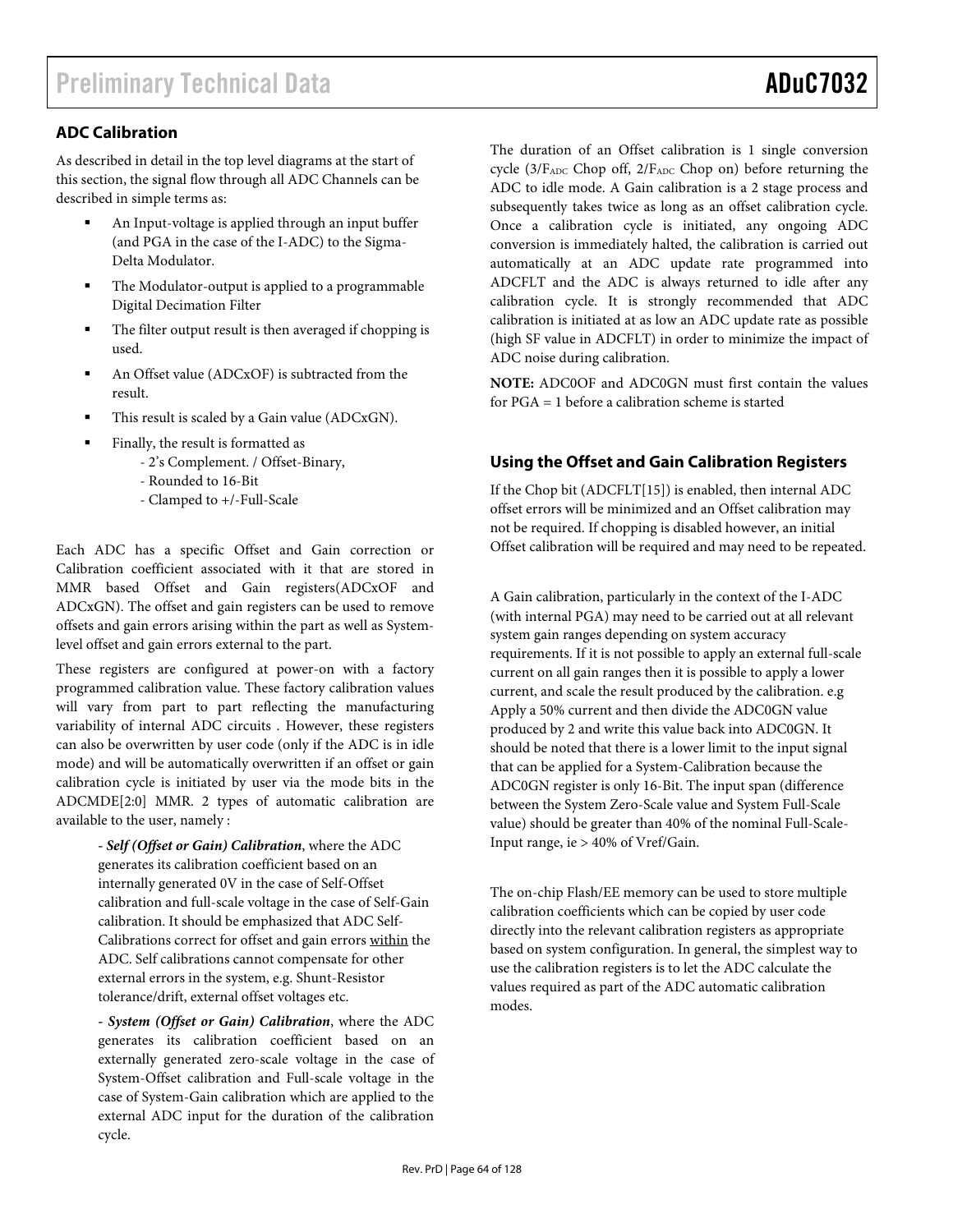## ADC Calibration

As described in detail in the top level diagrams at the start of this section, the signal flow through all ADC Channels can be described in simple terms as:

- An Input-voltage is applied through an input buffer (and PGA in the case of the I-ADC) to the Sigma-Delta Modulator.
- The Modulator-output is applied to a programmable Digital Decimation Filter
- The filter output result is then averaged if chopping is used.
- An Offset value (ADCxOF) is subtracted from the result.
- This result is scaled by a Gain value (ADCxGN).
- Finally, the result is formatted as
  - 2's Complement. / Offset-Binary,
  - Rounded to 16-Bit
  - Clamped to +/-Full-Scale

Each ADC has a specific Offset and Gain correction or Calibration coefficient associated with it that are stored in MMR based Offset and Gain registers(ADCxOF and ADCxGN). The offset and gain registers can be used to remove offsets and gain errors arising within the part as well as System-level offset and gain errors external to the part.

These registers are configured at power-on with a factory programmed calibration value. These factory calibration values will vary from part to part reflecting the manufacturing variability of internal ADC circuits . However, these registers can also be overwritten by user code (only if the ADC is in idle mode) and will be automatically overwritten if an offset or gain calibration cycle is initiated by user via the mode bits in the ADCMDE[2:0] MMR. 2 types of automatic calibration are available to the user, namely :

- ***Self (Offset or Gain) Calibration***, where the ADC generates its calibration coefficient based on an internally generated 0V in the case of Self-Offset calibration and full-scale voltage in the case of Self-Gain calibration. It should be emphasized that ADC Self-Calibrations correct for offset and gain errors within the ADC. Self calibrations cannot compensate for other external errors in the system, e.g. Shunt-Resistor tolerance/drift, external offset voltages etc.

- ***System (Offset or Gain) Calibration***, where the ADC generates its calibration coefficient based on an externally generated zero-scale voltage in the case of System-Offset calibration and Full-scale voltage in the case of System-Gain calibration which are applied to the external ADC input for the duration of the calibration cycle.

The duration of an Offset calibration is 1 single conversion cycle ($3/F_{ADC}$ Chop off, $2/F_{ADC}$ Chop on) before returning the ADC to idle mode. A Gain calibration is a 2 stage process and subsequently takes twice as long as an offset calibration cycle. Once a calibration cycle is initiated, any ongoing ADC conversion is immediately halted, the calibration is carried out automatically at an ADC update rate programmed into ADCFLT and the ADC is always returned to idle after any calibration cycle. It is strongly recommended that ADC calibration is initiated at as low an ADC update rate as possible (high SF value in ADCFLT) in order to minimize the impact of ADC noise during calibration.

**NOTE:** ADC0OF and ADC0GN must first contain the values for PGA = 1 before a calibration scheme is started

## Using the Offset and Gain Calibration Registers

If the Chop bit (ADCFLT[15]) is enabled, then internal ADC offset errors will be minimized and an Offset calibration may not be required. If chopping is disabled however, an initial Offset calibration will be required and may need to be repeated.

A Gain calibration, particularly in the context of the I-ADC (with internal PGA) may need to be carried out at all relevant system gain ranges depending on system accuracy requirements. If it is not possible to apply an external full-scale current on all gain ranges then it is possible to apply a lower current, and scale the result produced by the calibration. e.g Apply a 50% current and then divide the ADC0GN value produced by 2 and write this value back into ADC0GN. It should be noted that there is a lower limit to the input signal that can be applied for a System-Calibration because the ADC0GN register is only 16-Bit. The input span (difference between the System Zero-Scale value and System Full-Scale value) should be greater than 40% of the nominal Full-Scale-Input range, ie > 40% of Vref/Gain.

The on-chip Flash/EE memory can be used to store multiple calibration coefficients which can be copied by user code directly into the relevant calibration registers as appropriate based on system configuration. In general, the simplest way to use the calibration registers is to let the ADC calculate the values required as part of the ADC automatic calibration modes.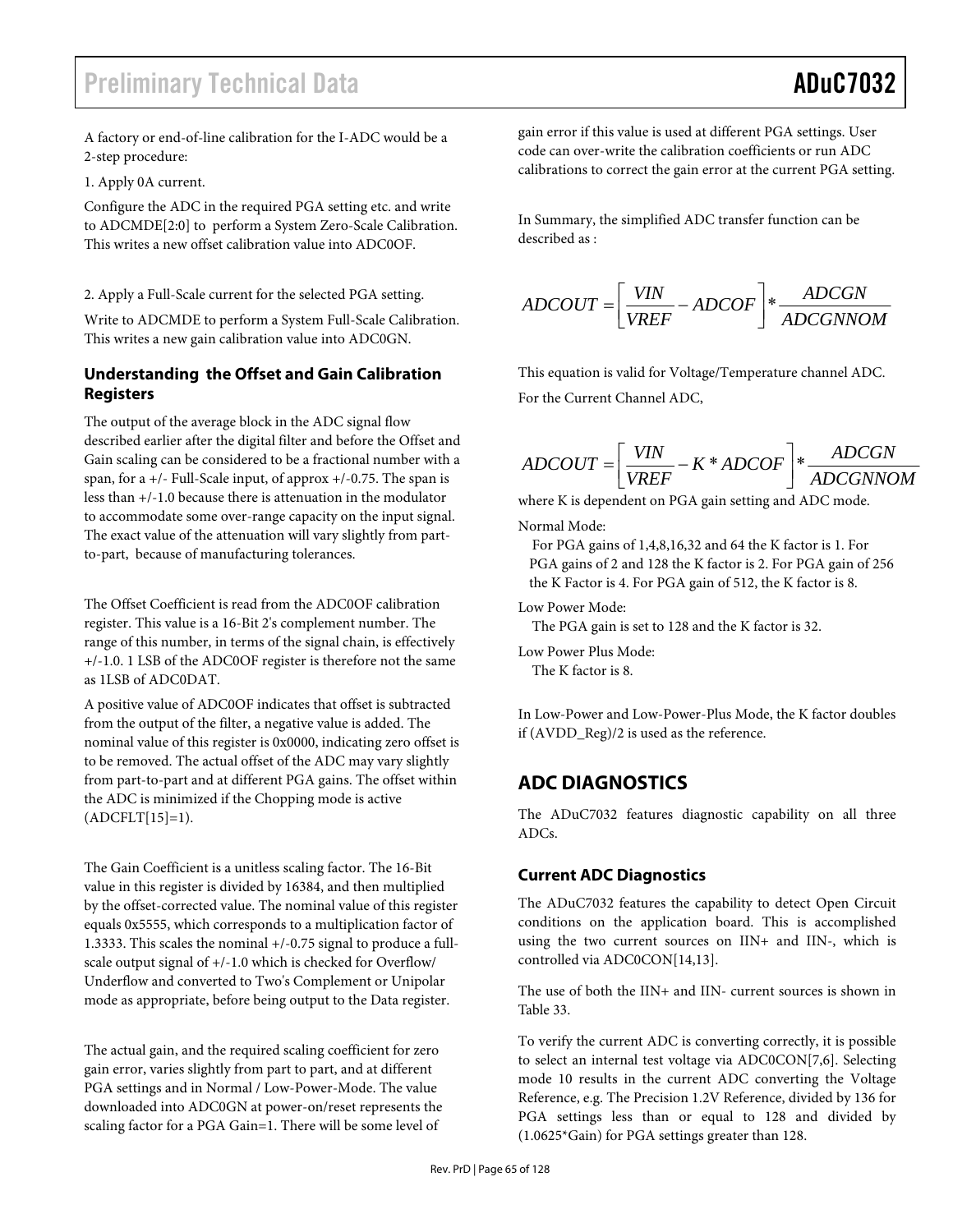A factory or end-of-line calibration for the I-ADC would be a 2-step procedure:

1. Apply 0A current.

Configure the ADC in the required PGA setting etc. and write to ADCMDE[2:0] to perform a System Zero-Scale Calibration. This writes a new offset calibration value into ADC0OF.

2. Apply a Full-Scale current for the selected PGA setting.

Write to ADCMDE to perform a System Full-Scale Calibration. This writes a new gain calibration value into ADC0GN.

### Understanding the Offset and Gain Calibration Registers

The output of the average block in the ADC signal flow described earlier after the digital filter and before the Offset and Gain scaling can be considered to be a fractional number with a span, for a +/- Full-Scale input, of approx +/-0.75. The span is less than +/-1.0 because there is attenuation in the modulator to accommodate some over-range capacity on the input signal. The exact value of the attenuation will vary slightly from part-to-part, because of manufacturing tolerances.

The Offset Coefficient is read from the ADC0OF calibration register. This value is a 16-Bit 2's complement number. The range of this number, in terms of the signal chain, is effectively +/-1.0. 1 LSB of the ADC0OF register is therefore not the same as 1LSB of ADC0DAT.

A positive value of ADC0OF indicates that offset is subtracted from the output of the filter, a negative value is added. The nominal value of this register is 0x0000, indicating zero offset is to be removed. The actual offset of the ADC may vary slightly from part-to-part and at different PGA gains. The offset within the ADC is minimized if the Chopping mode is active (ADCFLT[15]=1).

The Gain Coefficient is a unitless scaling factor. The 16-Bit value in this register is divided by 16384, and then multiplied by the offset-corrected value. The nominal value of this register equals 0x5555, which corresponds to a multiplication factor of 1.3333. This scales the nominal +/-0.75 signal to produce a full-scale output signal of +/-1.0 which is checked for Overflow/ Underflow and converted to Two's Complement or Unipolar mode as appropriate, before being output to the Data register.

The actual gain, and the required scaling coefficient for zero gain error, varies slightly from part to part, and at different PGA settings and in Normal / Low-Power-Mode. The value downloaded into ADC0GN at power-on/reset represents the scaling factor for a PGA Gain=1. There will be some level of gain error if this value is used at different PGA settings. User code can over-write the calibration coefficients or run ADC calibrations to correct the gain error at the current PGA setting.

In Summary, the simplified ADC transfer function can be described as :

$$ADCOUT = \left[\frac{VIN}{VREF} - ADCOF\right] * \frac{ADCGN}{ADCGNNOM}$$

This equation is valid for Voltage/Temperature channel ADC.

For the Current Channel ADC,

$$ADCOUT = \left[\frac{VIN}{VREF} - K * ADCOF\right] * \frac{ADCGN}{ADCGNNOM}$$

where K is dependent on PGA gain setting and ADC mode.

Normal Mode:

For PGA gains of 1,4,8,16,32 and 64 the K factor is 1. For PGA gains of 2 and 128 the K factor is 2. For PGA gain of 256 the K Factor is 4. For PGA gain of 512, the K factor is 8.

Low Power Mode:

The PGA gain is set to 128 and the K factor is 32.

Low Power Plus Mode:

The K factor is 8.

In Low-Power and Low-Power-Plus Mode, the K factor doubles if (AVDD_Reg)/2 is used as the reference.

## ADC DIAGNOSTICS

The ADuC7032 features diagnostic capability on all three ADCs.

### Current ADC Diagnostics

The ADuC7032 features the capability to detect Open Circuit conditions on the application board. This is accomplished using the two current sources on IIN+ and IIN-, which is controlled via ADC0CON[14,13].

The use of both the IIN+ and IIN- current sources is shown in Table 33.

To verify the current ADC is converting correctly, it is possible to select an internal test voltage via ADC0CON[7,6]. Selecting mode 10 results in the current ADC converting the Voltage Reference, e.g. The Precision 1.2V Reference, divided by 136 for PGA settings less than or equal to 128 and divided by (1.0625*Gain) for PGA settings greater than 128.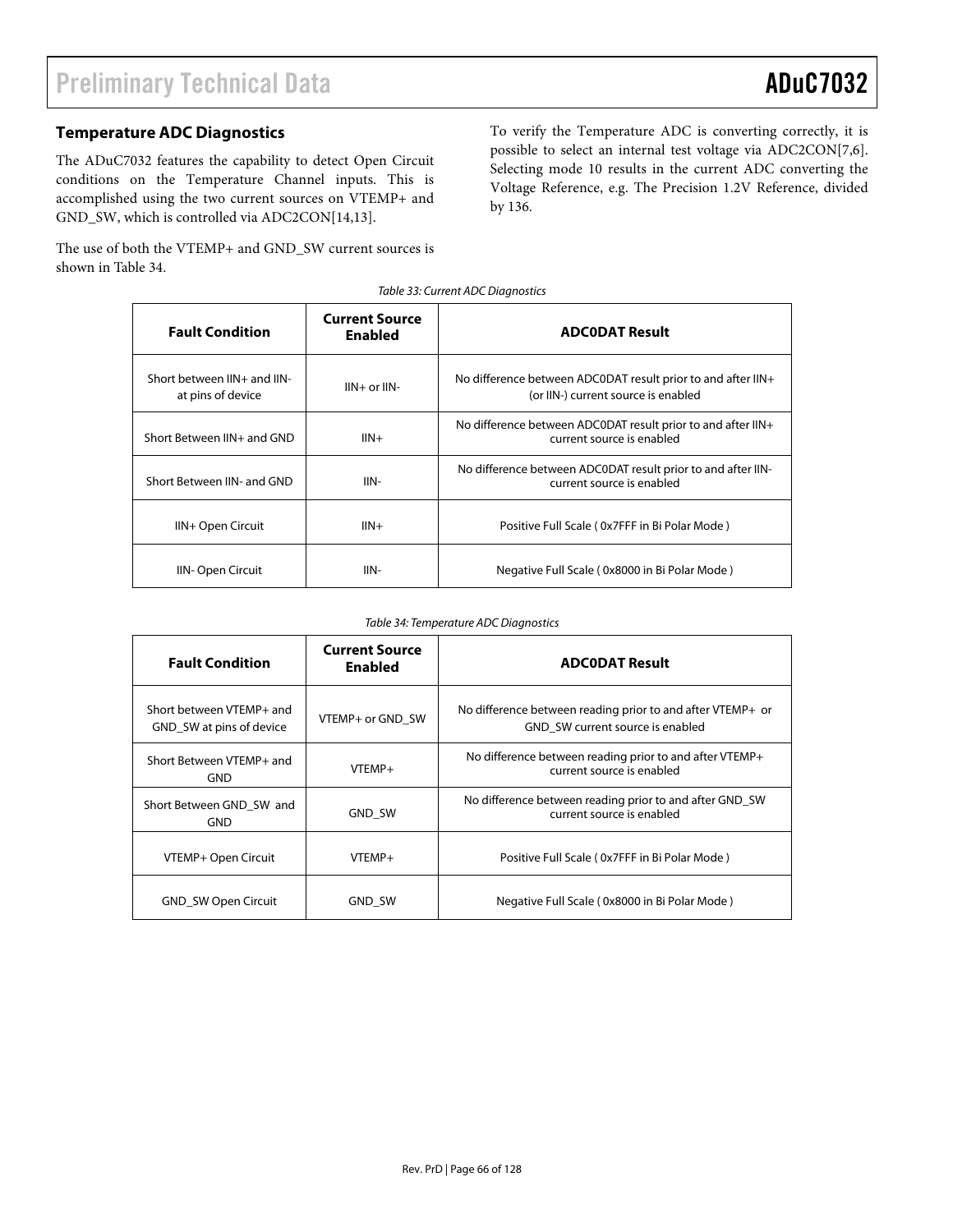### Temperature ADC Diagnostics

The ADuC7032 features the capability to detect Open Circuit conditions on the Temperature Channel inputs. This is accomplished using the two current sources on VTEMP+ and GND_SW, which is controlled via ADC2CON[14,13].

The use of both the VTEMP+ and GND_SW current sources is shown in Table 34.

To verify the Temperature ADC is converting correctly, it is possible to select an internal test voltage via ADC2CON[7,6]. Selecting mode 10 results in the current ADC converting the Voltage Reference, e.g. The Precision 1.2V Reference, divided by 136.

*Table 33: Current ADC Diagnostics*

| Fault Condition | Current Source Enabled | ADC0DAT Result |
| --- | --- | --- |
| Short between IIN+ and IIN- at pins of device | IIN+ or IIN- | No difference between ADC0DAT result prior to and after IIN+ (or IIN-) current source is enabled |
| Short Between IIN+ and GND | IIN+ | No difference between ADC0DAT result prior to and after IIN+ current source is enabled |
| Short Between IIN- and GND | IIN- | No difference between ADC0DAT result prior to and after IIN- current source is enabled |
| IIN+ Open Circuit | IIN+ | Positive Full Scale ( 0x7FFF in Bi Polar Mode ) |
| IIN- Open Circuit | IIN- | Negative Full Scale ( 0x8000 in Bi Polar Mode ) |

*Table 34: Temperature ADC Diagnostics*

| Fault Condition | Current Source Enabled | ADC0DAT Result |
| --- | --- | --- |
| Short between VTEMP+ and GND_SW at pins of device | VTEMP+ or GND_SW | No difference between reading prior to and after VTEMP+ or GND_SW current source is enabled |
| Short Between VTEMP+ and GND | VTEMP+ | No difference between reading prior to and after VTEMP+ current source is enabled |
| Short Between GND_SW and GND | GND_SW | No difference between reading prior to and after GND_SW current source is enabled |
| VTEMP+ Open Circuit | VTEMP+ | Positive Full Scale ( 0x7FFF in Bi Polar Mode ) |
| GND_SW Open Circuit | GND_SW | Negative Full Scale ( 0x8000 in Bi Polar Mode ) |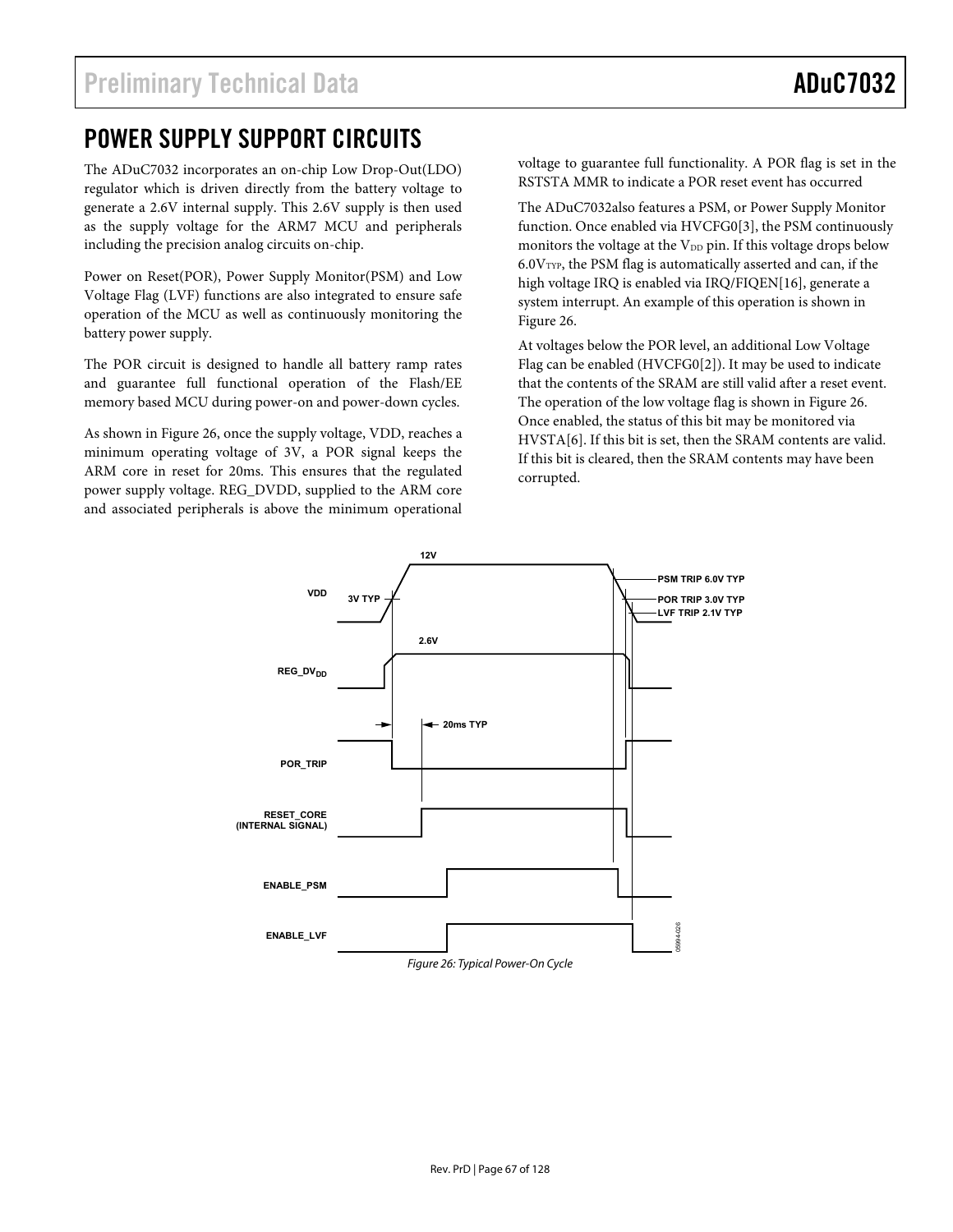# POWER SUPPLY SUPPORT CIRCUITS

The ADuC7032 incorporates an on-chip Low Drop-Out(LDO) regulator which is driven directly from the battery voltage to generate a 2.6V internal supply. This 2.6V supply is then used as the supply voltage for the ARM7 MCU and peripherals including the precision analog circuits on-chip.

Power on Reset(POR), Power Supply Monitor(PSM) and Low Voltage Flag (LVF) functions are also integrated to ensure safe operation of the MCU as well as continuously monitoring the battery power supply.

The POR circuit is designed to handle all battery ramp rates and guarantee full functional operation of the Flash/EE memory based MCU during power-on and power-down cycles.

As shown in Figure 26, once the supply voltage, VDD, reaches a minimum operating voltage of 3V, a POR signal keeps the ARM core in reset for 20ms. This ensures that the regulated power supply voltage. REG_DVDD, supplied to the ARM core and associated peripherals is above the minimum operational voltage to guarantee full functionality. A POR flag is set in the RSTSTA MMR to indicate a POR reset event has occurred

The ADuC7032also features a PSM, or Power Supply Monitor function. Once enabled via HVCFG0[3], the PSM continuously monitors the voltage at the $V_{DD}$ pin. If this voltage drops below $6.0V_{TYP}$, the PSM flag is automatically asserted and can, if the high voltage IRQ is enabled via IRQ/FIQEN[16], generate a system interrupt. An example of this operation is shown in Figure 26.

At voltages below the POR level, an additional Low Voltage Flag can be enabled (HVCFG0[2]). It may be used to indicate that the contents of the SRAM are still valid after a reset event. The operation of the low voltage flag is shown in Figure 26. Once enabled, the status of this bit may be monitored via HVSTA[6]. If this bit is set, then the SRAM contents are valid. If this bit is cleared, then the SRAM contents may have been corrupted.

VDD
3V TYP
12V
PSM TRIP 6.0V TYP
POR TRIP 3.0V TYP
LVF TRIP 2.1V TYP
REG_DV$_{DD}$
2.6V
20ms TYP
POR_TRIP
RESET_CORE
(INTERNAL SIGNAL)
ENABLE_PSM
ENABLE_LVF
05994-026

*Figure 26: Typical Power-On Cycle*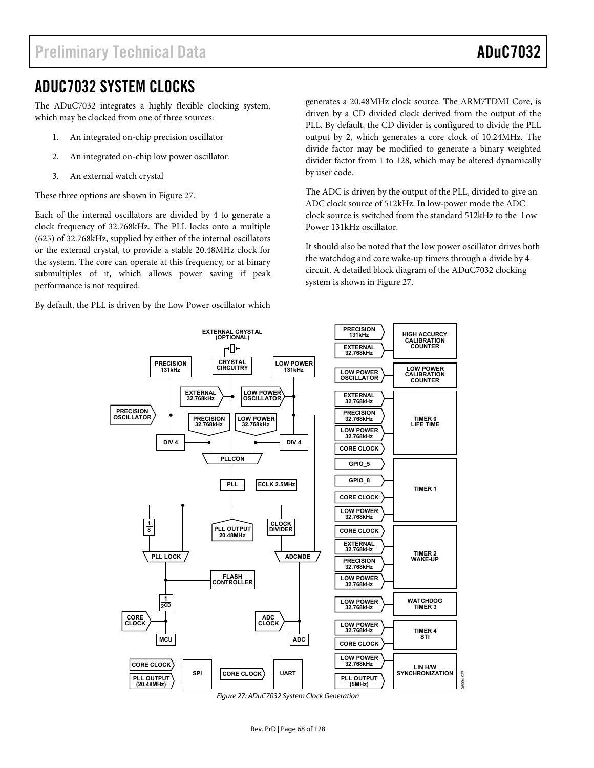# ADUC7032 SYSTEM CLOCKS

The ADuC7032 integrates a highly flexible clocking system, which may be clocked from one of three sources:

1. An integrated on-chip precision oscillator
2. An integrated on-chip low power oscillator.
3. An external watch crystal

These three options are shown in Figure 27.

Each of the internal oscillators are divided by 4 to generate a clock frequency of 32.768kHz. The PLL locks onto a multiple (625) of 32.768kHz, supplied by either of the internal oscillators or the external crystal, to provide a stable 20.48MHz clock for the system. The core can operate at this frequency, or at binary submultiples of it, which allows power saving if peak performance is not required.

By default, the PLL is driven by the Low Power oscillator which generates a 20.48MHz clock source. The ARM7TDMI Core, is driven by a CD divided clock derived from the output of the PLL. By default, the CD divider is configured to divide the PLL output by 2, which generates a core clock of 10.24MHz. The divide factor may be modified to generate a binary weighted divider factor from 1 to 128, which may be altered dynamically by user code.

The ADC is driven by the output of the PLL, divided to give an ADC clock source of 512kHz. In low-power mode the ADC clock source is switched from the standard 512kHz to the Low Power 131kHz oscillator.

It should also be noted that the low power oscillator drives both the watchdog and core wake-up timers through a divide by 4 circuit. A detailed block diagram of the ADuC7032 clocking system is shown in Figure 27.

EXTERNAL CRYSTAL (OPTIONAL)
CRYSTAL CIRCUITRY
PRECISION 131kHz
LOW POWER 131kHz
EXTERNAL 32.768kHz
LOW POWER OSCILLATOR
PRECISION OSCILLATOR
PRECISION 32.768kHz
LOW POWER 32.768kHz
DIV 4
DIV 4
PLLCON
PLL
ECLK 2.5MHz
1/8
PLL OUTPUT 20.48MHz
CLOCK DIVIDER
PLL LOCK
ADCMDE
FLASH CONTROLLER
1/2^CD
CORE CLOCK
ADC CLOCK
MCU
ADC
CORE CLOCK
PLL OUTPUT (20.48MHz)
SPI
CORE CLOCK
UART

PRECISION 131kHz
EXTERNAL 32.768kHz
HIGH ACCURCY CALIBRATION COUNTER
LOW POWER OSCILLATOR
LOW POWER CALIBRATION COUNTER
EXTERNAL 32.768kHz
PRECISION 32.768kHz
LOW POWER 32.768kHz
CORE CLOCK
TIMER 0 LIFE TIME
GPIO_5
GPIO_8
CORE CLOCK
LOW POWER 32.768kHz
TIMER 1
CORE CLOCK
EXTERNAL 32.768kHz
PRECISION 32.768kHz
LOW POWER 32.768kHz
TIMER 2 WAKE-UP
LOW POWER 32.768kHz
WATCHDOG TIMER 3
LOW POWER 32.768kHz
CORE CLOCK
TIMER 4 STI
LOW POWER 32.768kHz
PLL OUTPUT (5MHz)
LIN H/W SYNCHRONIZATION

05994-027

Figure 27: ADuC7032 System Clock Generation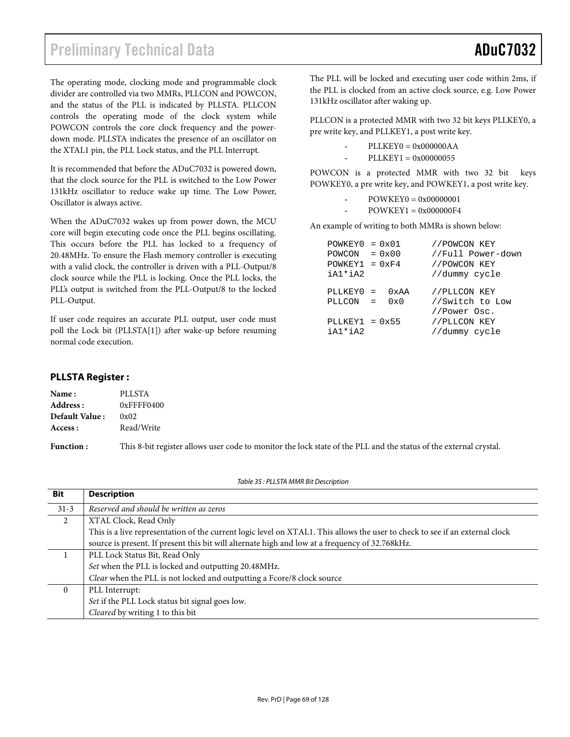The operating mode, clocking mode and programmable clock divider are controlled via two MMRs, PLLCON and POWCON, and the status of the PLL is indicated by PLLSTA. PLLCON controls the operating mode of the clock system while POWCON controls the core clock frequency and the power-down mode. PLLSTA indicates the presence of an oscillator on the XTAL1 pin, the PLL Lock status, and the PLL Interrupt.

It is recommended that before the ADuC7032 is powered down, that the clock source for the PLL is switched to the Low Power 131kHz oscillator to reduce wake up time. The Low Power, Oscillator is always active.

When the ADuC7032 wakes up from power down, the MCU core will begin executing code once the PLL begins oscillating. This occurs before the PLL has locked to a frequency of 20.48MHz. To ensure the Flash memory controller is executing with a valid clock, the controller is driven with a PLL-Output/8 clock source while the PLL is locking. Once the PLL locks, the PLL's output is switched from the PLL-Output/8 to the locked PLL-Output.

If user code requires an accurate PLL output, user code must poll the Lock bit (PLLSTA[1]) after wake-up before resuming normal code execution.

The PLL will be locked and executing user code within 2ms, if the PLL is clocked from an active clock source, e.g. Low Power 131kHz oscillator after waking up.

PLLCON is a protected MMR with two 32 bit keys PLLKEY0, a pre write key, and PLLKEY1, a post write key.

- PLLKEY0 = 0x000000AA
- PLLKEY1 = 0x00000055

POWCON is a protected MMR with two 32 bit keys POWKEY0, a pre write key, and POWKEY1, a post write key.

- POWKEY0 = 0x00000001
- POWKEY1 = 0x000000F4

An example of writing to both MMRs is shown below:

```
POWKEY0  = 0x01        //POWCON KEY
POWCON   = 0x00        //Full Power-down
POWKEY1  = 0xF4        //POWCON KEY
iA1*iA2                //dummy cycle

PLLKEY0 =  0xAA        //PLLCON KEY
PLLCON  =  0x0         //Switch to Low
                       //Power Osc.
PLLKEY1 = 0x55         //PLLCON KEY
iA1*iA2                //dummy cycle
```

### PLLSTA Register :

**Name :** PLLSTA
**Address :** 0xFFFF0400
**Default Value :** 0x02
**Access :** Read/Write

**Function :** This 8-bit register allows user code to monitor the lock state of the PLL and the status of the external crystal.

*Table 35 : PLLSTA MMR Bit Description*

| Bit | Description |
|---|---|
| 31-3 | *Reserved and should be written as zeros* |
| 2 | XTAL Clock, Read Only<br>This is a live representation of the current logic level on XTAL1. This allows the user to check to see if an external clock source is present. If present this bit will alternate high and low at a frequency of 32.768kHz. |
| 1 | PLL Lock Status Bit, Read Only<br>*Set* when the PLL is locked and outputting 20.48MHz.<br>*Clear* when the PLL is not locked and outputting a Fcore/8 clock source |
| 0 | PLL Interrupt:<br>*Set* if the PLL Lock status bit signal goes low.<br>*Cleared* by writing 1 to this bit |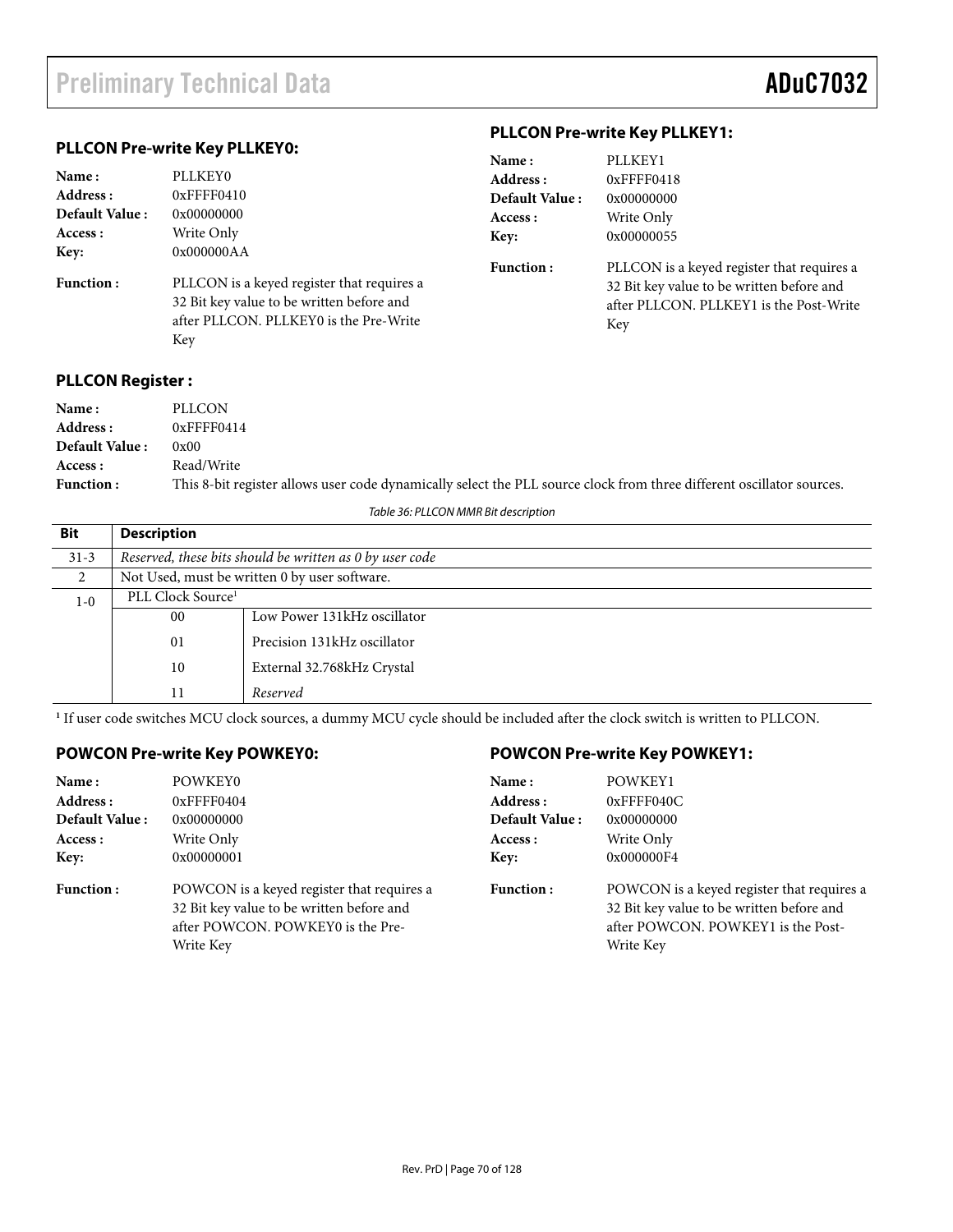### PLLCON Pre-write Key PLLKEY0:

**Name :** PLLKEY0
**Address :** 0xFFFF0410
**Default Value :** 0x00000000
**Access :** Write Only
**Key:** 0x000000AA

**Function :** PLLCON is a keyed register that requires a 32 Bit key value to be written before and after PLLCON. PLLKEY0 is the Pre-Write Key

### PLLCON Pre-write Key PLLKEY1:

**Name :** PLLKEY1
**Address :** 0xFFFF0418
**Default Value :** 0x00000000
**Access :** Write Only
**Key:** 0x00000055

**Function :** PLLCON is a keyed register that requires a 32 Bit key value to be written before and after PLLCON. PLLKEY1 is the Post-Write Key

### PLLCON Register :

**Name :** PLLCON
**Address :** 0xFFFF0414
**Default Value :** 0x00
**Access :** Read/Write
**Function :** This 8-bit register allows user code dynamically select the PLL source clock from three different oscillator sources.

*Table 36: PLLCON MMR Bit description*

| Bit | Description | |
|---|---|---|
| 31-3 | *Reserved, these bits should be written as 0 by user code* | |
| 2 | Not Used, must be written 0 by user software. | |
| 1-0 | PLL Clock Source[1] | |
| | 00 | Low Power 131kHz oscillator |
| | 01 | Precision 131kHz oscillator |
| | 10 | External 32.768kHz Crystal |
| | 11 | *Reserved* |

[1] If user code switches MCU clock sources, a dummy MCU cycle should be included after the clock switch is written to PLLCON.

### POWCON Pre-write Key POWKEY0:

**Name :** POWKEY0
**Address :** 0xFFFF0404
**Default Value :** 0x00000000
**Access :** Write Only
**Key:** 0x00000001

**Function :** POWCON is a keyed register that requires a 32 Bit key value to be written before and after POWCON. POWKEY0 is the Pre-Write Key

### POWCON Pre-write Key POWKEY1:

**Name :** POWKEY1
**Address :** 0xFFFF040C
**Default Value :** 0x00000000
**Access :** Write Only
**Key:** 0x000000F4

**Function :** POWCON is a keyed register that requires a 32 Bit key value to be written before and after POWCON. POWKEY1 is the Post-Write Key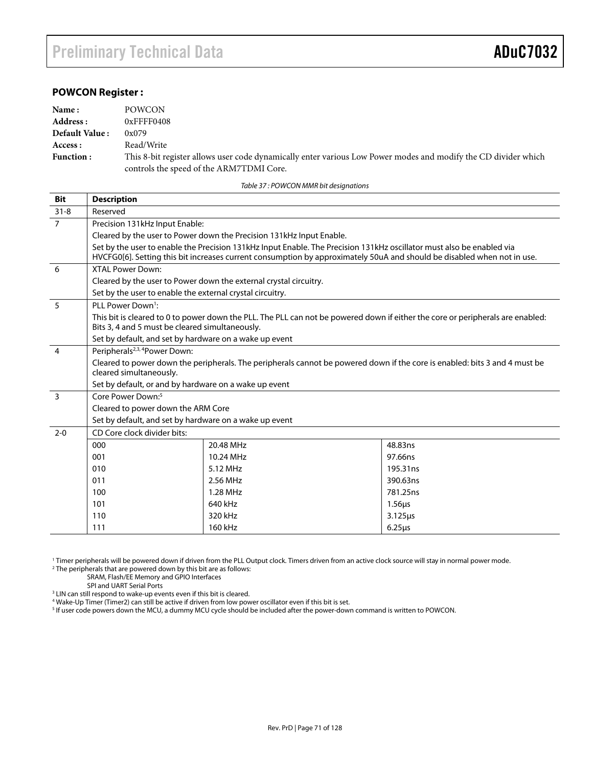### POWCON Register :

**Name :** POWCON
**Address :** 0xFFFF0408
**Default Value :** 0x079
**Access :** Read/Write
**Function :** This 8-bit register allows user code dynamically enter various Low Power modes and modify the CD divider which controls the speed of the ARM7TDMI Core.

*Table 37 : POWCON MMR bit designations*

| Bit | Description | | |
|---|---|---|---|
| 31-8 | Reserved | | |
| 7 | Precision 131kHz Input Enable: | | |
| | Cleared by the user to Power down the Precision 131kHz Input Enable. | | |
| | Set by the user to enable the Precision 131kHz Input Enable. The Precision 131kHz oscillator must also be enabled via HVCFG0[6]. Setting this bit increases current consumption by approximately 50uA and should be disabled when not in use. | | |
| 6 | XTAL Power Down: | | |
| | Cleared by the user to Power down the external crystal circuitry. | | |
| | Set by the user to enable the external crystal circuitry. | | |
| 5 | PLL Power Down[1]: | | |
| | This bit is cleared to 0 to power down the PLL. The PLL can not be powered down if either the core or peripherals are enabled: Bits 3, 4 and 5 must be cleared simultaneously. | | |
| | Set by default, and set by hardware on a wake up event | | |
| 4 | Peripherals[2,3,4]Power Down: | | |
| | Cleared to power down the peripherals. The peripherals cannot be powered down if the core is enabled: bits 3 and 4 must be cleared simultaneously. | | |
| | Set by default, or and by hardware on a wake up event | | |
| 3 | Core Power Down:[5] | | |
| | Cleared to power down the ARM Core | | |
| | Set by default, and set by hardware on a wake up event | | |
| 2-0 | CD Core clock divider bits: | | |
| | 000 | 20.48 MHz | 48.83ns |
| | 001 | 10.24 MHz | 97.66ns |
| | 010 | 5.12 MHz | 195.31ns |
| | 011 | 2.56 MHz | 390.63ns |
| | 100 | 1.28 MHz | 781.25ns |
| | 101 | 640 kHz | 1.56µs |
| | 110 | 320 kHz | 3.125µs |
| | 111 | 160 kHz | 6.25µs |

[1] Timer peripherals will be powered down if driven from the PLL Output clock. Timers driven from an active clock source will stay in normal power mode.
[2] The peripherals that are powered down by this bit are as follows:
SRAM, Flash/EE Memory and GPIO Interfaces
SPI and UART Serial Ports
[3] LIN can still respond to wake-up events even if this bit is cleared.
[4] Wake-Up Timer (Timer2) can still be active if driven from low power oscillator even if this bit is set.
[5] If user code powers down the MCU, a dummy MCU cycle should be included after the power-down command is written to POWCON.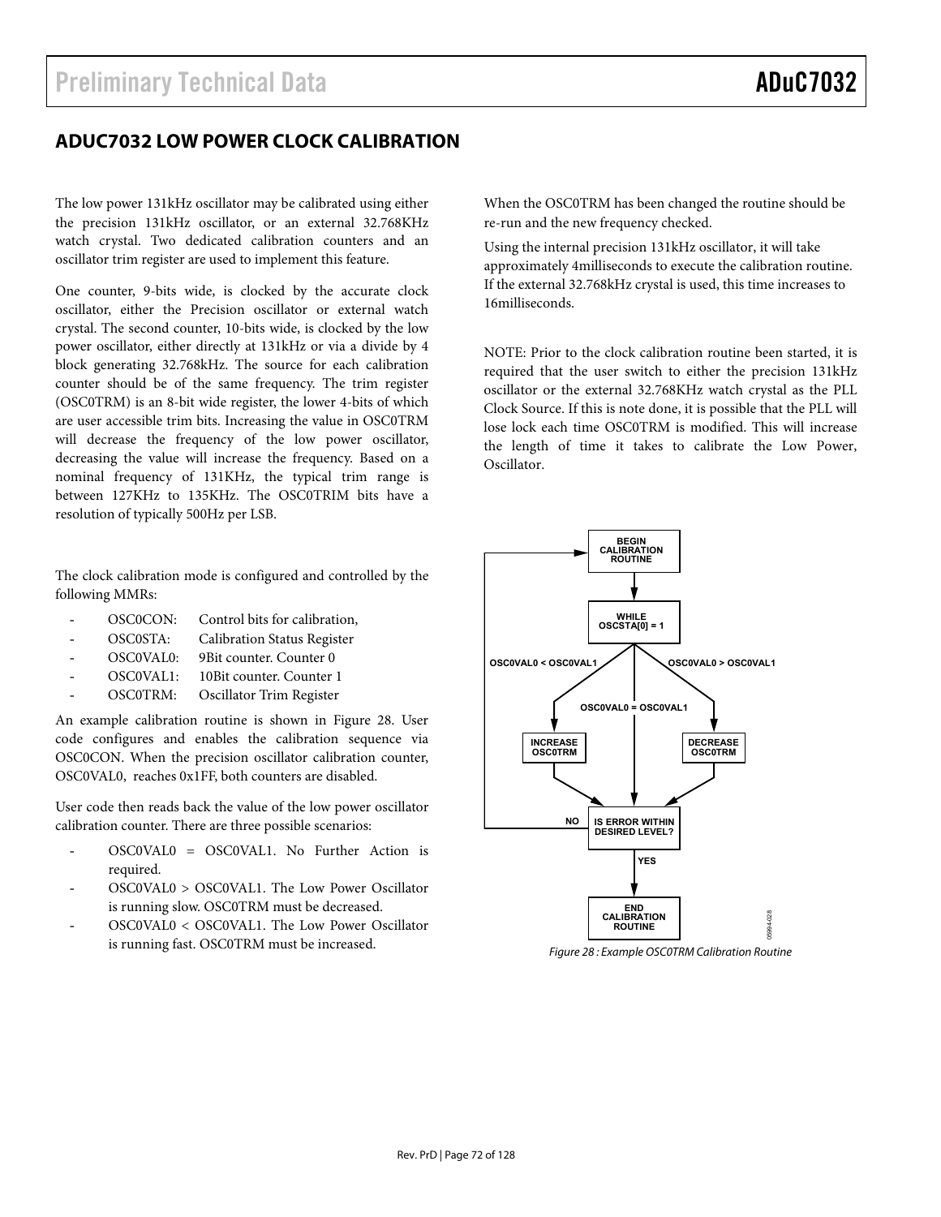## ADUC7032 LOW POWER CLOCK CALIBRATION

The low power 131kHz oscillator may be calibrated using either the precision 131kHz oscillator, or an external 32.768KHz watch crystal. Two dedicated calibration counters and an oscillator trim register are used to implement this feature.

One counter, 9-bits wide, is clocked by the accurate clock oscillator, either the Precision oscillator or external watch crystal. The second counter, 10-bits wide, is clocked by the low power oscillator, either directly at 131kHz or via a divide by 4 block generating 32.768kHz. The source for each calibration counter should be of the same frequency. The trim register (OSC0TRM) is an 8-bit wide register, the lower 4-bits of which are user accessible trim bits. Increasing the value in OSC0TRM will decrease the frequency of the low power oscillator, decreasing the value will increase the frequency. Based on a nominal frequency of 131KHz, the typical trim range is between 127KHz to 135KHz. The OSC0TRIM bits have a resolution of typically 500Hz per LSB.

The clock calibration mode is configured and controlled by the following MMRs:

- OSC0CON: Control bits for calibration,
- OSC0STA: Calibration Status Register
- OSC0VAL0: 9Bit counter. Counter 0
- OSC0VAL1: 10Bit counter. Counter 1
- OSC0TRM: Oscillator Trim Register

An example calibration routine is shown in Figure 28. User code configures and enables the calibration sequence via OSC0CON. When the precision oscillator calibration counter, OSC0VAL0, reaches 0x1FF, both counters are disabled.

User code then reads back the value of the low power oscillator calibration counter. There are three possible scenarios:

- OSC0VAL0 = OSC0VAL1. No Further Action is required.
- OSC0VAL0 > OSC0VAL1. The Low Power Oscillator is running slow. OSC0TRM must be decreased.
- OSC0VAL0 < OSC0VAL1. The Low Power Oscillator is running fast. OSC0TRM must be increased.

When the OSC0TRM has been changed the routine should be re-run and the new frequency checked.

Using the internal precision 131kHz oscillator, it will take approximately 4milliseconds to execute the calibration routine. If the external 32.768kHz crystal is used, this time increases to 16milliseconds.

NOTE: Prior to the clock calibration routine been started, it is required that the user switch to either the precision 131kHz oscillator or the external 32.768KHz watch crystal as the PLL Clock Source. If this is note done, it is possible that the PLL will lose lock each time OSC0TRM is modified. This will increase the length of time it takes to calibrate the Low Power, Oscillator.

BEGIN CALIBRATION ROUTINE

WHILE OSCSTA[0] = 1

OSC0VAL0 < OSC0VAL1

OSC0VAL0 > OSC0VAL1

OSC0VAL0 = OSC0VAL1

INCREASE OSC0TRM

DECREASE OSC0TRM

NO

IS ERROR WITHIN DESIRED LEVEL?

YES

END CALIBRATION ROUTINE

05994-028

*Figure 28 : Example OSC0TRM Calibration Routine*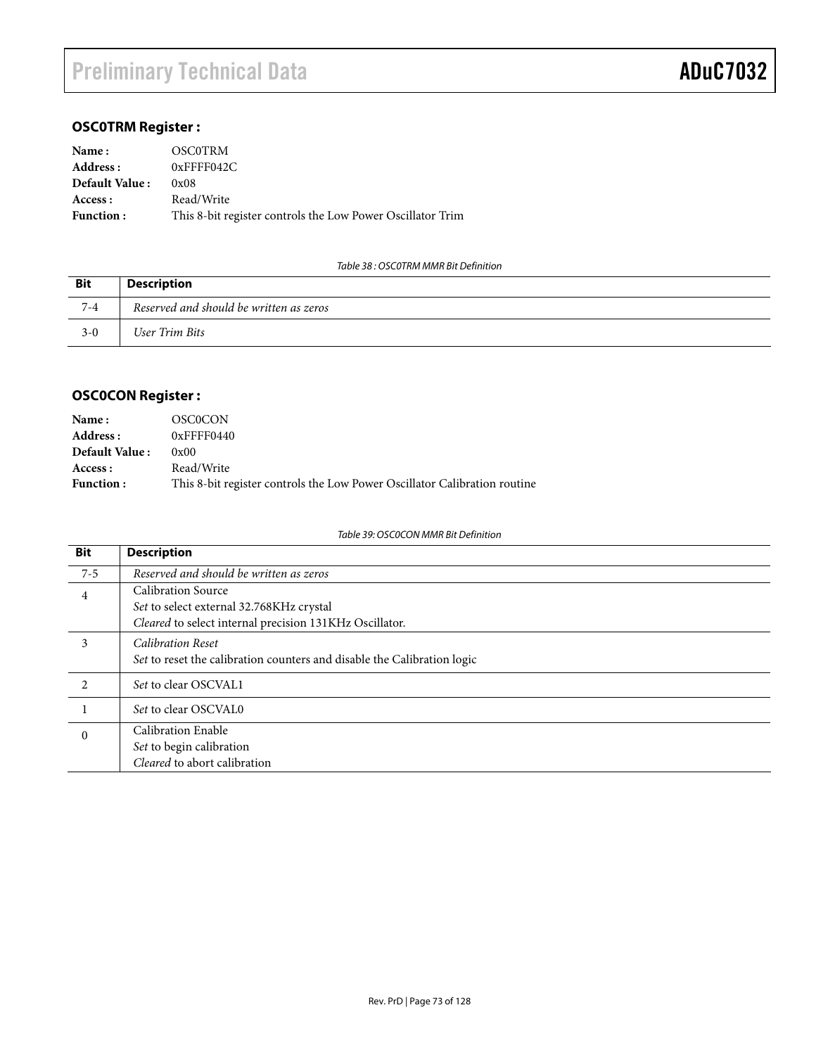### OSC0TRM Register :

**Name :** OSC0TRM
**Address :** 0xFFFF042C
**Default Value :** 0x08
**Access :** Read/Write
**Function :** This 8-bit register controls the Low Power Oscillator Trim

*Table 38 : OSC0TRM MMR Bit Definition*

| Bit | Description |
|---|---|
| 7-4 | *Reserved and should be written as zeros* |
| 3-0 | *User Trim Bits* |

### OSC0CON Register :

**Name :** OSC0CON
**Address :** 0xFFFF0440
**Default Value :** 0x00
**Access :** Read/Write
**Function :** This 8-bit register controls the Low Power Oscillator Calibration routine

*Table 39: OSC0CON MMR Bit Definition*

| Bit | Description |
|---|---|
| 7-5 | *Reserved and should be written as zeros* |
| 4 | Calibration Source<br>*Set* to select external 32.768KHz crystal<br>*Cleared* to select internal precision 131KHz Oscillator. |
| 3 | *Calibration Reset*<br>*Set* to reset the calibration counters and disable the Calibration logic |
| 2 | *Set* to clear OSCVAL1 |
| 1 | *Set* to clear OSCVAL0 |
| 0 | Calibration Enable<br>*Set* to begin calibration<br>*Cleared* to abort calibration |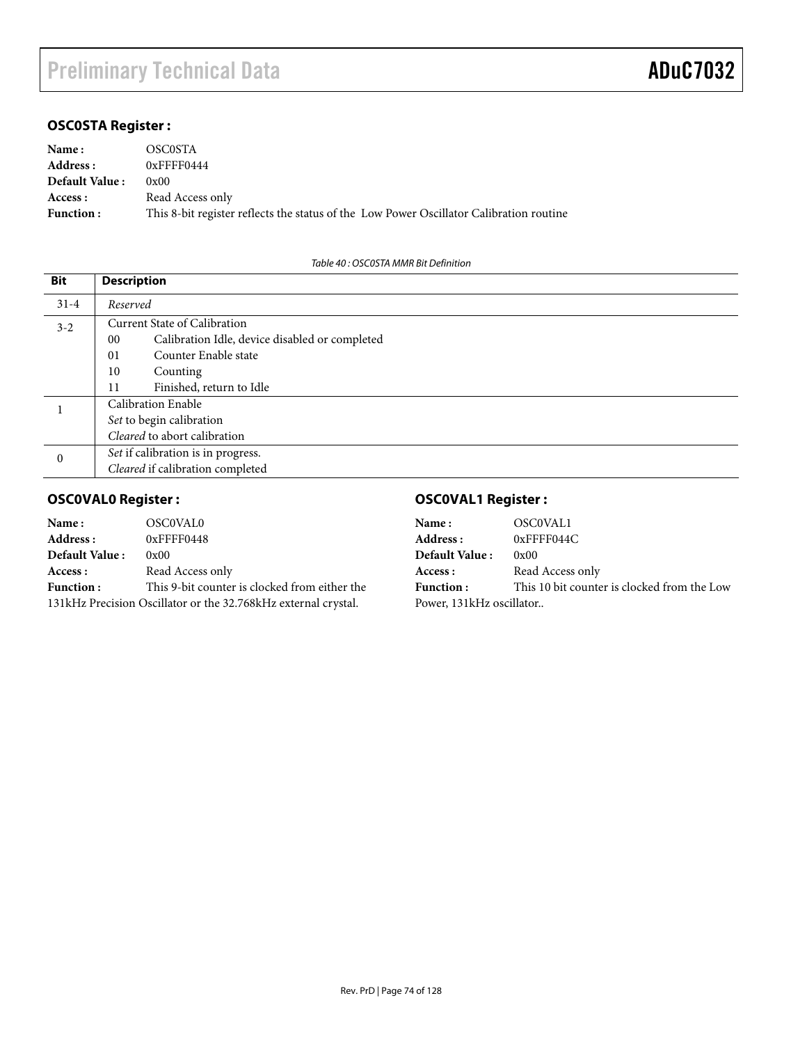### OSC0STA Register :

**Name :** OSC0STA
**Address :** 0xFFFF0444
**Default Value :** 0x00
**Access :** Read Access only
**Function :** This 8-bit register reflects the status of the Low Power Oscillator Calibration routine

*Table 40 : OSC0STA MMR Bit Definition*

| Bit | Description |
|---|---|
| 31-4 | *Reserved* |
| 3-2 | Current State of Calibration<br>00 Calibration Idle, device disabled or completed<br>01 Counter Enable state<br>10 Counting<br>11 Finished, return to Idle |
| 1 | Calibration Enable<br>*Set* to begin calibration<br>*Cleared* to abort calibration |
| 0 | *Set* if calibration is in progress.<br>*Cleared* if calibration completed |

### OSC0VAL0 Register :

**Name :** OSC0VAL0
**Address :** 0xFFFF0448
**Default Value :** 0x00
**Access :** Read Access only
**Function :** This 9-bit counter is clocked from either the 131kHz Precision Oscillator or the 32.768kHz external crystal.

### OSC0VAL1 Register :

**Name :** OSC0VAL1
**Address :** 0xFFFF044C
**Default Value :** 0x00
**Access :** Read Access only
**Function :** This 10 bit counter is clocked from the Low Power, 131kHz oscillator..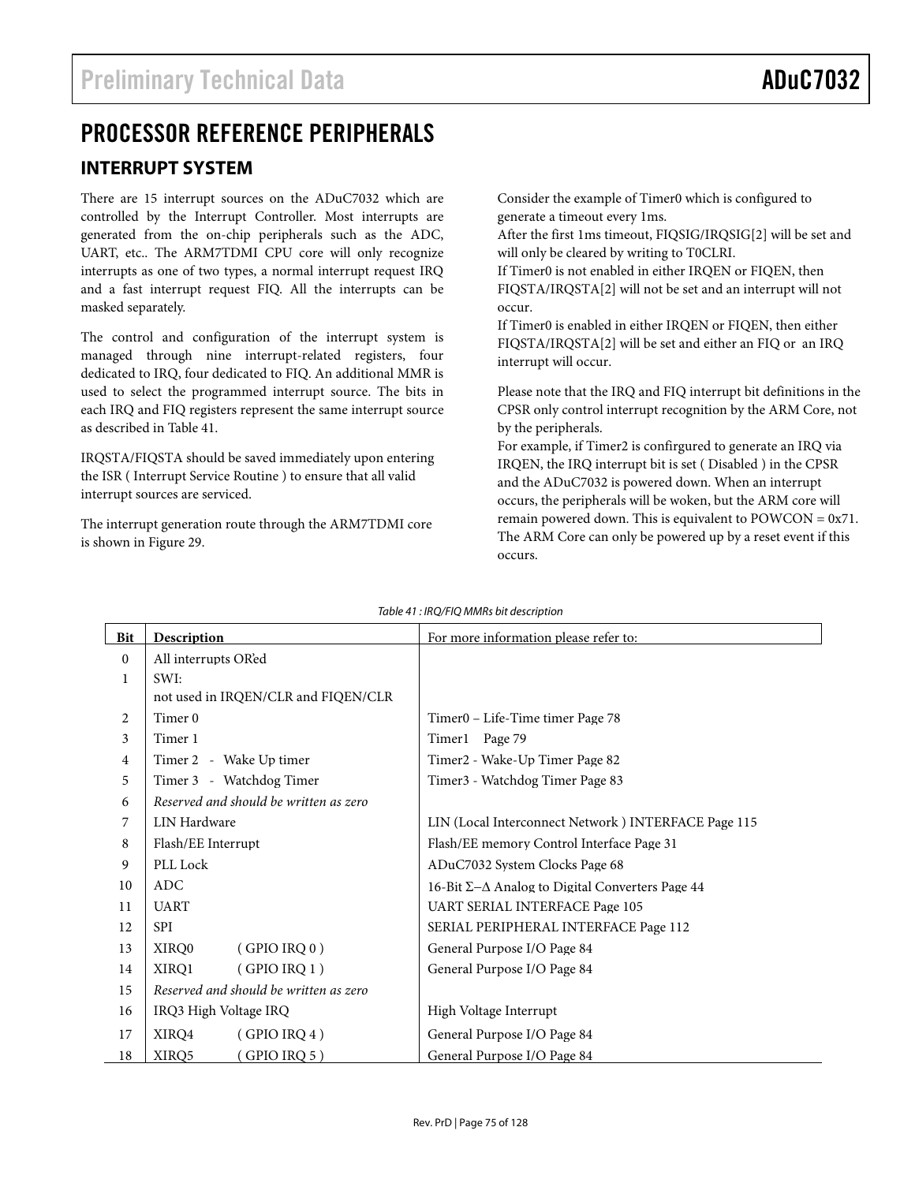# PROCESSOR REFERENCE PERIPHERALS

## INTERRUPT SYSTEM

There are 15 interrupt sources on the ADuC7032 which are controlled by the Interrupt Controller. Most interrupts are generated from the on-chip peripherals such as the ADC, UART, etc.. The ARM7TDMI CPU core will only recognize interrupts as one of two types, a normal interrupt request IRQ and a fast interrupt request FIQ. All the interrupts can be masked separately.

The control and configuration of the interrupt system is managed through nine interrupt-related registers, four dedicated to IRQ, four dedicated to FIQ. An additional MMR is used to select the programmed interrupt source. The bits in each IRQ and FIQ registers represent the same interrupt source as described in Table 41.

IRQSTA/FIQSTA should be saved immediately upon entering the ISR ( Interrupt Service Routine ) to ensure that all valid interrupt sources are serviced.

The interrupt generation route through the ARM7TDMI core is shown in Figure 29.

Consider the example of Timer0 which is configured to generate a timeout every 1ms.
After the first 1ms timeout, FIQSIG/IRQSIG[2] will be set and will only be cleared by writing to T0CLRI.
If Timer0 is not enabled in either IRQEN or FIQEN, then FIQSTA/IRQSTA[2] will not be set and an interrupt will not occur.
If Timer0 is enabled in either IRQEN or FIQEN, then either FIQSTA/IRQSTA[2] will be set and either an FIQ or an IRQ interrupt will occur.

Please note that the IRQ and FIQ interrupt bit definitions in the CPSR only control interrupt recognition by the ARM Core, not by the peripherals.
For example, if Timer2 is confirgured to generate an IRQ via IRQEN, the IRQ interrupt bit is set ( Disabled ) in the CPSR and the ADuC7032 is powered down. When an interrupt occurs, the peripherals will be woken, but the ARM core will remain powered down. This is equivalent to POWCON = 0x71. The ARM Core can only be powered up by a reset event if this occurs.

*Table 41 : IRQ/FIQ MMRs bit description*

| Bit | Description | For more information please refer to: |
|---|---|---|
| 0 | All interrupts OR'ed | |
| 1 | SWI:<br>not used in IRQEN/CLR and FIQEN/CLR | |
| 2 | Timer 0 | Timer0 – Life-Time timer Page 78 |
| 3 | Timer 1 | Timer1 Page 79 |
| 4 | Timer 2 - Wake Up timer | Timer2 - Wake-Up Timer Page 82 |
| 5 | Timer 3 - Watchdog Timer | Timer3 - Watchdog Timer Page 83 |
| 6 | *Reserved and should be written as zero* | |
| 7 | LIN Hardware | LIN (Local Interconnect Network ) INTERFACE Page 115 |
| 8 | Flash/EE Interrupt | Flash/EE memory Control Interface Page 31 |
| 9 | PLL Lock | ADuC7032 System Clocks Page 68 |
| 10 | ADC | 16-Bit Σ−Δ Analog to Digital Converters Page 44 |
| 11 | UART | UART SERIAL INTERFACE Page 105 |
| 12 | SPI | SERIAL PERIPHERAL INTERFACE Page 112 |
| 13 | XIRQ0 ( GPIO IRQ 0 ) | General Purpose I/O Page 84 |
| 14 | XIRQ1 ( GPIO IRQ 1 ) | General Purpose I/O Page 84 |
| 15 | *Reserved and should be written as zero* | |
| 16 | IRQ3 High Voltage IRQ | High Voltage Interrupt |
| 17 | XIRQ4 ( GPIO IRQ 4 ) | General Purpose I/O Page 84 |
| 18 | XIRQ5 ( GPIO IRQ 5 ) | General Purpose I/O Page 84 |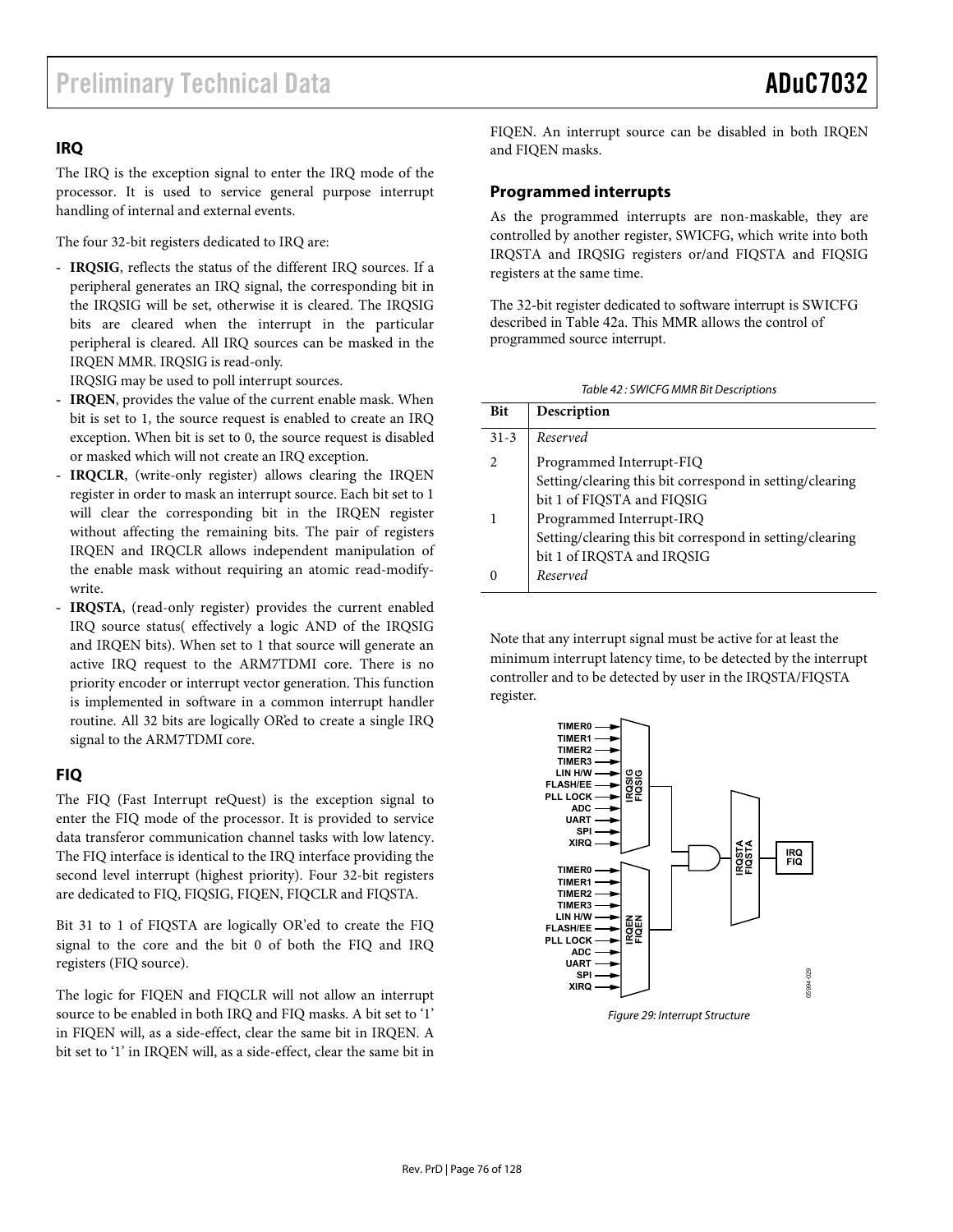## IRQ

The IRQ is the exception signal to enter the IRQ mode of the processor. It is used to service general purpose interrupt handling of internal and external events.

The four 32-bit registers dedicated to IRQ are:

- **IRQSIG**, reflects the status of the different IRQ sources. If a peripheral generates an IRQ signal, the corresponding bit in the IRQSIG will be set, otherwise it is cleared. The IRQSIG bits are cleared when the interrupt in the particular peripheral is cleared. All IRQ sources can be masked in the IRQEN MMR. IRQSIG is read-only.
  IRQSIG may be used to poll interrupt sources.
- **IRQEN**, provides the value of the current enable mask. When bit is set to 1, the source request is enabled to create an IRQ exception. When bit is set to 0, the source request is disabled or masked which will not create an IRQ exception.
- **IRQCLR**, (write-only register) allows clearing the IRQEN register in order to mask an interrupt source. Each bit set to 1 will clear the corresponding bit in the IRQEN register without affecting the remaining bits. The pair of registers IRQEN and IRQCLR allows independent manipulation of the enable mask without requiring an atomic read-modify-write.
- **IRQSTA**, (read-only register) provides the current enabled IRQ source status( effectively a logic AND of the IRQSIG and IRQEN bits). When set to 1 that source will generate an active IRQ request to the ARM7TDMI core. There is no priority encoder or interrupt vector generation. This function is implemented in software in a common interrupt handler routine. All 32 bits are logically OR'ed to create a single IRQ signal to the ARM7TDMI core.

## FIQ

The FIQ (Fast Interrupt reQuest) is the exception signal to enter the FIQ mode of the processor. It is provided to service data transferor communication channel tasks with low latency. The FIQ interface is identical to the IRQ interface providing the second level interrupt (highest priority). Four 32-bit registers are dedicated to FIQ, FIQSIG, FIQEN, FIQCLR and FIQSTA.

Bit 31 to 1 of FIQSTA are logically OR'ed to create the FIQ signal to the core and the bit 0 of both the FIQ and IRQ registers (FIQ source).

The logic for FIQEN and FIQCLR will not allow an interrupt source to be enabled in both IRQ and FIQ masks. A bit set to '1' in FIQEN will, as a side-effect, clear the same bit in IRQEN. A bit set to '1' in IRQEN will, as a side-effect, clear the same bit in FIQEN. An interrupt source can be disabled in both IRQEN and FIQEN masks.

## Programmed interrupts

As the programmed interrupts are non-maskable, they are controlled by another register, SWICFG, which write into both IRQSTA and IRQSIG registers or/and FIQSTA and FIQSIG registers at the same time.

The 32-bit register dedicated to software interrupt is SWICFG described in Table 42a. This MMR allows the control of programmed source interrupt.

*Table 42 : SWICFG MMR Bit Descriptions*

| Bit | Description |
|---|---|
| 31-3 | *Reserved* |
| 2 | Programmed Interrupt-FIQ<br>Setting/clearing this bit correspond in setting/clearing bit 1 of FIQSTA and FIQSIG |
| 1 | Programmed Interrupt-IRQ<br>Setting/clearing this bit correspond in setting/clearing bit 1 of IRQSTA and IRQSIG |
| 0 | *Reserved* |

Note that any interrupt signal must be active for at least the minimum interrupt latency time, to be detected by the interrupt controller and to be detected by user in the IRQSTA/FIQSTA register.

TIMER0
TIMER1
TIMER2
TIMER3
LIN H/W
FLASH/EE
PLL LOCK
ADC
UART
SPI
XIRQ
IRQSIG
FIQSIG
TIMER0
TIMER1
TIMER2
TIMER3
LIN H/W
FLASH/EE
PLL LOCK
ADC
UART
SPI
XIRQ
IRQEN
FIQEN
IRQSTA
FIQSTA
IRQ
FIQ
05994-029

*Figure 29: Interrupt Structure*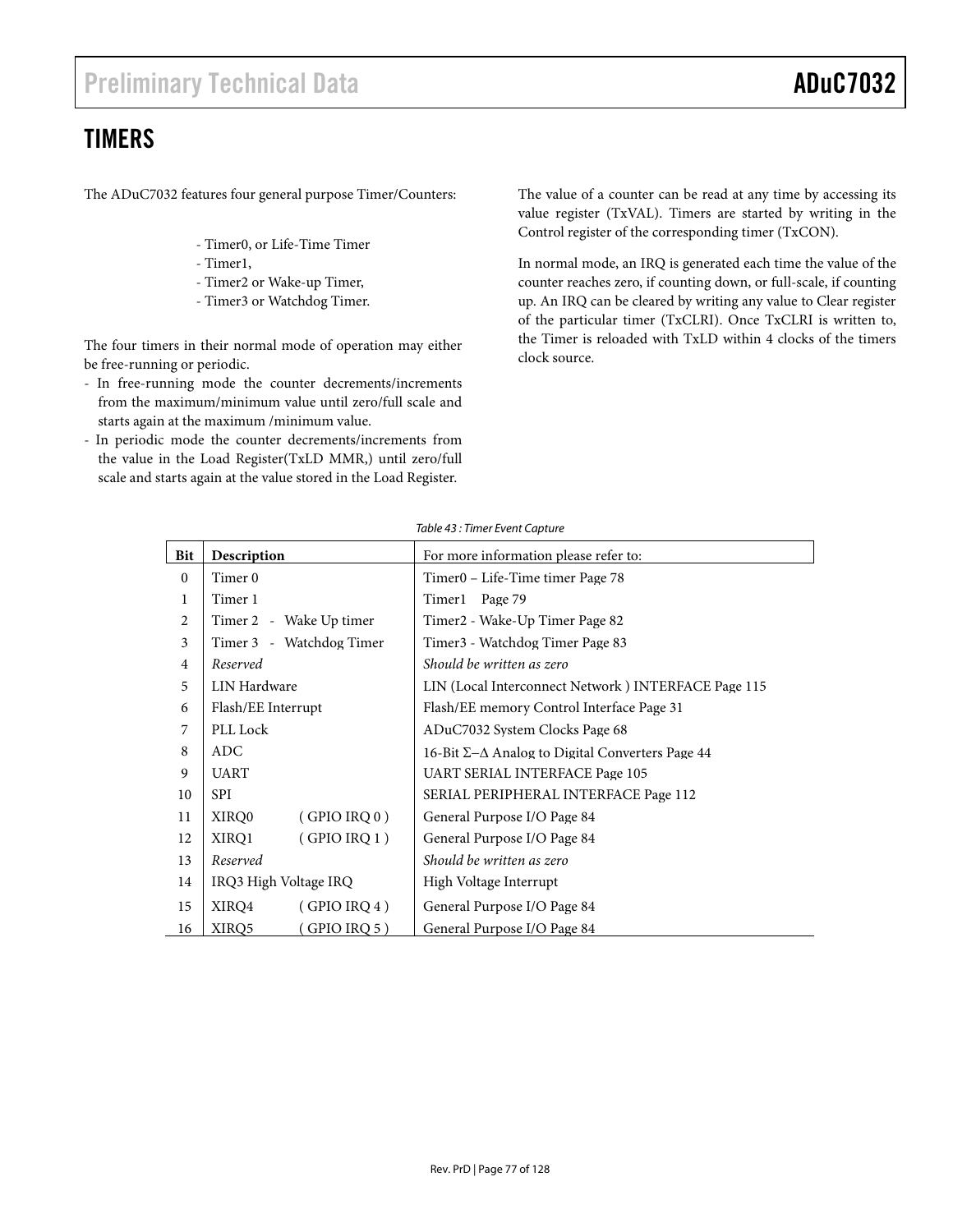# TIMERS

The ADuC7032 features four general purpose Timer/Counters:

- Timer0, or Life-Time Timer
- Timer1,
- Timer2 or Wake-up Timer,
- Timer3 or Watchdog Timer.

The four timers in their normal mode of operation may either be free-running or periodic.

- In free-running mode the counter decrements/increments from the maximum/minimum value until zero/full scale and starts again at the maximum /minimum value.
- In periodic mode the counter decrements/increments from the value in the Load Register(TxLD MMR,) until zero/full scale and starts again at the value stored in the Load Register.

The value of a counter can be read at any time by accessing its value register (TxVAL). Timers are started by writing in the Control register of the corresponding timer (TxCON).

In normal mode, an IRQ is generated each time the value of the counter reaches zero, if counting down, or full-scale, if counting up. An IRQ can be cleared by writing any value to Clear register of the particular timer (TxCLRI). Once TxCLRI is written to, the Timer is reloaded with TxLD within 4 clocks of the timers clock source.

*Table 43 : Timer Event Capture*

| Bit | Description | For more information please refer to: |
|---|---|---|
| 0 | Timer 0 | Timer0 – Life-Time timer Page 78 |
| 1 | Timer 1 | Timer1 Page 79 |
| 2 | Timer 2 - Wake Up timer | Timer2 - Wake-Up Timer Page 82 |
| 3 | Timer 3 - Watchdog Timer | Timer3 - Watchdog Timer Page 83 |
| 4 | *Reserved* | *Should be written as zero* |
| 5 | LIN Hardware | LIN (Local Interconnect Network ) INTERFACE Page 115 |
| 6 | Flash/EE Interrupt | Flash/EE memory Control Interface Page 31 |
| 7 | PLL Lock | ADuC7032 System Clocks Page 68 |
| 8 | ADC | 16-Bit Σ–Δ Analog to Digital Converters Page 44 |
| 9 | UART | UART SERIAL INTERFACE Page 105 |
| 10 | SPI | SERIAL PERIPHERAL INTERFACE Page 112 |
| 11 | XIRQ0 ( GPIO IRQ 0 ) | General Purpose I/O Page 84 |
| 12 | XIRQ1 ( GPIO IRQ 1 ) | General Purpose I/O Page 84 |
| 13 | *Reserved* | *Should be written as zero* |
| 14 | IRQ3 High Voltage IRQ | High Voltage Interrupt |
| 15 | XIRQ4 ( GPIO IRQ 4 ) | General Purpose I/O Page 84 |
| 16 | XIRQ5 ( GPIO IRQ 5 ) | General Purpose I/O Page 84 |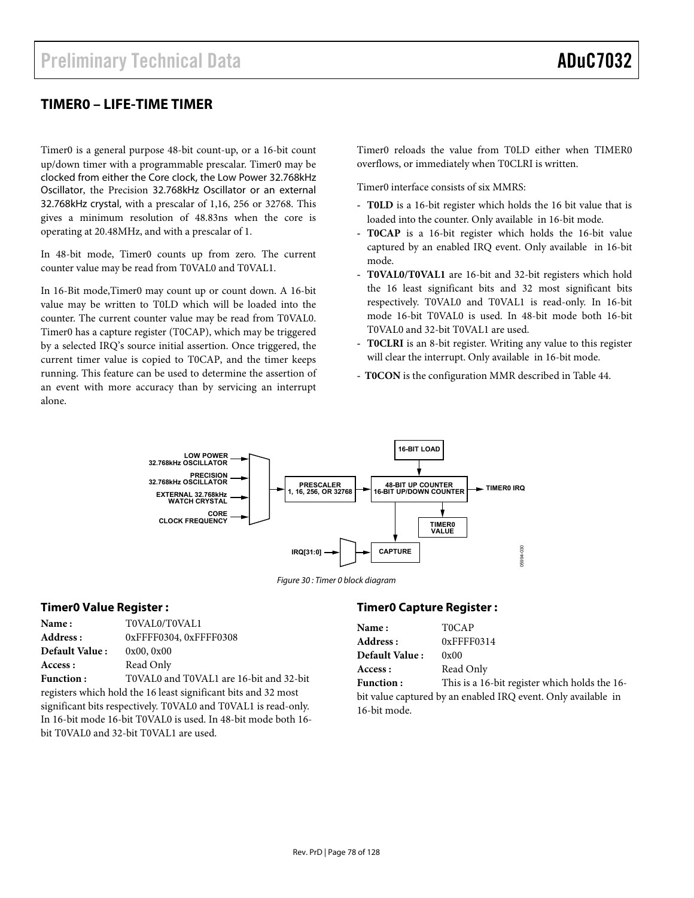## TIMER0 – LIFE-TIME TIMER

Timer0 is a general purpose 48-bit count-up, or a 16-bit count up/down timer with a programmable prescalar. Timer0 may be clocked from either the Core clock, the Low Power 32.768kHz Oscillator, the Precision 32.768kHz Oscillator or an external 32.768kHz crystal, with a prescalar of 1,16, 256 or 32768. This gives a minimum resolution of 48.83ns when the core is operating at 20.48MHz, and with a prescalar of 1.

In 48-bit mode, Timer0 counts up from zero. The current counter value may be read from T0VAL0 and T0VAL1.

In 16-Bit mode,Timer0 may count up or count down. A 16-bit value may be written to T0LD which will be loaded into the counter. The current counter value may be read from T0VAL0. Timer0 has a capture register (T0CAP), which may be triggered by a selected IRQ's source initial assertion. Once triggered, the current timer value is copied to T0CAP, and the timer keeps running. This feature can be used to determine the assertion of an event with more accuracy than by servicing an interrupt alone.

Timer0 reloads the value from T0LD either when TIMER0 overflows, or immediately when T0CLRI is written.

Timer0 interface consists of six MMRS:

- **T0LD** is a 16-bit register which holds the 16 bit value that is loaded into the counter. Only available in 16-bit mode.
- **T0CAP** is a 16-bit register which holds the 16-bit value captured by an enabled IRQ event. Only available in 16-bit mode.
- **T0VAL0/T0VAL1** are 16-bit and 32-bit registers which hold the 16 least significant bits and 32 most significant bits respectively. T0VAL0 and T0VAL1 is read-only. In 16-bit mode 16-bit T0VAL0 is used. In 48-bit mode both 16-bit T0VAL0 and 32-bit T0VAL1 are used.
- **T0CLRI** is an 8-bit register. Writing any value to this register will clear the interrupt. Only available in 16-bit mode.
- **T0CON** is the configuration MMR described in Table 44.

LOW POWER 32.768kHz OSCILLATOR
PRECISION 32.768kHz OSCILLATOR
EXTERNAL 32.768kHz WATCH CRYSTAL
CORE CLOCK FREQUENCY
PRESCALER 1, 16, 256, OR 32768
16-BIT LOAD
48-BIT UP COUNTER 16-BIT UP/DOWN COUNTER
TIMER0 IRQ
TIMER0 VALUE
IRQ[31:0]
CAPTURE
05994-030

*Figure 30 : Timer 0 block diagram*

### Timer0 Value Register :

**Name :** T0VAL0/T0VAL1

**Address :** 0xFFFF0304, 0xFFFF0308

**Default Value :** 0x00, 0x00

**Access :** Read Only

**Function :** T0VAL0 and T0VAL1 are 16-bit and 32-bit registers which hold the 16 least significant bits and 32 most significant bits respectively. T0VAL0 and T0VAL1 is read-only. In 16-bit mode 16-bit T0VAL0 is used. In 48-bit mode both 16-bit T0VAL0 and 32-bit T0VAL1 are used.

### Timer0 Capture Register :

**Name :** T0CAP

**Address :** 0xFFFF0314

**Default Value :** 0x00

**Access :** Read Only

**Function :** This is a 16-bit register which holds the 16-bit value captured by an enabled IRQ event. Only available in 16-bit mode.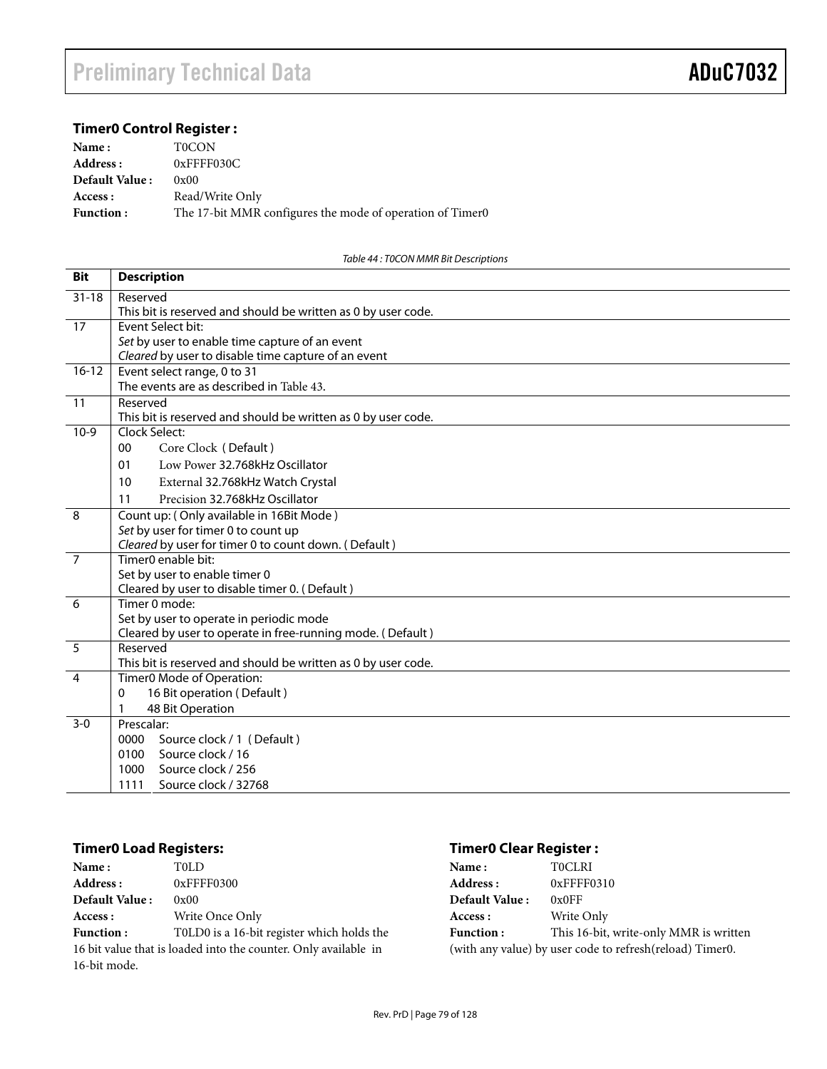### Timer0 Control Register :

**Name :** T0CON
**Address :** 0xFFFF030C
**Default Value :** 0x00
**Access :** Read/Write Only
**Function :** The 17-bit MMR configures the mode of operation of Timer0

Table 44 : T0CON MMR Bit Descriptions

| Bit | Description |
|---|---|
| 31-18 | Reserved<br>This bit is reserved and should be written as 0 by user code. |
| 17 | Event Select bit:<br>*Set* by user to enable time capture of an event<br>*Cleared* by user to disable time capture of an event |
| 16-12 | Event select range, 0 to 31<br>The events are as described in Table 43. |
| 11 | Reserved<br>This bit is reserved and should be written as 0 by user code. |
| 10-9 | Clock Select:<br>00 Core Clock ( Default )<br>01 Low Power 32.768kHz Oscillator<br>10 External 32.768kHz Watch Crystal<br>11 Precision 32.768kHz Oscillator |
| 8 | Count up: ( Only available in 16Bit Mode )<br>*Set* by user for timer 0 to count up<br>*Cleared* by user for timer 0 to count down. ( Default ) |
| 7 | Timer0 enable bit:<br>Set by user to enable timer 0<br>Cleared by user to disable timer 0. ( Default ) |
| 6 | Timer 0 mode:<br>Set by user to operate in periodic mode<br>Cleared by user to operate in free-running mode. ( Default ) |
| 5 | Reserved<br>This bit is reserved and should be written as 0 by user code. |
| 4 | Timer0 Mode of Operation:<br>0 16 Bit operation ( Default )<br>1 48 Bit Operation |
| 3-0 | Prescalar:<br>0000 Source clock / 1 ( Default )<br>0100 Source clock / 16<br>1000 Source clock / 256<br>1111 Source clock / 32768 |

### Timer0 Load Registers:

**Name :** T0LD
**Address :** 0xFFFF0300
**Default Value :** 0x00
**Access :** Write Once Only
**Function :** T0LD0 is a 16-bit register which holds the 16 bit value that is loaded into the counter. Only available in 16-bit mode.

### Timer0 Clear Register :

**Name :** T0CLRI
**Address :** 0xFFFF0310
**Default Value :** 0x0FF
**Access :** Write Only
**Function :** This 16-bit, write-only MMR is written (with any value) by user code to refresh(reload) Timer0.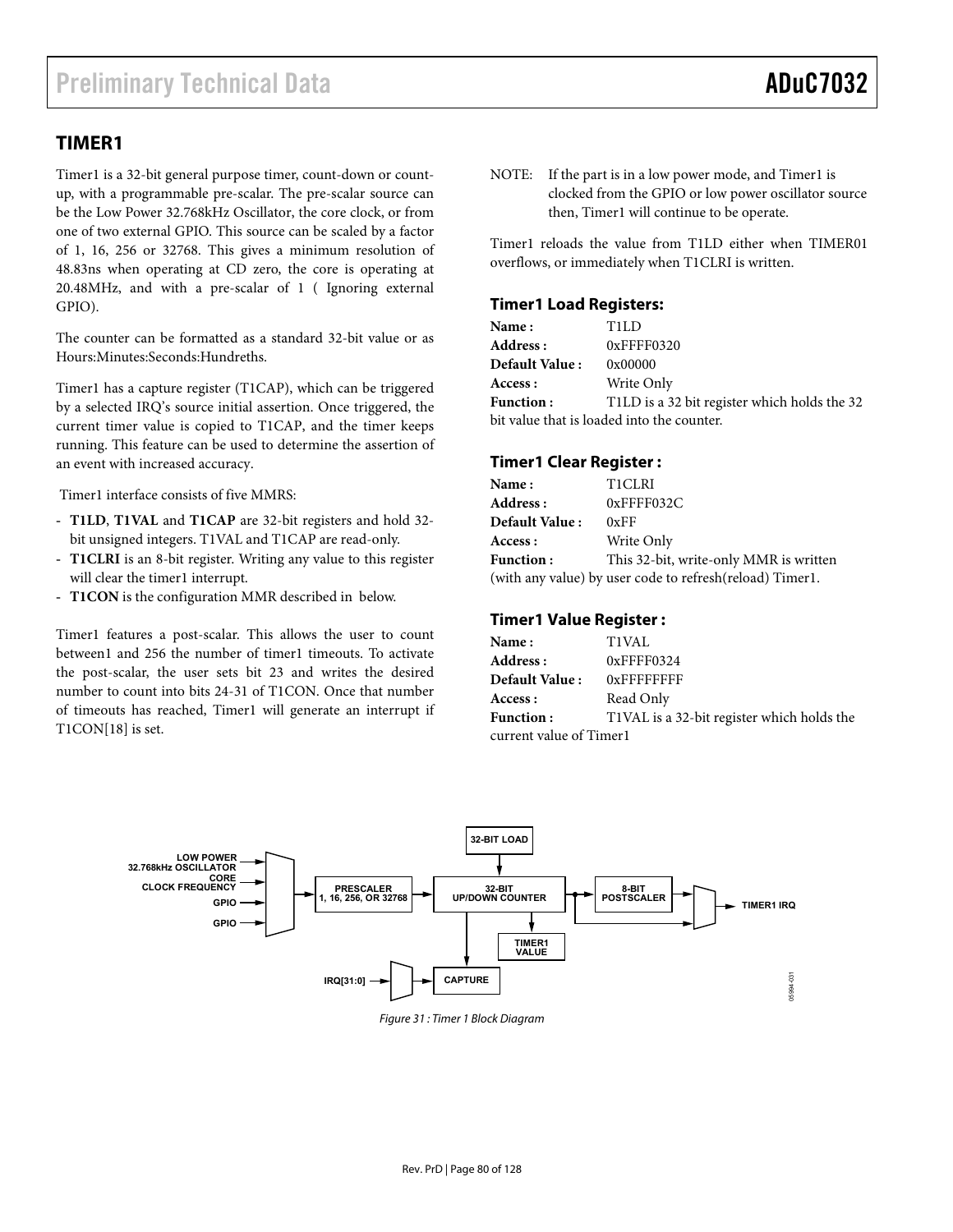## TIMER1

Timer1 is a 32-bit general purpose timer, count-down or count-up, with a programmable pre-scalar. The pre-scalar source can be the Low Power 32.768kHz Oscillator, the core clock, or from one of two external GPIO. This source can be scaled by a factor of 1, 16, 256 or 32768. This gives a minimum resolution of 48.83ns when operating at CD zero, the core is operating at 20.48MHz, and with a pre-scalar of 1 ( Ignoring external GPIO).

The counter can be formatted as a standard 32-bit value or as Hours:Minutes:Seconds:Hundreths.

Timer1 has a capture register (T1CAP), which can be triggered by a selected IRQ's source initial assertion. Once triggered, the current timer value is copied to T1CAP, and the timer keeps running. This feature can be used to determine the assertion of an event with increased accuracy.

Timer1 interface consists of five MMRS:

- **T1LD**, **T1VAL** and **T1CAP** are 32-bit registers and hold 32-bit unsigned integers. T1VAL and T1CAP are read-only.
- **T1CLRI** is an 8-bit register. Writing any value to this register will clear the timer1 interrupt.
- **T1CON** is the configuration MMR described in below.

Timer1 features a post-scalar. This allows the user to count between1 and 256 the number of timer1 timeouts. To activate the post-scalar, the user sets bit 23 and writes the desired number to count into bits 24-31 of T1CON. Once that number of timeouts has reached, Timer1 will generate an interrupt if T1CON[18] is set.

NOTE: If the part is in a low power mode, and Timer1 is clocked from the GPIO or low power oscillator source then, Timer1 will continue to be operate.

Timer1 reloads the value from T1LD either when TIMER01 overflows, or immediately when T1CLRI is written.

### Timer1 Load Registers:

**Name :** T1LD
**Address :** 0xFFFF0320
**Default Value :** 0x00000
**Access :** Write Only
**Function :** T1LD is a 32 bit register which holds the 32 bit value that is loaded into the counter.

### Timer1 Clear Register :

**Name :** T1CLRI
**Address :** 0xFFFF032C
**Default Value :** 0xFF
**Access :** Write Only
**Function :** This 32-bit, write-only MMR is written (with any value) by user code to refresh(reload) Timer1.

### Timer1 Value Register :

**Name :** T1VAL
**Address :** 0xFFFF0324
**Default Value :** 0xFFFFFFFF
**Access :** Read Only
**Function :** T1VAL is a 32-bit register which holds the current value of Timer1

LOW POWER 32.768kHz OSCILLATOR, CORE CLOCK FREQUENCY, GPIO, GPIO → PRESCALER 1, 16, 256, OR 32768 → 32-BIT UP/DOWN COUNTER → 8-BIT POSTSCALER → TIMER1 IRQ; 32-BIT LOAD; TIMER1 VALUE; IRQ[31:0] → CAPTURE

*Figure 31 : Timer 1 Block Diagram*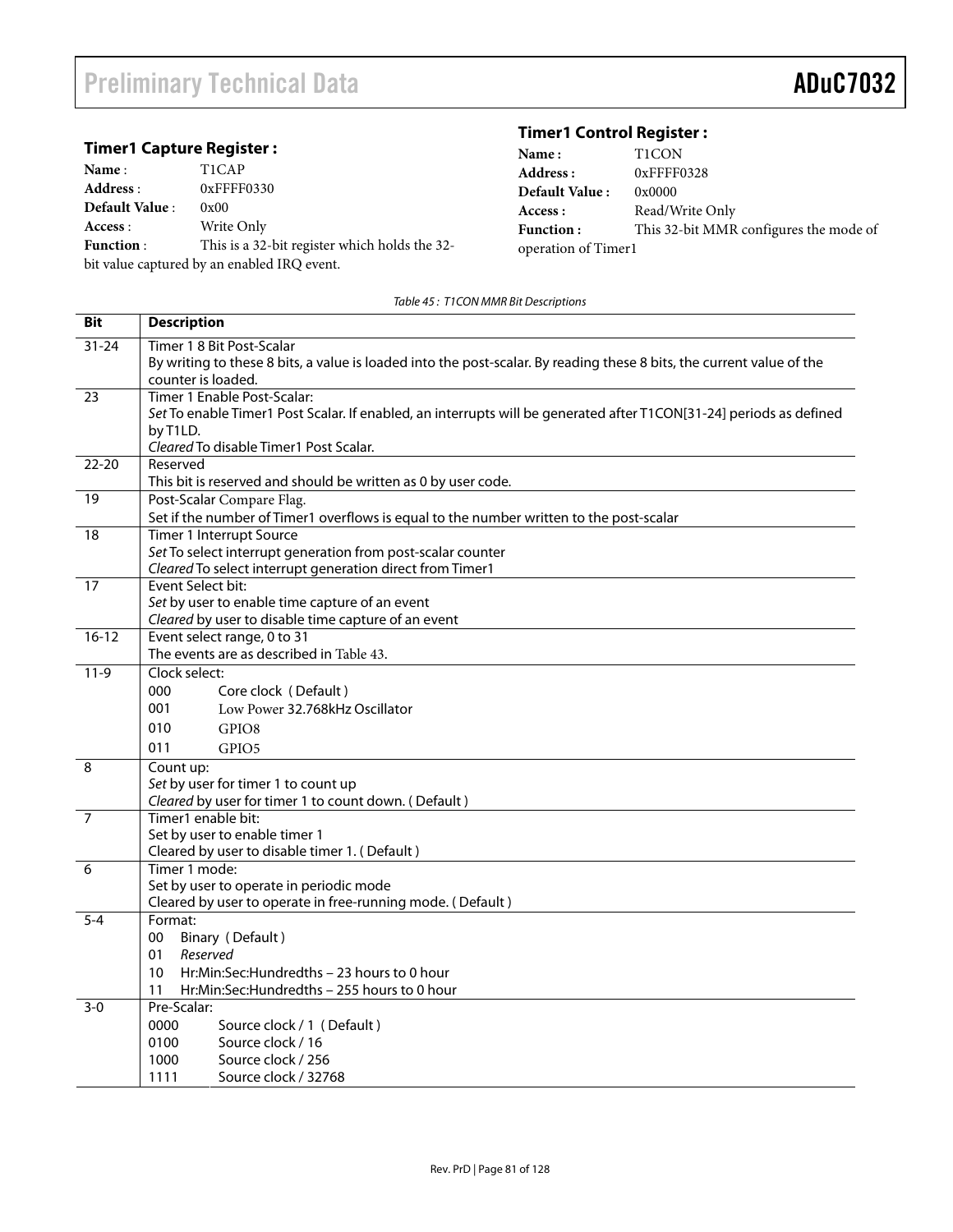### Timer1 Capture Register :

**Name** : T1CAP
**Address** : 0xFFFF0330
**Default Value** : 0x00
**Access** : Write Only
**Function** : This is a 32-bit register which holds the 32-bit value captured by an enabled IRQ event.

### Timer1 Control Register :

**Name :** T1CON
**Address :** 0xFFFF0328
**Default Value :** 0x0000
**Access :** Read/Write Only
**Function :** This 32-bit MMR configures the mode of operation of Timer1

Table 45 : T1CON MMR Bit Descriptions

| Bit | Description |
|---|---|
| 31-24 | Timer 1 8 Bit Post-Scalar<br>By writing to these 8 bits, a value is loaded into the post-scalar. By reading these 8 bits, the current value of the counter is loaded. |
| 23 | Timer 1 Enable Post-Scalar:<br>*Set* To enable Timer1 Post Scalar. If enabled, an interrupts will be generated after T1CON[31-24] periods as defined by T1LD.<br>*Cleared* To disable Timer1 Post Scalar. |
| 22-20 | Reserved<br>This bit is reserved and should be written as 0 by user code. |
| 19 | Post-Scalar Compare Flag.<br>Set if the number of Timer1 overflows is equal to the number written to the post-scalar |
| 18 | Timer 1 Interrupt Source<br>*Set* To select interrupt generation from post-scalar counter<br>*Cleared* To select interrupt generation direct from Timer1 |
| 17 | Event Select bit:<br>*Set* by user to enable time capture of an event<br>*Cleared* by user to disable time capture of an event |
| 16-12 | Event select range, 0 to 31<br>The events are as described in Table 43. |
| 11-9 | Clock select:<br>000 Core clock ( Default )<br>001 Low Power 32.768kHz Oscillator<br>010 GPIO8<br>011 GPIO5 |
| 8 | Count up:<br>*Set* by user for timer 1 to count up<br>*Cleared* by user for timer 1 to count down. ( Default ) |
| 7 | Timer1 enable bit:<br>Set by user to enable timer 1<br>Cleared by user to disable timer 1. ( Default ) |
| 6 | Timer 1 mode:<br>Set by user to operate in periodic mode<br>Cleared by user to operate in free-running mode. ( Default ) |
| 5-4 | Format:<br>00 Binary ( Default )<br>01 *Reserved*<br>10 Hr:Min:Sec:Hundredths – 23 hours to 0 hour<br>11 Hr:Min:Sec:Hundredths – 255 hours to 0 hour |
| 3-0 | Pre-Scalar:<br>0000 Source clock / 1 ( Default )<br>0100 Source clock / 16<br>1000 Source clock / 256<br>1111 Source clock / 32768 |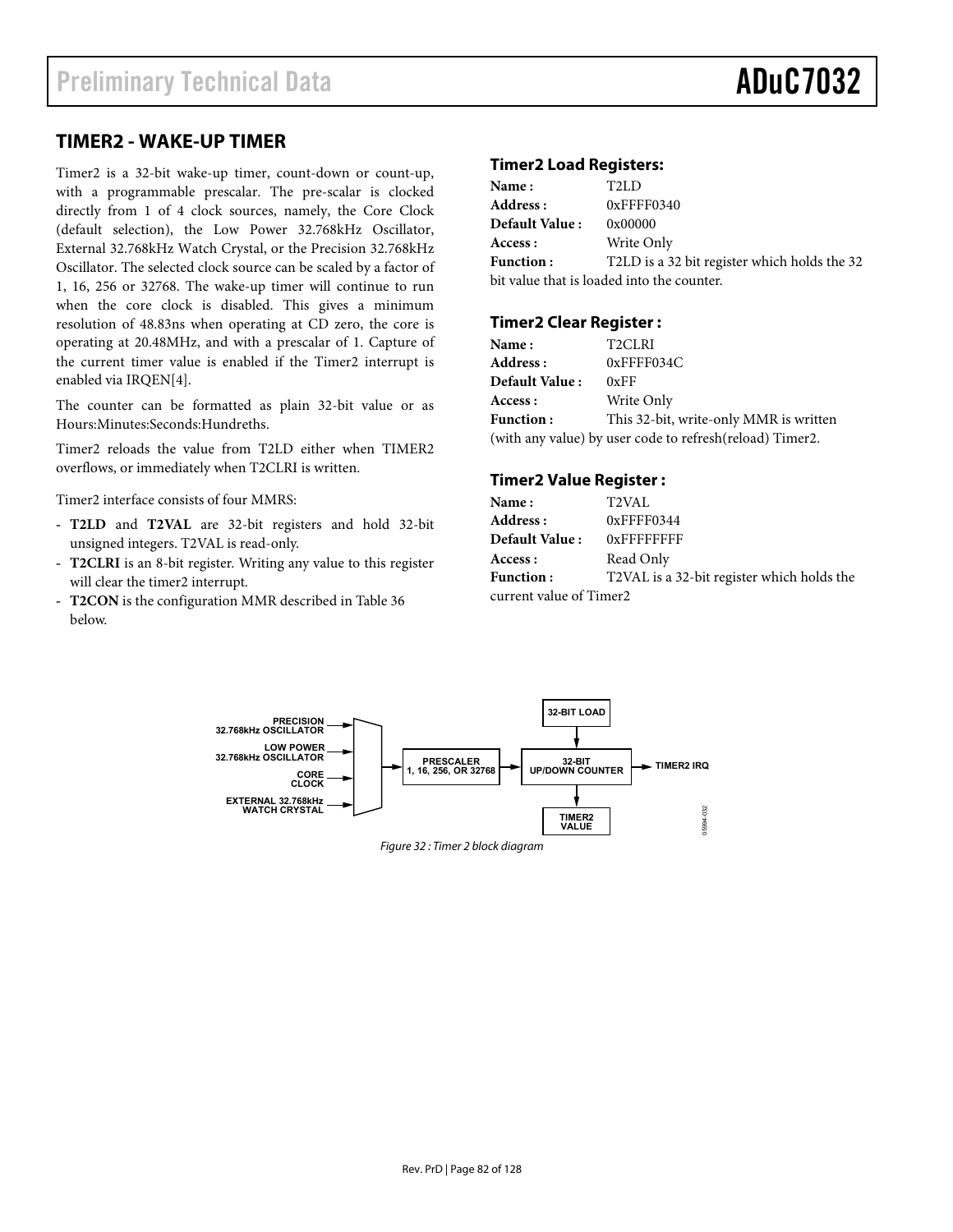## TIMER2 - WAKE-UP TIMER

Timer2 is a 32-bit wake-up timer, count-down or count-up, with a programmable prescalar. The pre-scalar is clocked directly from 1 of 4 clock sources, namely, the Core Clock (default selection), the Low Power 32.768kHz Oscillator, External 32.768kHz Watch Crystal, or the Precision 32.768kHz Oscillator. The selected clock source can be scaled by a factor of 1, 16, 256 or 32768. The wake-up timer will continue to run when the core clock is disabled. This gives a minimum resolution of 48.83ns when operating at CD zero, the core is operating at 20.48MHz, and with a prescalar of 1. Capture of the current timer value is enabled if the Timer2 interrupt is enabled via IRQEN[4].

The counter can be formatted as plain 32-bit value or as Hours:Minutes:Seconds:Hundreths.

Timer2 reloads the value from T2LD either when TIMER2 overflows, or immediately when T2CLRI is written.

Timer2 interface consists of four MMRS:

- **T2LD** and **T2VAL** are 32-bit registers and hold 32-bit unsigned integers. T2VAL is read-only.
- **T2CLRI** is an 8-bit register. Writing any value to this register will clear the timer2 interrupt.
- **T2CON** is the configuration MMR described in Table 36 below.

### Timer2 Load Registers:

**Name :** T2LD
**Address :** 0xFFFF0340
**Default Value :** 0x00000
**Access :** Write Only
**Function :** T2LD is a 32 bit register which holds the 32 bit value that is loaded into the counter.

### Timer2 Clear Register :

**Name :** T2CLRI
**Address :** 0xFFFF034C
**Default Value :** 0xFF
**Access :** Write Only
**Function :** This 32-bit, write-only MMR is written (with any value) by user code to refresh(reload) Timer2.

### Timer2 Value Register :

**Name :** T2VAL
**Address :** 0xFFFF0344
**Default Value :** 0xFFFFFFFF
**Access :** Read Only
**Function :** T2VAL is a 32-bit register which holds the current value of Timer2

PRECISION 32.768kHz OSCILLATOR
LOW POWER 32.768kHz OSCILLATOR
CORE CLOCK
EXTERNAL 32.768kHz WATCH CRYSTAL
PRESCALER 1, 16, 256, OR 32768
32-BIT LOAD
32-BIT UP/DOWN COUNTER
TIMER2 IRQ
TIMER2 VALUE
05994-032

*Figure 32 : Timer 2 block diagram*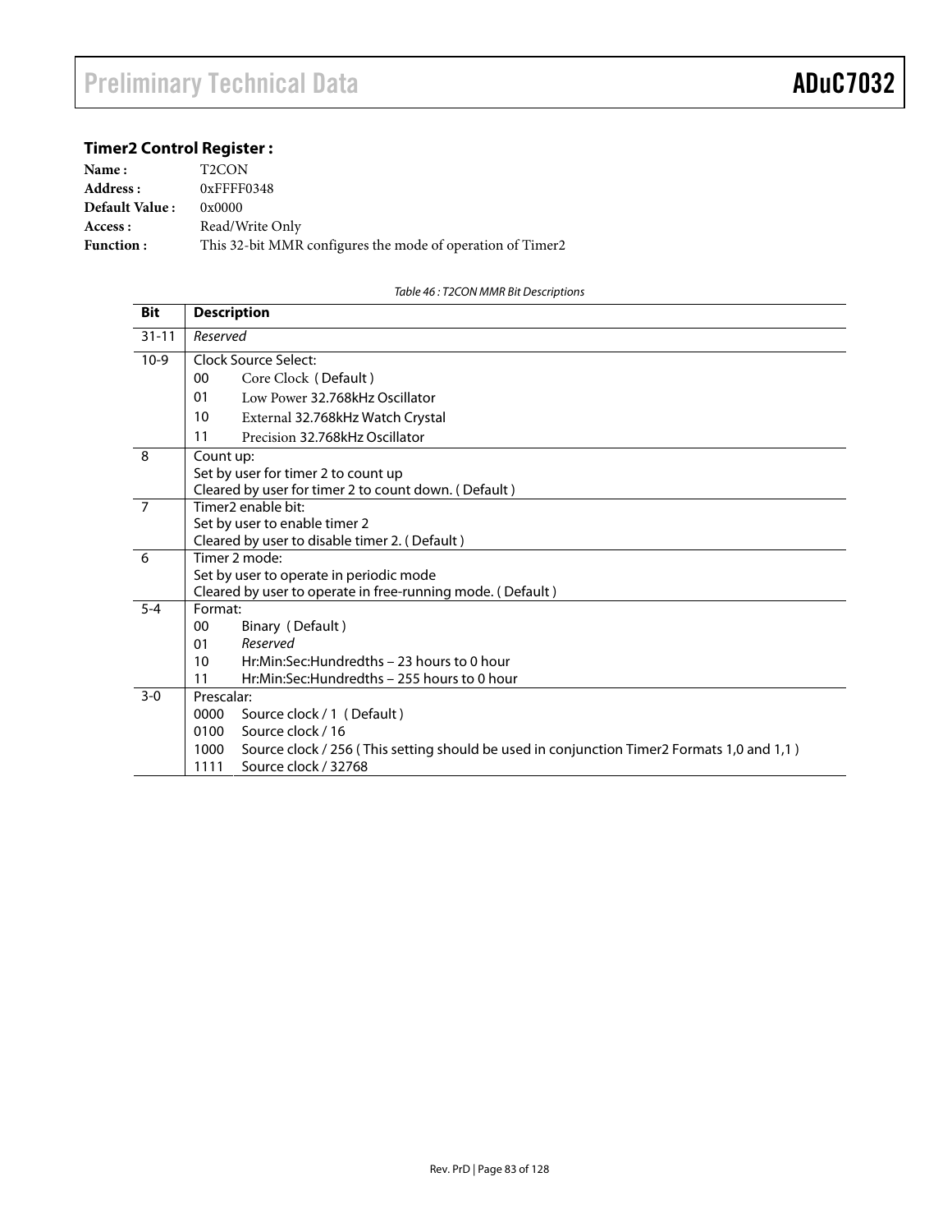### Timer2 Control Register :

**Name :** T2CON
**Address :** 0xFFFF0348
**Default Value :** 0x0000
**Access :** Read/Write Only
**Function :** This 32-bit MMR configures the mode of operation of Timer2

*Table 46 : T2CON MMR Bit Descriptions*

| Bit | Description |
|---|---|
| 31-11 | *Reserved* |
| 10-9 | Clock Source Select:<br>00 Core Clock ( Default )<br>01 Low Power 32.768kHz Oscillator<br>10 External 32.768kHz Watch Crystal<br>11 Precision 32.768kHz Oscillator |
| 8 | Count up:<br>Set by user for timer 2 to count up<br>Cleared by user for timer 2 to count down. ( Default ) |
| 7 | Timer2 enable bit:<br>Set by user to enable timer 2<br>Cleared by user to disable timer 2. ( Default ) |
| 6 | Timer 2 mode:<br>Set by user to operate in periodic mode<br>Cleared by user to operate in free-running mode. ( Default ) |
| 5-4 | Format:<br>00 Binary ( Default )<br>01 *Reserved*<br>10 Hr:Min:Sec:Hundredths – 23 hours to 0 hour<br>11 Hr:Min:Sec:Hundredths – 255 hours to 0 hour |
| 3-0 | Prescalar:<br>0000 Source clock / 1 ( Default )<br>0100 Source clock / 16<br>1000 Source clock / 256 ( This setting should be used in conjunction Timer2 Formats 1,0 and 1,1 )<br>1111 Source clock / 32768 |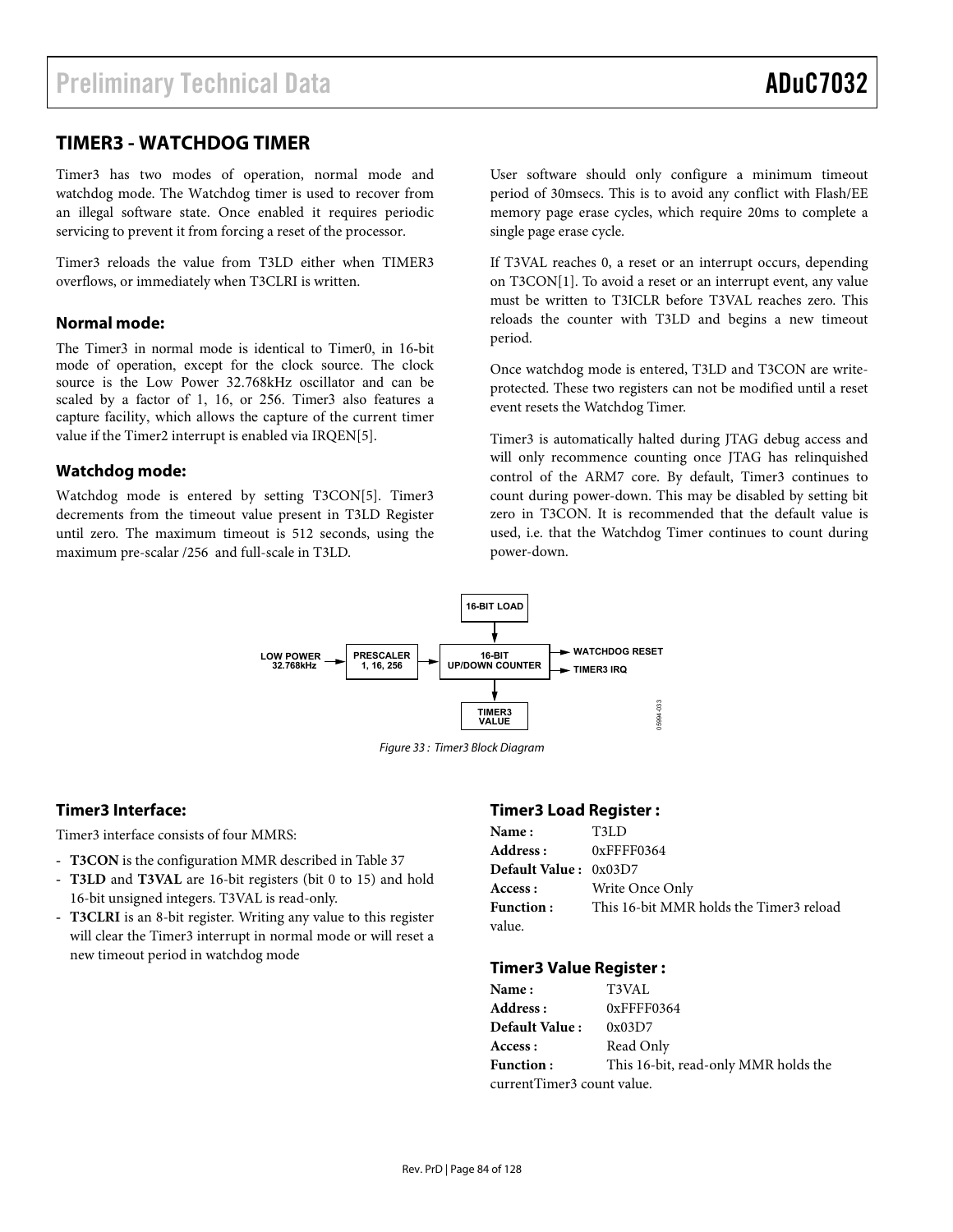## TIMER3 - WATCHDOG TIMER

Timer3 has two modes of operation, normal mode and watchdog mode. The Watchdog timer is used to recover from an illegal software state. Once enabled it requires periodic servicing to prevent it from forcing a reset of the processor.

Timer3 reloads the value from T3LD either when TIMER3 overflows, or immediately when T3CLRI is written.

### Normal mode:

The Timer3 in normal mode is identical to Timer0, in 16-bit mode of operation, except for the clock source. The clock source is the Low Power 32.768kHz oscillator and can be scaled by a factor of 1, 16, or 256. Timer3 also features a capture facility, which allows the capture of the current timer value if the Timer2 interrupt is enabled via IRQEN[5].

### Watchdog mode:

Watchdog mode is entered by setting T3CON[5]. Timer3 decrements from the timeout value present in T3LD Register until zero. The maximum timeout is 512 seconds, using the maximum pre-scalar /256 and full-scale in T3LD.

User software should only configure a minimum timeout period of 30msecs. This is to avoid any conflict with Flash/EE memory page erase cycles, which require 20ms to complete a single page erase cycle.

If T3VAL reaches 0, a reset or an interrupt occurs, depending on T3CON[1]. To avoid a reset or an interrupt event, any value must be written to T3ICLR before T3VAL reaches zero. This reloads the counter with T3LD and begins a new timeout period.

Once watchdog mode is entered, T3LD and T3CON are write-protected. These two registers can not be modified until a reset event resets the Watchdog Timer.

Timer3 is automatically halted during JTAG debug access and will only recommence counting once JTAG has relinquished control of the ARM7 core. By default, Timer3 continues to count during power-down. This may be disabled by setting bit zero in T3CON. It is recommended that the default value is used, i.e. that the Watchdog Timer continues to count during power-down.

16-BIT LOAD
LOW POWER 32.768kHz
PRESCALER 1, 16, 256
16-BIT UP/DOWN COUNTER
WATCHDOG RESET
TIMER3 IRQ
TIMER3 VALUE
05994-033

*Figure 33 : Timer3 Block Diagram*

### Timer3 Interface:

Timer3 interface consists of four MMRS:

- **T3CON** is the configuration MMR described in Table 37
- **T3LD** and **T3VAL** are 16-bit registers (bit 0 to 15) and hold 16-bit unsigned integers. T3VAL is read-only.
- **T3CLRI** is an 8-bit register. Writing any value to this register will clear the Timer3 interrupt in normal mode or will reset a new timeout period in watchdog mode

### Timer3 Load Register :

**Name :** T3LD
**Address :** 0xFFFF0364
**Default Value :** 0x03D7
**Access :** Write Once Only
**Function :** This 16-bit MMR holds the Timer3 reload value.

### Timer3 Value Register :

**Name :** T3VAL
**Address :** 0xFFFF0364
**Default Value :** 0x03D7
**Access :** Read Only
**Function :** This 16-bit, read-only MMR holds the currentTimer3 count value.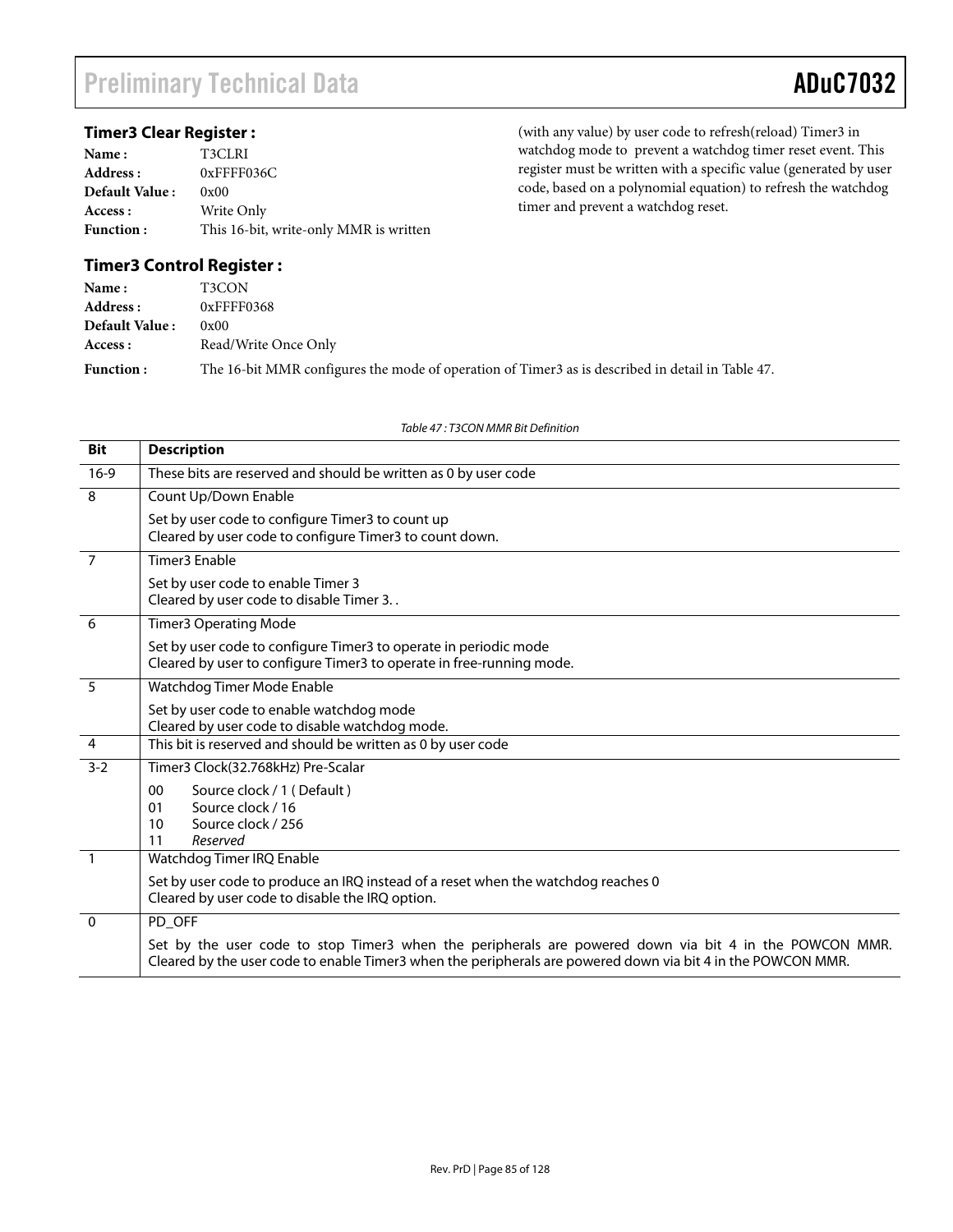### Timer3 Clear Register :

**Name :** T3CLRI
**Address :** 0xFFFF036C
**Default Value :** 0x00
**Access :** Write Only
**Function :** This 16-bit, write-only MMR is written (with any value) by user code to refresh(reload) Timer3 in watchdog mode to prevent a watchdog timer reset event. This register must be written with a specific value (generated by user code, based on a polynomial equation) to refresh the watchdog timer and prevent a watchdog reset.

### Timer3 Control Register :

**Name :** T3CON
**Address :** 0xFFFF0368
**Default Value :** 0x00
**Access :** Read/Write Once Only
**Function :** The 16-bit MMR configures the mode of operation of Timer3 as is described in detail in Table 47.

*Table 47 : T3CON MMR Bit Definition*

| Bit | Description |
|---|---|
| 16-9 | These bits are reserved and should be written as 0 by user code |
| 8 | Count Up/Down Enable<br><br>Set by user code to configure Timer3 to count up<br>Cleared by user code to configure Timer3 to count down. |
| 7 | Timer3 Enable<br><br>Set by user code to enable Timer 3<br>Cleared by user code to disable Timer 3. . |
| 6 | Timer3 Operating Mode<br><br>Set by user code to configure Timer3 to operate in periodic mode<br>Cleared by user to configure Timer3 to operate in free-running mode. |
| 5 | Watchdog Timer Mode Enable<br><br>Set by user code to enable watchdog mode<br>Cleared by user code to disable watchdog mode. |
| 4 | This bit is reserved and should be written as 0 by user code |
| 3-2 | Timer3 Clock(32.768kHz) Pre-Scalar<br><br>00 Source clock / 1 ( Default )<br>01 Source clock / 16<br>10 Source clock / 256<br>11 *Reserved* |
| 1 | Watchdog Timer IRQ Enable<br><br>Set by user code to produce an IRQ instead of a reset when the watchdog reaches 0<br>Cleared by user code to disable the IRQ option. |
| 0 | PD_OFF<br><br>Set by the user code to stop Timer3 when the peripherals are powered down via bit 4 in the POWCON MMR. Cleared by the user code to enable Timer3 when the peripherals are powered down via bit 4 in the POWCON MMR. |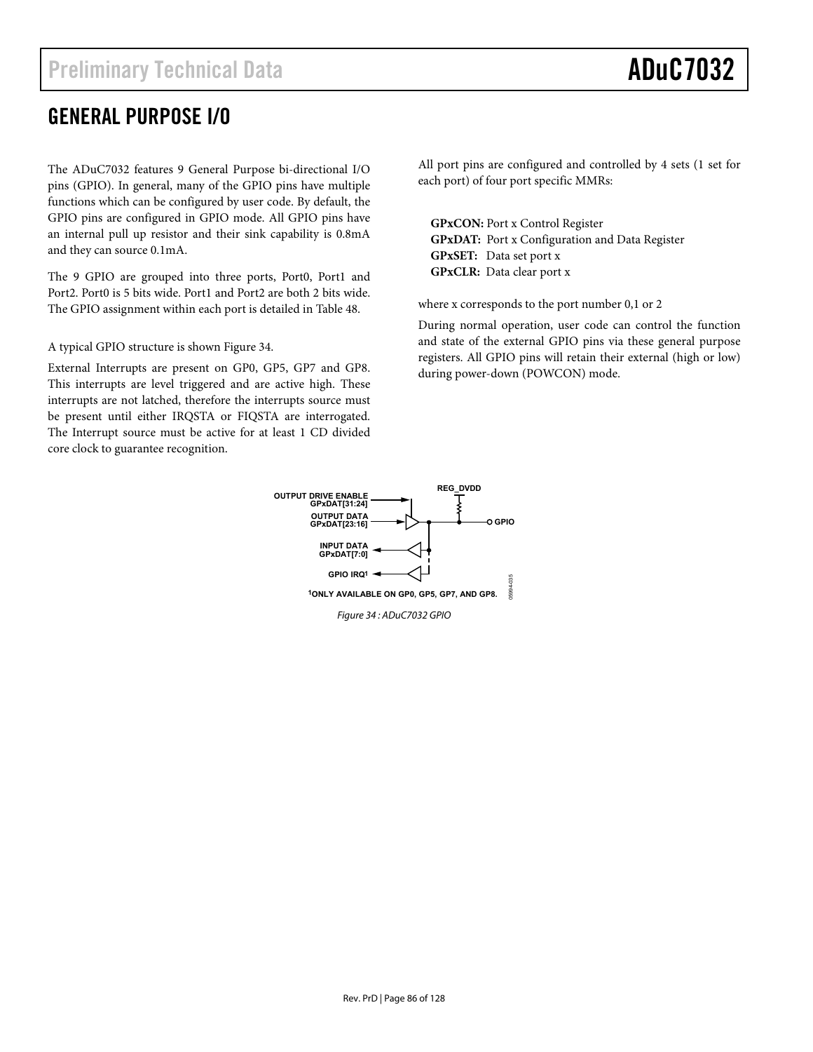# GENERAL PURPOSE I/O

The ADuC7032 features 9 General Purpose bi-directional I/O pins (GPIO). In general, many of the GPIO pins have multiple functions which can be configured by user code. By default, the GPIO pins are configured in GPIO mode. All GPIO pins have an internal pull up resistor and their sink capability is 0.8mA and they can source 0.1mA.

The 9 GPIO are grouped into three ports, Port0, Port1 and Port2. Port0 is 5 bits wide. Port1 and Port2 are both 2 bits wide. The GPIO assignment within each port is detailed in Table 48.

A typical GPIO structure is shown Figure 34.

External Interrupts are present on GP0, GP5, GP7 and GP8. This interrupts are level triggered and are active high. These interrupts are not latched, therefore the interrupts source must be present until either IRQSTA or FIQSTA are interrogated. The Interrupt source must be active for at least 1 CD divided core clock to guarantee recognition.

All port pins are configured and controlled by 4 sets (1 set for each port) of four port specific MMRs:

**GPxCON:** Port x Control Register
**GPxDAT:** Port x Configuration and Data Register
**GPxSET:** Data set port x
**GPxCLR:** Data clear port x

where x corresponds to the port number 0,1 or 2

During normal operation, user code can control the function and state of the external GPIO pins via these general purpose registers. All GPIO pins will retain their external (high or low) during power-down (POWCON) mode.

OUTPUT DRIVE ENABLE GPxDAT[31:24]
OUTPUT DATA GPxDAT[23:16]
INPUT DATA GPxDAT[7:0]
GPIO IRQ[1]
REG_DVDD
GPIO
[1]ONLY AVAILABLE ON GP0, GP5, GP7, AND GP8.
05994-035

*Figure 34 : ADuC7032 GPIO*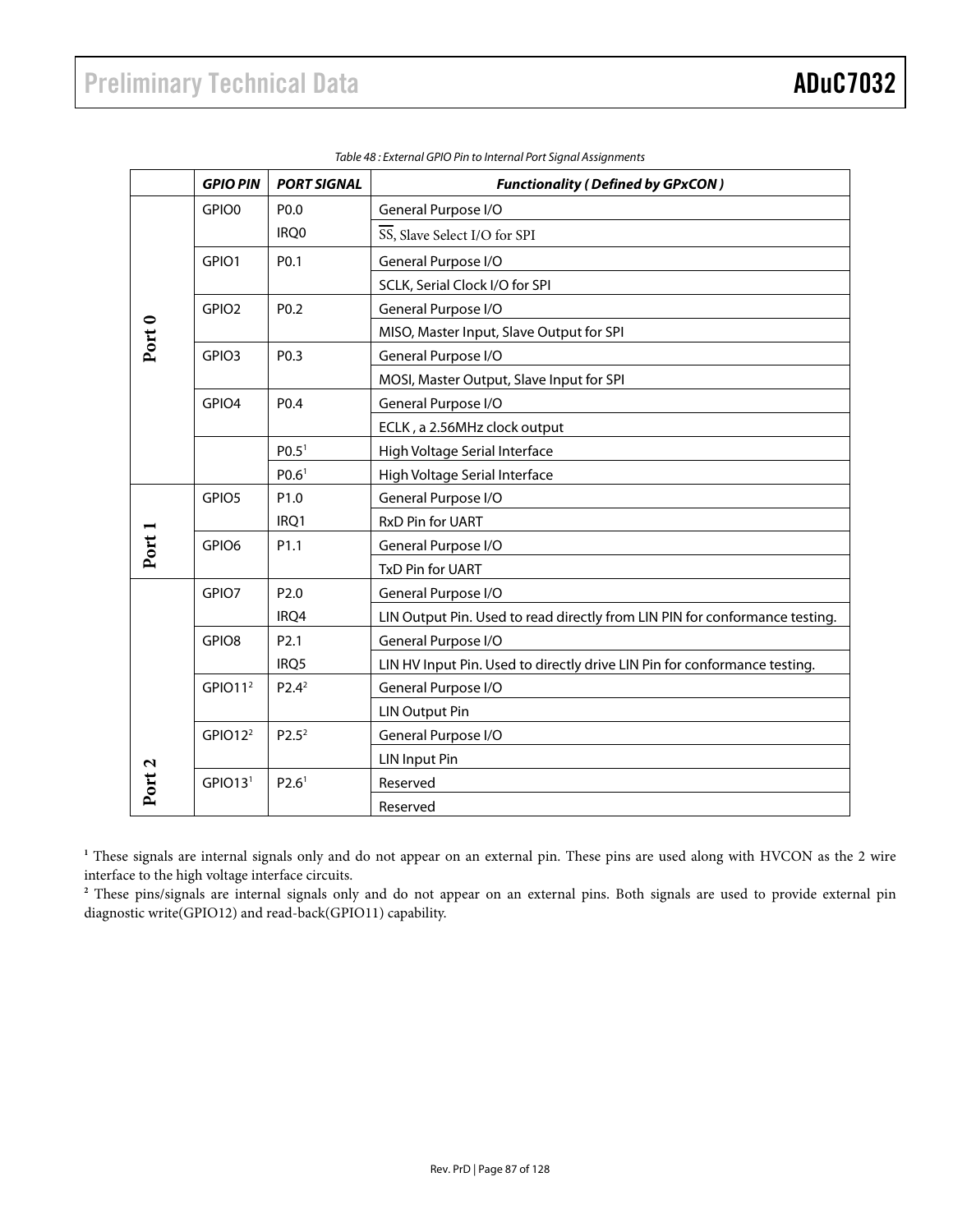Table 48 : External GPIO Pin to Internal Port Signal Assignments

| | GPIO PIN | PORT SIGNAL | Functionality ( Defined by GPxCON ) |
|---|---|---|---|
| Port 0 | GPIO0 | P0.0 | General Purpose I/O |
| | | IRQ0 | $\overline{SS}$, Slave Select I/O for SPI |
| | GPIO1 | P0.1 | General Purpose I/O |
| | | | SCLK, Serial Clock I/O for SPI |
| | GPIO2 | P0.2 | General Purpose I/O |
| | | | MISO, Master Input, Slave Output for SPI |
| | GPIO3 | P0.3 | General Purpose I/O |
| | | | MOSI, Master Output, Slave Input for SPI |
| | GPIO4 | P0.4 | General Purpose I/O |
| | | | ECLK , a 2.56MHz clock output |
| | | P0.5[1] | High Voltage Serial Interface |
| | | P0.6[1] | High Voltage Serial Interface |
| Port 1 | GPIO5 | P1.0 | General Purpose I/O |
| | | IRQ1 | RxD Pin for UART |
| | GPIO6 | P1.1 | General Purpose I/O |
| | | | TxD Pin for UART |
| Port 2 | GPIO7 | P2.0 | General Purpose I/O |
| | | IRQ4 | LIN Output Pin. Used to read directly from LIN PIN for conformance testing. |
| | GPIO8 | P2.1 | General Purpose I/O |
| | | IRQ5 | LIN HV Input Pin. Used to directly drive LIN Pin for conformance testing. |
| | GPIO11[2] | P2.4[2] | General Purpose I/O |
| | | | LIN Output Pin |
| | GPIO12[2] | P2.5[2] | General Purpose I/O |
| | | | LIN Input Pin |
| | GPIO13[1] | P2.6[1] | Reserved |
| | | | Reserved |

[1] These signals are internal signals only and do not appear on an external pin. These pins are used along with HVCON as the 2 wire interface to the high voltage interface circuits.

[2] These pins/signals are internal signals only and do not appear on an external pins. Both signals are used to provide external pin diagnostic write(GPIO12) and read-back(GPIO11) capability.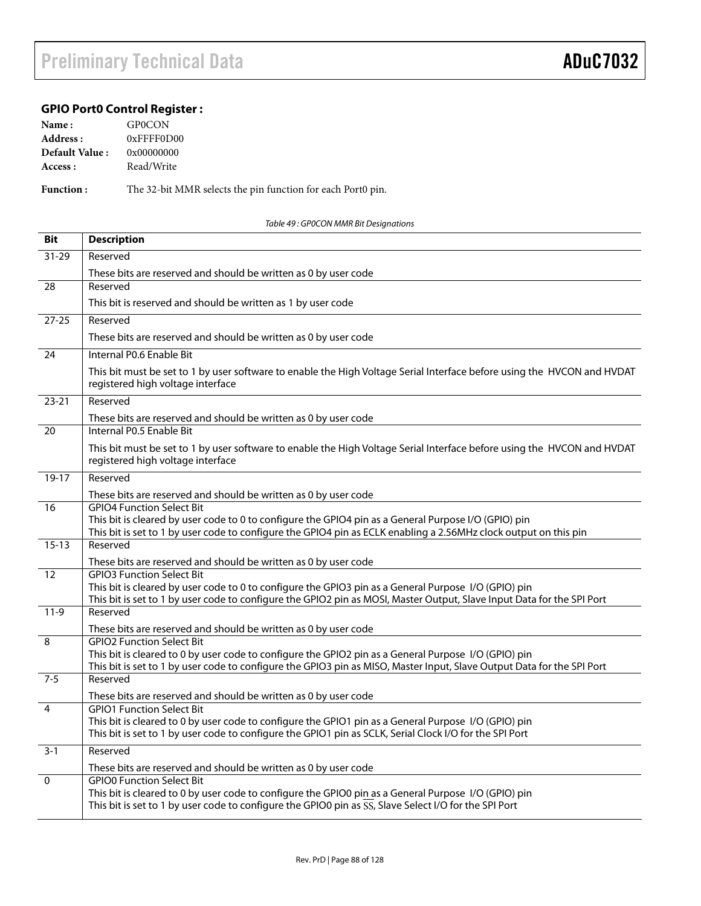### GPIO Port0 Control Register :

**Name :** GP0CON
**Address :** 0xFFFF0D00
**Default Value :** 0x00000000
**Access :** Read/Write

**Function :** The 32-bit MMR selects the pin function for each Port0 pin.

*Table 49 : GP0CON MMR Bit Designations*

| Bit | Description |
| --- | --- |
| 31-29 | Reserved<br>These bits are reserved and should be written as 0 by user code |
| 28 | Reserved<br>This bit is reserved and should be written as 1 by user code |
| 27-25 | Reserved<br>These bits are reserved and should be written as 0 by user code |
| 24 | Internal P0.6 Enable Bit<br>This bit must be set to 1 by user software to enable the High Voltage Serial Interface before using the HVCON and HVDAT registered high voltage interface |
| 23-21 | Reserved<br>These bits are reserved and should be written as 0 by user code |
| 20 | Internal P0.5 Enable Bit<br>This bit must be set to 1 by user software to enable the High Voltage Serial Interface before using the HVCON and HVDAT registered high voltage interface |
| 19-17 | Reserved<br>These bits are reserved and should be written as 0 by user code |
| 16 | GPIO4 Function Select Bit<br>This bit is cleared by user code to 0 to configure the GPIO4 pin as a General Purpose I/O (GPIO) pin<br>This bit is set to 1 by user code to configure the GPIO4 pin as ECLK enabling a 2.56MHz clock output on this pin |
| 15-13 | Reserved<br>These bits are reserved and should be written as 0 by user code |
| 12 | GPIO3 Function Select Bit<br>This bit is cleared by user code to 0 to configure the GPIO3 pin as a General Purpose I/O (GPIO) pin<br>This bit is set to 1 by user code to configure the GPIO2 pin as MOSI, Master Output, Slave Input Data for the SPI Port |
| 11-9 | Reserved<br>These bits are reserved and should be written as 0 by user code |
| 8 | GPIO2 Function Select Bit<br>This bit is cleared to 0 by user code to configure the GPIO2 pin as a General Purpose I/O (GPIO) pin<br>This bit is set to 1 by user code to configure the GPIO3 pin as MISO, Master Input, Slave Output Data for the SPI Port |
| 7-5 | Reserved<br>These bits are reserved and should be written as 0 by user code |
| 4 | GPIO1 Function Select Bit<br>This bit is cleared to 0 by user code to configure the GPIO1 pin as a General Purpose I/O (GPIO) pin<br>This bit is set to 1 by user code to configure the GPIO1 pin as SCLK, Serial Clock I/O for the SPI Port |
| 3-1 | Reserved<br>These bits are reserved and should be written as 0 by user code |
| 0 | GPIO0 Function Select Bit<br>This bit is cleared to 0 by user code to configure the GPIO0 pin as a General Purpose I/O (GPIO) pin<br>This bit is set to 1 by user code to configure the GPIO0 pin as $\overline{SS}$, Slave Select I/O for the SPI Port |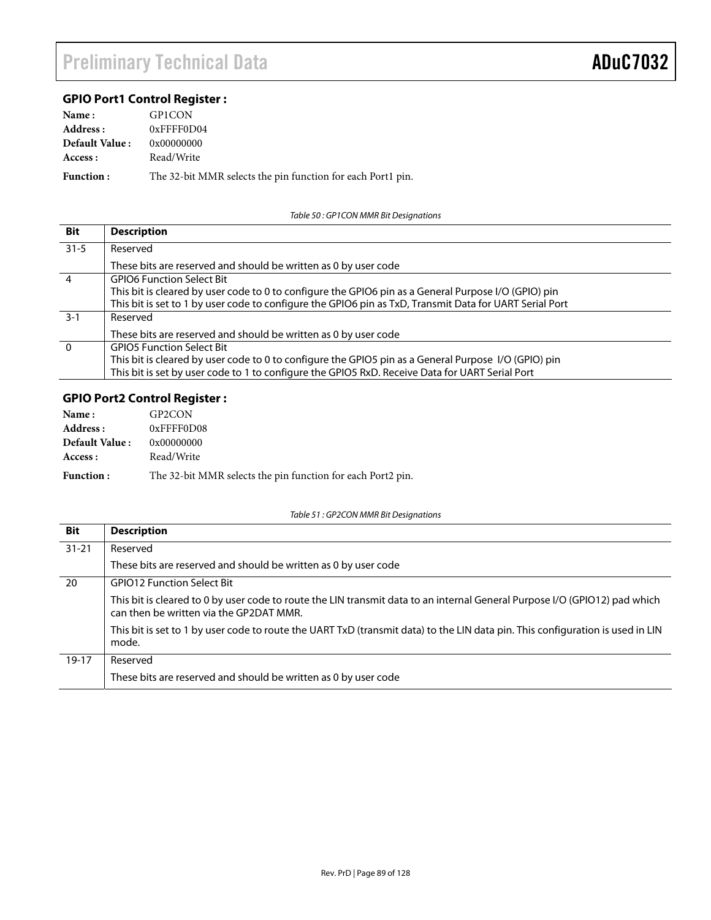### GPIO Port1 Control Register :

**Name :** GP1CON
**Address :** 0xFFFF0D04
**Default Value :** 0x00000000
**Access :** Read/Write
**Function :** The 32-bit MMR selects the pin function for each Port1 pin.

*Table 50 : GP1CON MMR Bit Designations*

| Bit | Description |
|---|---|
| 31-5 | Reserved<br>These bits are reserved and should be written as 0 by user code |
| 4 | GPIO6 Function Select Bit<br>This bit is cleared by user code to 0 to configure the GPIO6 pin as a General Purpose I/O (GPIO) pin<br>This bit is set to 1 by user code to configure the GPIO6 pin as TxD, Transmit Data for UART Serial Port |
| 3-1 | Reserved<br>These bits are reserved and should be written as 0 by user code |
| 0 | GPIO5 Function Select Bit<br>This bit is cleared by user code to 0 to configure the GPIO5 pin as a General Purpose I/O (GPIO) pin<br>This bit is set by user code to 1 to configure the GPIO5 RxD. Receive Data for UART Serial Port |

### GPIO Port2 Control Register :

**Name :** GP2CON
**Address :** 0xFFFF0D08
**Default Value :** 0x00000000
**Access :** Read/Write
**Function :** The 32-bit MMR selects the pin function for each Port2 pin.

*Table 51 : GP2CON MMR Bit Designations*

| Bit | Description |
|---|---|
| 31-21 | Reserved<br>These bits are reserved and should be written as 0 by user code |
| 20 | GPIO12 Function Select Bit<br>This bit is cleared to 0 by user code to route the LIN transmit data to an internal General Purpose I/O (GPIO12) pad which can then be written via the GP2DAT MMR.<br>This bit is set to 1 by user code to route the UART TxD (transmit data) to the LIN data pin. This configuration is used in LIN mode. |
| 19-17 | Reserved<br>These bits are reserved and should be written as 0 by user code |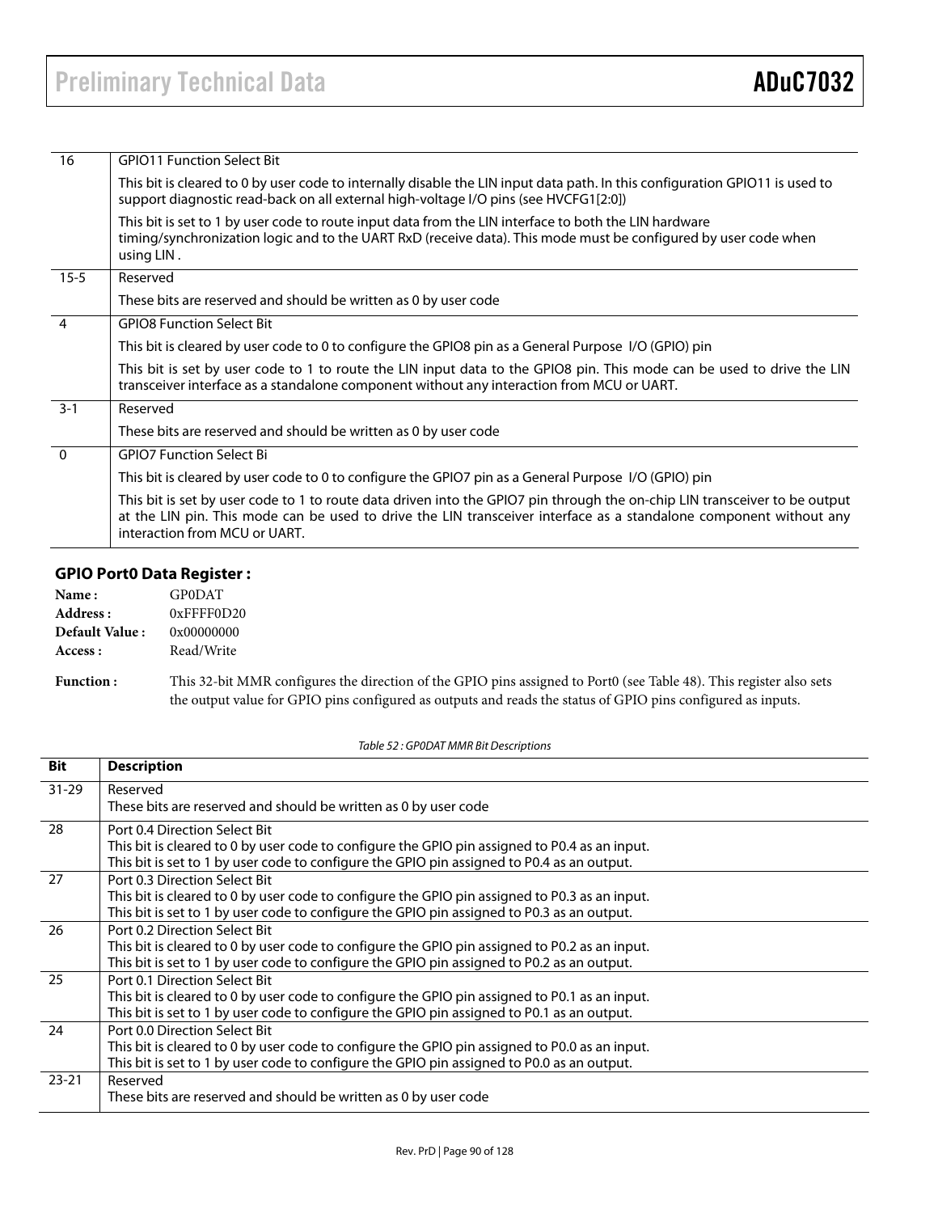| | |
|---|---|
| 16 | GPIO11 Function Select Bit<br>This bit is cleared to 0 by user code to internally disable the LIN input data path. In this configuration GPIO11 is used to support diagnostic read-back on all external high-voltage I/O pins (see HVCFG1[2:0])<br>This bit is set to 1 by user code to route input data from the LIN interface to both the LIN hardware timing/synchronization logic and to the UART RxD (receive data). This mode must be configured by user code when using LIN . |
| 15-5 | Reserved<br>These bits are reserved and should be written as 0 by user code |
| 4 | GPIO8 Function Select Bit<br>This bit is cleared by user code to 0 to configure the GPIO8 pin as a General Purpose I/O (GPIO) pin<br>This bit is set by user code to 1 to route the LIN input data to the GPIO8 pin. This mode can be used to drive the LIN transceiver interface as a standalone component without any interaction from MCU or UART. |
| 3-1 | Reserved<br>These bits are reserved and should be written as 0 by user code |
| 0 | GPIO7 Function Select Bi<br>This bit is cleared by user code to 0 to configure the GPIO7 pin as a General Purpose I/O (GPIO) pin<br>This bit is set by user code to 1 to route data driven into the GPIO7 pin through the on-chip LIN transceiver to be output at the LIN pin. This mode can be used to drive the LIN transceiver interface as a standalone component without any interaction from MCU or UART. |

### GPIO Port0 Data Register :

**Name :** GP0DAT

**Address :** 0xFFFF0D20

**Default Value :** 0x00000000

**Access :** Read/Write

**Function :** This 32-bit MMR configures the direction of the GPIO pins assigned to Port0 (see Table 48). This register also sets the output value for GPIO pins configured as outputs and reads the status of GPIO pins configured as inputs.

*Table 52 : GP0DAT MMR Bit Descriptions*

| Bit | Description |
|---|---|
| 31-29 | Reserved<br>These bits are reserved and should be written as 0 by user code |
| 28 | Port 0.4 Direction Select Bit<br>This bit is cleared to 0 by user code to configure the GPIO pin assigned to P0.4 as an input.<br>This bit is set to 1 by user code to configure the GPIO pin assigned to P0.4 as an output. |
| 27 | Port 0.3 Direction Select Bit<br>This bit is cleared to 0 by user code to configure the GPIO pin assigned to P0.3 as an input.<br>This bit is set to 1 by user code to configure the GPIO pin assigned to P0.3 as an output. |
| 26 | Port 0.2 Direction Select Bit<br>This bit is cleared to 0 by user code to configure the GPIO pin assigned to P0.2 as an input.<br>This bit is set to 1 by user code to configure the GPIO pin assigned to P0.2 as an output. |
| 25 | Port 0.1 Direction Select Bit<br>This bit is cleared to 0 by user code to configure the GPIO pin assigned to P0.1 as an input.<br>This bit is set to 1 by user code to configure the GPIO pin assigned to P0.1 as an output. |
| 24 | Port 0.0 Direction Select Bit<br>This bit is cleared to 0 by user code to configure the GPIO pin assigned to P0.0 as an input.<br>This bit is set to 1 by user code to configure the GPIO pin assigned to P0.0 as an output. |
| 23-21 | Reserved<br>These bits are reserved and should be written as 0 by user code |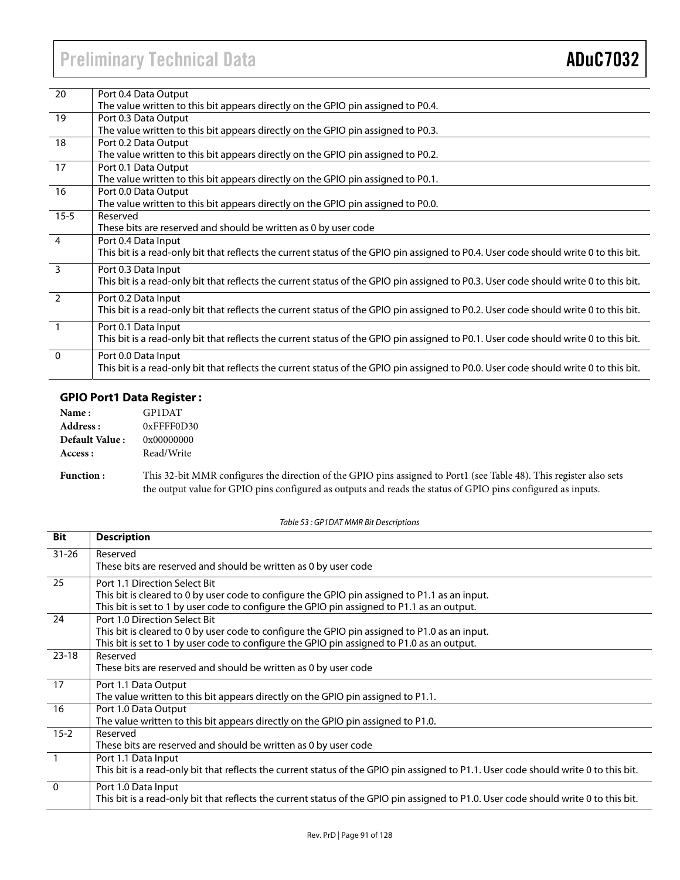| | |
|---|---|
| 20 | Port 0.4 Data Output<br>The value written to this bit appears directly on the GPIO pin assigned to P0.4. |
| 19 | Port 0.3 Data Output<br>The value written to this bit appears directly on the GPIO pin assigned to P0.3. |
| 18 | Port 0.2 Data Output<br>The value written to this bit appears directly on the GPIO pin assigned to P0.2. |
| 17 | Port 0.1 Data Output<br>The value written to this bit appears directly on the GPIO pin assigned to P0.1. |
| 16 | Port 0.0 Data Output<br>The value written to this bit appears directly on the GPIO pin assigned to P0.0. |
| 15-5 | Reserved<br>These bits are reserved and should be written as 0 by user code |
| 4 | Port 0.4 Data Input<br>This bit is a read-only bit that reflects the current status of the GPIO pin assigned to P0.4. User code should write 0 to this bit. |
| 3 | Port 0.3 Data Input<br>This bit is a read-only bit that reflects the current status of the GPIO pin assigned to P0.3. User code should write 0 to this bit. |
| 2 | Port 0.2 Data Input<br>This bit is a read-only bit that reflects the current status of the GPIO pin assigned to P0.2. User code should write 0 to this bit. |
| 1 | Port 0.1 Data Input<br>This bit is a read-only bit that reflects the current status of the GPIO pin assigned to P0.1. User code should write 0 to this bit. |
| 0 | Port 0.0 Data Input<br>This bit is a read-only bit that reflects the current status of the GPIO pin assigned to P0.0. User code should write 0 to this bit. |

### GPIO Port1 Data Register :

**Name :** GP1DAT

**Address :** 0xFFFF0D30

**Default Value :** 0x00000000

**Access :** Read/Write

**Function :** This 32-bit MMR configures the direction of the GPIO pins assigned to Port1 (see Table 48). This register also sets the output value for GPIO pins configured as outputs and reads the status of GPIO pins configured as inputs.

*Table 53 : GP1DAT MMR Bit Descriptions*

| Bit | Description |
|---|---|
| 31-26 | Reserved<br>These bits are reserved and should be written as 0 by user code |
| 25 | Port 1.1 Direction Select Bit<br>This bit is cleared to 0 by user code to configure the GPIO pin assigned to P1.1 as an input.<br>This bit is set to 1 by user code to configure the GPIO pin assigned to P1.1 as an output. |
| 24 | Port 1.0 Direction Select Bit<br>This bit is cleared to 0 by user code to configure the GPIO pin assigned to P1.0 as an input.<br>This bit is set to 1 by user code to configure the GPIO pin assigned to P1.0 as an output. |
| 23-18 | Reserved<br>These bits are reserved and should be written as 0 by user code |
| 17 | Port 1.1 Data Output<br>The value written to this bit appears directly on the GPIO pin assigned to P1.1. |
| 16 | Port 1.0 Data Output<br>The value written to this bit appears directly on the GPIO pin assigned to P1.0. |
| 15-2 | Reserved<br>These bits are reserved and should be written as 0 by user code |
| 1 | Port 1.1 Data Input<br>This bit is a read-only bit that reflects the current status of the GPIO pin assigned to P1.1. User code should write 0 to this bit. |
| 0 | Port 1.0 Data Input<br>This bit is a read-only bit that reflects the current status of the GPIO pin assigned to P1.0. User code should write 0 to this bit. |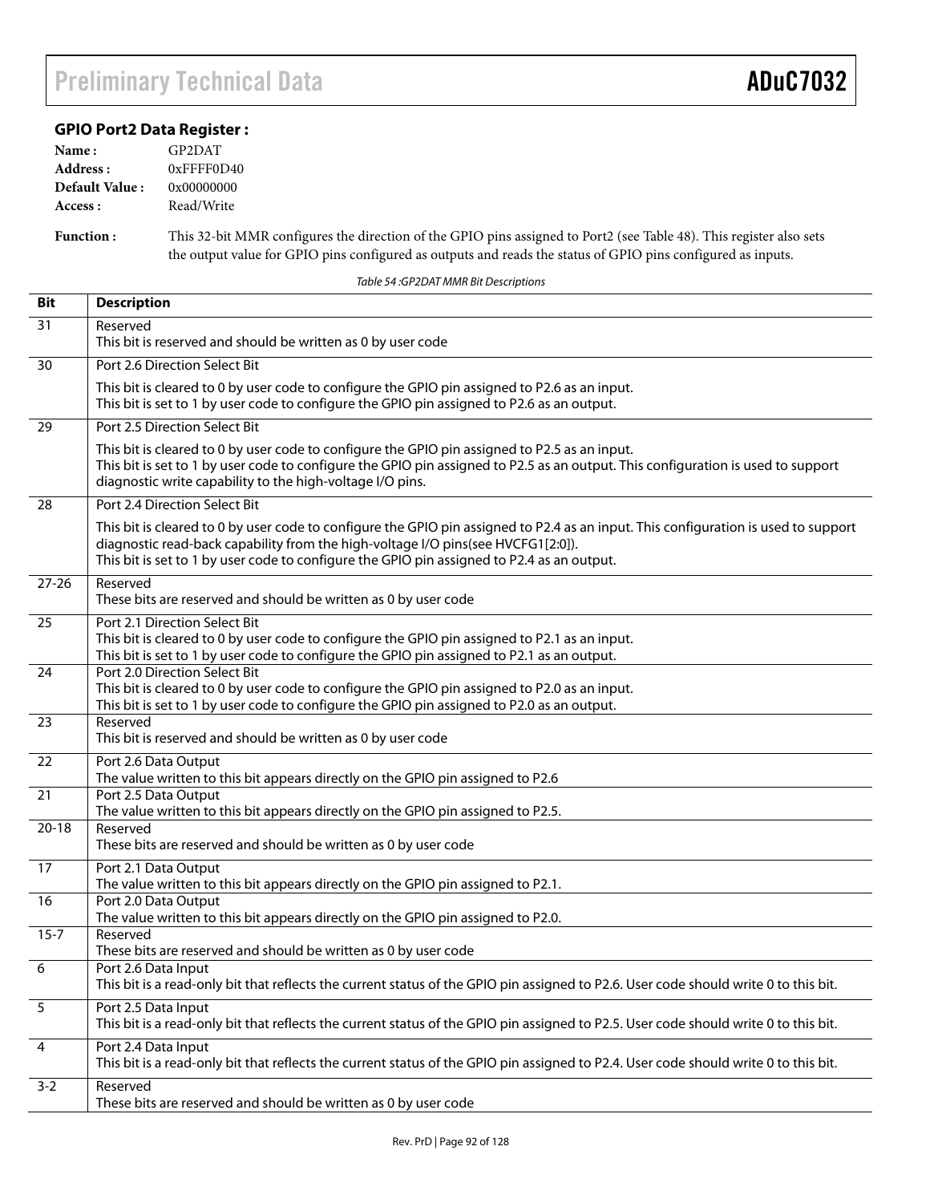### GPIO Port2 Data Register :

**Name :** GP2DAT
**Address :** 0xFFFF0D40
**Default Value :** 0x00000000
**Access :** Read/Write

**Function :** This 32-bit MMR configures the direction of the GPIO pins assigned to Port2 (see Table 48). This register also sets the output value for GPIO pins configured as outputs and reads the status of GPIO pins configured as inputs.

*Table 54 :GP2DAT MMR Bit Descriptions*

| Bit | Description |
|---|---|
| 31 | Reserved<br>This bit is reserved and should be written as 0 by user code |
| 30 | Port 2.6 Direction Select Bit<br>This bit is cleared to 0 by user code to configure the GPIO pin assigned to P2.6 as an input.<br>This bit is set to 1 by user code to configure the GPIO pin assigned to P2.6 as an output. |
| 29 | Port 2.5 Direction Select Bit<br>This bit is cleared to 0 by user code to configure the GPIO pin assigned to P2.5 as an input.<br>This bit is set to 1 by user code to configure the GPIO pin assigned to P2.5 as an output. This configuration is used to support diagnostic write capability to the high-voltage I/O pins. |
| 28 | Port 2.4 Direction Select Bit<br>This bit is cleared to 0 by user code to configure the GPIO pin assigned to P2.4 as an input. This configuration is used to support diagnostic read-back capability from the high-voltage I/O pins(see HVCFG1[2:0]).<br>This bit is set to 1 by user code to configure the GPIO pin assigned to P2.4 as an output. |
| 27-26 | Reserved<br>These bits are reserved and should be written as 0 by user code |
| 25 | Port 2.1 Direction Select Bit<br>This bit is cleared to 0 by user code to configure the GPIO pin assigned to P2.1 as an input.<br>This bit is set to 1 by user code to configure the GPIO pin assigned to P2.1 as an output. |
| 24 | Port 2.0 Direction Select Bit<br>This bit is cleared to 0 by user code to configure the GPIO pin assigned to P2.0 as an input.<br>This bit is set to 1 by user code to configure the GPIO pin assigned to P2.0 as an output. |
| 23 | Reserved<br>This bit is reserved and should be written as 0 by user code |
| 22 | Port 2.6 Data Output<br>The value written to this bit appears directly on the GPIO pin assigned to P2.6 |
| 21 | Port 2.5 Data Output<br>The value written to this bit appears directly on the GPIO pin assigned to P2.5. |
| 20-18 | Reserved<br>These bits are reserved and should be written as 0 by user code |
| 17 | Port 2.1 Data Output<br>The value written to this bit appears directly on the GPIO pin assigned to P2.1. |
| 16 | Port 2.0 Data Output<br>The value written to this bit appears directly on the GPIO pin assigned to P2.0. |
| 15-7 | Reserved<br>These bits are reserved and should be written as 0 by user code |
| 6 | Port 2.6 Data Input<br>This bit is a read-only bit that reflects the current status of the GPIO pin assigned to P2.6. User code should write 0 to this bit. |
| 5 | Port 2.5 Data Input<br>This bit is a read-only bit that reflects the current status of the GPIO pin assigned to P2.5. User code should write 0 to this bit. |
| 4 | Port 2.4 Data Input<br>This bit is a read-only bit that reflects the current status of the GPIO pin assigned to P2.4. User code should write 0 to this bit. |
| 3-2 | Reserved<br>These bits are reserved and should be written as 0 by user code |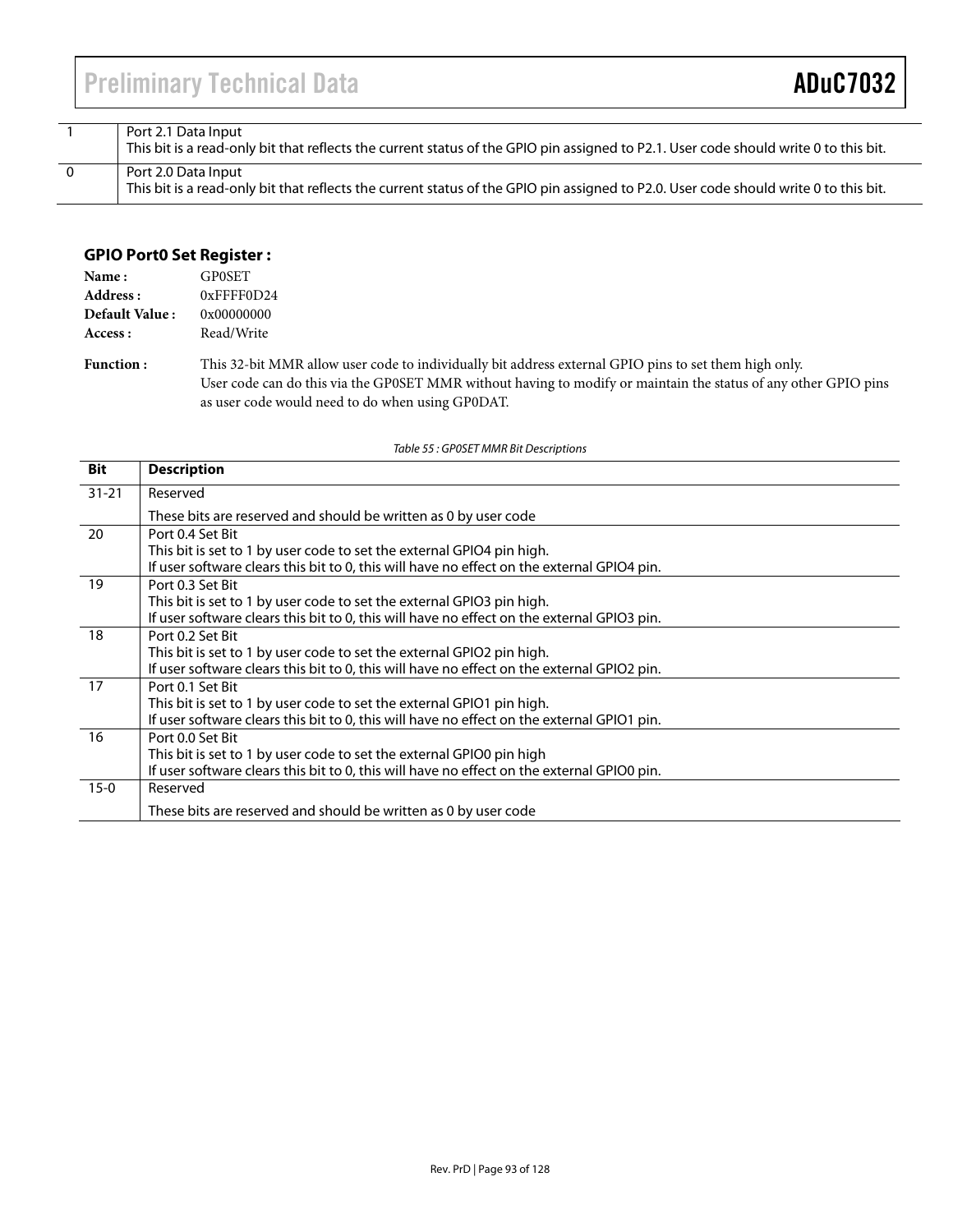| | |
|---|---|
| 1 | Port 2.1 Data Input<br>This bit is a read-only bit that reflects the current status of the GPIO pin assigned to P2.1. User code should write 0 to this bit. |
| 0 | Port 2.0 Data Input<br>This bit is a read-only bit that reflects the current status of the GPIO pin assigned to P2.0. User code should write 0 to this bit. |

### GPIO Port0 Set Register :

**Name :** GP0SET

**Address :** 0xFFFF0D24

**Default Value :** 0x00000000

**Access :** Read/Write

**Function :** This 32-bit MMR allow user code to individually bit address external GPIO pins to set them high only. User code can do this via the GP0SET MMR without having to modify or maintain the status of any other GPIO pins as user code would need to do when using GP0DAT.

*Table 55 : GP0SET MMR Bit Descriptions*

| Bit | Description |
|---|---|
| 31-21 | Reserved<br>These bits are reserved and should be written as 0 by user code |
| 20 | Port 0.4 Set Bit<br>This bit is set to 1 by user code to set the external GPIO4 pin high.<br>If user software clears this bit to 0, this will have no effect on the external GPIO4 pin. |
| 19 | Port 0.3 Set Bit<br>This bit is set to 1 by user code to set the external GPIO3 pin high.<br>If user software clears this bit to 0, this will have no effect on the external GPIO3 pin. |
| 18 | Port 0.2 Set Bit<br>This bit is set to 1 by user code to set the external GPIO2 pin high.<br>If user software clears this bit to 0, this will have no effect on the external GPIO2 pin. |
| 17 | Port 0.1 Set Bit<br>This bit is set to 1 by user code to set the external GPIO1 pin high.<br>If user software clears this bit to 0, this will have no effect on the external GPIO1 pin. |
| 16 | Port 0.0 Set Bit<br>This bit is set to 1 by user code to set the external GPIO0 pin high<br>If user software clears this bit to 0, this will have no effect on the external GPIO0 pin. |
| 15-0 | Reserved<br>These bits are reserved and should be written as 0 by user code |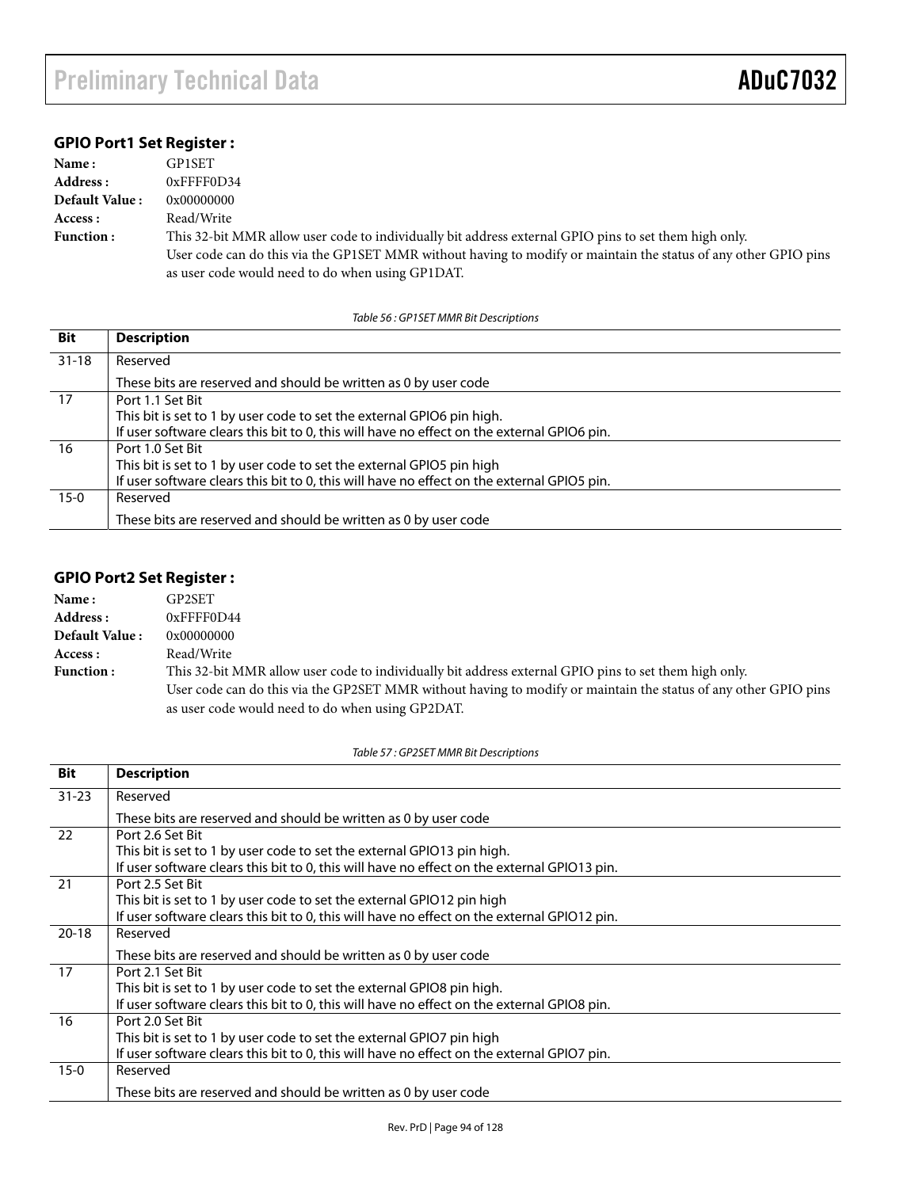### GPIO Port1 Set Register :

**Name :** GP1SET

**Address :** 0xFFFF0D34

**Default Value :** 0x00000000

**Access :** Read/Write

**Function :** This 32-bit MMR allow user code to individually bit address external GPIO pins to set them high only. User code can do this via the GP1SET MMR without having to modify or maintain the status of any other GPIO pins as user code would need to do when using GP1DAT.

Table 56 : GP1SET MMR Bit Descriptions

| Bit | Description |
|---|---|
| 31-18 | Reserved<br>These bits are reserved and should be written as 0 by user code |
| 17 | Port 1.1 Set Bit<br>This bit is set to 1 by user code to set the external GPIO6 pin high.<br>If user software clears this bit to 0, this will have no effect on the external GPIO6 pin. |
| 16 | Port 1.0 Set Bit<br>This bit is set to 1 by user code to set the external GPIO5 pin high<br>If user software clears this bit to 0, this will have no effect on the external GPIO5 pin. |
| 15-0 | Reserved<br>These bits are reserved and should be written as 0 by user code |

### GPIO Port2 Set Register :

**Name :** GP2SET

**Address :** 0xFFFF0D44

**Default Value :** 0x00000000

**Access :** Read/Write

**Function :** This 32-bit MMR allow user code to individually bit address external GPIO pins to set them high only. User code can do this via the GP2SET MMR without having to modify or maintain the status of any other GPIO pins as user code would need to do when using GP2DAT.

Table 57 : GP2SET MMR Bit Descriptions

| Bit | Description |
|---|---|
| 31-23 | Reserved<br>These bits are reserved and should be written as 0 by user code |
| 22 | Port 2.6 Set Bit<br>This bit is set to 1 by user code to set the external GPIO13 pin high.<br>If user software clears this bit to 0, this will have no effect on the external GPIO13 pin. |
| 21 | Port 2.5 Set Bit<br>This bit is set to 1 by user code to set the external GPIO12 pin high<br>If user software clears this bit to 0, this will have no effect on the external GPIO12 pin. |
| 20-18 | Reserved<br>These bits are reserved and should be written as 0 by user code |
| 17 | Port 2.1 Set Bit<br>This bit is set to 1 by user code to set the external GPIO8 pin high.<br>If user software clears this bit to 0, this will have no effect on the external GPIO8 pin. |
| 16 | Port 2.0 Set Bit<br>This bit is set to 1 by user code to set the external GPIO7 pin high<br>If user software clears this bit to 0, this will have no effect on the external GPIO7 pin. |
| 15-0 | Reserved<br>These bits are reserved and should be written as 0 by user code |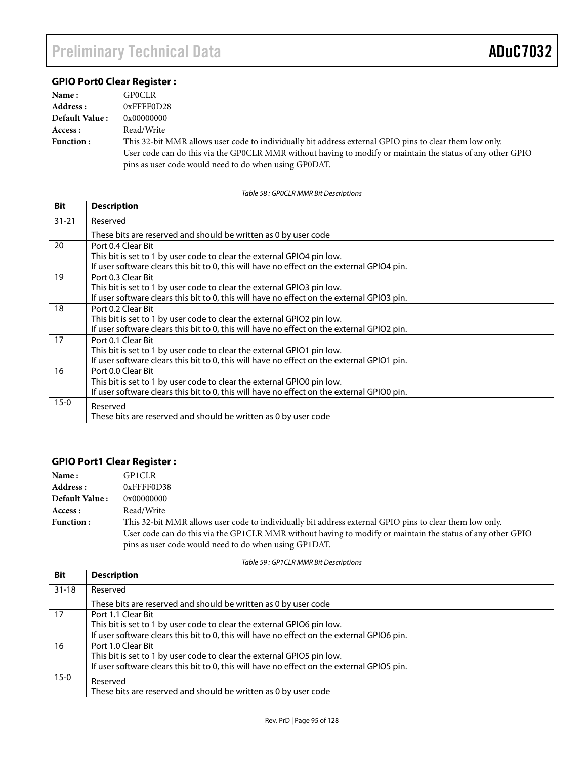### GPIO Port0 Clear Register :

**Name :** GP0CLR
**Address :** 0xFFFF0D28
**Default Value :** 0x00000000
**Access :** Read/Write
**Function :** This 32-bit MMR allows user code to individually bit address external GPIO pins to clear them low only. User code can do this via the GP0CLR MMR without having to modify or maintain the status of any other GPIO pins as user code would need to do when using GP0DAT.

*Table 58 : GP0CLR MMR Bit Descriptions*

| Bit | Description |
|---|---|
| 31-21 | Reserved<br>These bits are reserved and should be written as 0 by user code |
| 20 | Port 0.4 Clear Bit<br>This bit is set to 1 by user code to clear the external GPIO4 pin low.<br>If user software clears this bit to 0, this will have no effect on the external GPIO4 pin. |
| 19 | Port 0.3 Clear Bit<br>This bit is set to 1 by user code to clear the external GPIO3 pin low.<br>If user software clears this bit to 0, this will have no effect on the external GPIO3 pin. |
| 18 | Port 0.2 Clear Bit<br>This bit is set to 1 by user code to clear the external GPIO2 pin low.<br>If user software clears this bit to 0, this will have no effect on the external GPIO2 pin. |
| 17 | Port 0.1 Clear Bit<br>This bit is set to 1 by user code to clear the external GPIO1 pin low.<br>If user software clears this bit to 0, this will have no effect on the external GPIO1 pin. |
| 16 | Port 0.0 Clear Bit<br>This bit is set to 1 by user code to clear the external GPIO0 pin low.<br>If user software clears this bit to 0, this will have no effect on the external GPIO0 pin. |
| 15-0 | Reserved<br>These bits are reserved and should be written as 0 by user code |

### GPIO Port1 Clear Register :

**Name :** GP1CLR
**Address :** 0xFFFF0D38
**Default Value :** 0x00000000
**Access :** Read/Write
**Function :** This 32-bit MMR allows user code to individually bit address external GPIO pins to clear them low only. User code can do this via the GP1CLR MMR without having to modify or maintain the status of any other GPIO pins as user code would need to do when using GP1DAT.

*Table 59 : GP1CLR MMR Bit Descriptions*

| Bit | Description |
|---|---|
| 31-18 | Reserved<br>These bits are reserved and should be written as 0 by user code |
| 17 | Port 1.1 Clear Bit<br>This bit is set to 1 by user code to clear the external GPIO6 pin low.<br>If user software clears this bit to 0, this will have no effect on the external GPIO6 pin. |
| 16 | Port 1.0 Clear Bit<br>This bit is set to 1 by user code to clear the external GPIO5 pin low.<br>If user software clears this bit to 0, this will have no effect on the external GPIO5 pin. |
| 15-0 | Reserved<br>These bits are reserved and should be written as 0 by user code |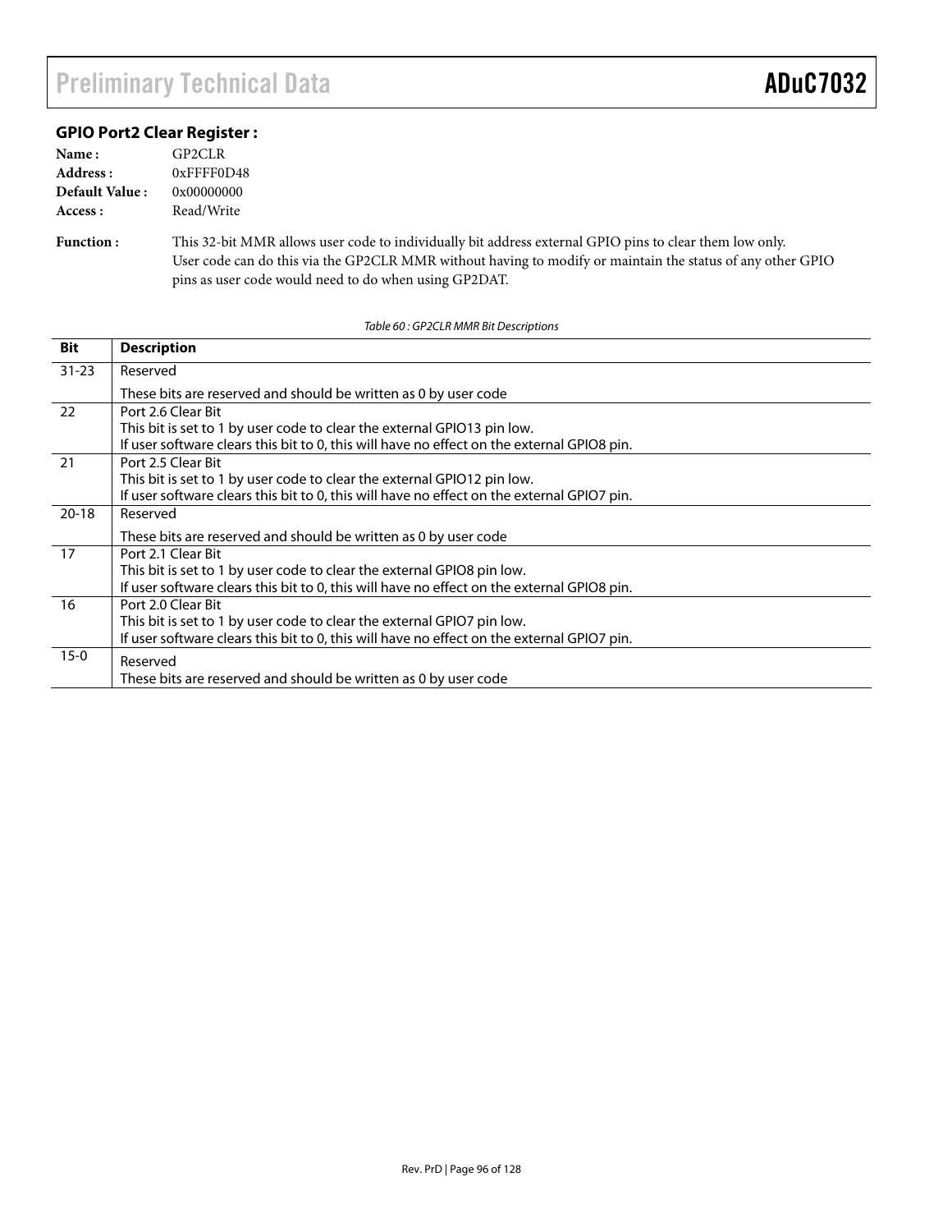### GPIO Port2 Clear Register :

**Name :** GP2CLR
**Address :** 0xFFFF0D48
**Default Value :** 0x00000000
**Access :** Read/Write

**Function :** This 32-bit MMR allows user code to individually bit address external GPIO pins to clear them low only. User code can do this via the GP2CLR MMR without having to modify or maintain the status of any other GPIO pins as user code would need to do when using GP2DAT.

*Table 60 : GP2CLR MMR Bit Descriptions*

| Bit | Description |
|---|---|
| 31-23 | Reserved<br>These bits are reserved and should be written as 0 by user code |
| 22 | Port 2.6 Clear Bit<br>This bit is set to 1 by user code to clear the external GPIO13 pin low.<br>If user software clears this bit to 0, this will have no effect on the external GPIO8 pin. |
| 21 | Port 2.5 Clear Bit<br>This bit is set to 1 by user code to clear the external GPIO12 pin low.<br>If user software clears this bit to 0, this will have no effect on the external GPIO7 pin. |
| 20-18 | Reserved<br>These bits are reserved and should be written as 0 by user code |
| 17 | Port 2.1 Clear Bit<br>This bit is set to 1 by user code to clear the external GPIO8 pin low.<br>If user software clears this bit to 0, this will have no effect on the external GPIO8 pin. |
| 16 | Port 2.0 Clear Bit<br>This bit is set to 1 by user code to clear the external GPIO7 pin low.<br>If user software clears this bit to 0, this will have no effect on the external GPIO7 pin. |
| 15-0 | Reserved<br>These bits are reserved and should be written as 0 by user code |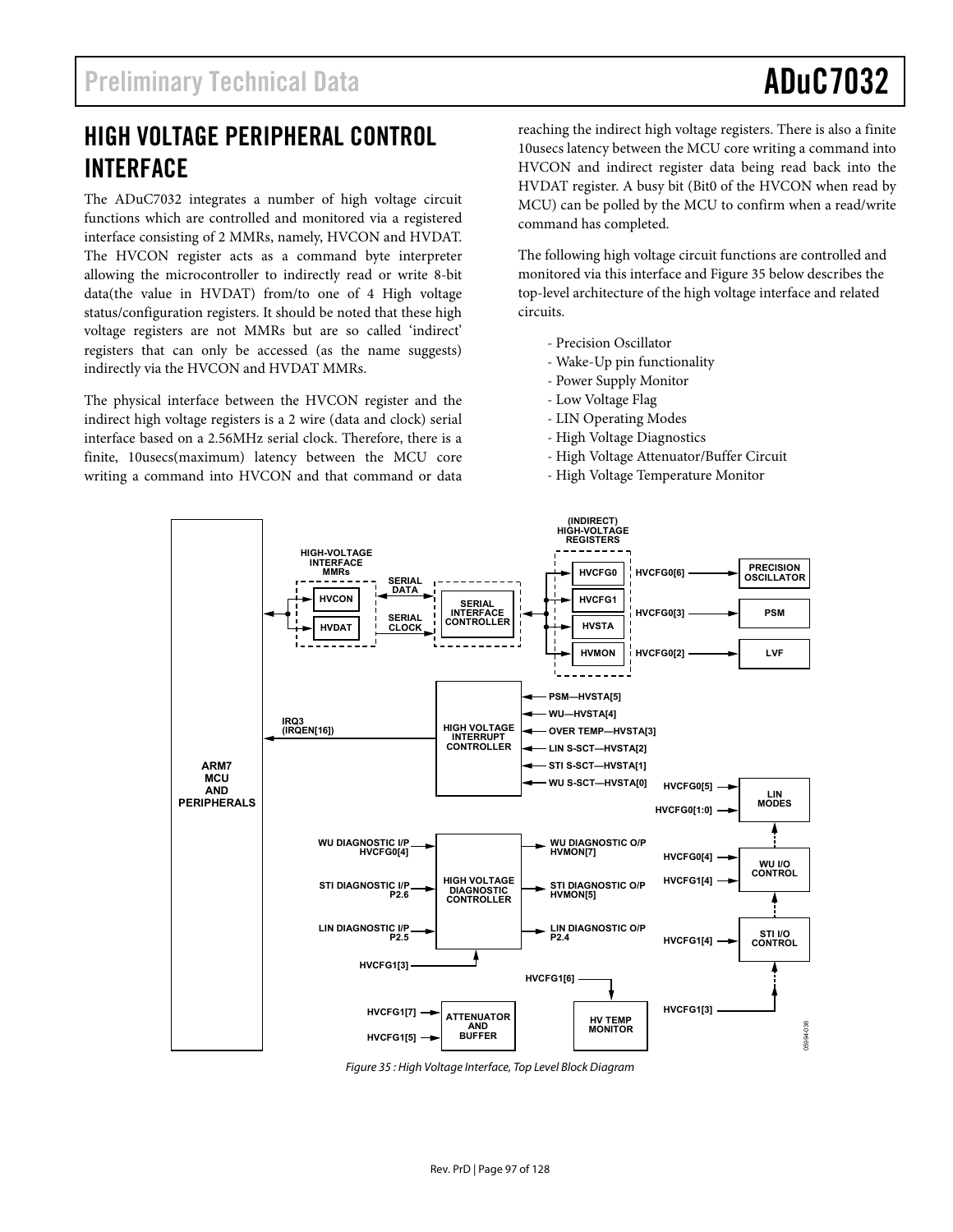# HIGH VOLTAGE PERIPHERAL CONTROL INTERFACE

The ADuC7032 integrates a number of high voltage circuit functions which are controlled and monitored via a registered interface consisting of 2 MMRs, namely, HVCON and HVDAT. The HVCON register acts as a command byte interpreter allowing the microcontroller to indirectly read or write 8-bit data(the value in HVDAT) from/to one of 4 High voltage status/configuration registers. It should be noted that these high voltage registers are not MMRs but are so called 'indirect' registers that can only be accessed (as the name suggests) indirectly via the HVCON and HVDAT MMRs.

The physical interface between the HVCON register and the indirect high voltage registers is a 2 wire (data and clock) serial interface based on a 2.56MHz serial clock. Therefore, there is a finite, 10usecs(maximum) latency between the MCU core writing a command into HVCON and that command or data reaching the indirect high voltage registers. There is also a finite 10usecs latency between the MCU core writing a command into HVCON and indirect register data being read back into the HVDAT register. A busy bit (Bit0 of the HVCON when read by MCU) can be polled by the MCU to confirm when a read/write command has completed.

The following high voltage circuit functions are controlled and monitored via this interface and Figure 35 below describes the top-level architecture of the high voltage interface and related circuits.

- Precision Oscillator
- Wake-Up pin functionality
- Power Supply Monitor
- Low Voltage Flag
- LIN Operating Modes
- High Voltage Diagnostics
- High Voltage Attenuator/Buffer Circuit
- High Voltage Temperature Monitor

ARM7 MCU AND PERIPHERALS
HIGH-VOLTAGE INTERFACE MMRs
HVCON
HVDAT
SERIAL DATA
SERIAL CLOCK
SERIAL INTERFACE CONTROLLER
(INDIRECT) HIGH-VOLTAGE REGISTERS
HVCFG0
HVCFG1
HVSTA
HVMON
HVCFG0[6]
PRECISION OSCILLATOR
HVCFG0[3]
PSM
HVCFG0[2]
LVF
IRQ3 (IRQEN[16])
HIGH VOLTAGE INTERRUPT CONTROLLER
PSM—HVSTA[5]
WU—HVSTA[4]
OVER TEMP—HVSTA[3]
LIN S-SCT—HVSTA[2]
STI S-SCT—HVSTA[1]
WU S-SCT—HVSTA[0]
HVCFG0[5]
HVCFG0[1:0]
LIN MODES
WU DIAGNOSTIC I/P HVCFG0[4]
STI DIAGNOSTIC I/P P2.6
LIN DIAGNOSTIC I/P P2.5
HIGH VOLTAGE DIAGNOSTIC CONTROLLER
WU DIAGNOSTIC O/P HVMON[7]
STI DIAGNOSTIC O/P HVMON[5]
LIN DIAGNOSTIC O/P P2.4
HVCFG0[4]
HVCFG1[4]
WU I/O CONTROL
HVCFG1[4]
STI I/O CONTROL
HVCFG1[3]
HVCFG1[6]
HVCFG1[7]
HVCFG1[5]
ATTENUATOR AND BUFFER
HV TEMP MONITOR
HVCFG1[3]
05994-036

*Figure 35 : High Voltage Interface, Top Level Block Diagram*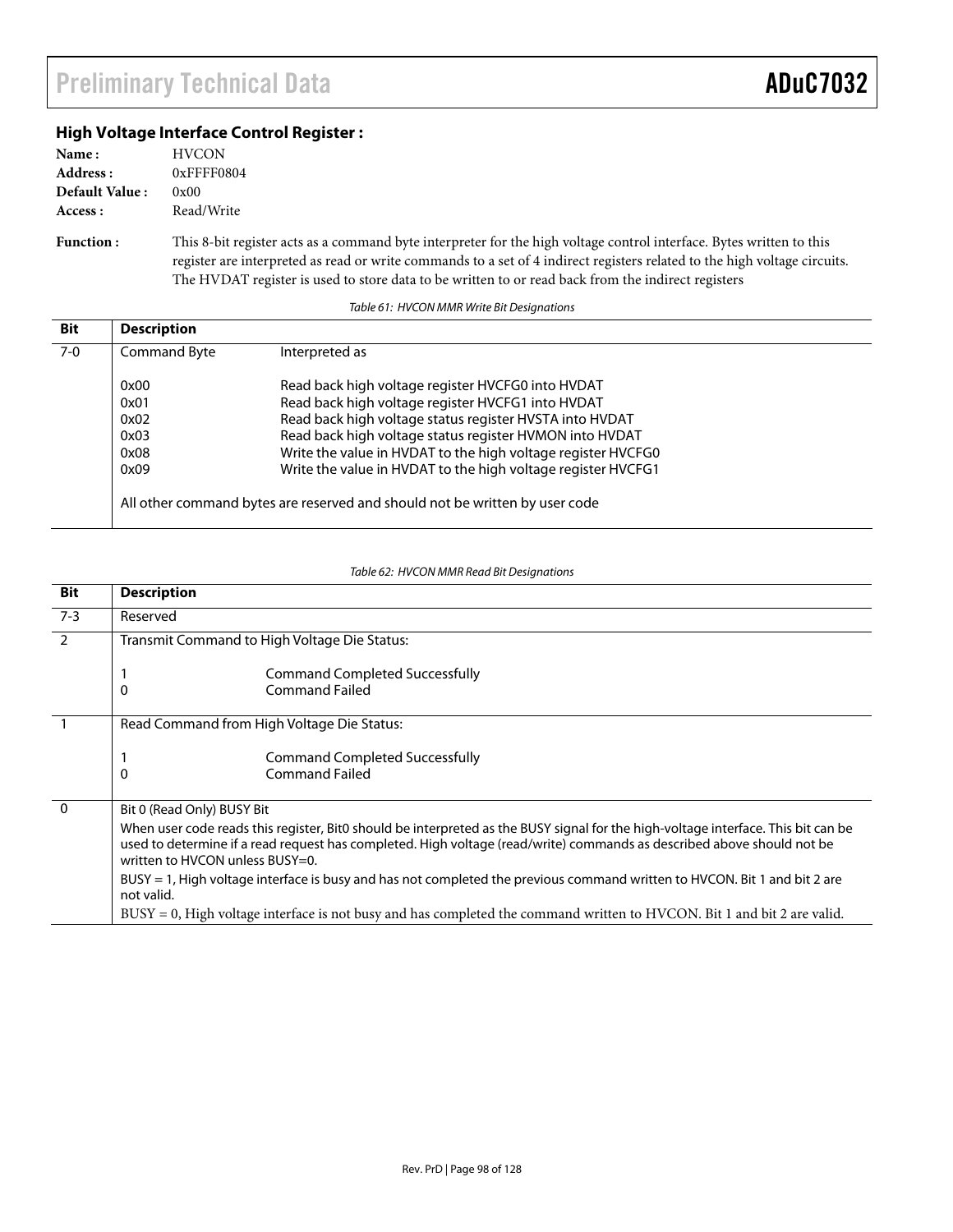### High Voltage Interface Control Register :

**Name :** HVCON

**Address :** 0xFFFF0804

**Default Value :** 0x00

**Access :** Read/Write

**Function :** This 8-bit register acts as a command byte interpreter for the high voltage control interface. Bytes written to this register are interpreted as read or write commands to a set of 4 indirect registers related to the high voltage circuits. The HVDAT register is used to store data to be written to or read back from the indirect registers

*Table 61: HVCON MMR Write Bit Designations*

| Bit | Description | |
|---|---|---|
| 7-0 | Command Byte | Interpreted as |
| | 0x00 | Read back high voltage register HVCFG0 into HVDAT |
| | 0x01 | Read back high voltage register HVCFG1 into HVDAT |
| | 0x02 | Read back high voltage status register HVSTA into HVDAT |
| | 0x03 | Read back high voltage status register HVMON into HVDAT |
| | 0x08 | Write the value in HVDAT to the high voltage register HVCFG0 |
| | 0x09 | Write the value in HVDAT to the high voltage register HVCFG1 |
| | All other command bytes are reserved and should not be written by user code | |

*Table 62: HVCON MMR Read Bit Designations*

| Bit | Description |
|---|---|
| 7-3 | Reserved |
| 2 | Transmit Command to High Voltage Die Status:<br>1 Command Completed Successfully<br>0 Command Failed |
| 1 | Read Command from High Voltage Die Status:<br>1 Command Completed Successfully<br>0 Command Failed |
| 0 | Bit 0 (Read Only) BUSY Bit<br>When user code reads this register, Bit0 should be interpreted as the BUSY signal for the high-voltage interface. This bit can be used to determine if a read request has completed. High voltage (read/write) commands as described above should not be written to HVCON unless BUSY=0.<br>BUSY = 1, High voltage interface is busy and has not completed the previous command written to HVCON. Bit 1 and bit 2 are not valid.<br>BUSY = 0, High voltage interface is not busy and has completed the command written to HVCON. Bit 1 and bit 2 are valid. |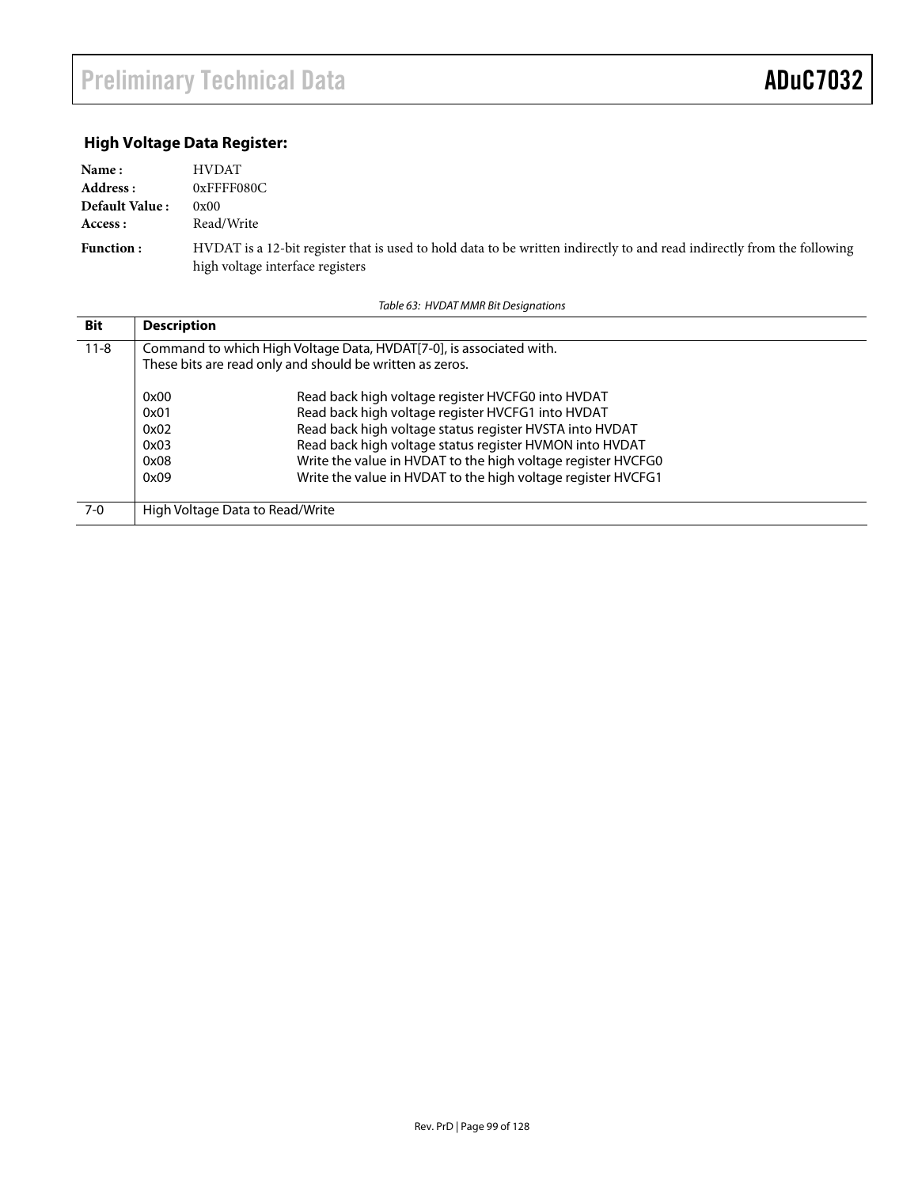### High Voltage Data Register:

**Name :** HVDAT

**Address :** 0xFFFF080C

**Default Value :** 0x00

**Access :** Read/Write

**Function :** HVDAT is a 12-bit register that is used to hold data to be written indirectly to and read indirectly from the following high voltage interface registers

*Table 63: HVDAT MMR Bit Designations*

| Bit | Description | |
|---|---|---|
| 11-8 | Command to which High Voltage Data, HVDAT[7-0], is associated with.<br>These bits are read only and should be written as zeros. | |
| | 0x00 | Read back high voltage register HVCFG0 into HVDAT |
| | 0x01 | Read back high voltage register HVCFG1 into HVDAT |
| | 0x02 | Read back high voltage status register HVSTA into HVDAT |
| | 0x03 | Read back high voltage status register HVMON into HVDAT |
| | 0x08 | Write the value in HVDAT to the high voltage register HVCFG0 |
| | 0x09 | Write the value in HVDAT to the high voltage register HVCFG1 |
| 7-0 | High Voltage Data to Read/Write | |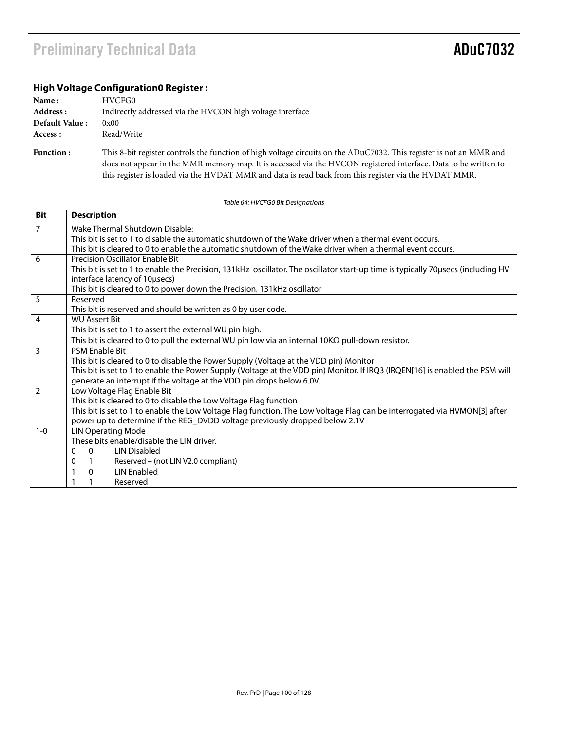### High Voltage Configuration0 Register :

**Name :** HVCFG0

**Address :** Indirectly addressed via the HVCON high voltage interface

**Default Value :** 0x00

**Access :** Read/Write

**Function :** This 8-bit register controls the function of high voltage circuits on the ADuC7032. This register is not an MMR and does not appear in the MMR memory map. It is accessed via the HVCON registered interface. Data to be written to this register is loaded via the HVDAT MMR and data is read back from this register via the HVDAT MMR.

*Table 64: HVCFG0 Bit Designations*

| Bit | Description |
|---|---|
| 7 | Wake Thermal Shutdown Disable:<br>This bit is set to 1 to disable the automatic shutdown of the Wake driver when a thermal event occurs.<br>This bit is cleared to 0 to enable the automatic shutdown of the Wake driver when a thermal event occurs. |
| 6 | Precision Oscillator Enable Bit<br>This bit is set to 1 to enable the Precision, 131kHz oscillator. The oscillator start-up time is typically 70µsecs (including HV interface latency of 10µsecs)<br>This bit is cleared to 0 to power down the Precision, 131kHz oscillator |
| 5 | Reserved<br>This bit is reserved and should be written as 0 by user code. |
| 4 | WU Assert Bit<br>This bit is set to 1 to assert the external WU pin high.<br>This bit is cleared to 0 to pull the external WU pin low via an internal 10KΩ pull-down resistor. |
| 3 | PSM Enable Bit<br>This bit is cleared to 0 to disable the Power Supply (Voltage at the VDD pin) Monitor<br>This bit is set to 1 to enable the Power Supply (Voltage at the VDD pin) Monitor. If IRQ3 (IRQEN[16] is enabled the PSM will generate an interrupt if the voltage at the VDD pin drops below 6.0V. |
| 2 | Low Voltage Flag Enable Bit<br>This bit is cleared to 0 to disable the Low Voltage Flag function<br>This bit is set to 1 to enable the Low Voltage Flag function. The Low Voltage Flag can be interrogated via HVMON[3] after power up to determine if the REG_DVDD voltage previously dropped below 2.1V |
| 1-0 | LIN Operating Mode<br>These bits enable/disable the LIN driver.<br>0 0 LIN Disabled<br>0 1 Reserved – (not LIN V2.0 compliant)<br>1 0 LIN Enabled<br>1 1 Reserved |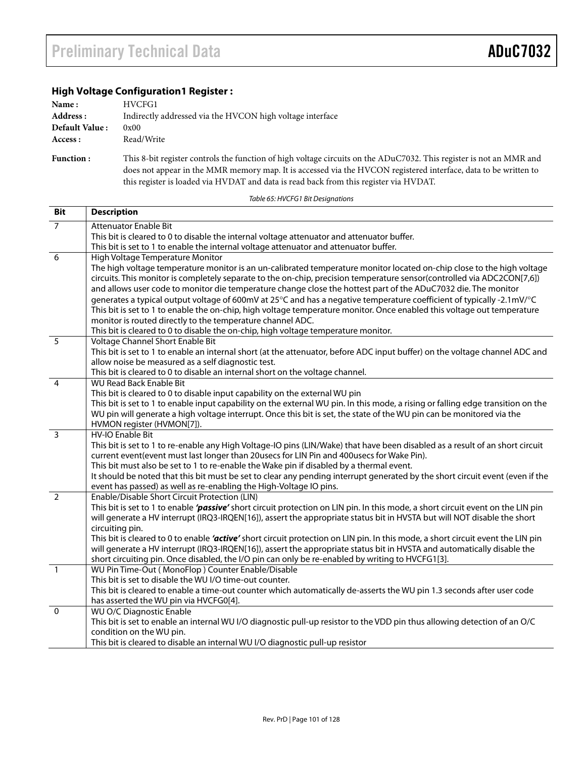### High Voltage Configuration1 Register :

**Name :** HVCFG1

**Address :** Indirectly addressed via the HVCON high voltage interface

**Default Value :** 0x00

**Access :** Read/Write

**Function :** This 8-bit register controls the function of high voltage circuits on the ADuC7032. This register is not an MMR and does not appear in the MMR memory map. It is accessed via the HVCON registered interface, data to be written to this register is loaded via HVDAT and data is read back from this register via HVDAT.

*Table 65: HVCFG1 Bit Designations*

| Bit | Description |
| --- | --- |
| 7 | Attenuator Enable Bit<br>This bit is cleared to 0 to disable the internal voltage attenuator and attenuator buffer.<br>This bit is set to 1 to enable the internal voltage attenuator and attenuator buffer. |
| 6 | High Voltage Temperature Monitor<br>The high voltage temperature monitor is an un-calibrated temperature monitor located on-chip close to the high voltage circuits. This monitor is completely separate to the on-chip, precision temperature sensor(controlled via ADC2CON[7,6]) and allows user code to monitor die temperature change close the hottest part of the ADuC7032 die. The monitor generates a typical output voltage of 600mV at 25°C and has a negative temperature coefficient of typically -2.1mV/°C<br>This bit is set to 1 to enable the on-chip, high voltage temperature monitor. Once enabled this voltage out temperature monitor is routed directly to the temperature channel ADC.<br>This bit is cleared to 0 to disable the on-chip, high voltage temperature monitor. |
| 5 | Voltage Channel Short Enable Bit<br>This bit is set to 1 to enable an internal short (at the attenuator, before ADC input buffer) on the voltage channel ADC and allow noise be measured as a self diagnostic test.<br>This bit is cleared to 0 to disable an internal short on the voltage channel. |
| 4 | WU Read Back Enable Bit<br>This bit is cleared to 0 to disable input capability on the external WU pin<br>This bit is set to 1 to enable input capability on the external WU pin. In this mode, a rising or falling edge transition on the WU pin will generate a high voltage interrupt. Once this bit is set, the state of the WU pin can be monitored via the HVMON register (HVMON[7]). |
| 3 | HV-IO Enable Bit<br>This bit is set to 1 to re-enable any High Voltage-IO pins (LIN/Wake) that have been disabled as a result of an short circuit current event(event must last longer than 20usecs for LIN Pin and 400usecs for Wake Pin).<br>This bit must also be set to 1 to re-enable the Wake pin if disabled by a thermal event.<br>It should be noted that this bit must be set to clear any pending interrupt generated by the short circuit event (even if the event has passed) as well as re-enabling the High-Voltage IO pins. |
| 2 | Enable/Disable Short Circuit Protection (LIN)<br>This bit is set to 1 to enable ***'passive'*** short circuit protection on LIN pin. In this mode, a short circuit event on the LIN pin will generate a HV interrupt (IRQ3-IRQEN[16]), assert the appropriate status bit in HVSTA but will NOT disable the short circuiting pin.<br>This bit is cleared to 0 to enable ***'active'*** short circuit protection on LIN pin. In this mode, a short circuit event the LIN pin will generate a HV interrupt (IRQ3-IRQEN[16]), assert the appropriate status bit in HVSTA and automatically disable the short circuiting pin. Once disabled, the I/O pin can only be re-enabled by writing to HVCFG1[3]. |
| 1 | WU Pin Time-Out ( MonoFlop ) Counter Enable/Disable<br>This bit is set to disable the WU I/O time-out counter.<br>This bit is cleared to enable a time-out counter which automatically de-asserts the WU pin 1.3 seconds after user code has asserted the WU pin via HVCFG0[4]. |
| 0 | WU O/C Diagnostic Enable<br>This bit is set to enable an internal WU I/O diagnostic pull-up resistor to the VDD pin thus allowing detection of an O/C condition on the WU pin.<br>This bit is cleared to disable an internal WU I/O diagnostic pull-up resistor |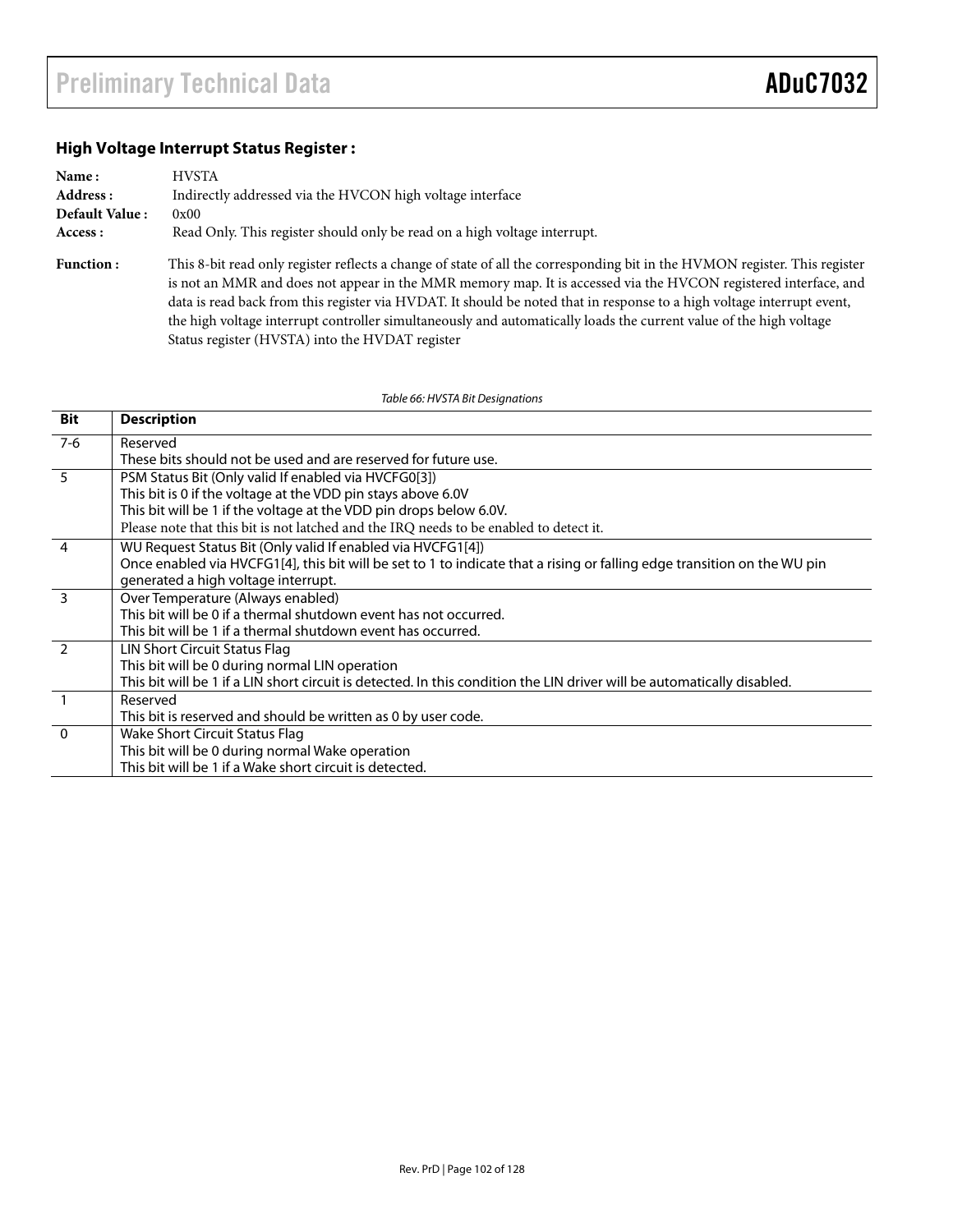### High Voltage Interrupt Status Register :

**Name :** HVSTA

**Address :** Indirectly addressed via the HVCON high voltage interface

**Default Value :** 0x00

**Access :** Read Only. This register should only be read on a high voltage interrupt.

**Function :** This 8-bit read only register reflects a change of state of all the corresponding bit in the HVMON register. This register is not an MMR and does not appear in the MMR memory map. It is accessed via the HVCON registered interface, and data is read back from this register via HVDAT. It should be noted that in response to a high voltage interrupt event, the high voltage interrupt controller simultaneously and automatically loads the current value of the high voltage Status register (HVSTA) into the HVDAT register

*Table 66: HVSTA Bit Designations*

| Bit | Description |
|---|---|
| 7-6 | Reserved<br>These bits should not be used and are reserved for future use. |
| 5 | PSM Status Bit (Only valid If enabled via HVCFG0[3])<br>This bit is 0 if the voltage at the VDD pin stays above 6.0V<br>This bit will be 1 if the voltage at the VDD pin drops below 6.0V.<br>Please note that this bit is not latched and the IRQ needs to be enabled to detect it. |
| 4 | WU Request Status Bit (Only valid If enabled via HVCFG1[4])<br>Once enabled via HVCFG1[4], this bit will be set to 1 to indicate that a rising or falling edge transition on the WU pin generated a high voltage interrupt. |
| 3 | Over Temperature (Always enabled)<br>This bit will be 0 if a thermal shutdown event has not occurred.<br>This bit will be 1 if a thermal shutdown event has occurred. |
| 2 | LIN Short Circuit Status Flag<br>This bit will be 0 during normal LIN operation<br>This bit will be 1 if a LIN short circuit is detected. In this condition the LIN driver will be automatically disabled. |
| 1 | Reserved<br>This bit is reserved and should be written as 0 by user code. |
| 0 | Wake Short Circuit Status Flag<br>This bit will be 0 during normal Wake operation<br>This bit will be 1 if a Wake short circuit is detected. |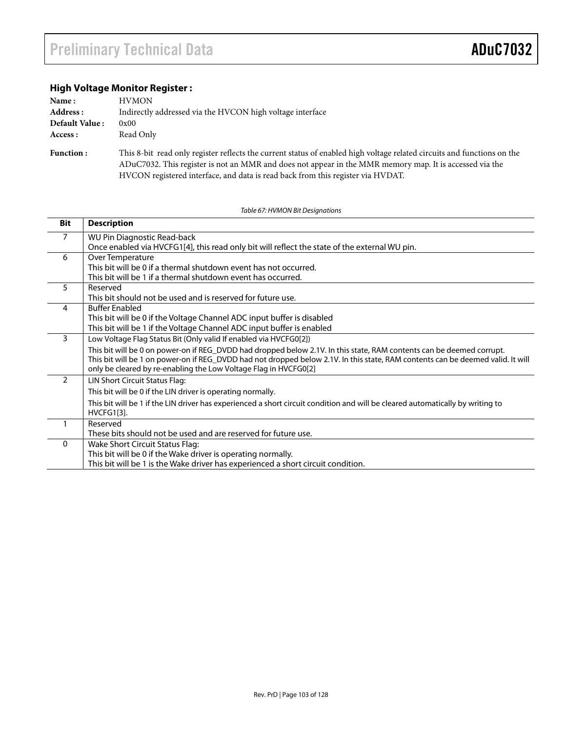### High Voltage Monitor Register :

**Name :** HVMON

**Address :** Indirectly addressed via the HVCON high voltage interface

**Default Value :** 0x00

**Access :** Read Only

**Function :** This 8-bit read only register reflects the current status of enabled high voltage related circuits and functions on the ADuC7032. This register is not an MMR and does not appear in the MMR memory map. It is accessed via the HVCON registered interface, and data is read back from this register via HVDAT.

*Table 67: HVMON Bit Designations*

| Bit | Description |
|---|---|
| 7 | WU Pin Diagnostic Read-back<br>Once enabled via HVCFG1[4], this read only bit will reflect the state of the external WU pin. |
| 6 | Over Temperature<br>This bit will be 0 if a thermal shutdown event has not occurred.<br>This bit will be 1 if a thermal shutdown event has occurred. |
| 5 | Reserved<br>This bit should not be used and is reserved for future use. |
| 4 | Buffer Enabled<br>This bit will be 0 if the Voltage Channel ADC input buffer is disabled<br>This bit will be 1 if the Voltage Channel ADC input buffer is enabled |
| 3 | Low Voltage Flag Status Bit (Only valid If enabled via HVCFG0[2])<br>This bit will be 0 on power-on if REG_DVDD had dropped below 2.1V. In this state, RAM contents can be deemed corrupt.<br>This bit will be 1 on power-on if REG_DVDD had not dropped below 2.1V. In this state, RAM contents can be deemed valid. It will only be cleared by re-enabling the Low Voltage Flag in HVCFG0[2] |
| 2 | LIN Short Circuit Status Flag:<br>This bit will be 0 if the LIN driver is operating normally.<br>This bit will be 1 if the LIN driver has experienced a short circuit condition and will be cleared automatically by writing to HVCFG1[3]. |
| 1 | Reserved<br>These bits should not be used and are reserved for future use. |
| 0 | Wake Short Circuit Status Flag:<br>This bit will be 0 if the Wake driver is operating normally.<br>This bit will be 1 is the Wake driver has experienced a short circuit condition. |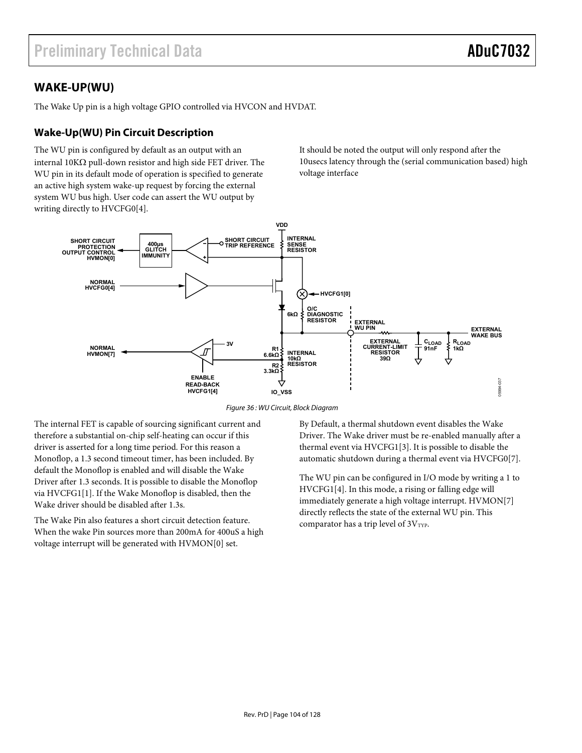## WAKE-UP(WU)

The Wake Up pin is a high voltage GPIO controlled via HVCON and HVDAT.

### Wake-Up(WU) Pin Circuit Description

The WU pin is configured by default as an output with an internal 10KΩ pull-down resistor and high side FET driver. The WU pin in its default mode of operation is specified to generate an active high system wake-up request by forcing the external system WU bus high. User code can assert the WU output by writing directly to HVCFG0[4].

It should be noted the output will only respond after the 10usecs latency through the (serial communication based) high voltage interface

SHORT CIRCUIT PROTECTION OUTPUT CONTROL HVMON[0]
400µs GLITCH IMMUNITY
SHORT CIRCUIT TRIP REFERENCE
VDD
INTERNAL SENSE RESISTOR
NORMAL HVCFG0[4]
HVCFG1[0]
6kΩ
O/C DIAGNOSTIC RESISTOR
EXTERNAL WU PIN
EXTERNAL CURRENT-LIMIT RESISTOR 39Ω
$C_{LOAD}$ 91nF
$R_{LOAD}$ 1kΩ
EXTERNAL WAKE BUS
NORMAL HVMON[7]
3V
R1 6.6kΩ
R2 3.3kΩ
INTERNAL 10kΩ RESISTOR
ENABLE READ-BACK HVCFG1[4]
IO_VSS
05994-037

*Figure 36 : WU Circuit, Block Diagram*

The internal FET is capable of sourcing significant current and therefore a substantial on-chip self-heating can occur if this driver is asserted for a long time period. For this reason a Monoflop, a 1.3 second timeout timer, has been included. By default the Monoflop is enabled and will disable the Wake Driver after 1.3 seconds. It is possible to disable the Monoflop via HVCFG1[1]. If the Wake Monoflop is disabled, then the Wake driver should be disabled after 1.3s.

The Wake Pin also features a short circuit detection feature. When the wake Pin sources more than 200mA for 400uS a high voltage interrupt will be generated with HVMON[0] set.

By Default, a thermal shutdown event disables the Wake Driver. The Wake driver must be re-enabled manually after a thermal event via HVCFG1[3]. It is possible to disable the automatic shutdown during a thermal event via HVCFG0[7].

The WU pin can be configured in I/O mode by writing a 1 to HVCFG1[4]. In this mode, a rising or falling edge will immediately generate a high voltage interrupt. HVMON[7] directly reflects the state of the external WU pin. This comparator has a trip level of $3V_{TYP}$.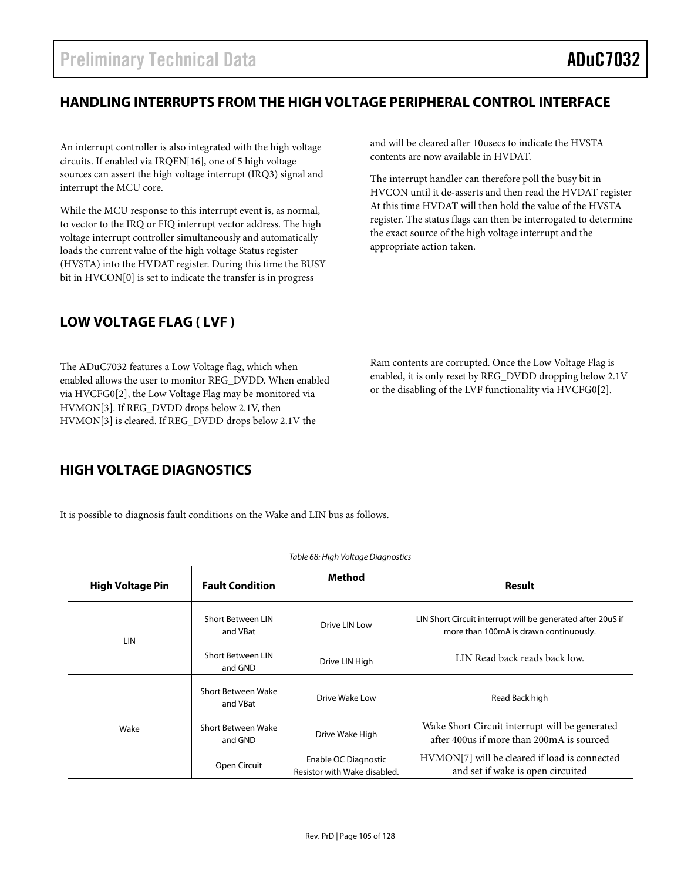## HANDLING INTERRUPTS FROM THE HIGH VOLTAGE PERIPHERAL CONTROL INTERFACE

An interrupt controller is also integrated with the high voltage circuits. If enabled via IRQEN[16], one of 5 high voltage sources can assert the high voltage interrupt (IRQ3) signal and interrupt the MCU core.

While the MCU response to this interrupt event is, as normal, to vector to the IRQ or FIQ interrupt vector address. The high voltage interrupt controller simultaneously and automatically loads the current value of the high voltage Status register (HVSTA) into the HVDAT register. During this time the BUSY bit in HVCON[0] is set to indicate the transfer is in progress and will be cleared after 10usecs to indicate the HVSTA contents are now available in HVDAT.

The interrupt handler can therefore poll the busy bit in HVCON until it de-asserts and then read the HVDAT register At this time HVDAT will then hold the value of the HVSTA register. The status flags can then be interrogated to determine the exact source of the high voltage interrupt and the appropriate action taken.

## LOW VOLTAGE FLAG ( LVF )

The ADuC7032 features a Low Voltage flag, which when enabled allows the user to monitor REG_DVDD. When enabled via HVCFG0[2], the Low Voltage Flag may be monitored via HVMON[3]. If REG_DVDD drops below 2.1V, then HVMON[3] is cleared. If REG_DVDD drops below 2.1V the Ram contents are corrupted. Once the Low Voltage Flag is enabled, it is only reset by REG_DVDD dropping below 2.1V or the disabling of the LVF functionality via HVCFG0[2].

## HIGH VOLTAGE DIAGNOSTICS

It is possible to diagnosis fault conditions on the Wake and LIN bus as follows.

*Table 68: High Voltage Diagnostics*

| High Voltage Pin | Fault Condition | Method | Result |
|---|---|---|---|
| LIN | Short Between LIN and VBat | Drive LIN Low | LIN Short Circuit interrupt will be generated after 20uS if more than 100mA is drawn continuously. |
| | Short Between LIN and GND | Drive LIN High | LIN Read back reads back low. |
| Wake | Short Between Wake and VBat | Drive Wake Low | Read Back high |
| | Short Between Wake and GND | Drive Wake High | Wake Short Circuit interrupt will be generated after 400us if more than 200mA is sourced |
| | Open Circuit | Enable OC Diagnostic Resistor with Wake disabled. | HVMON[7] will be cleared if load is connected and set if wake is open circuited |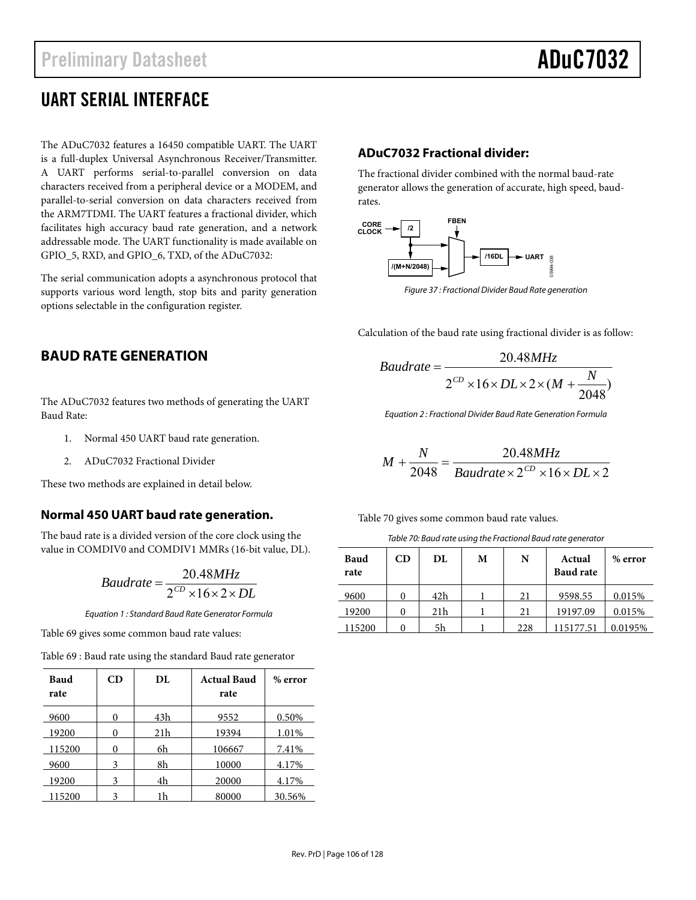# UART SERIAL INTERFACE

The ADuC7032 features a 16450 compatible UART. The UART is a full-duplex Universal Asynchronous Receiver/Transmitter. A UART performs serial-to-parallel conversion on data characters received from a peripheral device or a MODEM, and parallel-to-serial conversion on data characters received from the ARM7TDMI. The UART features a fractional divider, which facilitates high accuracy baud rate generation, and a network addressable mode. The UART functionality is made available on GPIO_5, RXD, and GPIO_6, TXD, of the ADuC7032:

The serial communication adopts a asynchronous protocol that supports various word length, stop bits and parity generation options selectable in the configuration register.

## BAUD RATE GENERATION

The ADuC7032 features two methods of generating the UART Baud Rate:

1. Normal 450 UART baud rate generation.
2. ADuC7032 Fractional Divider

These two methods are explained in detail below.

### Normal 450 UART baud rate generation.

The baud rate is a divided version of the core clock using the value in COMDIV0 and COMDIV1 MMRs (16-bit value, DL).

$$Baudrate = \frac{20.48MHz}{2^{CD} \times 16 \times 2 \times DL}$$

*Equation 1 : Standard Baud Rate Generator Formula*

Table 69 gives some common baud rate values:

Table 69 : Baud rate using the standard Baud rate generator

| Baud rate | CD | DL | Actual Baud rate | % error |
|---|---|---|---|---|
| 9600 | 0 | 43h | 9552 | 0.50% |
| 19200 | 0 | 21h | 19394 | 1.01% |
| 115200 | 0 | 6h | 106667 | 7.41% |
| 9600 | 3 | 8h | 10000 | 4.17% |
| 19200 | 3 | 4h | 20000 | 4.17% |
| 115200 | 3 | 1h | 80000 | 30.56% |

### ADuC7032 Fractional divider:

The fractional divider combined with the normal baud-rate generator allows the generation of accurate, high speed, baud-rates.

CORE CLOCK
/2
FBEN
/(M+N/2048)
/16DL
UART
05994-038

*Figure 37 : Fractional Divider Baud Rate generation*

Calculation of the baud rate using fractional divider is as follow:

$$Baudrate = \frac{20.48MHz}{2^{CD} \times 16 \times DL \times 2 \times (M + \frac{N}{2048})}$$

*Equation 2 : Fractional Divider Baud Rate Generation Formula*

$$M + \frac{N}{2048} = \frac{20.48MHz}{Baudrate \times 2^{CD} \times 16 \times DL \times 2}$$

Table 70 gives some common baud rate values.

*Table 70: Baud rate using the Fractional Baud rate generator*

| Baud rate | CD | DL | M | N | Actual Baud rate | % error |
|---|---|---|---|---|---|---|
| 9600 | 0 | 42h | 1 | 21 | 9598.55 | 0.015% |
| 19200 | 0 | 21h | 1 | 21 | 19197.09 | 0.015% |
| 115200 | 0 | 5h | 1 | 228 | 115177.51 | 0.0195% |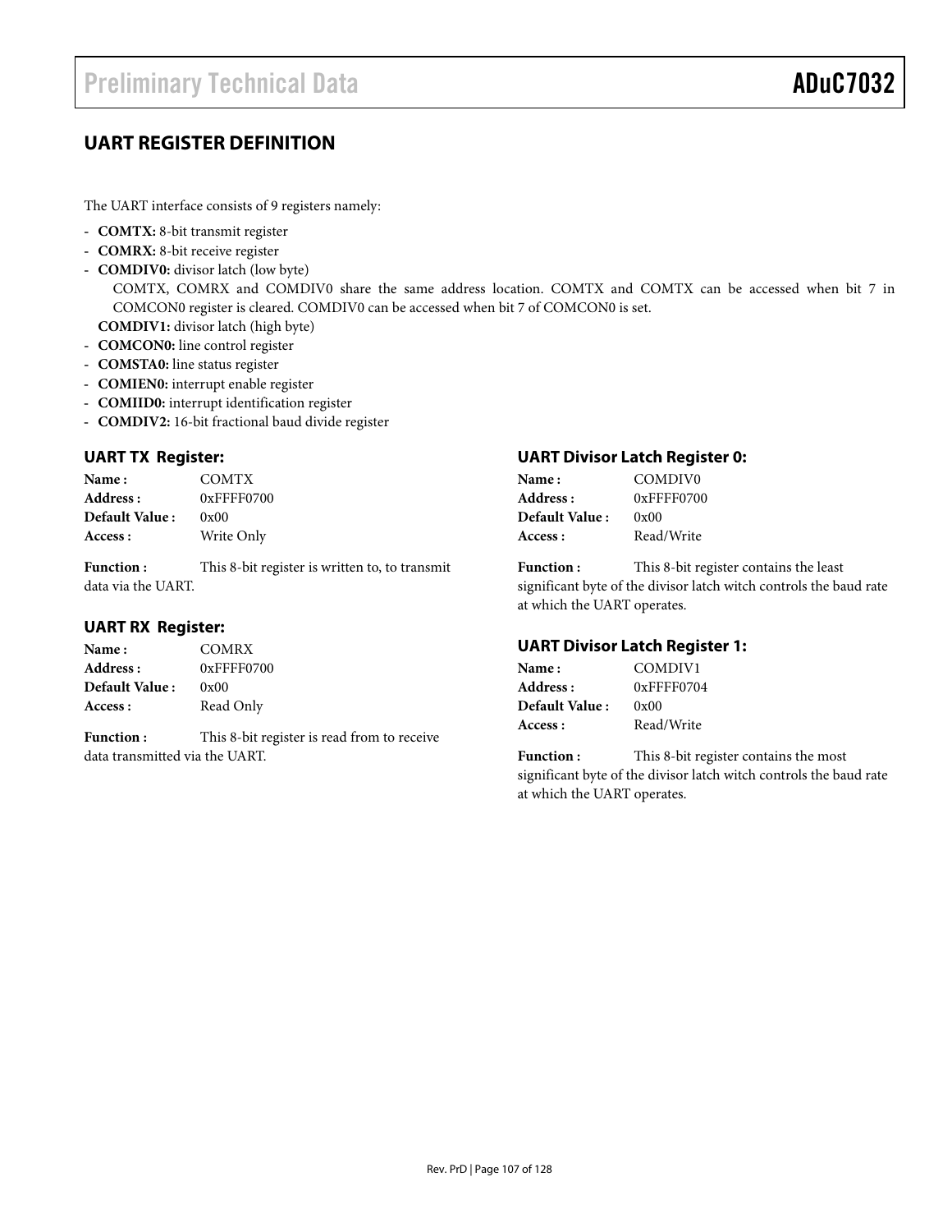## UART REGISTER DEFINITION

The UART interface consists of 9 registers namely:

- **COMTX:** 8-bit transmit register
- **COMRX:** 8-bit receive register
- **COMDIV0:** divisor latch (low byte)
  COMTX, COMRX and COMDIV0 share the same address location. COMTX and COMTX can be accessed when bit 7 in COMCON0 register is cleared. COMDIV0 can be accessed when bit 7 of COMCON0 is set.
  **COMDIV1:** divisor latch (high byte)
- **COMCON0:** line control register
- **COMSTA0:** line status register
- **COMIEN0:** interrupt enable register
- **COMIID0:** interrupt identification register
- **COMDIV2:** 16-bit fractional baud divide register

### UART TX Register:

**Name :** COMTX
**Address :** 0xFFFF0700
**Default Value :** 0x00
**Access :** Write Only

**Function :** This 8-bit register is written to, to transmit data via the UART.

### UART RX Register:

**Name :** COMRX
**Address :** 0xFFFF0700
**Default Value :** 0x00
**Access :** Read Only

**Function :** This 8-bit register is read from to receive data transmitted via the UART.

### UART Divisor Latch Register 0:

**Name :** COMDIV0
**Address :** 0xFFFF0700
**Default Value :** 0x00
**Access :** Read/Write

**Function :** This 8-bit register contains the least significant byte of the divisor latch witch controls the baud rate at which the UART operates.

### UART Divisor Latch Register 1:

**Name :** COMDIV1
**Address :** 0xFFFF0704
**Default Value :** 0x00
**Access :** Read/Write

**Function :** This 8-bit register contains the most significant byte of the divisor latch witch controls the baud rate at which the UART operates.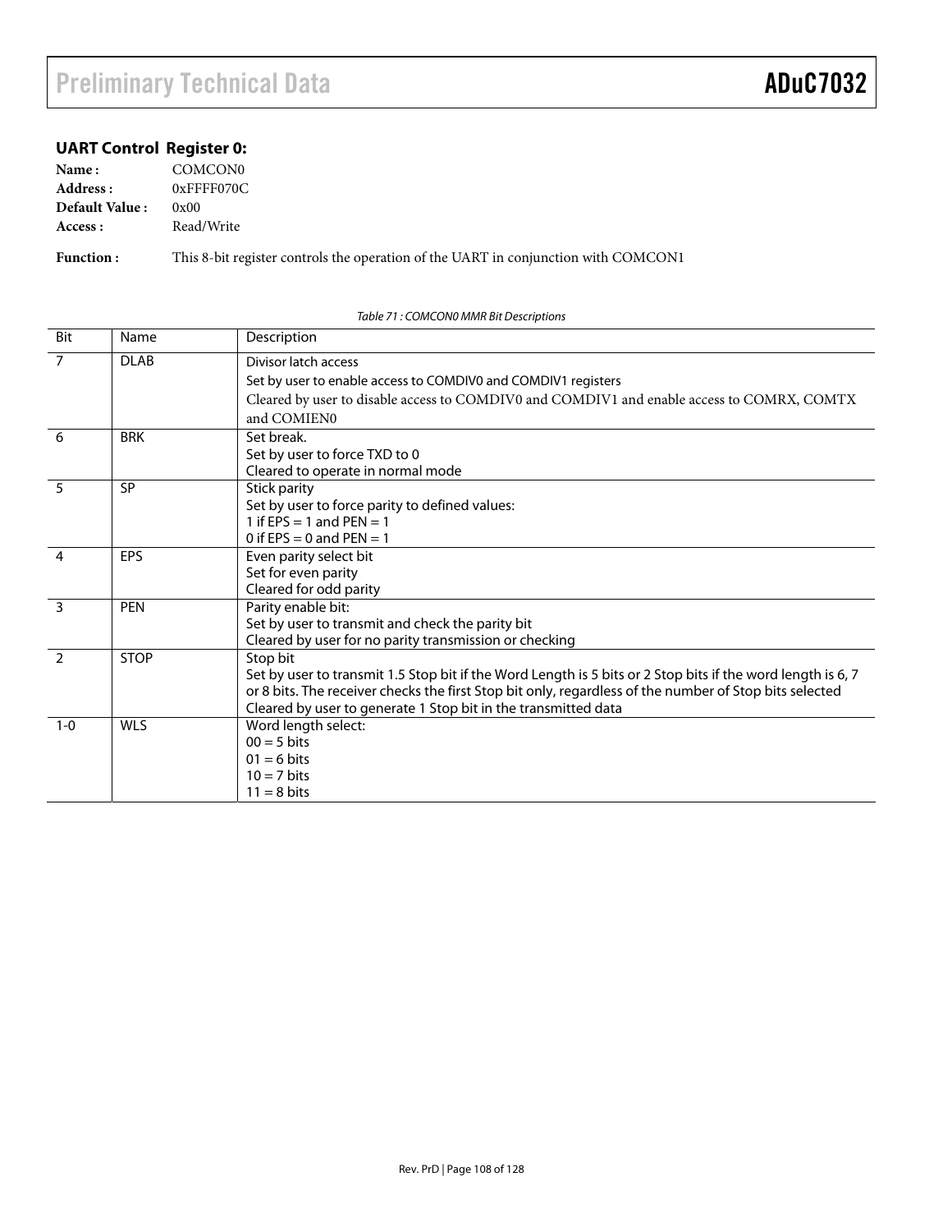### UART Control Register 0:

**Name :** COMCON0
**Address :** 0xFFFF070C
**Default Value :** 0x00
**Access :** Read/Write

**Function :** This 8-bit register controls the operation of the UART in conjunction with COMCON1

*Table 71 : COMCON0 MMR Bit Descriptions*

| Bit | Name | Description |
|---|---|---|
| 7 | DLAB | Divisor latch access<br>Set by user to enable access to COMDIV0 and COMDIV1 registers<br>Cleared by user to disable access to COMDIV0 and COMDIV1 and enable access to COMRX, COMTX and COMIEN0 |
| 6 | BRK | Set break.<br>Set by user to force TXD to 0<br>Cleared to operate in normal mode |
| 5 | SP | Stick parity<br>Set by user to force parity to defined values:<br>1 if EPS = 1 and PEN = 1<br>0 if EPS = 0 and PEN = 1 |
| 4 | EPS | Even parity select bit<br>Set for even parity<br>Cleared for odd parity |
| 3 | PEN | Parity enable bit:<br>Set by user to transmit and check the parity bit<br>Cleared by user for no parity transmission or checking |
| 2 | STOP | Stop bit<br>Set by user to transmit 1.5 Stop bit if the Word Length is 5 bits or 2 Stop bits if the word length is 6, 7 or 8 bits. The receiver checks the first Stop bit only, regardless of the number of Stop bits selected<br>Cleared by user to generate 1 Stop bit in the transmitted data |
| 1-0 | WLS | Word length select:<br>00 = 5 bits<br>01 = 6 bits<br>10 = 7 bits<br>11 = 8 bits |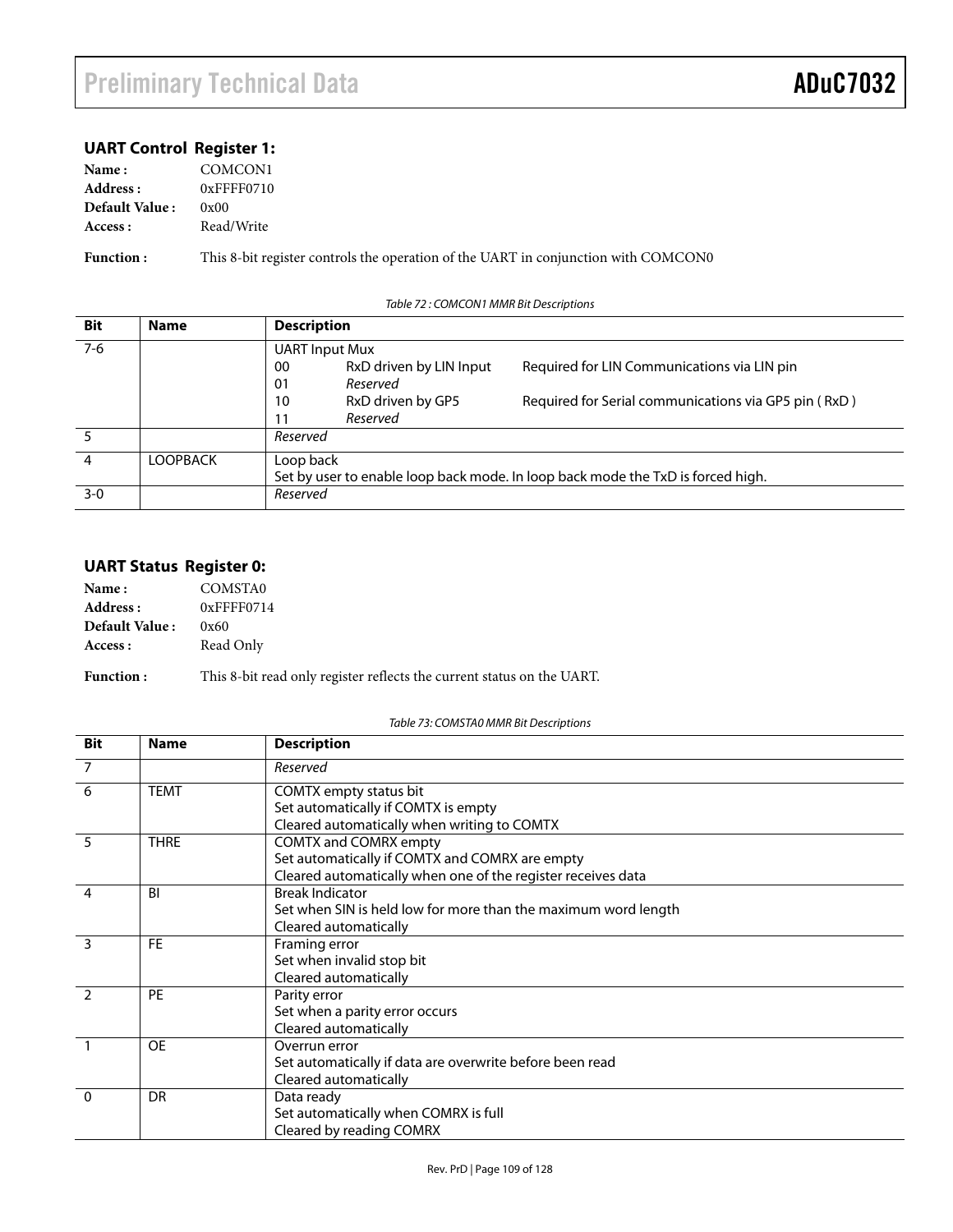### UART Control Register 1:

**Name :** COMCON1
**Address :** 0xFFFF0710
**Default Value :** 0x00
**Access :** Read/Write

**Function :** This 8-bit register controls the operation of the UART in conjunction with COMCON0

Table 72 : COMCON1 MMR Bit Descriptions

| Bit | Name | Description |
|---|---|---|
| 7-6 | | UART Input Mux<br>00 RxD driven by LIN Input — Required for LIN Communications via LIN pin<br>01 *Reserved*<br>10 RxD driven by GP5 — Required for Serial communications via GP5 pin ( RxD )<br>11 *Reserved* |
| 5 | | *Reserved* |
| 4 | LOOPBACK | Loop back<br>Set by user to enable loop back mode. In loop back mode the TxD is forced high. |
| 3-0 | | *Reserved* |

### UART Status Register 0:

**Name :** COMSTA0
**Address :** 0xFFFF0714
**Default Value :** 0x60
**Access :** Read Only

**Function :** This 8-bit read only register reflects the current status on the UART.

Table 73: COMSTA0 MMR Bit Descriptions

| Bit | Name | Description |
|---|---|---|
| 7 | | *Reserved* |
| 6 | TEMT | COMTX empty status bit<br>Set automatically if COMTX is empty<br>Cleared automatically when writing to COMTX |
| 5 | THRE | COMTX and COMRX empty<br>Set automatically if COMTX and COMRX are empty<br>Cleared automatically when one of the register receives data |
| 4 | BI | Break Indicator<br>Set when SIN is held low for more than the maximum word length<br>Cleared automatically |
| 3 | FE | Framing error<br>Set when invalid stop bit<br>Cleared automatically |
| 2 | PE | Parity error<br>Set when a parity error occurs<br>Cleared automatically |
| 1 | OE | Overrun error<br>Set automatically if data are overwrite before been read<br>Cleared automatically |
| 0 | DR | Data ready<br>Set automatically when COMRX is full<br>Cleared by reading COMRX |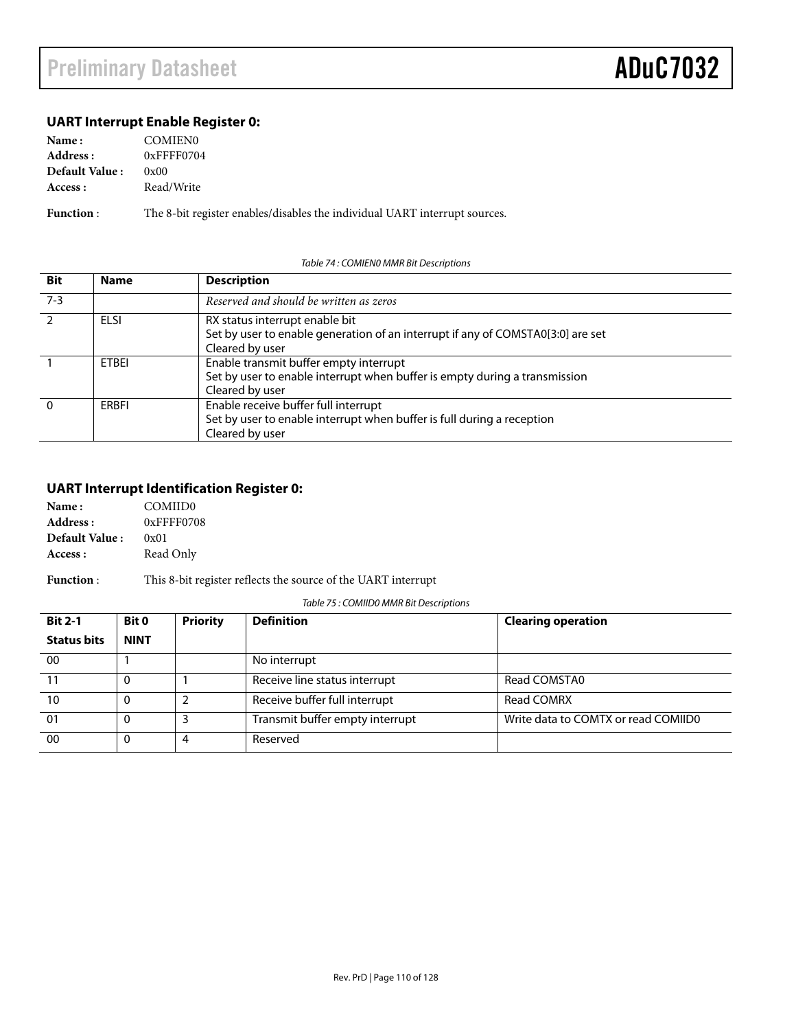### UART Interrupt Enable Register 0:

**Name :** COMIEN0
**Address :** 0xFFFF0704
**Default Value :** 0x00
**Access :** Read/Write

**Function** : The 8-bit register enables/disables the individual UART interrupt sources.

*Table 74 : COMIEN0 MMR Bit Descriptions*

| Bit | Name | Description |
|---|---|---|
| 7-3 | | *Reserved and should be written as zeros* |
| 2 | ELSI | RX status interrupt enable bit<br>Set by user to enable generation of an interrupt if any of COMSTA0[3:0] are set<br>Cleared by user |
| 1 | ETBEI | Enable transmit buffer empty interrupt<br>Set by user to enable interrupt when buffer is empty during a transmission<br>Cleared by user |
| 0 | ERBFI | Enable receive buffer full interrupt<br>Set by user to enable interrupt when buffer is full during a reception<br>Cleared by user |

### UART Interrupt Identification Register 0:

**Name :** COMIID0
**Address :** 0xFFFF0708
**Default Value :** 0x01
**Access :** Read Only

**Function** : This 8-bit register reflects the source of the UART interrupt

*Table 75 : COMIID0 MMR Bit Descriptions*

| Bit 2-1 Status bits | Bit 0 NINT | Priority | Definition | Clearing operation |
|---|---|---|---|---|
| 00 | 1 | | No interrupt | |
| 11 | 0 | 1 | Receive line status interrupt | Read COMSTA0 |
| 10 | 0 | 2 | Receive buffer full interrupt | Read COMRX |
| 01 | 0 | 3 | Transmit buffer empty interrupt | Write data to COMTX or read COMIID0 |
| 00 | 0 | 4 | Reserved | |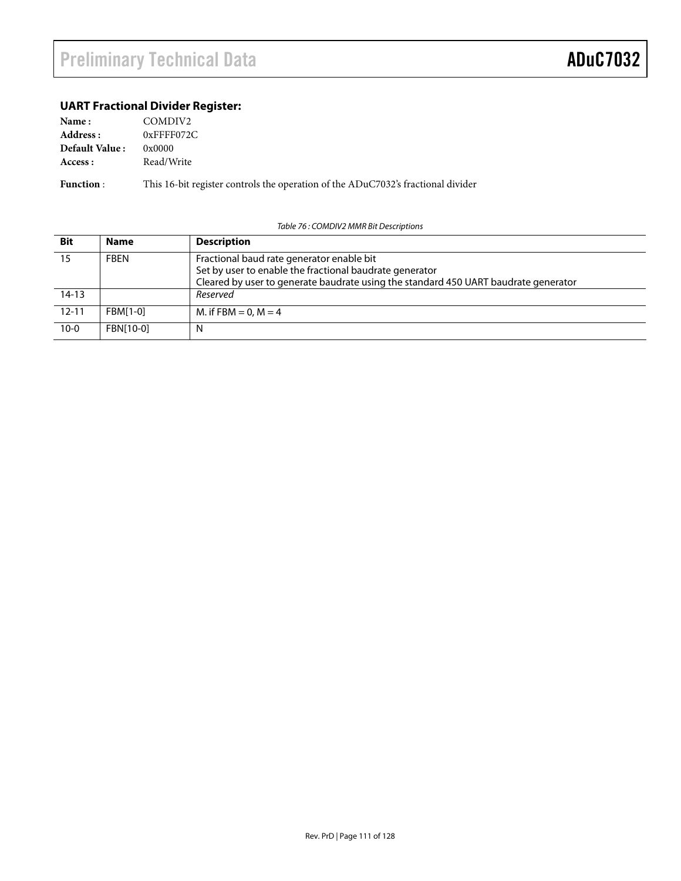### UART Fractional Divider Register:

**Name :** COMDIV2
**Address :** 0xFFFF072C
**Default Value :** 0x0000
**Access :** Read/Write

**Function** : This 16-bit register controls the operation of the ADuC7032's fractional divider

*Table 76 : COMDIV2 MMR Bit Descriptions*

| Bit | Name | Description |
|---|---|---|
| 15 | FBEN | Fractional baud rate generator enable bit<br>Set by user to enable the fractional baudrate generator<br>Cleared by user to generate baudrate using the standard 450 UART baudrate generator |
| 14-13 | | *Reserved* |
| 12-11 | FBM[1-0] | M. if FBM = 0, M = 4 |
| 10-0 | FBN[10-0] | N |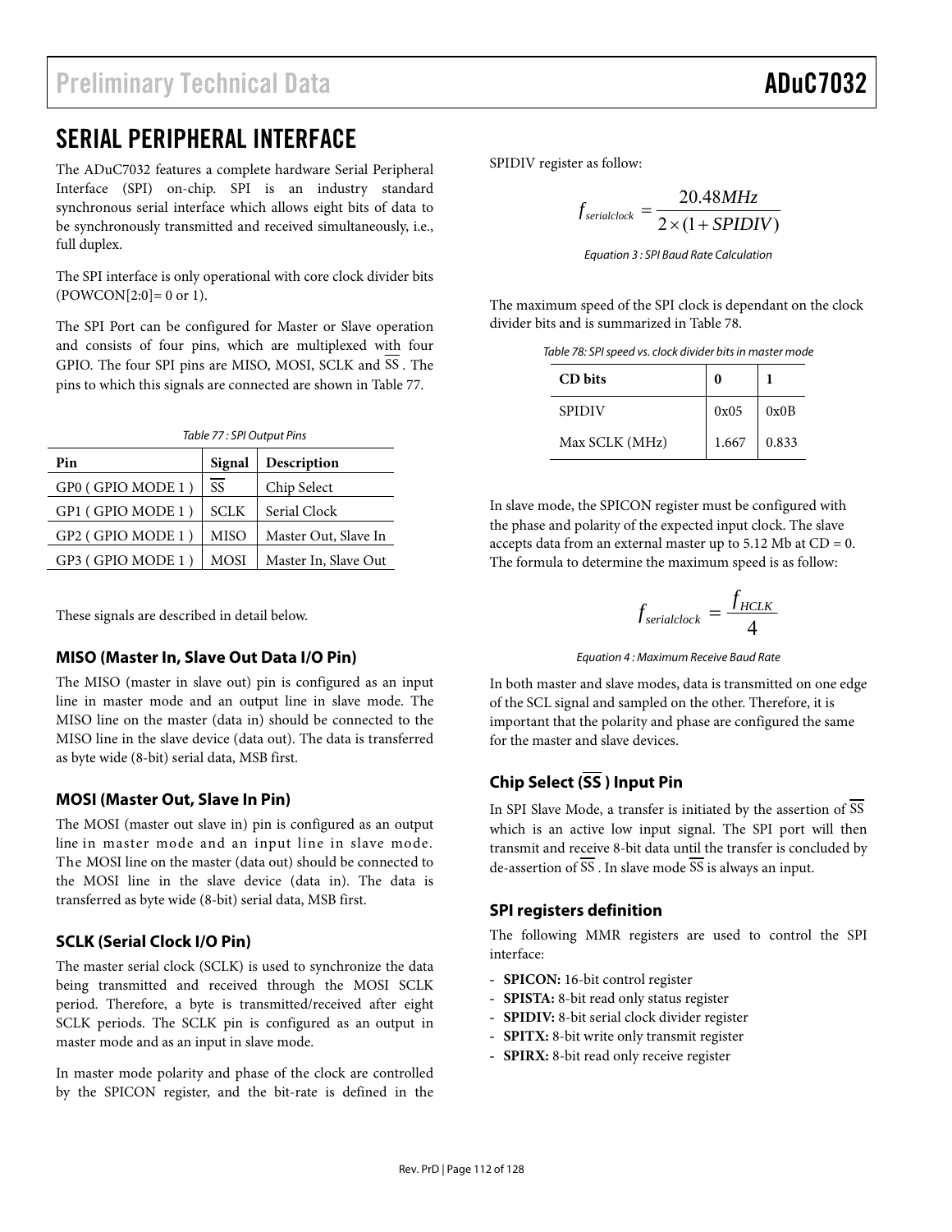# SERIAL PERIPHERAL INTERFACE

The ADuC7032 features a complete hardware Serial Peripheral Interface (SPI) on-chip. SPI is an industry standard synchronous serial interface which allows eight bits of data to be synchronously transmitted and received simultaneously, i.e., full duplex.

The SPI interface is only operational with core clock divider bits (POWCON[2:0]= 0 or 1).

The SPI Port can be configured for Master or Slave operation and consists of four pins, which are multiplexed with four GPIO. The four SPI pins are MISO, MOSI, SCLK and $\overline{SS}$. The pins to which this signals are connected are shown in Table 77.

*Table 77 : SPI Output Pins*

| Pin | Signal | Description |
|---|---|---|
| GP0 ( GPIO MODE 1 ) | $\overline{SS}$ | Chip Select |
| GP1 ( GPIO MODE 1 ) | SCLK | Serial Clock |
| GP2 ( GPIO MODE 1 ) | MISO | Master Out, Slave In |
| GP3 ( GPIO MODE 1 ) | MOSI | Master In, Slave Out |

These signals are described in detail below.

### MISO (Master In, Slave Out Data I/O Pin)

The MISO (master in slave out) pin is configured as an input line in master mode and an output line in slave mode. The MISO line on the master (data in) should be connected to the MISO line in the slave device (data out). The data is transferred as byte wide (8-bit) serial data, MSB first.

### MOSI (Master Out, Slave In Pin)

The MOSI (master out slave in) pin is configured as an output line in master mode and an input line in slave mode. The MOSI line on the master (data out) should be connected to the MOSI line in the slave device (data in). The data is transferred as byte wide (8-bit) serial data, MSB first.

### SCLK (Serial Clock I/O Pin)

The master serial clock (SCLK) is used to synchronize the data being transmitted and received through the MOSI SCLK period. Therefore, a byte is transmitted/received after eight SCLK periods. The SCLK pin is configured as an output in master mode and as an input in slave mode.

In master mode polarity and phase of the clock are controlled by the SPICON register, and the bit-rate is defined in the SPIDIV register as follow:

$$f_{serialclock} = \frac{20.48MHz}{2 \times (1 + SPIDIV)}$$

*Equation 3 : SPI Baud Rate Calculation*

The maximum speed of the SPI clock is dependant on the clock divider bits and is summarized in Table 78.

*Table 78: SPI speed vs. clock divider bits in master mode*

| CD bits | 0 | 1 |
|---|---|---|
| SPIDIV | 0x05 | 0x0B |
| Max SCLK (MHz) | 1.667 | 0.833 |

In slave mode, the SPICON register must be configured with the phase and polarity of the expected input clock. The slave accepts data from an external master up to 5.12 Mb at CD = 0. The formula to determine the maximum speed is as follow:

$$f_{serialclock} = \frac{f_{HCLK}}{4}$$

*Equation 4 : Maximum Receive Baud Rate*

In both master and slave modes, data is transmitted on one edge of the SCL signal and sampled on the other. Therefore, it is important that the polarity and phase are configured the same for the master and slave devices.

### Chip Select ($\overline{SS}$) Input Pin

In SPI Slave Mode, a transfer is initiated by the assertion of $\overline{SS}$ which is an active low input signal. The SPI port will then transmit and receive 8-bit data until the transfer is concluded by de-assertion of $\overline{SS}$. In slave mode $\overline{SS}$ is always an input.

### SPI registers definition

The following MMR registers are used to control the SPI interface:

- **SPICON:** 16-bit control register
- **SPISTA:** 8-bit read only status register
- **SPIDIV:** 8-bit serial clock divider register
- **SPITX:** 8-bit write only transmit register
- **SPIRX:** 8-bit read only receive register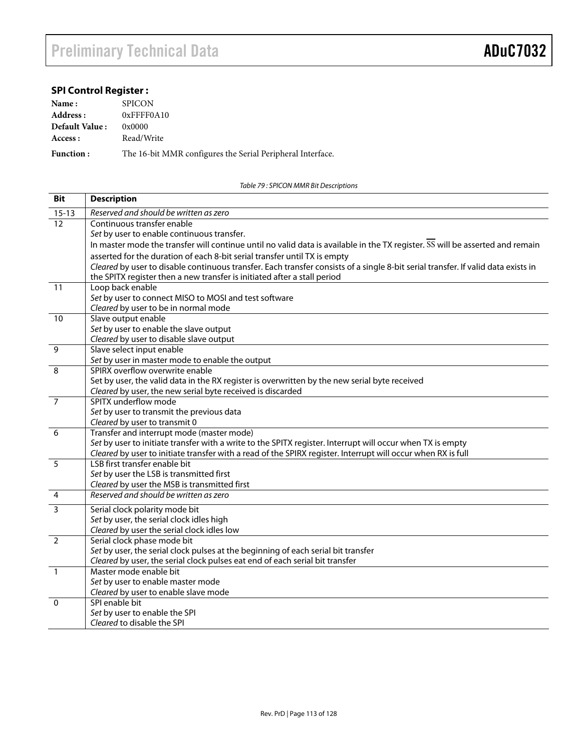### SPI Control Register :

**Name :** SPICON

**Address :** 0xFFFF0A10

**Default Value :** 0x0000

**Access :** Read/Write

**Function :** The 16-bit MMR configures the Serial Peripheral Interface.

*Table 79 : SPICON MMR Bit Descriptions*

| Bit | Description |
|---|---|
| 15-13 | *Reserved and should be written as zero* |
| 12 | Continuous transfer enable<br>*Set* by user to enable continuous transfer.<br>In master mode the transfer will continue until no valid data is available in the TX register. $\overline{SS}$ will be asserted and remain asserted for the duration of each 8-bit serial transfer until TX is empty<br>*Cleared* by user to disable continuous transfer. Each transfer consists of a single 8-bit serial transfer. If valid data exists in the SPITX register then a new transfer is initiated after a stall period |
| 11 | Loop back enable<br>*Set* by user to connect MISO to MOSI and test software<br>*Cleared* by user to be in normal mode |
| 10 | Slave output enable<br>*Set* by user to enable the slave output<br>*Cleared* by user to disable slave output |
| 9 | Slave select input enable<br>*Set* by user in master mode to enable the output |
| 8 | SPIRX overflow overwrite enable<br>Set by user, the valid data in the RX register is overwritten by the new serial byte received<br>*Cleared* by user, the new serial byte received is discarded |
| 7 | SPITX underflow mode<br>*Set* by user to transmit the previous data<br>*Cleared* by user to transmit 0 |
| 6 | Transfer and interrupt mode (master mode)<br>*Set* by user to initiate transfer with a write to the SPITX register. Interrupt will occur when TX is empty<br>*Cleared* by user to initiate transfer with a read of the SPIRX register. Interrupt will occur when RX is full |
| 5 | LSB first transfer enable bit<br>*Set* by user the LSB is transmitted first<br>*Cleared* by user the MSB is transmitted first |
| 4 | *Reserved and should be written as zero* |
| 3 | Serial clock polarity mode bit<br>*Set* by user, the serial clock idles high<br>*Cleared* by user the serial clock idles low |
| 2 | Serial clock phase mode bit<br>*Set* by user, the serial clock pulses at the beginning of each serial bit transfer<br>*Cleared* by user, the serial clock pulses eat end of each serial bit transfer |
| 1 | Master mode enable bit<br>*Set* by user to enable master mode<br>*Cleared* by user to enable slave mode |
| 0 | SPI enable bit<br>*Set* by user to enable the SPI<br>*Cleared* to disable the SPI |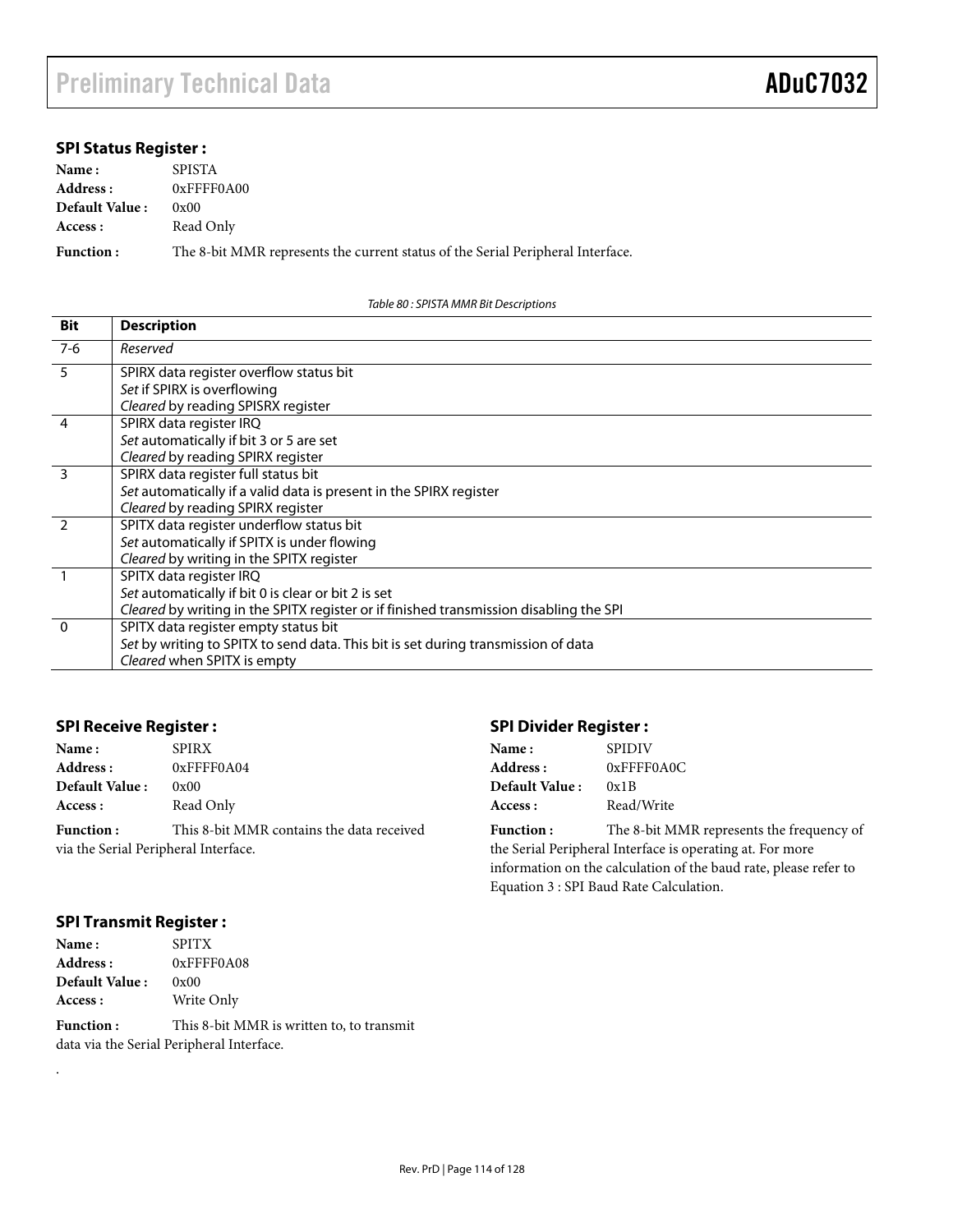### SPI Status Register :

**Name :** SPISTA

**Address :** 0xFFFF0A00

**Default Value :** 0x00

**Access :** Read Only

**Function :** The 8-bit MMR represents the current status of the Serial Peripheral Interface.

Table 80 : SPISTA MMR Bit Descriptions

| Bit | Description |
|---|---|
| 7-6 | *Reserved* |
| 5 | SPIRX data register overflow status bit<br>*Set* if SPIRX is overflowing<br>*Cleared* by reading SPISRX register |
| 4 | SPIRX data register IRQ<br>*Set* automatically if bit 3 or 5 are set<br>*Cleared* by reading SPIRX register |
| 3 | SPIRX data register full status bit<br>*Set* automatically if a valid data is present in the SPIRX register<br>*Cleared* by reading SPIRX register |
| 2 | SPITX data register underflow status bit<br>*Set* automatically if SPITX is under flowing<br>*Cleared* by writing in the SPITX register |
| 1 | SPITX data register IRQ<br>*Set* automatically if bit 0 is clear or bit 2 is set<br>*Cleared* by writing in the SPITX register or if finished transmission disabling the SPI |
| 0 | SPITX data register empty status bit<br>*Set* by writing to SPITX to send data. This bit is set during transmission of data<br>*Cleared* when SPITX is empty |

### SPI Receive Register :

**Name :** SPIRX

**Address :** 0xFFFF0A04

**Default Value :** 0x00

**Access :** Read Only

**Function :** This 8-bit MMR contains the data received via the Serial Peripheral Interface.

### SPI Transmit Register :

**Name :** SPITX

**Address :** 0xFFFF0A08

**Default Value :** 0x00

**Access :** Write Only

**Function :** This 8-bit MMR is written to, to transmit data via the Serial Peripheral Interface.

.

### SPI Divider Register :

**Name :** SPIDIV

**Address :** 0xFFFF0A0C

**Default Value :** 0x1B

**Access :** Read/Write

**Function :** The 8-bit MMR represents the frequency of the Serial Peripheral Interface is operating at. For more information on the calculation of the baud rate, please refer to Equation 3 : SPI Baud Rate Calculation.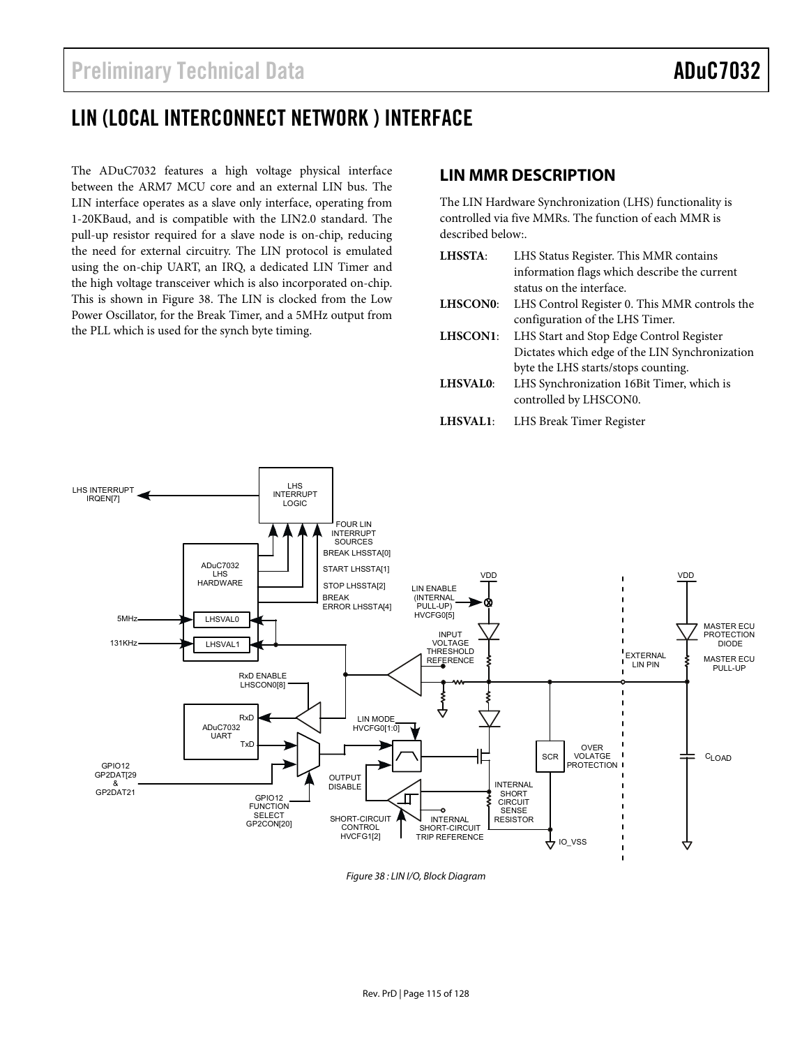# LIN (LOCAL INTERCONNECT NETWORK ) INTERFACE

The ADuC7032 features a high voltage physical interface between the ARM7 MCU core and an external LIN bus. The LIN interface operates as a slave only interface, operating from 1-20KBaud, and is compatible with the LIN2.0 standard. The pull-up resistor required for a slave node is on-chip, reducing the need for external circuitry. The LIN protocol is emulated using the on-chip UART, an IRQ, a dedicated LIN Timer and the high voltage transceiver which is also incorporated on-chip. This is shown in Figure 38. The LIN is clocked from the Low Power Oscillator, for the Break Timer, and a 5MHz output from the PLL which is used for the synch byte timing.

## LIN MMR DESCRIPTION

The LIN Hardware Synchronization (LHS) functionality is controlled via five MMRs. The function of each MMR is described below:.

**LHSSTA**: LHS Status Register. This MMR contains information flags which describe the current status on the interface.

**LHSCON0**: LHS Control Register 0. This MMR controls the configuration of the LHS Timer.

**LHSCON1**: LHS Start and Stop Edge Control Register Dictates which edge of the LIN Synchronization byte the LHS starts/stops counting.

**LHSVAL0**: LHS Synchronization 16Bit Timer, which is controlled by LHSCON0.

**LHSVAL1**: LHS Break Timer Register

LHS INTERRUPT IRQEN[7]
LHS INTERRUPT LOGIC
FOUR LIN INTERRUPT SOURCES
BREAK LHSSTA[0]
START LHSSTA[1]
STOP LHSSTA[2]
BREAK ERROR LHSSTA[4]
ADuC7032 LHS HARDWARE
5MHz
131KHz
LHSVAL0
LHSVAL1
RxD ENABLE LHSCON0[8]
ADuC7032 UART
RxD
TxD
GPIO12 GP2DAT[29 & GP2DAT21
GPIO12 FUNCTION SELECT GP2CON[20]
OUTPUT DISABLE
LIN MODE HVCFG0[1:0]
SHORT-CIRCUIT CONTROL HVCFG1[2]
INTERNAL SHORT-CIRCUIT TRIP REFERENCE
LIN ENABLE (INTERNAL PULL-UP) HVCFG0[5]
VDD
INPUT VOLTAGE THRESHOLD REFERENCE
INTERNAL SHORT CIRCUIT SENSE RESISTOR
SCR
OVER VOLATGE PROTECTION
IO_VSS
EXTERNAL LIN PIN
VDD
MASTER ECU PROTECTION DIODE
MASTER ECU PULL-UP
$C_{LOAD}$

*Figure 38 : LIN I/O, Block Diagram*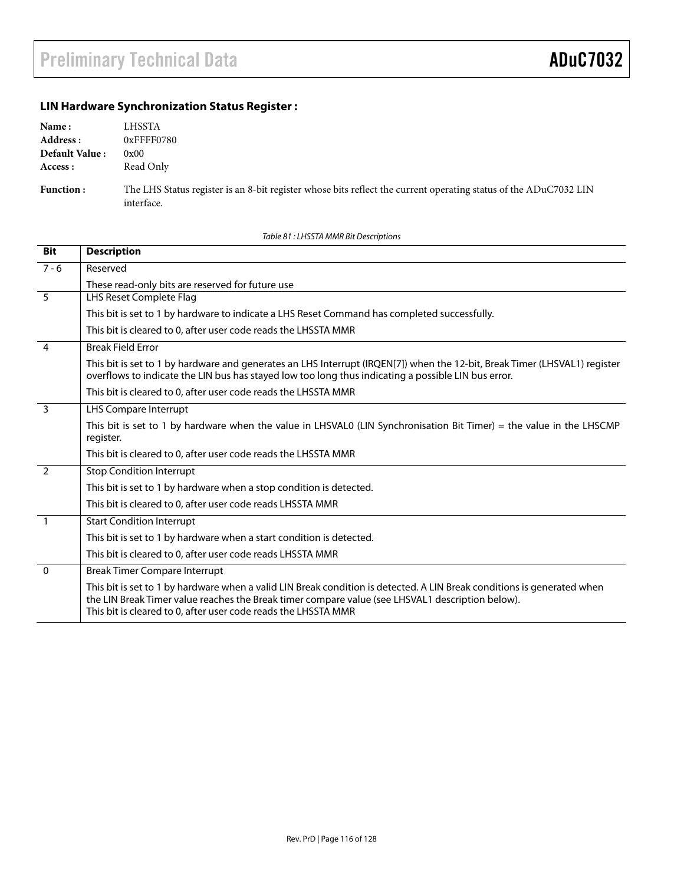### LIN Hardware Synchronization Status Register :

**Name :** LHSSTA

**Address :** 0xFFFF0780

**Default Value :** 0x00

**Access :** Read Only

**Function :** The LHS Status register is an 8-bit register whose bits reflect the current operating status of the ADuC7032 LIN interface.

*Table 81 : LHSSTA MMR Bit Descriptions*

| Bit | Description |
|---|---|
| 7 - 6 | Reserved<br>These read-only bits are reserved for future use |
| 5 | LHS Reset Complete Flag<br>This bit is set to 1 by hardware to indicate a LHS Reset Command has completed successfully.<br>This bit is cleared to 0, after user code reads the LHSSTA MMR |
| 4 | Break Field Error<br>This bit is set to 1 by hardware and generates an LHS Interrupt (IRQEN[7]) when the 12-bit, Break Timer (LHSVAL1) register overflows to indicate the LIN bus has stayed low too long thus indicating a possible LIN bus error.<br>This bit is cleared to 0, after user code reads the LHSSTA MMR |
| 3 | LHS Compare Interrupt<br>This bit is set to 1 by hardware when the value in LHSVAL0 (LIN Synchronisation Bit Timer) = the value in the LHSCMP register.<br>This bit is cleared to 0, after user code reads the LHSSTA MMR |
| 2 | Stop Condition Interrupt<br>This bit is set to 1 by hardware when a stop condition is detected.<br>This bit is cleared to 0, after user code reads LHSSTA MMR |
| 1 | Start Condition Interrupt<br>This bit is set to 1 by hardware when a start condition is detected.<br>This bit is cleared to 0, after user code reads LHSSTA MMR |
| 0 | Break Timer Compare Interrupt<br>This bit is set to 1 by hardware when a valid LIN Break condition is detected. A LIN Break conditions is generated when the LIN Break Timer value reaches the Break timer compare value (see LHSVAL1 description below).<br>This bit is cleared to 0, after user code reads the LHSSTA MMR |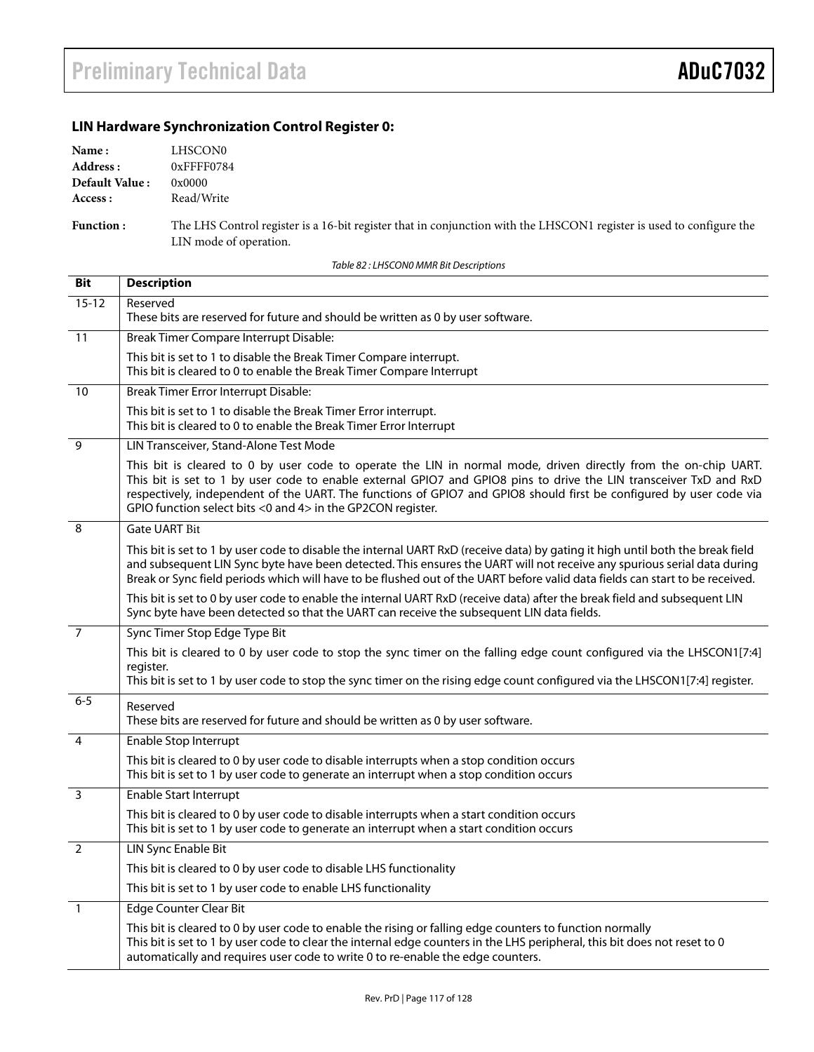### LIN Hardware Synchronization Control Register 0:

**Name :** LHSCON0
**Address :** 0xFFFF0784
**Default Value :** 0x0000
**Access :** Read/Write

**Function :** The LHS Control register is a 16-bit register that in conjunction with the LHSCON1 register is used to configure the LIN mode of operation.

*Table 82 : LHSCON0 MMR Bit Descriptions*

| Bit | Description |
|---|---|
| 15-12 | Reserved<br>These bits are reserved for future and should be written as 0 by user software. |
| 11 | Break Timer Compare Interrupt Disable:<br>This bit is set to 1 to disable the Break Timer Compare interrupt.<br>This bit is cleared to 0 to enable the Break Timer Compare Interrupt |
| 10 | Break Timer Error Interrupt Disable:<br>This bit is set to 1 to disable the Break Timer Error interrupt.<br>This bit is cleared to 0 to enable the Break Timer Error Interrupt |
| 9 | LIN Transceiver, Stand-Alone Test Mode<br>This bit is cleared to 0 by user code to operate the LIN in normal mode, driven directly from the on-chip UART. This bit is set to 1 by user code to enable external GPIO7 and GPIO8 pins to drive the LIN transceiver TxD and RxD respectively, independent of the UART. The functions of GPIO7 and GPIO8 should first be configured by user code via GPIO function select bits <0 and 4> in the GP2CON register. |
| 8 | Gate UART Bit<br>This bit is set to 1 by user code to disable the internal UART RxD (receive data) by gating it high until both the break field and subsequent LIN Sync byte have been detected. This ensures the UART will not receive any spurious serial data during Break or Sync field periods which will have to be flushed out of the UART before valid data fields can start to be received.<br>This bit is set to 0 by user code to enable the internal UART RxD (receive data) after the break field and subsequent LIN Sync byte have been detected so that the UART can receive the subsequent LIN data fields. |
| 7 | Sync Timer Stop Edge Type Bit<br>This bit is cleared to 0 by user code to stop the sync timer on the falling edge count configured via the LHSCON1[7:4] register.<br>This bit is set to 1 by user code to stop the sync timer on the rising edge count configured via the LHSCON1[7:4] register. |
| 6-5 | Reserved<br>These bits are reserved for future and should be written as 0 by user software. |
| 4 | Enable Stop Interrupt<br>This bit is cleared to 0 by user code to disable interrupts when a stop condition occurs<br>This bit is set to 1 by user code to generate an interrupt when a stop condition occurs |
| 3 | Enable Start Interrupt<br>This bit is cleared to 0 by user code to disable interrupts when a start condition occurs<br>This bit is set to 1 by user code to generate an interrupt when a start condition occurs |
| 2 | LIN Sync Enable Bit<br>This bit is cleared to 0 by user code to disable LHS functionality<br>This bit is set to 1 by user code to enable LHS functionality |
| 1 | Edge Counter Clear Bit<br>This bit is cleared to 0 by user code to enable the rising or falling edge counters to function normally<br>This bit is set to 1 by user code to clear the internal edge counters in the LHS peripheral, this bit does not reset to 0 automatically and requires user code to write 0 to re-enable the edge counters. |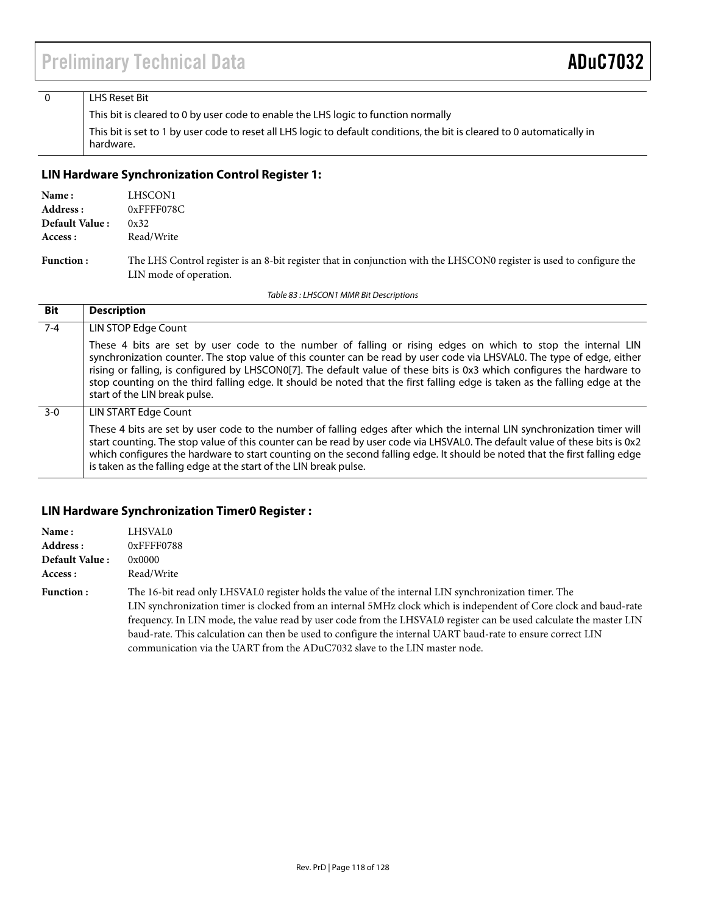| | |
|---|---|
| 0 | LHS Reset Bit<br>This bit is cleared to 0 by user code to enable the LHS logic to function normally<br>This bit is set to 1 by user code to reset all LHS logic to default conditions, the bit is cleared to 0 automatically in hardware. |

### LIN Hardware Synchronization Control Register 1:

**Name :** LHSCON1
**Address :** 0xFFFF078C
**Default Value :** 0x32
**Access :** Read/Write

**Function :** The LHS Control register is an 8-bit register that in conjunction with the LHSCON0 register is used to configure the LIN mode of operation.

*Table 83 : LHSCON1 MMR Bit Descriptions*

| Bit | Description |
|---|---|
| 7-4 | LIN STOP Edge Count<br>These 4 bits are set by user code to the number of falling or rising edges on which to stop the internal LIN synchronization counter. The stop value of this counter can be read by user code via LHSVAL0. The type of edge, either rising or falling, is configured by LHSCON0[7]. The default value of these bits is 0x3 which configures the hardware to stop counting on the third falling edge. It should be noted that the first falling edge is taken as the falling edge at the start of the LIN break pulse. |
| 3-0 | LIN START Edge Count<br>These 4 bits are set by user code to the number of falling edges after which the internal LIN synchronization timer will start counting. The stop value of this counter can be read by user code via LHSVAL0. The default value of these bits is 0x2 which configures the hardware to start counting on the second falling edge. It should be noted that the first falling edge is taken as the falling edge at the start of the LIN break pulse. |

### LIN Hardware Synchronization Timer0 Register :

**Name :** LHSVAL0
**Address :** 0xFFFF0788
**Default Value :** 0x0000
**Access :** Read/Write

**Function :** The 16-bit read only LHSVAL0 register holds the value of the internal LIN synchronization timer. The LIN synchronization timer is clocked from an internal 5MHz clock which is independent of Core clock and baud-rate frequency. In LIN mode, the value read by user code from the LHSVAL0 register can be used calculate the master LIN baud-rate. This calculation can then be used to configure the internal UART baud-rate to ensure correct LIN communication via the UART from the ADuC7032 slave to the LIN master node.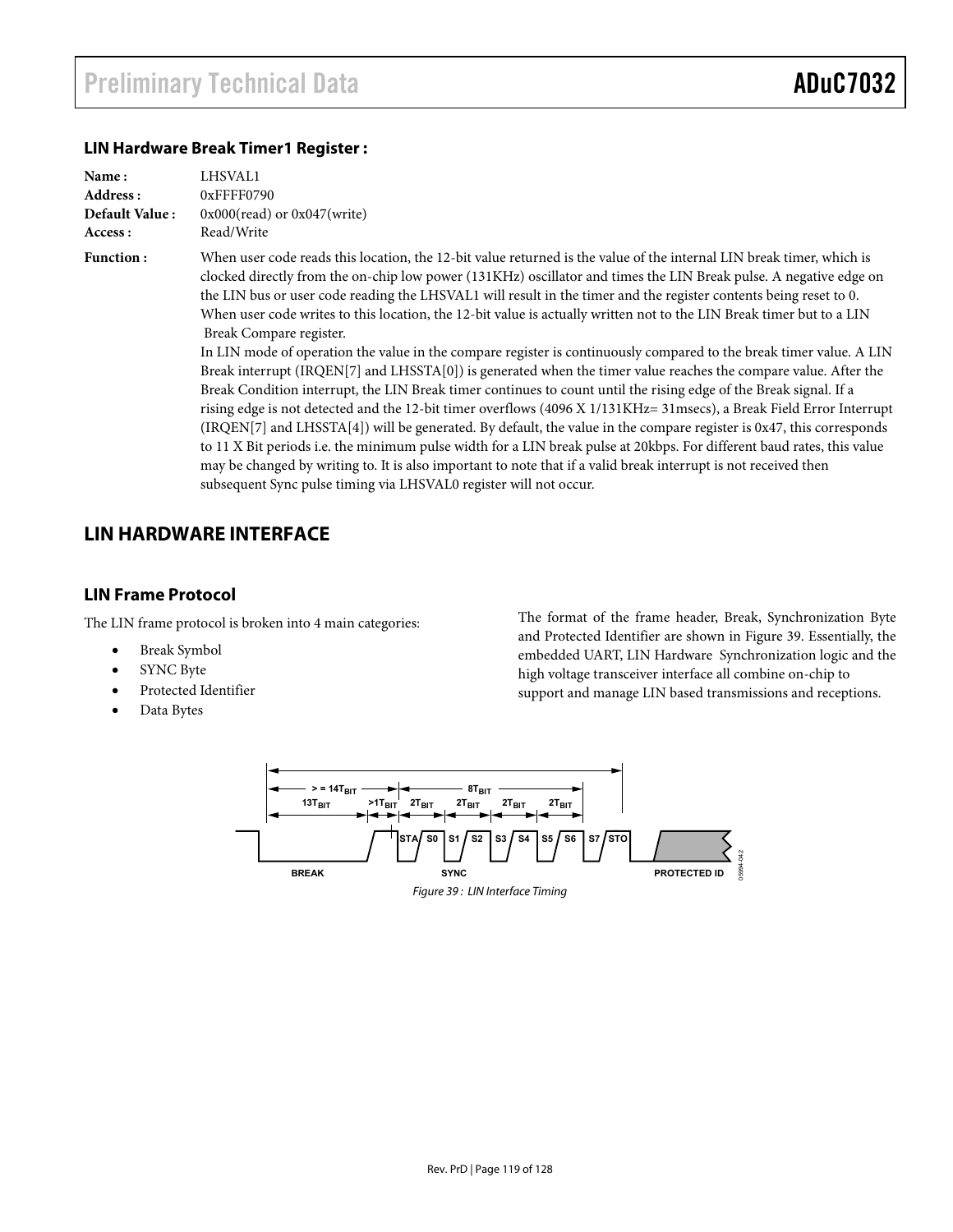### LIN Hardware Break Timer1 Register :

**Name :** LHSVAL1

**Address :** 0xFFFF0790

**Default Value :** 0x000(read) or 0x047(write)

**Access :** Read/Write

**Function :** When user code reads this location, the 12-bit value returned is the value of the internal LIN break timer, which is clocked directly from the on-chip low power (131KHz) oscillator and times the LIN Break pulse. A negative edge on the LIN bus or user code reading the LHSVAL1 will result in the timer and the register contents being reset to 0. When user code writes to this location, the 12-bit value is actually written not to the LIN Break timer but to a LIN Break Compare register.

In LIN mode of operation the value in the compare register is continuously compared to the break timer value. A LIN Break interrupt (IRQEN[7] and LHSSTA[0]) is generated when the timer value reaches the compare value. After the Break Condition interrupt, the LIN Break timer continues to count until the rising edge of the Break signal. If a rising edge is not detected and the 12-bit timer overflows (4096 X 1/131KHz= 31msecs), a Break Field Error Interrupt (IRQEN[7] and LHSSTA[4]) will be generated. By default, the value in the compare register is 0x47, this corresponds to 11 X Bit periods i.e. the minimum pulse width for a LIN break pulse at 20kbps. For different baud rates, this value may be changed by writing to. It is also important to note that if a valid break interrupt is not received then subsequent Sync pulse timing via LHSVAL0 register will not occur.

## LIN HARDWARE INTERFACE

### LIN Frame Protocol

The LIN frame protocol is broken into 4 main categories:

- Break Symbol
- SYNC Byte
- Protected Identifier
- Data Bytes

The format of the frame header, Break, Synchronization Byte and Protected Identifier are shown in Figure 39. Essentially, the embedded UART, LIN Hardware Synchronization logic and the high voltage transceiver interface all combine on-chip to support and manage LIN based transmissions and receptions.

$> = 14T_{BIT}$
$8T_{BIT}$
$13T_{BIT}$
$>1T_{BIT}$
$2T_{BIT}$
$2T_{BIT}$
$2T_{BIT}$
$2T_{BIT}$
STA S0 S1 S2 S3 S4 S5 S6 S7 STO
BREAK
SYNC
PROTECTED ID
05994-042

*Figure 39 : LIN Interface Timing*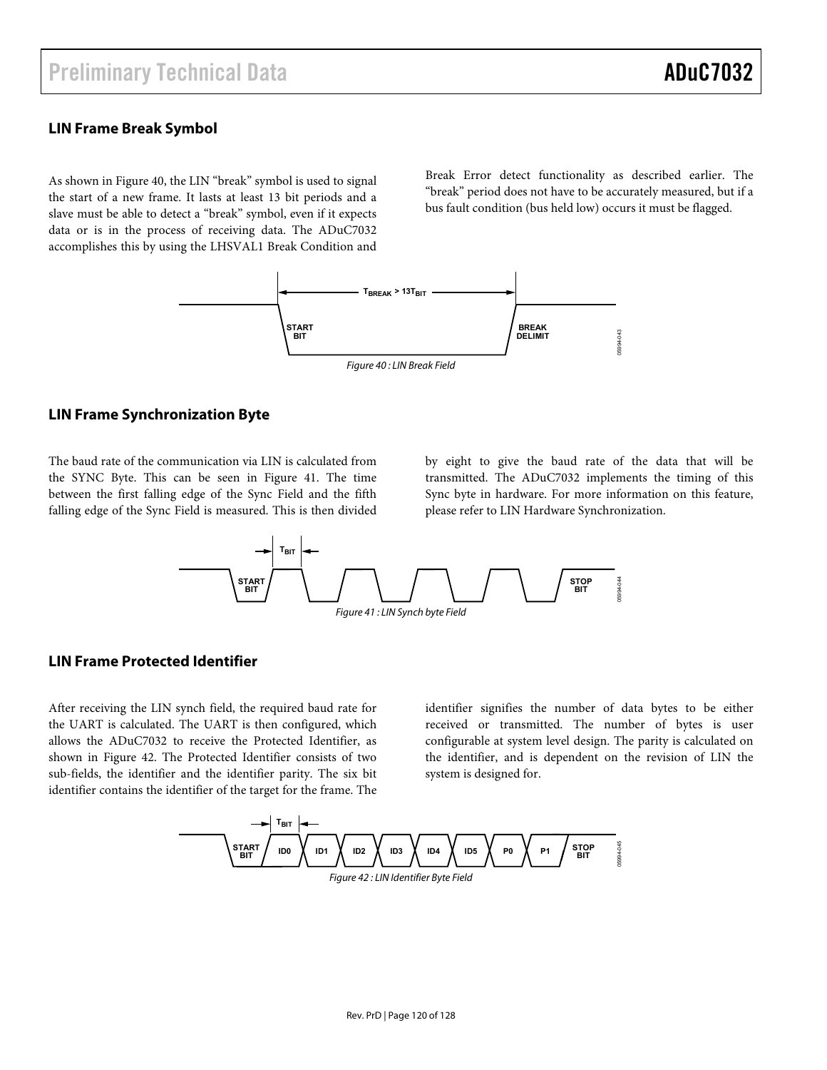## LIN Frame Break Symbol

As shown in Figure 40, the LIN "break" symbol is used to signal the start of a new frame. It lasts at least 13 bit periods and a slave must be able to detect a "break" symbol, even if it expects data or is in the process of receiving data. The ADuC7032 accomplishes this by using the LHSVAL1 Break Condition and Break Error detect functionality as described earlier. The "break" period does not have to be accurately measured, but if a bus fault condition (bus held low) occurs it must be flagged.

*Figure 40 : LIN Break Field*

## LIN Frame Synchronization Byte

The baud rate of the communication via LIN is calculated from the SYNC Byte. This can be seen in Figure 41. The time between the first falling edge of the Sync Field and the fifth falling edge of the Sync Field is measured. This is then divided by eight to give the baud rate of the data that will be transmitted. The ADuC7032 implements the timing of this Sync byte in hardware. For more information on this feature, please refer to LIN Hardware Synchronization.

*Figure 41 : LIN Synch byte Field*

## LIN Frame Protected Identifier

After receiving the LIN synch field, the required baud rate for the UART is calculated. The UART is then configured, which allows the ADuC7032 to receive the Protected Identifier, as shown in Figure 42. The Protected Identifier consists of two sub-fields, the identifier and the identifier parity. The six bit identifier contains the identifier of the target for the frame. The identifier signifies the number of data bytes to be either received or transmitted. The number of bytes is user configurable at system level design. The parity is calculated on the identifier, and is dependent on the revision of LIN the system is designed for.

*Figure 42 : LIN Identifier Byte Field*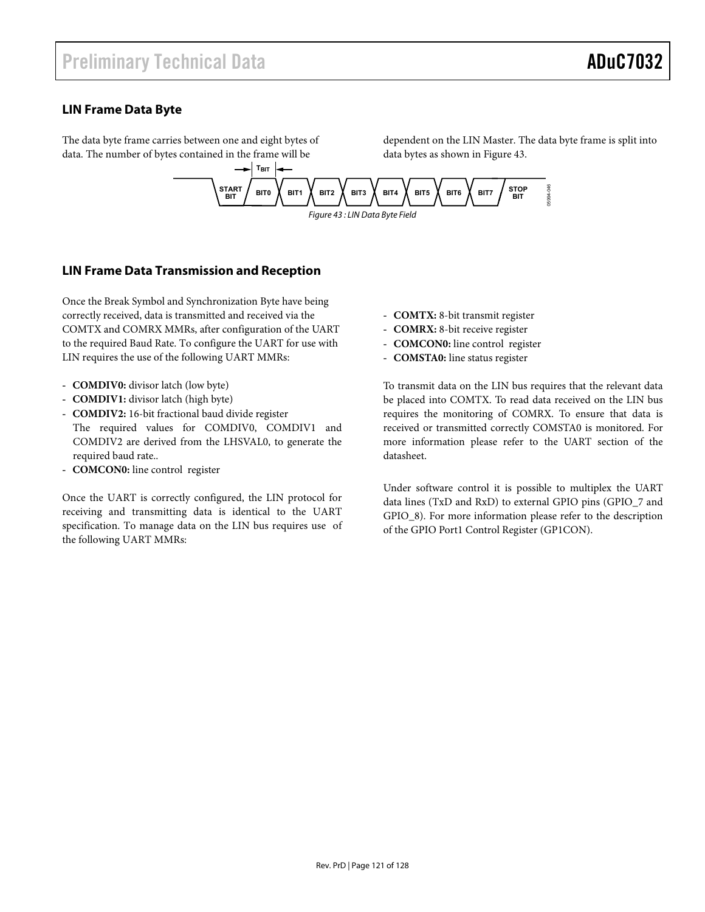## LIN Frame Data Byte

The data byte frame carries between one and eight bytes of data. The number of bytes contained in the frame will be dependent on the LIN Master. The data byte frame is split into data bytes as shown in Figure 43.

$T_{BIT}$

START BIT
BIT0
BIT1
BIT2
BIT3
BIT4
BIT5
BIT6
BIT7
STOP BIT

05994-046

*Figure 43 : LIN Data Byte Field*

## LIN Frame Data Transmission and Reception

Once the Break Symbol and Synchronization Byte have being correctly received, data is transmitted and received via the COMTX and COMRX MMRs, after configuration of the UART to the required Baud Rate. To configure the UART for use with LIN requires the use of the following UART MMRs:

- **COMDIV0:** divisor latch (low byte)
- **COMDIV1:** divisor latch (high byte)
- **COMDIV2:** 16-bit fractional baud divide register
  The required values for COMDIV0, COMDIV1 and COMDIV2 are derived from the LHSVAL0, to generate the required baud rate..
- **COMCON0:** line control register

Once the UART is correctly configured, the LIN protocol for receiving and transmitting data is identical to the UART specification. To manage data on the LIN bus requires use of the following UART MMRs:

- **COMTX:** 8-bit transmit register
- **COMRX:** 8-bit receive register
- **COMCON0:** line control register
- **COMSTA0:** line status register

To transmit data on the LIN bus requires that the relevant data be placed into COMTX. To read data received on the LIN bus requires the monitoring of COMRX. To ensure that data is received or transmitted correctly COMSTA0 is monitored. For more information please refer to the UART section of the datasheet.

Under software control it is possible to multiplex the UART data lines (TxD and RxD) to external GPIO pins (GPIO_7 and GPIO_8). For more information please refer to the description of the GPIO Port1 Control Register (GP1CON).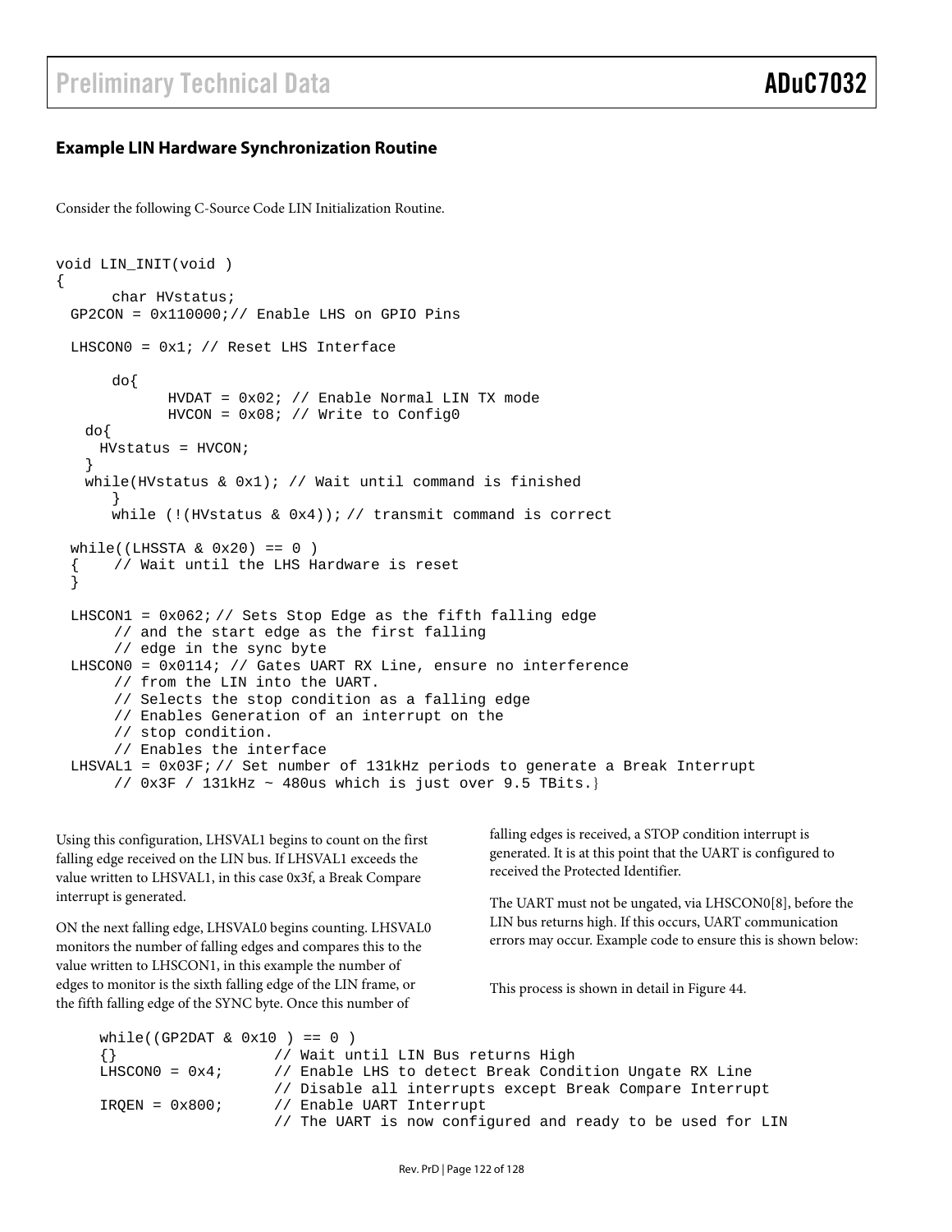## Example LIN Hardware Synchronization Routine

Consider the following C-Source Code LIN Initialization Routine.

```
void LIN_INIT(void )
{
      char HVstatus;
  GP2CON = 0x110000;// Enable LHS on GPIO Pins

  LHSCON0 = 0x1; // Reset LHS Interface

      do{
             HVDAT = 0x02; // Enable Normal LIN TX mode
             HVCON = 0x08; // Write to Config0
    do{
      HVstatus = HVCON;
    }
    while(HVstatus & 0x1); // Wait until command is finished
      }
      while (!(HVstatus & 0x4)); // transmit command is correct

  while((LHSSTA & 0x20) == 0 )
  {    // Wait until the LHS Hardware is reset
  }

  LHSCON1 = 0x062; // Sets Stop Edge as the fifth falling edge
      // and the start edge as the first falling
      // edge in the sync byte
  LHSCON0 = 0x0114; // Gates UART RX Line, ensure no interference
      // from the LIN into the UART.
      // Selects the stop condition as a falling edge
      // Enables Generation of an interrupt on the
      // stop condition.
      // Enables the interface
  LHSVAL1 = 0x03F; // Set number of 131kHz periods to generate a Break Interrupt
      // 0x3F / 131kHz ~ 480us which is just over 9.5 TBits.}
```

Using this configuration, LHSVAL1 begins to count on the first falling edge received on the LIN bus. If LHSVAL1 exceeds the value written to LHSVAL1, in this case 0x3f, a Break Compare interrupt is generated.

ON the next falling edge, LHSVAL0 begins counting. LHSVAL0 monitors the number of falling edges and compares this to the value written to LHSCON1, in this example the number of edges to monitor is the sixth falling edge of the LIN frame, or the fifth falling edge of the SYNC byte. Once this number of falling edges is received, a STOP condition interrupt is generated. It is at this point that the UART is configured to received the Protected Identifier.

The UART must not be ungated, via LHSCON0[8], before the LIN bus returns high. If this occurs, UART communication errors may occur. Example code to ensure this is shown below:

This process is shown in detail in Figure 44.

```
while((GP2DAT & 0x10 ) == 0 )
{}                  // Wait until LIN Bus returns High
LHSCON0 = 0x4;      // Enable LHS to detect Break Condition Ungate RX Line
                    // Disable all interrupts except Break Compare Interrupt
IRQEN = 0x800;      // Enable UART Interrupt
                    // The UART is now configured and ready to be used for LIN
```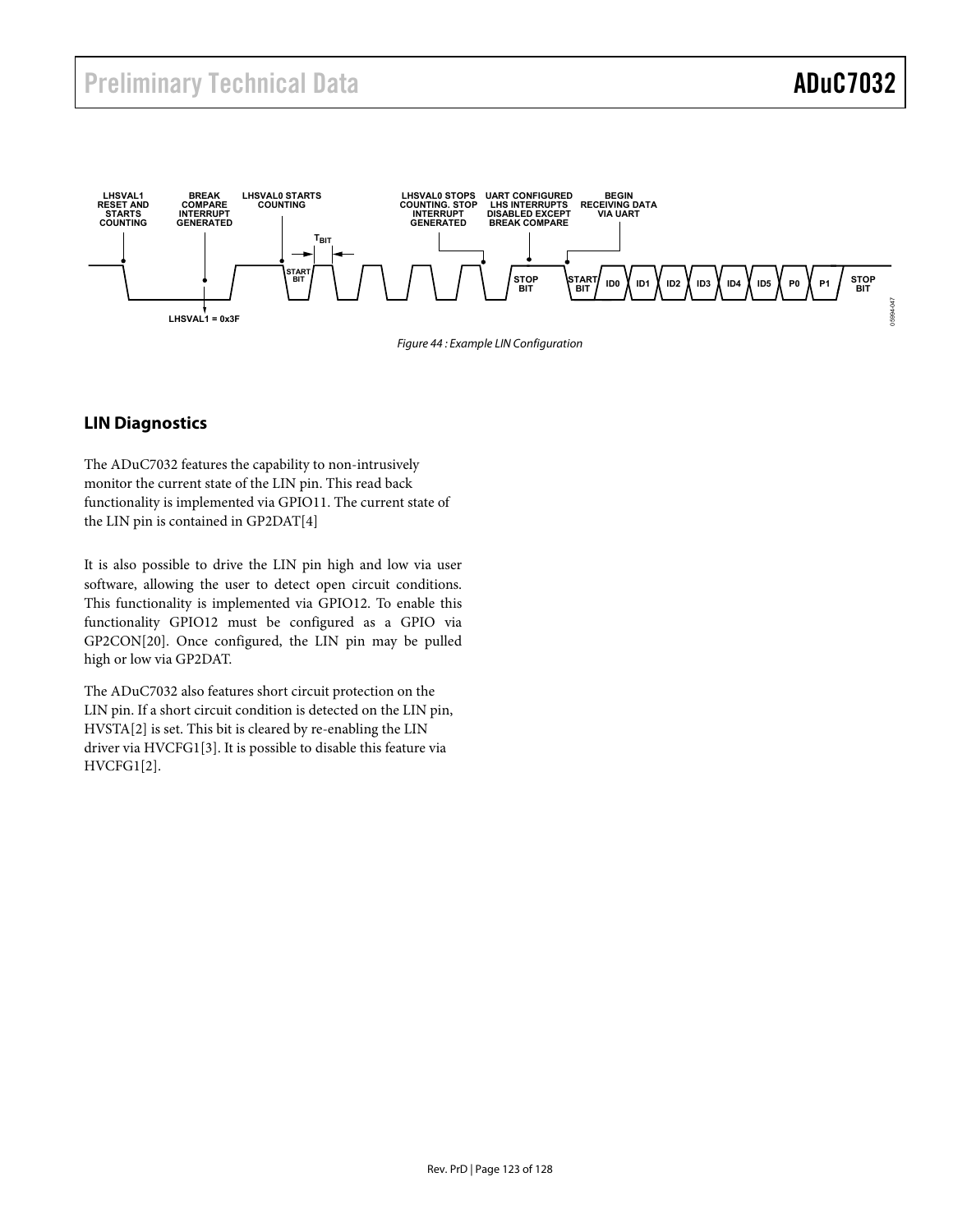LHSVAL1 RESET AND STARTS COUNTING

BREAK COMPARE INTERRUPT GENERATED

LHSVAL0 STARTS COUNTING

LHSVAL0 STOPS COUNTING. STOP INTERRUPT GENERATED

UART CONFIGURED LHS INTERRUPTS DISABLED EXCEPT BREAK COMPARE

BEGIN RECEIVING DATA VIA UART

$T_{BIT}$

START BIT

STOP BIT

START BIT

ID0 ID1 ID2 ID3 ID4 ID5 P0 P1

STOP BIT

LHSVAL1 = 0x3F

05994-047

*Figure 44 : Example LIN Configuration*

## LIN Diagnostics

The ADuC7032 features the capability to non-intrusively monitor the current state of the LIN pin. This read back functionality is implemented via GPIO11. The current state of the LIN pin is contained in GP2DAT[4]

It is also possible to drive the LIN pin high and low via user software, allowing the user to detect open circuit conditions. This functionality is implemented via GPIO12. To enable this functionality GPIO12 must be configured as a GPIO via GP2CON[20]. Once configured, the LIN pin may be pulled high or low via GP2DAT.

The ADuC7032 also features short circuit protection on the LIN pin. If a short circuit condition is detected on the LIN pin, HVSTA[2] is set. This bit is cleared by re-enabling the LIN driver via HVCFG1[3]. It is possible to disable this feature via HVCFG1[2].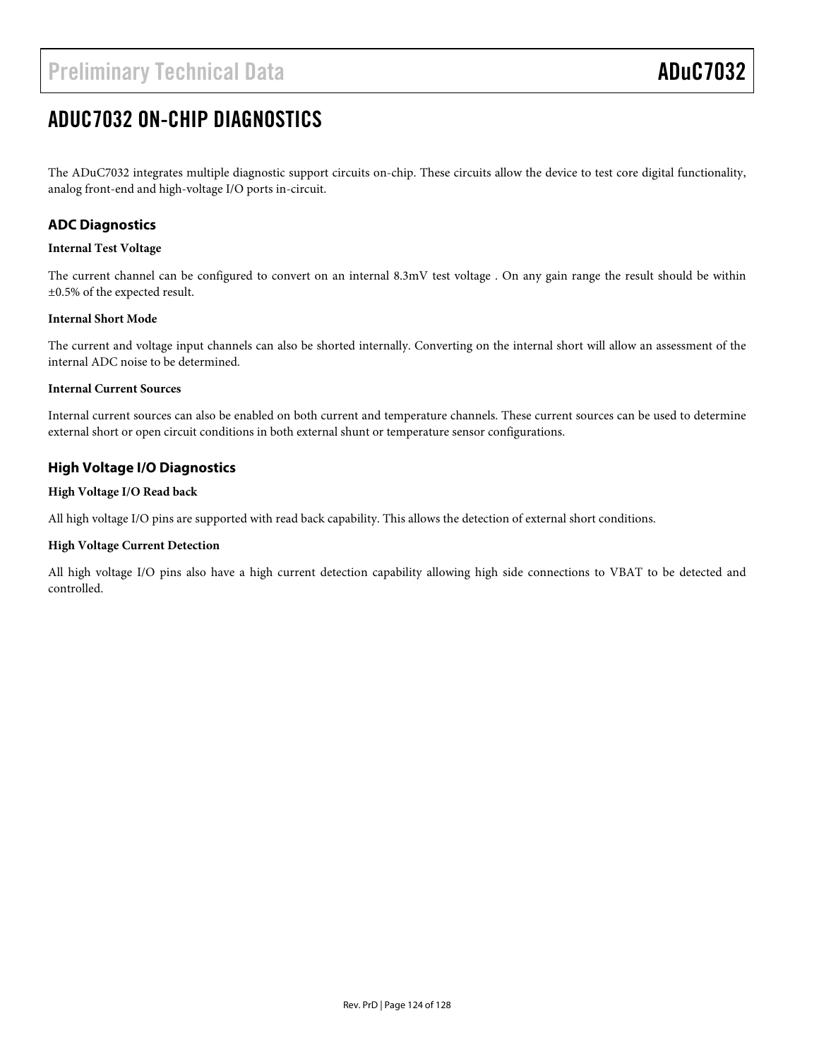# ADUC7032 ON-CHIP DIAGNOSTICS

The ADuC7032 integrates multiple diagnostic support circuits on-chip. These circuits allow the device to test core digital functionality, analog front-end and high-voltage I/O ports in-circuit.

## ADC Diagnostics

### Internal Test Voltage

The current channel can be configured to convert on an internal 8.3mV test voltage . On any gain range the result should be within ±0.5% of the expected result.

### Internal Short Mode

The current and voltage input channels can also be shorted internally. Converting on the internal short will allow an assessment of the internal ADC noise to be determined.

### Internal Current Sources

Internal current sources can also be enabled on both current and temperature channels. These current sources can be used to determine external short or open circuit conditions in both external shunt or temperature sensor configurations.

## High Voltage I/O Diagnostics

### High Voltage I/O Read back

All high voltage I/O pins are supported with read back capability. This allows the detection of external short conditions.

### High Voltage Current Detection

All high voltage I/O pins also have a high current detection capability allowing high side connections to VBAT to be detected and controlled.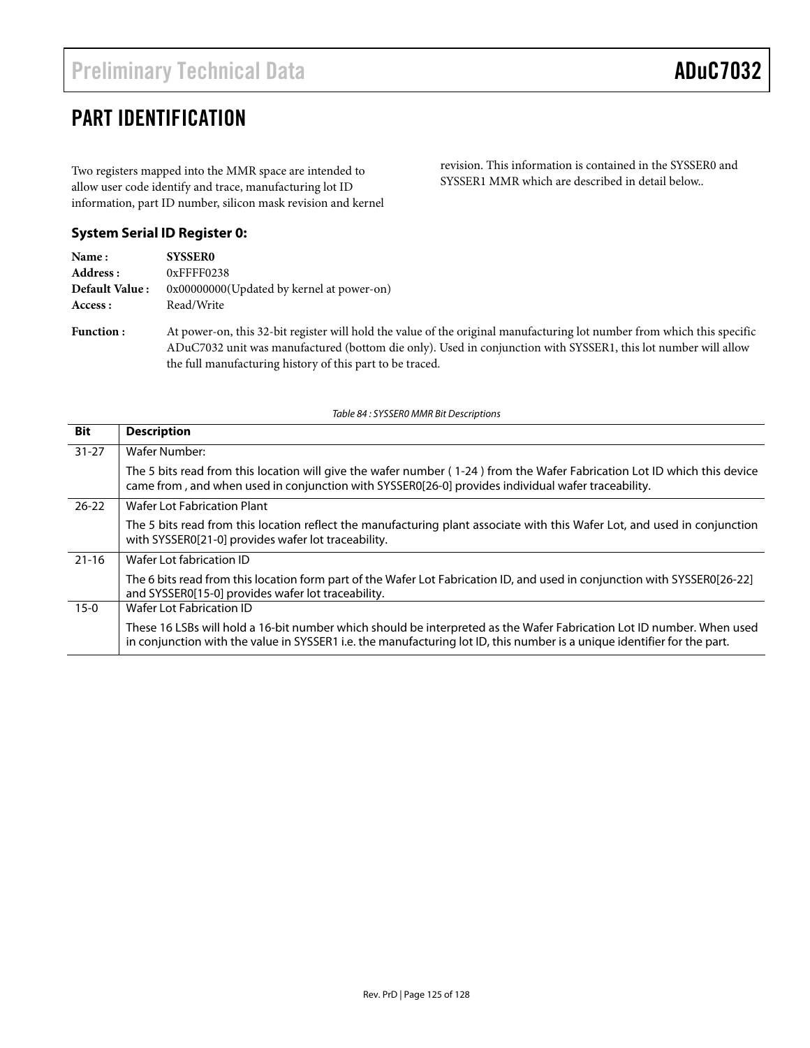# PART IDENTIFICATION

Two registers mapped into the MMR space are intended to allow user code identify and trace, manufacturing lot ID information, part ID number, silicon mask revision and kernel revision. This information is contained in the SYSSER0 and SYSSER1 MMR which are described in detail below..

### System Serial ID Register 0:

**Name :** **SYSSER0**
**Address :** 0xFFFF0238
**Default Value :** 0x00000000(Updated by kernel at power-on)
**Access :** Read/Write

**Function :** At power-on, this 32-bit register will hold the value of the original manufacturing lot number from which this specific ADuC7032 unit was manufactured (bottom die only). Used in conjunction with SYSSER1, this lot number will allow the full manufacturing history of this part to be traced.

*Table 84 : SYSSER0 MMR Bit Descriptions*

| Bit | Description |
| --- | --- |
| 31-27 | Wafer Number:<br>The 5 bits read from this location will give the wafer number ( 1-24 ) from the Wafer Fabrication Lot ID which this device came from , and when used in conjunction with SYSSER0[26-0] provides individual wafer traceability. |
| 26-22 | Wafer Lot Fabrication Plant<br>The 5 bits read from this location reflect the manufacturing plant associate with this Wafer Lot, and used in conjunction with SYSSER0[21-0] provides wafer lot traceability. |
| 21-16 | Wafer Lot fabrication ID<br>The 6 bits read from this location form part of the Wafer Lot Fabrication ID, and used in conjunction with SYSSER0[26-22] and SYSSER0[15-0] provides wafer lot traceability. |
| 15-0 | Wafer Lot Fabrication ID<br>These 16 LSBs will hold a 16-bit number which should be interpreted as the Wafer Fabrication Lot ID number. When used in conjunction with the value in SYSSER1 i.e. the manufacturing lot ID, this number is a unique identifier for the part. |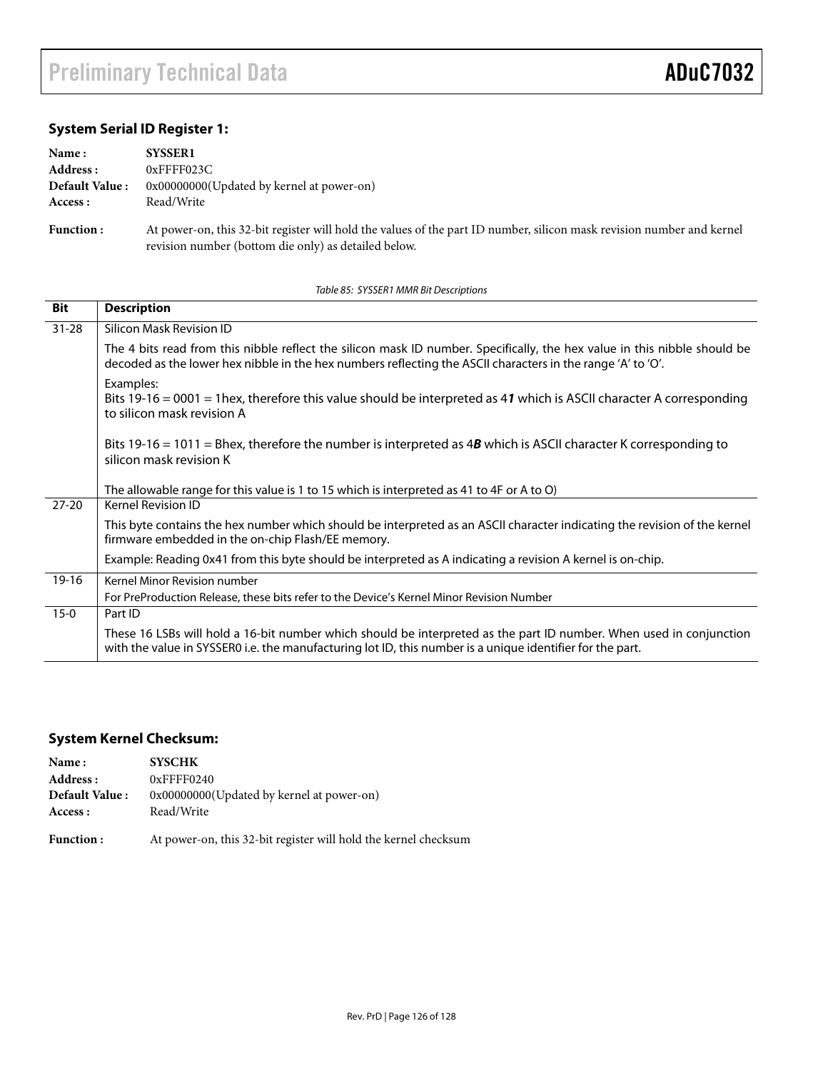### System Serial ID Register 1:

**Name :** **SYSSER1**
**Address :** 0xFFFF023C
**Default Value :** 0x00000000(Updated by kernel at power-on)
**Access :** Read/Write

**Function :** At power-on, this 32-bit register will hold the values of the part ID number, silicon mask revision number and kernel revision number (bottom die only) as detailed below.

Table 85: SYSSER1 MMR Bit Descriptions

| Bit | Description |
|---|---|
| 31-28 | Silicon Mask Revision ID<br>The 4 bits read from this nibble reflect the silicon mask ID number. Specifically, the hex value in this nibble should be decoded as the lower hex nibble in the hex numbers reflecting the ASCII characters in the range 'A' to 'O'.<br>Examples:<br>Bits 19-16 = 0001 = 1hex, therefore this value should be interpreted as 4***1*** which is ASCII character A corresponding to silicon mask revision A<br>Bits 19-16 = 1011 = Bhex, therefore the number is interpreted as 4***B*** which is ASCII character K corresponding to silicon mask revision K<br>The allowable range for this value is 1 to 15 which is interpreted as 41 to 4F or A to O) |
| 27-20 | Kernel Revision ID<br>This byte contains the hex number which should be interpreted as an ASCII character indicating the revision of the kernel firmware embedded in the on-chip Flash/EE memory.<br>Example: Reading 0x41 from this byte should be interpreted as A indicating a revision A kernel is on-chip. |
| 19-16 | Kernel Minor Revision number<br>For PreProduction Release, these bits refer to the Device's Kernel Minor Revision Number |
| 15-0 | Part ID<br>These 16 LSBs will hold a 16-bit number which should be interpreted as the part ID number. When used in conjunction with the value in SYSSER0 i.e. the manufacturing lot ID, this number is a unique identifier for the part. |

### System Kernel Checksum:

**Name :** **SYSCHK**
**Address :** 0xFFFF0240
**Default Value :** 0x00000000(Updated by kernel at power-on)
**Access :** Read/Write

**Function :** At power-on, this 32-bit register will hold the kernel checksum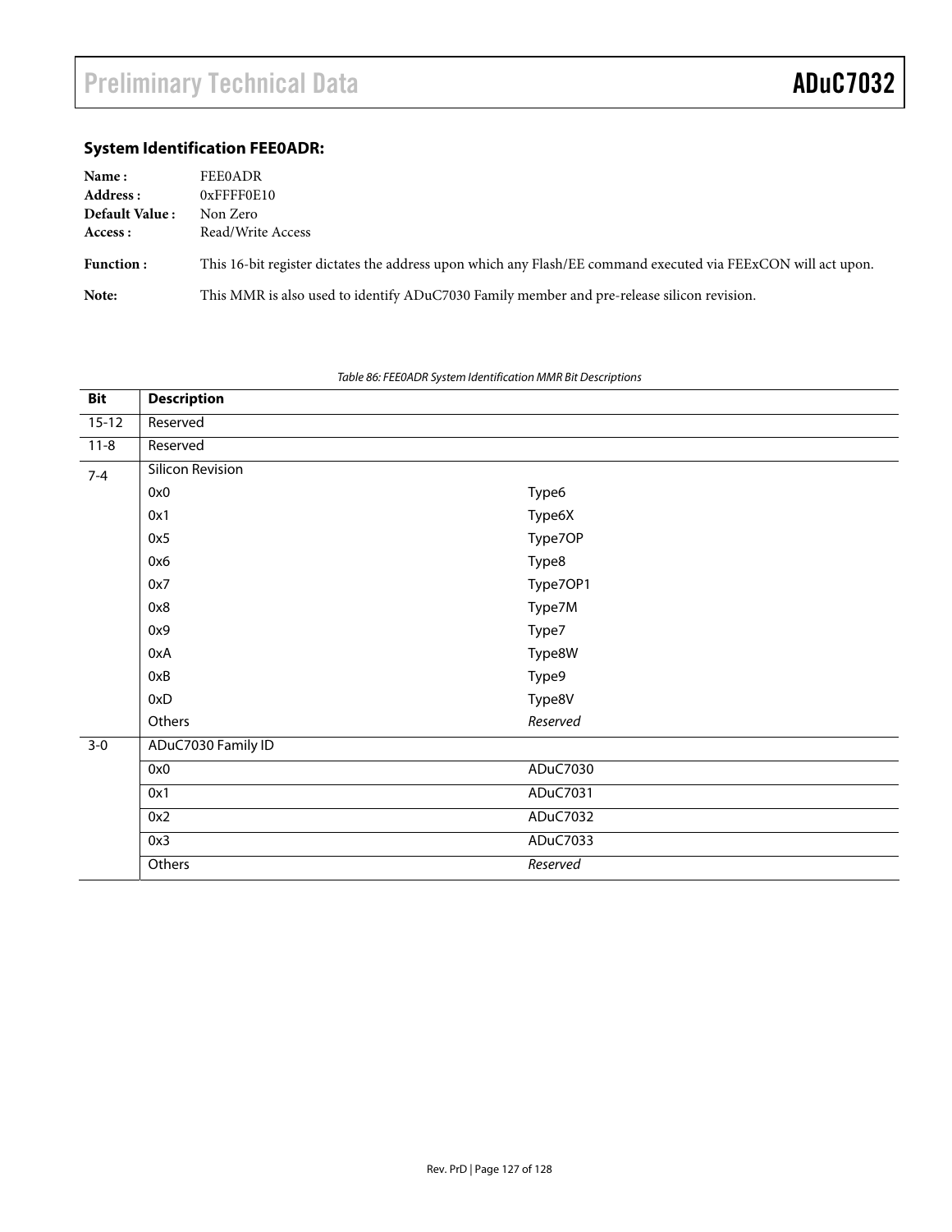### System Identification FEE0ADR:

**Name :** FEE0ADR
**Address :** 0xFFFF0E10
**Default Value :** Non Zero
**Access :** Read/Write Access

**Function :** This 16-bit register dictates the address upon which any Flash/EE command executed via FEExCON will act upon.

**Note:** This MMR is also used to identify ADuC7030 Family member and pre-release silicon revision.

*Table 86: FEE0ADR System Identification MMR Bit Descriptions*

| Bit | Description | |
|---|---|---|
| 15-12 | Reserved | |
| 11-8 | Reserved | |
| 7-4 | Silicon Revision | |
| | 0x0 | Type6 |
| | 0x1 | Type6X |
| | 0x5 | Type7OP |
| | 0x6 | Type8 |
| | 0x7 | Type7OP1 |
| | 0x8 | Type7M |
| | 0x9 | Type7 |
| | 0xA | Type8W |
| | 0xB | Type9 |
| | 0xD | Type8V |
| | Others | *Reserved* |
| 3-0 | ADuC7030 Family ID | |
| | 0x0 | ADuC7030 |
| | 0x1 | ADuC7031 |
| | 0x2 | ADuC7032 |
| | 0x3 | ADuC7033 |
| | Others | *Reserved* |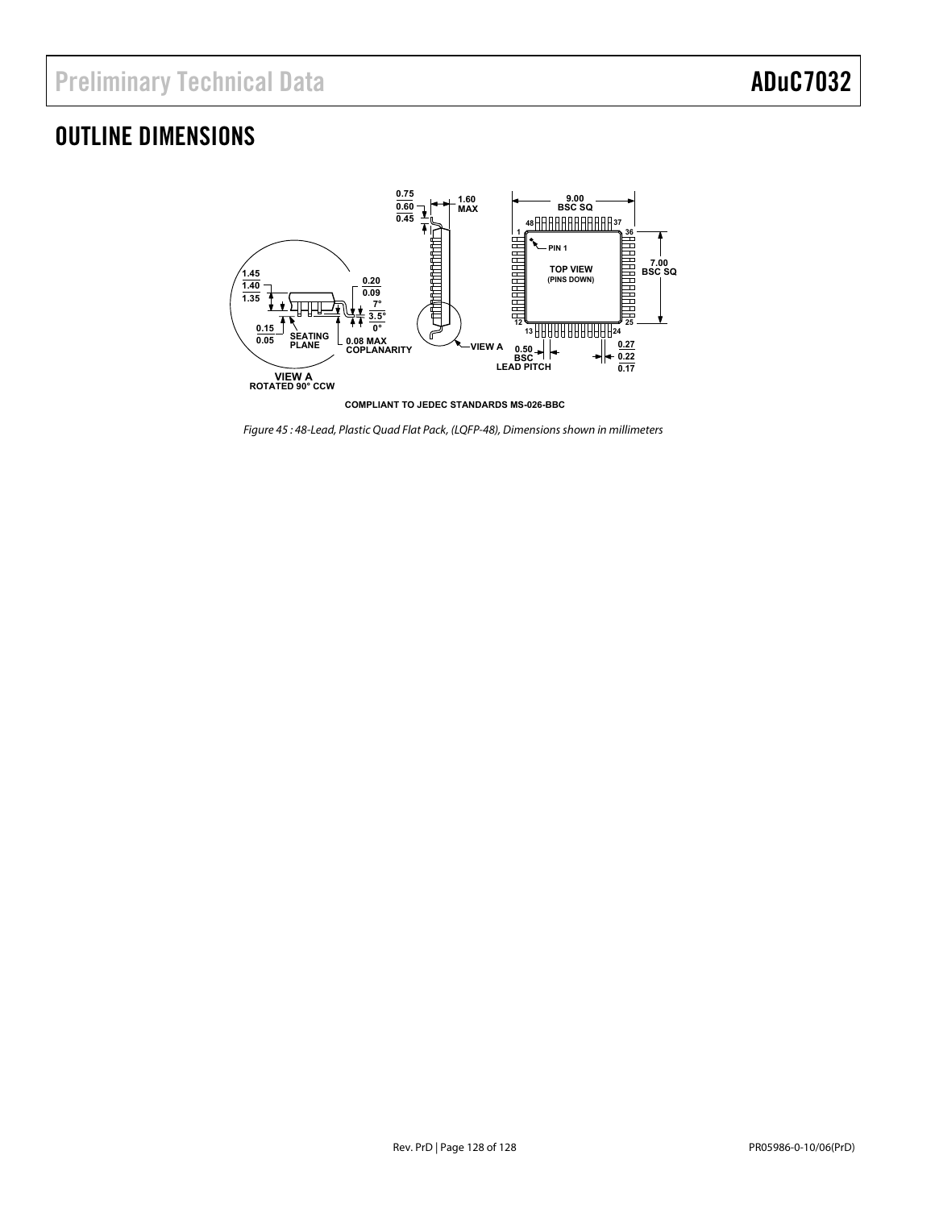# OUTLINE DIMENSIONS

0.75
0.60
0.45

1.60
MAX

9.00
BSC SQ

48 37
1 36

PIN 1

TOP VIEW
(PINS DOWN)

7.00
BSC SQ

12 25
13 24

1.45
1.40
1.35

0.20
0.09

7°
3.5°
0°

0.15
0.05

SEATING
PLANE

0.08 MAX
COPLANARITY

VIEW A

0.50
BSC
LEAD PITCH

0.27
0.22
0.17

VIEW A
ROTATED 90° CCW

COMPLIANT TO JEDEC STANDARDS MS-026-BBC

*Figure 45 : 48-Lead, Plastic Quad Flat Pack, (LQFP-48), Dimensions shown in millimeters*